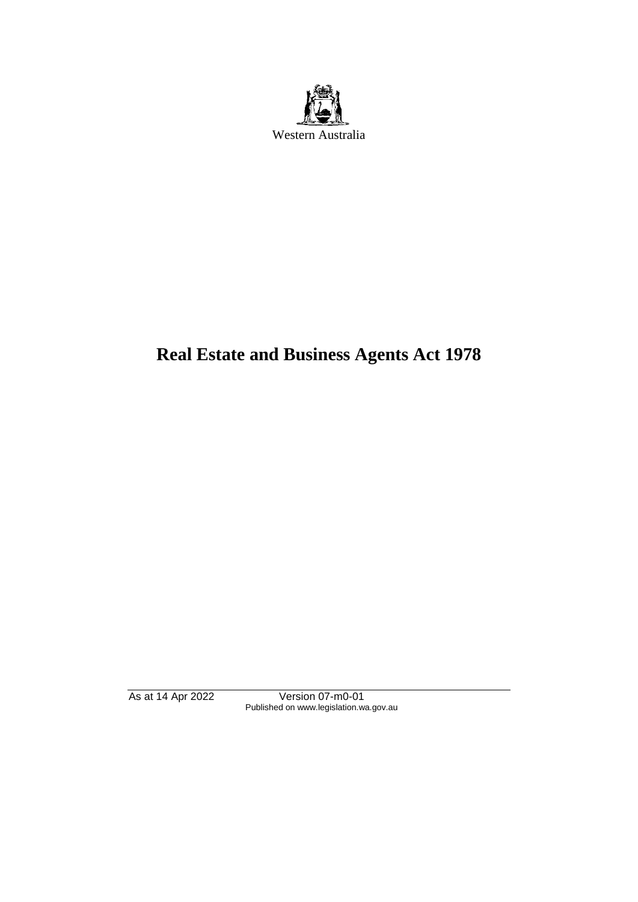Western Australia

# Real Estate and Business Agents Act 1978

As at 14 Apr 2022 Version 07-m0-01
Published on www.legislation.wa.gov.au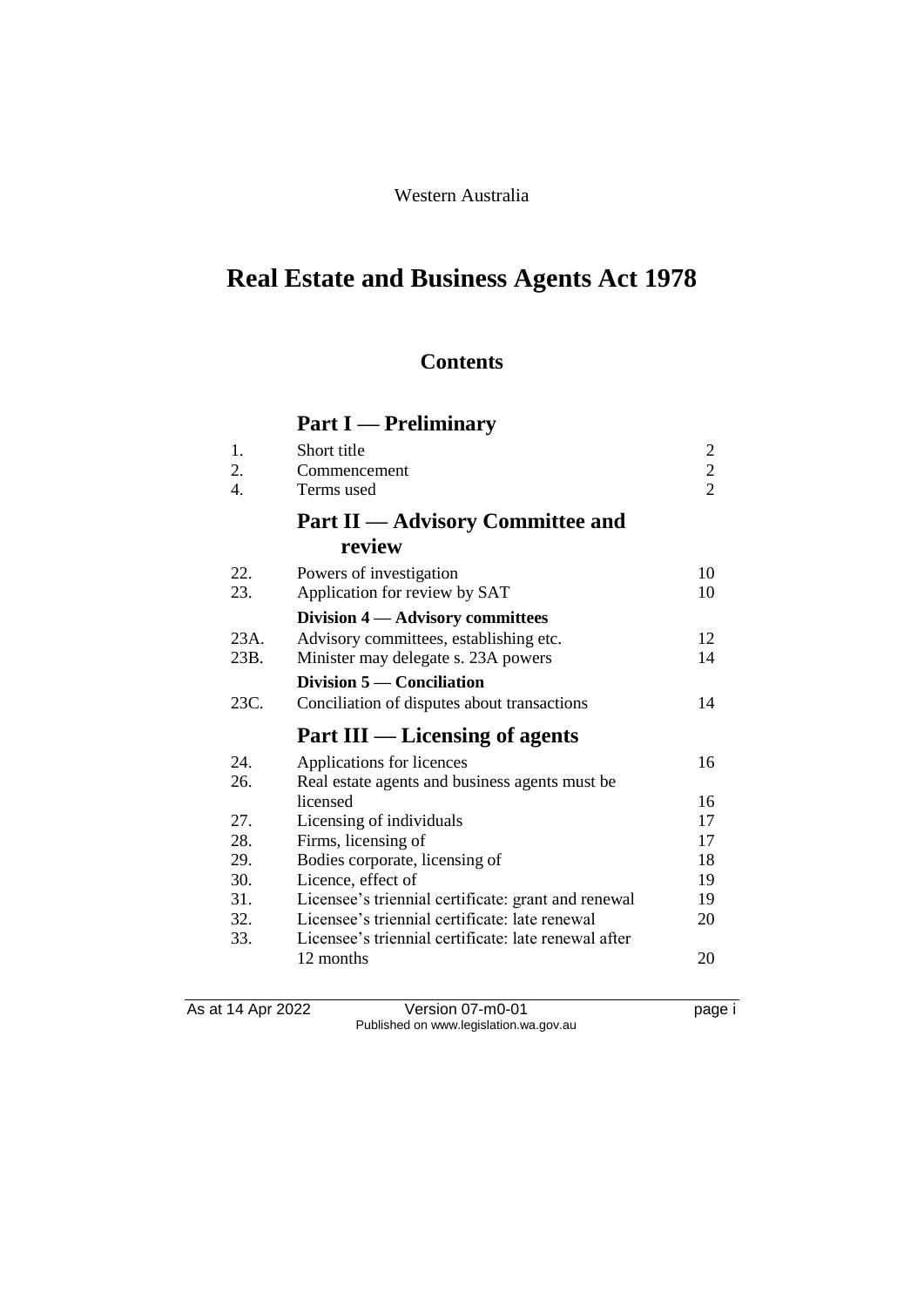Western Australia

# Real Estate and Business Agents Act 1978

## Contents

### Part I — Preliminary

| | | |
|---|---|---|
| 1. | Short title | 2 |
| 2. | Commencement | 2 |
| 4. | Terms used | 2 |

### Part II — Advisory Committee and review

| | | |
|---|---|---|
| 22. | Powers of investigation | 10 |
| 23. | Application for review by SAT | 10 |
| | **Division 4 — Advisory committees** | |
| 23A. | Advisory committees, establishing etc. | 12 |
| 23B. | Minister may delegate s. 23A powers | 14 |
| | **Division 5 — Conciliation** | |
| 23C. | Conciliation of disputes about transactions | 14 |

### Part III — Licensing of agents

| | | |
|---|---|---|
| 24. | Applications for licences | 16 |
| 26. | Real estate agents and business agents must be licensed | 16 |
| 27. | Licensing of individuals | 17 |
| 28. | Firms, licensing of | 17 |
| 29. | Bodies corporate, licensing of | 18 |
| 30. | Licence, effect of | 19 |
| 31. | Licensee's triennial certificate: grant and renewal | 19 |
| 32. | Licensee's triennial certificate: late renewal | 20 |
| 33. | Licensee's triennial certificate: late renewal after 12 months | 20 |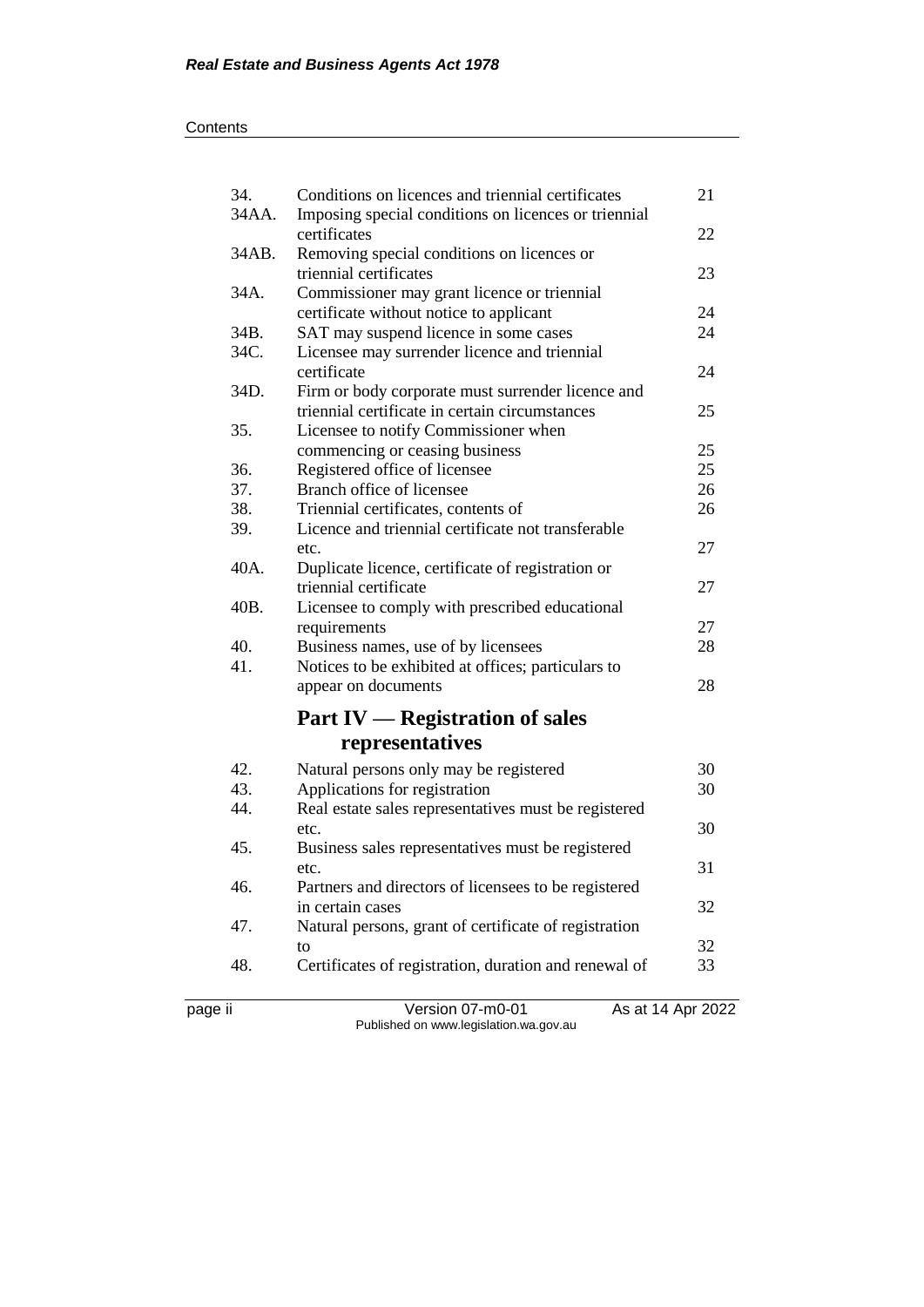| | | |
|---|---|---|
| 34. | Conditions on licences and triennial certificates | 21 |
| 34AA. | Imposing special conditions on licences or triennial certificates | 22 |
| 34AB. | Removing special conditions on licences or triennial certificates | 23 |
| 34A. | Commissioner may grant licence or triennial certificate without notice to applicant | 24 |
| 34B. | SAT may suspend licence in some cases | 24 |
| 34C. | Licensee may surrender licence and triennial certificate | 24 |
| 34D. | Firm or body corporate must surrender licence and triennial certificate in certain circumstances | 25 |
| 35. | Licensee to notify Commissioner when commencing or ceasing business | 25 |
| 36. | Registered office of licensee | 25 |
| 37. | Branch office of licensee | 26 |
| 38. | Triennial certificates, contents of | 26 |
| 39. | Licence and triennial certificate not transferable etc. | 27 |
| 40A. | Duplicate licence, certificate of registration or triennial certificate | 27 |
| 40B. | Licensee to comply with prescribed educational requirements | 27 |
| 40. | Business names, use of by licensees | 28 |
| 41. | Notices to be exhibited at offices; particulars to appear on documents | 28 |

## Part IV — Registration of sales representatives

| | | |
|---|---|---|
| 42. | Natural persons only may be registered | 30 |
| 43. | Applications for registration | 30 |
| 44. | Real estate sales representatives must be registered etc. | 30 |
| 45. | Business sales representatives must be registered etc. | 31 |
| 46. | Partners and directors of licensees to be registered in certain cases | 32 |
| 47. | Natural persons, grant of certificate of registration to | 32 |
| 48. | Certificates of registration, duration and renewal of | 33 |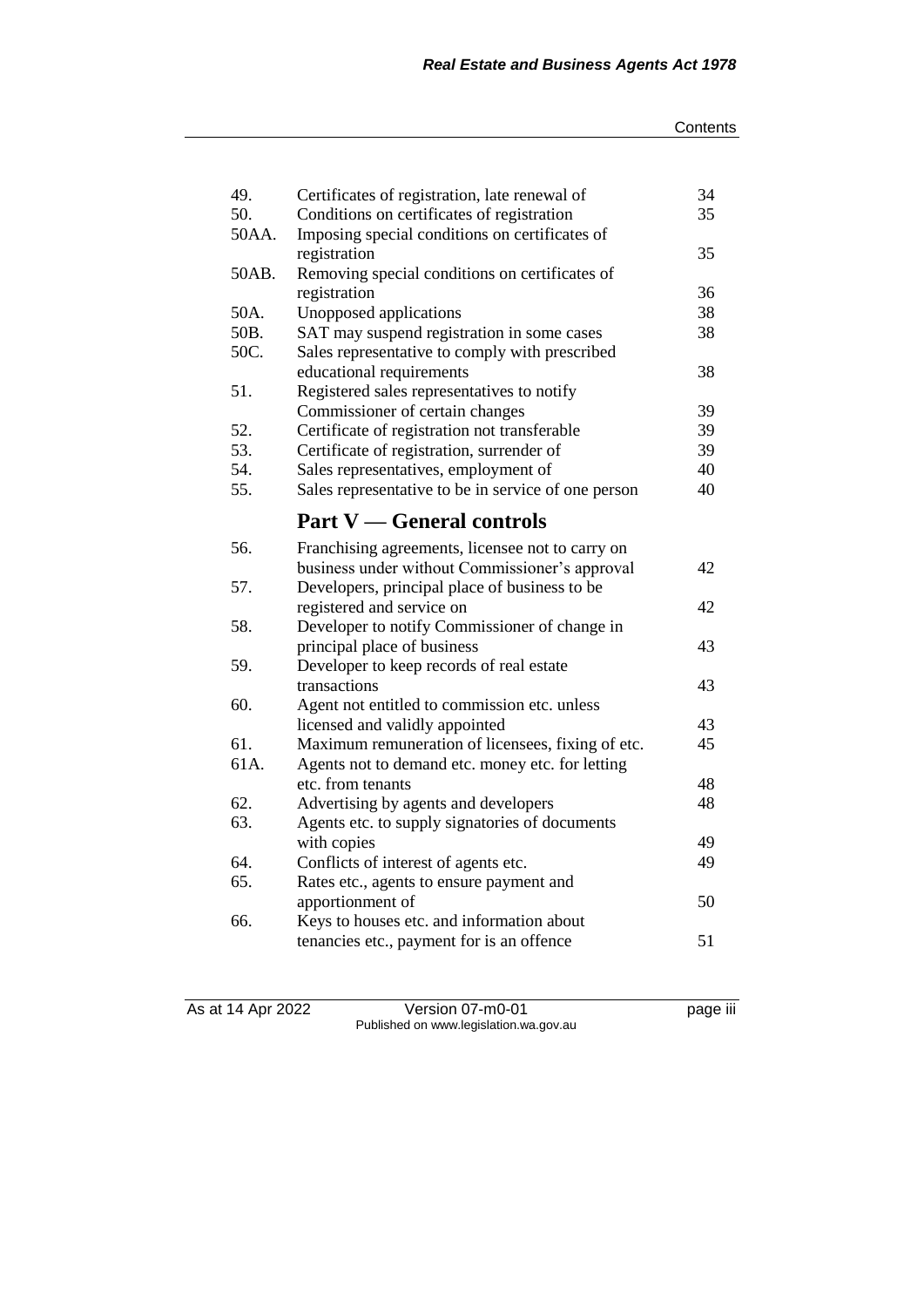| | | |
|---|---|---|
| 49. | Certificates of registration, late renewal of | 34 |
| 50. | Conditions on certificates of registration | 35 |
| 50AA. | Imposing special conditions on certificates of registration | 35 |
| 50AB. | Removing special conditions on certificates of registration | 36 |
| 50A. | Unopposed applications | 38 |
| 50B. | SAT may suspend registration in some cases | 38 |
| 50C. | Sales representative to comply with prescribed educational requirements | 38 |
| 51. | Registered sales representatives to notify Commissioner of certain changes | 39 |
| 52. | Certificate of registration not transferable | 39 |
| 53. | Certificate of registration, surrender of | 39 |
| 54. | Sales representatives, employment of | 40 |
| 55. | Sales representative to be in service of one person | 40 |

## Part V — General controls

| | | |
|---|---|---|
| 56. | Franchising agreements, licensee not to carry on business under without Commissioner's approval | 42 |
| 57. | Developers, principal place of business to be registered and service on | 42 |
| 58. | Developer to notify Commissioner of change in principal place of business | 43 |
| 59. | Developer to keep records of real estate transactions | 43 |
| 60. | Agent not entitled to commission etc. unless licensed and validly appointed | 43 |
| 61. | Maximum remuneration of licensees, fixing of etc. | 45 |
| 61A. | Agents not to demand etc. money etc. for letting etc. from tenants | 48 |
| 62. | Advertising by agents and developers | 48 |
| 63. | Agents etc. to supply signatories of documents with copies | 49 |
| 64. | Conflicts of interest of agents etc. | 49 |
| 65. | Rates etc., agents to ensure payment and apportionment of | 50 |
| 66. | Keys to houses etc. and information about tenancies etc., payment for is an offence | 51 |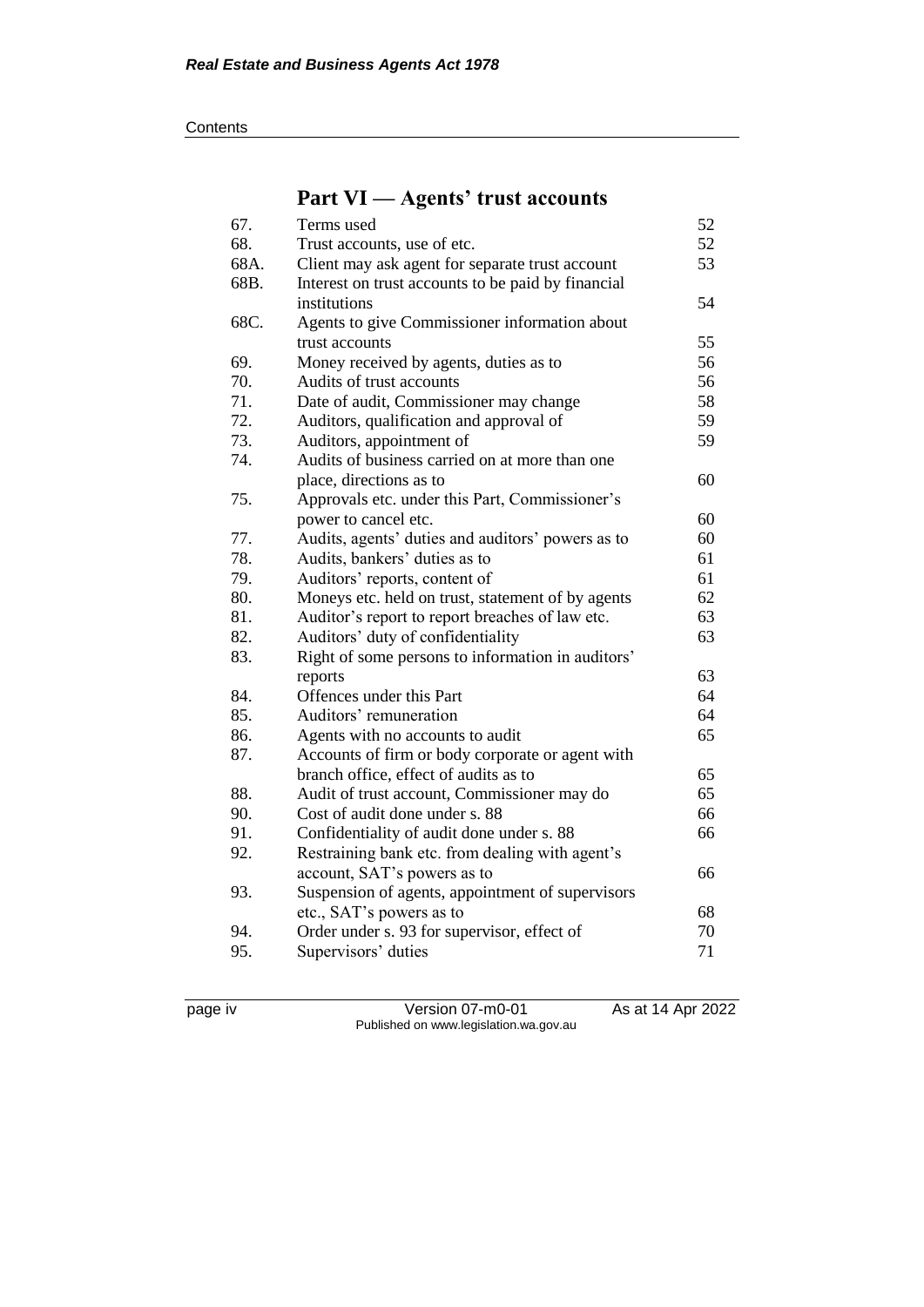## Part VI — Agents' trust accounts

| | | |
|---|---|---|
| 67. | Terms used | 52 |
| 68. | Trust accounts, use of etc. | 52 |
| 68A. | Client may ask agent for separate trust account | 53 |
| 68B. | Interest on trust accounts to be paid by financial institutions | 54 |
| 68C. | Agents to give Commissioner information about trust accounts | 55 |
| 69. | Money received by agents, duties as to | 56 |
| 70. | Audits of trust accounts | 56 |
| 71. | Date of audit, Commissioner may change | 58 |
| 72. | Auditors, qualification and approval of | 59 |
| 73. | Auditors, appointment of | 59 |
| 74. | Audits of business carried on at more than one place, directions as to | 60 |
| 75. | Approvals etc. under this Part, Commissioner's power to cancel etc. | 60 |
| 77. | Audits, agents' duties and auditors' powers as to | 60 |
| 78. | Audits, bankers' duties as to | 61 |
| 79. | Auditors' reports, content of | 61 |
| 80. | Moneys etc. held on trust, statement of by agents | 62 |
| 81. | Auditor's report to report breaches of law etc. | 63 |
| 82. | Auditors' duty of confidentiality | 63 |
| 83. | Right of some persons to information in auditors' reports | 63 |
| 84. | Offences under this Part | 64 |
| 85. | Auditors' remuneration | 64 |
| 86. | Agents with no accounts to audit | 65 |
| 87. | Accounts of firm or body corporate or agent with branch office, effect of audits as to | 65 |
| 88. | Audit of trust account, Commissioner may do | 65 |
| 90. | Cost of audit done under s. 88 | 66 |
| 91. | Confidentiality of audit done under s. 88 | 66 |
| 92. | Restraining bank etc. from dealing with agent's account, SAT's powers as to | 66 |
| 93. | Suspension of agents, appointment of supervisors etc., SAT's powers as to | 68 |
| 94. | Order under s. 93 for supervisor, effect of | 70 |
| 95. | Supervisors' duties | 71 |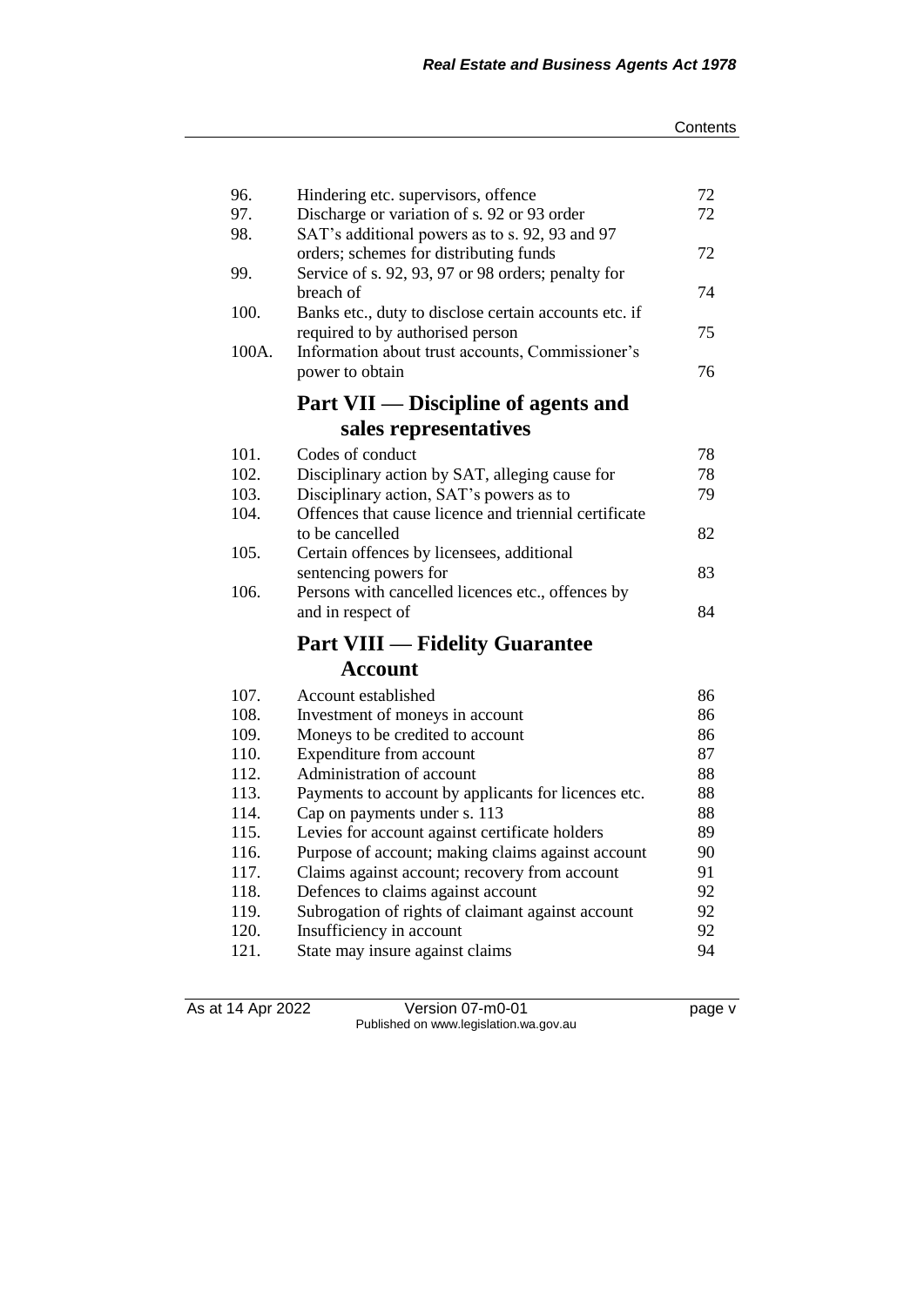| | | |
|---|---|---|
| 96. | Hindering etc. supervisors, offence | 72 |
| 97. | Discharge or variation of s. 92 or 93 order | 72 |
| 98. | SAT's additional powers as to s. 92, 93 and 97 orders; schemes for distributing funds | 72 |
| 99. | Service of s. 92, 93, 97 or 98 orders; penalty for breach of | 74 |
| 100. | Banks etc., duty to disclose certain accounts etc. if required to by authorised person | 75 |
| 100A. | Information about trust accounts, Commissioner's power to obtain | 76 |

## Part VII — Discipline of agents and sales representatives

| | | |
|---|---|---|
| 101. | Codes of conduct | 78 |
| 102. | Disciplinary action by SAT, alleging cause for | 78 |
| 103. | Disciplinary action, SAT's powers as to | 79 |
| 104. | Offences that cause licence and triennial certificate to be cancelled | 82 |
| 105. | Certain offences by licensees, additional sentencing powers for | 83 |
| 106. | Persons with cancelled licences etc., offences by and in respect of | 84 |

## Part VIII — Fidelity Guarantee Account

| | | |
|---|---|---|
| 107. | Account established | 86 |
| 108. | Investment of moneys in account | 86 |
| 109. | Moneys to be credited to account | 86 |
| 110. | Expenditure from account | 87 |
| 112. | Administration of account | 88 |
| 113. | Payments to account by applicants for licences etc. | 88 |
| 114. | Cap on payments under s. 113 | 88 |
| 115. | Levies for account against certificate holders | 89 |
| 116. | Purpose of account; making claims against account | 90 |
| 117. | Claims against account; recovery from account | 91 |
| 118. | Defences to claims against account | 92 |
| 119. | Subrogation of rights of claimant against account | 92 |
| 120. | Insufficiency in account | 92 |
| 121. | State may insure against claims | 94 |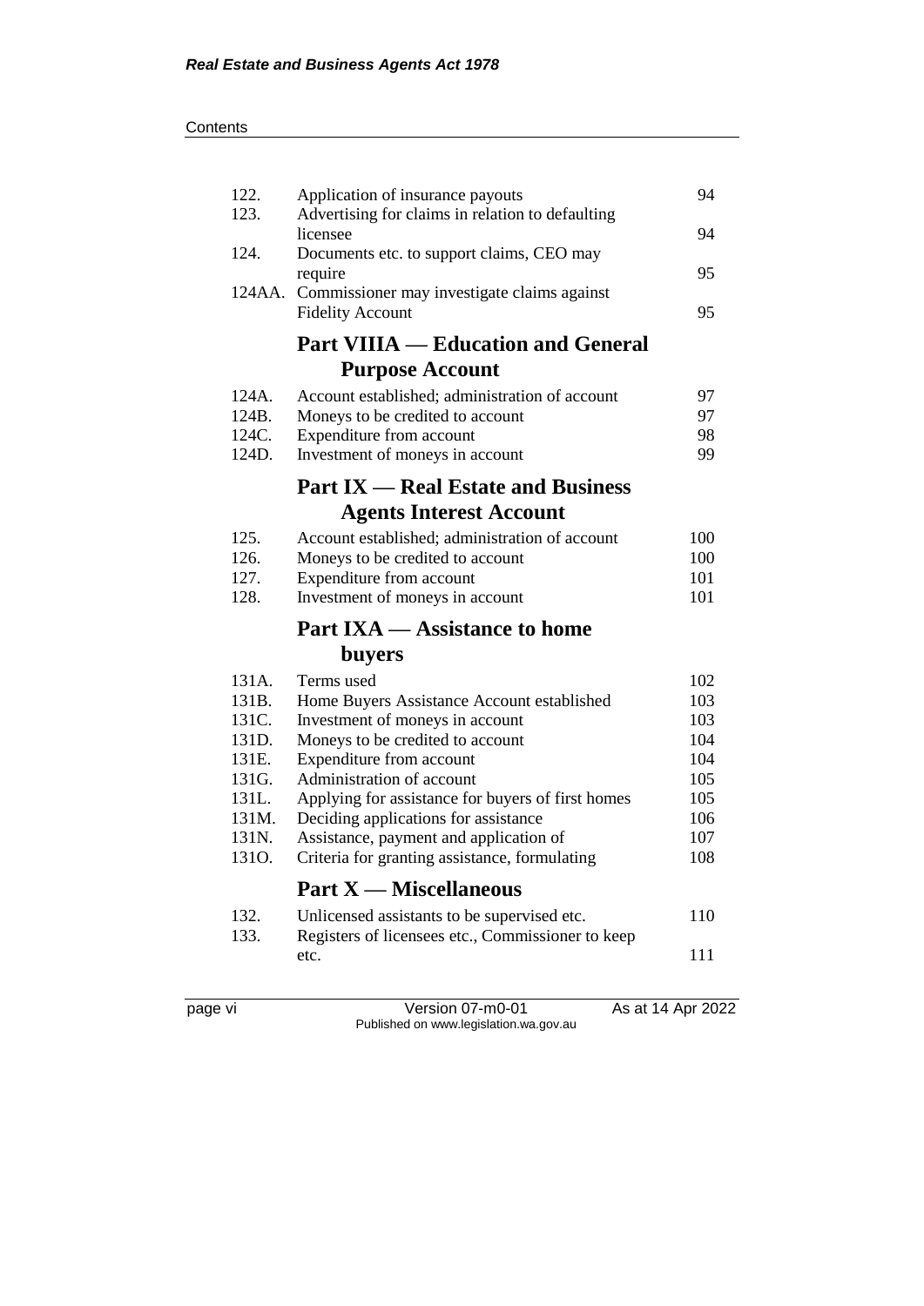| | | |
|---|---|---|
| 122. | Application of insurance payouts | 94 |
| 123. | Advertising for claims in relation to defaulting licensee | 94 |
| 124. | Documents etc. to support claims, CEO may require | 95 |
| 124AA. | Commissioner may investigate claims against Fidelity Account | 95 |

## Part VIIIA — Education and General Purpose Account

| | | |
|---|---|---|
| 124A. | Account established; administration of account | 97 |
| 124B. | Moneys to be credited to account | 97 |
| 124C. | Expenditure from account | 98 |
| 124D. | Investment of moneys in account | 99 |

## Part IX — Real Estate and Business Agents Interest Account

| | | |
|---|---|---|
| 125. | Account established; administration of account | 100 |
| 126. | Moneys to be credited to account | 100 |
| 127. | Expenditure from account | 101 |
| 128. | Investment of moneys in account | 101 |

## Part IXA — Assistance to home buyers

| | | |
|---|---|---|
| 131A. | Terms used | 102 |
| 131B. | Home Buyers Assistance Account established | 103 |
| 131C. | Investment of moneys in account | 103 |
| 131D. | Moneys to be credited to account | 104 |
| 131E. | Expenditure from account | 104 |
| 131G. | Administration of account | 105 |
| 131L. | Applying for assistance for buyers of first homes | 105 |
| 131M. | Deciding applications for assistance | 106 |
| 131N. | Assistance, payment and application of | 107 |
| 131O. | Criteria for granting assistance, formulating | 108 |

## Part X — Miscellaneous

| | | |
|---|---|---|
| 132. | Unlicensed assistants to be supervised etc. | 110 |
| 133. | Registers of licensees etc., Commissioner to keep etc. | 111 |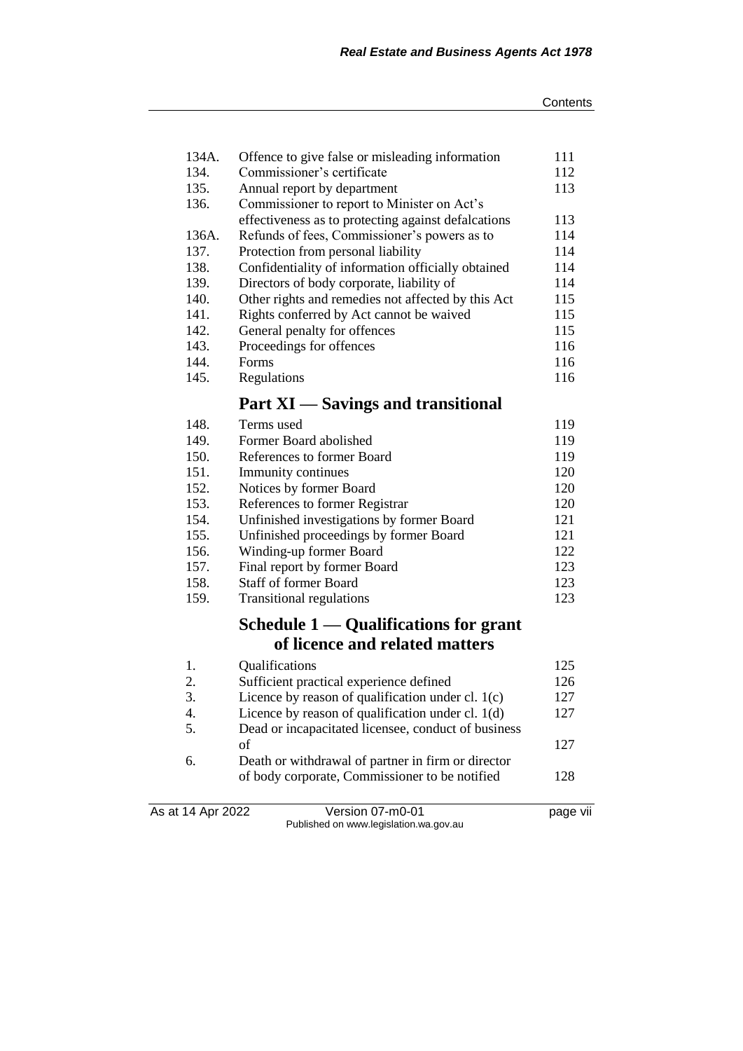| | | |
|---|---|---|
| 134A. | Offence to give false or misleading information | 111 |
| 134. | Commissioner's certificate | 112 |
| 135. | Annual report by department | 113 |
| 136. | Commissioner to report to Minister on Act's effectiveness as to protecting against defalcations | 113 |
| 136A. | Refunds of fees, Commissioner's powers as to | 114 |
| 137. | Protection from personal liability | 114 |
| 138. | Confidentiality of information officially obtained | 114 |
| 139. | Directors of body corporate, liability of | 114 |
| 140. | Other rights and remedies not affected by this Act | 115 |
| 141. | Rights conferred by Act cannot be waived | 115 |
| 142. | General penalty for offences | 115 |
| 143. | Proceedings for offences | 116 |
| 144. | Forms | 116 |
| 145. | Regulations | 116 |

## Part XI — Savings and transitional

| | | |
|---|---|---|
| 148. | Terms used | 119 |
| 149. | Former Board abolished | 119 |
| 150. | References to former Board | 119 |
| 151. | Immunity continues | 120 |
| 152. | Notices by former Board | 120 |
| 153. | References to former Registrar | 120 |
| 154. | Unfinished investigations by former Board | 121 |
| 155. | Unfinished proceedings by former Board | 121 |
| 156. | Winding-up former Board | 122 |
| 157. | Final report by former Board | 123 |
| 158. | Staff of former Board | 123 |
| 159. | Transitional regulations | 123 |

## Schedule 1 — Qualifications for grant of licence and related matters

| | | |
|---|---|---|
| 1. | Qualifications | 125 |
| 2. | Sufficient practical experience defined | 126 |
| 3. | Licence by reason of qualification under cl. 1(c) | 127 |
| 4. | Licence by reason of qualification under cl. 1(d) | 127 |
| 5. | Dead or incapacitated licensee, conduct of business of | 127 |
| 6. | Death or withdrawal of partner in firm or director of body corporate, Commissioner to be notified | 128 |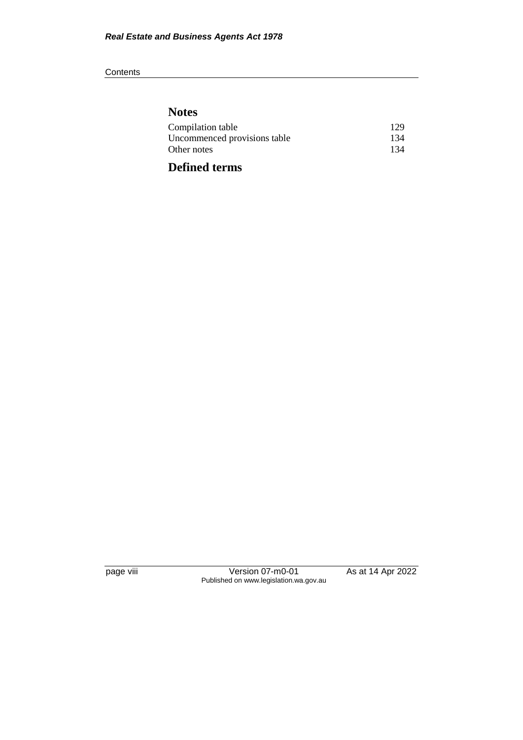## Notes

| | |
|---|---|
| Compilation table | 129 |
| Uncommenced provisions table | 134 |
| Other notes | 134 |

## Defined terms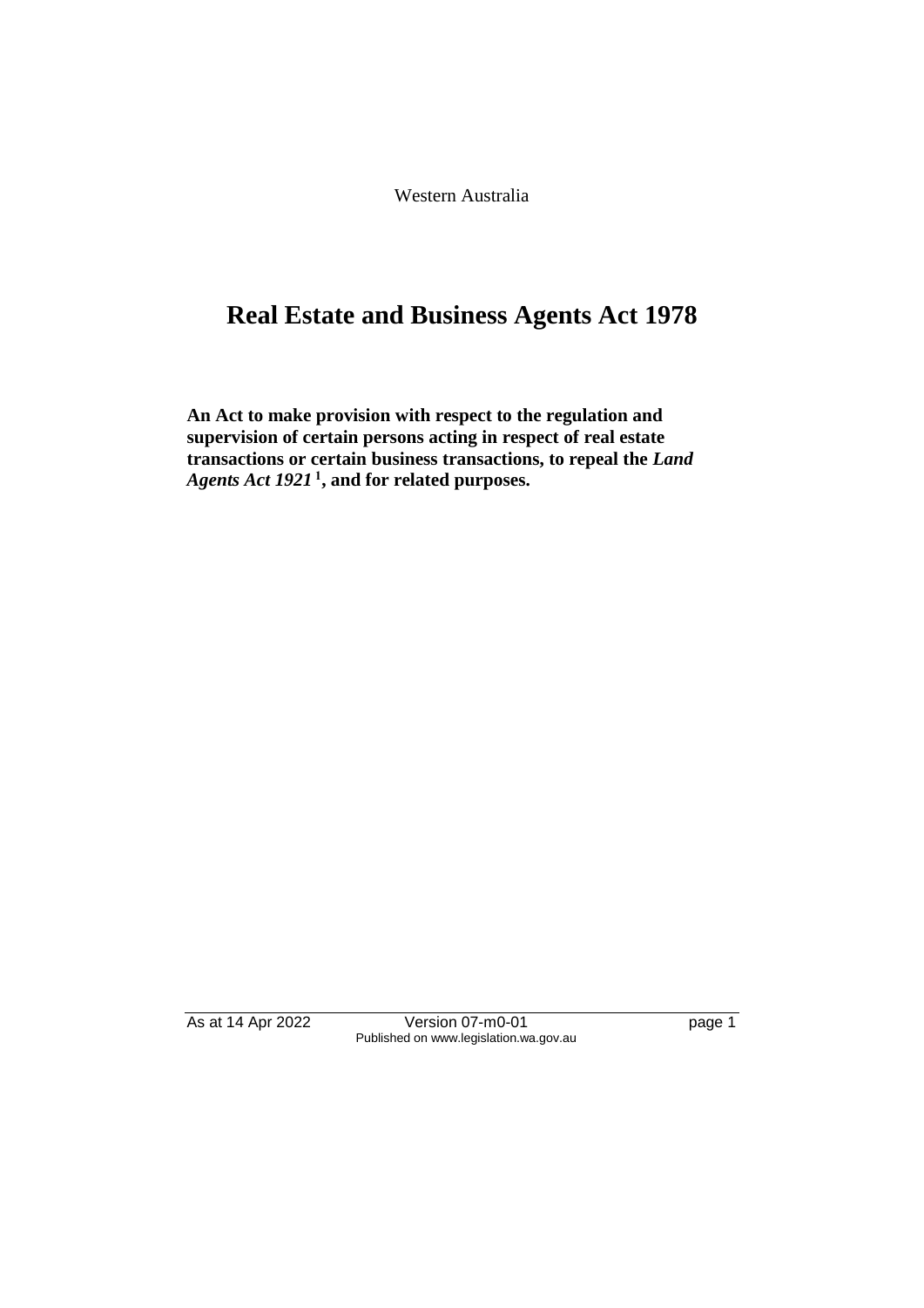Western Australia

# Real Estate and Business Agents Act 1978

**An Act to make provision with respect to the regulation and supervision of certain persons acting in respect of real estate transactions or certain business transactions, to repeal the *Land Agents Act 1921*[1], and for related purposes.**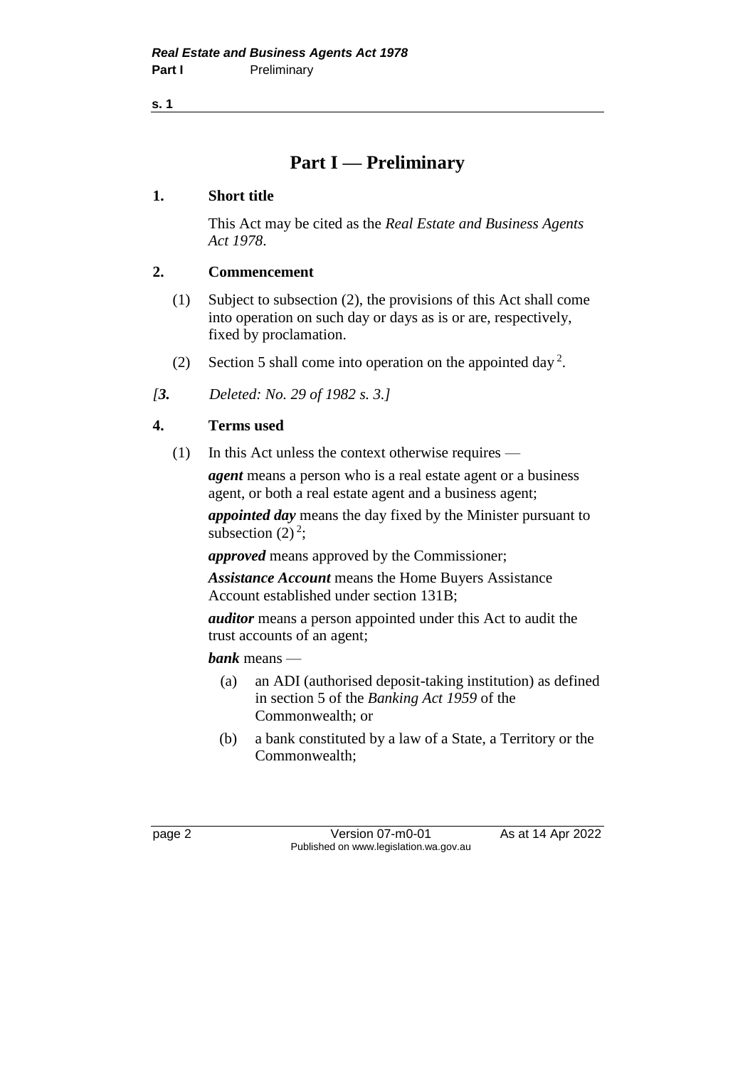# Part I — Preliminary

## 1. Short title

This Act may be cited as the *Real Estate and Business Agents Act 1978*.

## 2. Commencement

(1) Subject to subsection (2), the provisions of this Act shall come into operation on such day or days as is or are, respectively, fixed by proclamation.

(2) Section 5 shall come into operation on the appointed day [2].

*[**3.** Deleted: No. 29 of 1982 s. 3.]*

## 4. Terms used

(1) In this Act unless the context otherwise requires —

***agent*** means a person who is a real estate agent or a business agent, or both a real estate agent and a business agent;

***appointed day*** means the day fixed by the Minister pursuant to subsection (2) [2];

***approved*** means approved by the Commissioner;

***Assistance Account*** means the Home Buyers Assistance Account established under section 131B;

***auditor*** means a person appointed under this Act to audit the trust accounts of an agent;

***bank*** means —

- (a) an ADI (authorised deposit-taking institution) as defined in section 5 of the *Banking Act 1959* of the Commonwealth; or
- (b) a bank constituted by a law of a State, a Territory or the Commonwealth;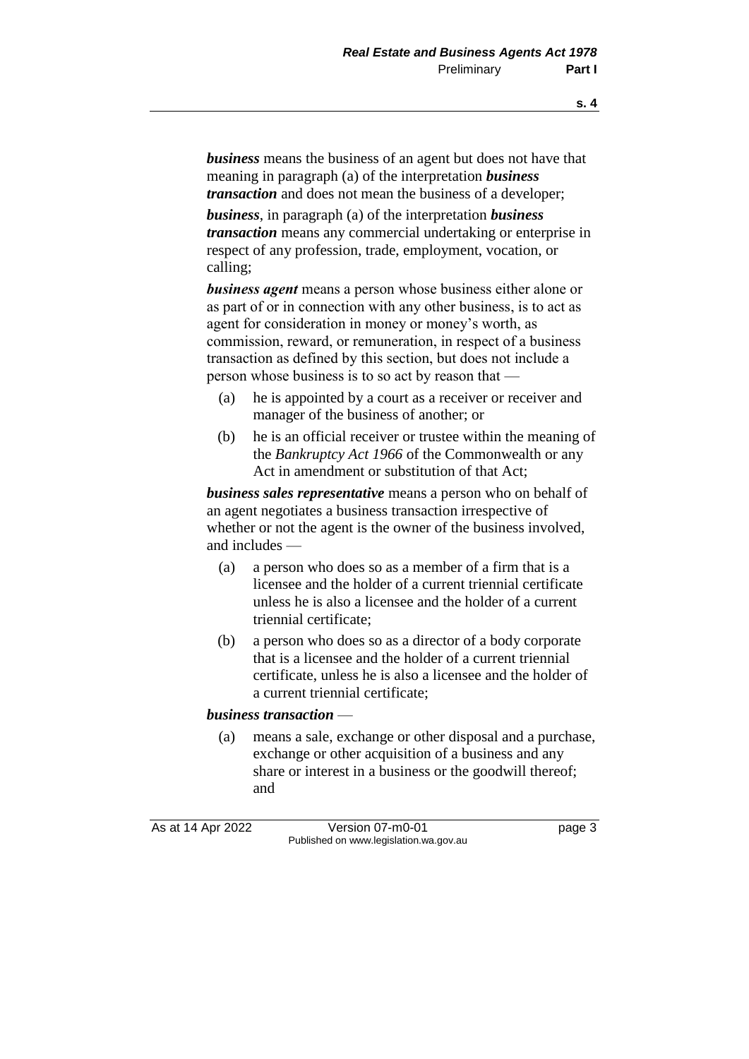***business*** means the business of an agent but does not have that meaning in paragraph (a) of the interpretation ***business transaction*** and does not mean the business of a developer;

***business***, in paragraph (a) of the interpretation ***business transaction*** means any commercial undertaking or enterprise in respect of any profession, trade, employment, vocation, or calling;

***business agent*** means a person whose business either alone or as part of or in connection with any other business, is to act as agent for consideration in money or money's worth, as commission, reward, or remuneration, in respect of a business transaction as defined by this section, but does not include a person whose business is to so act by reason that —

(a) he is appointed by a court as a receiver or receiver and manager of the business of another; or

(b) he is an official receiver or trustee within the meaning of the *Bankruptcy Act 1966* of the Commonwealth or any Act in amendment or substitution of that Act;

***business sales representative*** means a person who on behalf of an agent negotiates a business transaction irrespective of whether or not the agent is the owner of the business involved, and includes —

(a) a person who does so as a member of a firm that is a licensee and the holder of a current triennial certificate unless he is also a licensee and the holder of a current triennial certificate;

(b) a person who does so as a director of a body corporate that is a licensee and the holder of a current triennial certificate, unless he is also a licensee and the holder of a current triennial certificate;

***business transaction*** —

(a) means a sale, exchange or other disposal and a purchase, exchange or other acquisition of a business and any share or interest in a business or the goodwill thereof; and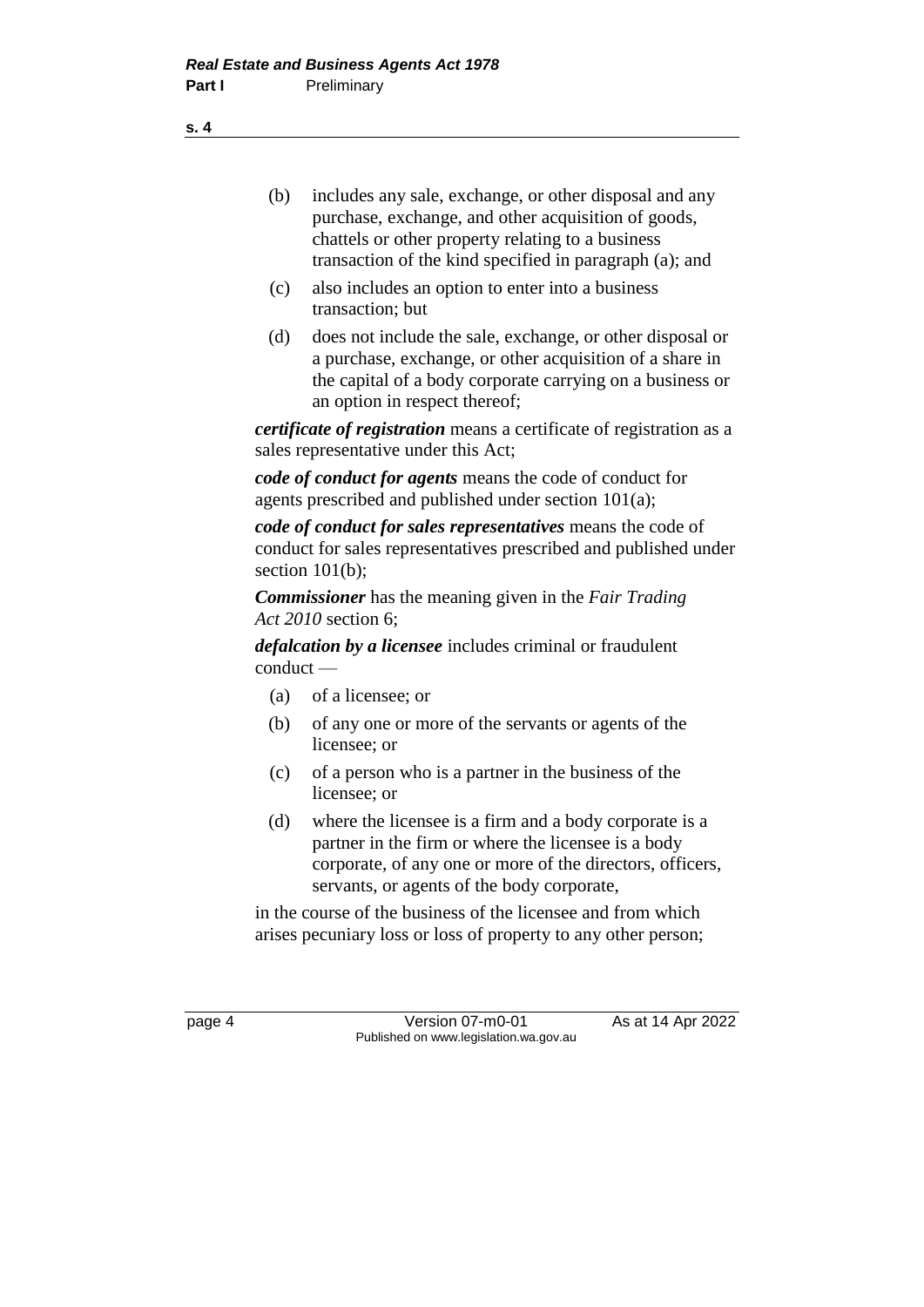(b) includes any sale, exchange, or other disposal and any purchase, exchange, and other acquisition of goods, chattels or other property relating to a business transaction of the kind specified in paragraph (a); and

(c) also includes an option to enter into a business transaction; but

(d) does not include the sale, exchange, or other disposal or a purchase, exchange, or other acquisition of a share in the capital of a body corporate carrying on a business or an option in respect thereof;

***certificate of registration*** means a certificate of registration as a sales representative under this Act;

***code of conduct for agents*** means the code of conduct for agents prescribed and published under section 101(a);

***code of conduct for sales representatives*** means the code of conduct for sales representatives prescribed and published under section 101(b);

***Commissioner*** has the meaning given in the *Fair Trading Act 2010* section 6;

***defalcation by a licensee*** includes criminal or fraudulent conduct —

(a) of a licensee; or

(b) of any one or more of the servants or agents of the licensee; or

(c) of a person who is a partner in the business of the licensee; or

(d) where the licensee is a firm and a body corporate is a partner in the firm or where the licensee is a body corporate, of any one or more of the directors, officers, servants, or agents of the body corporate,

in the course of the business of the licensee and from which arises pecuniary loss or loss of property to any other person;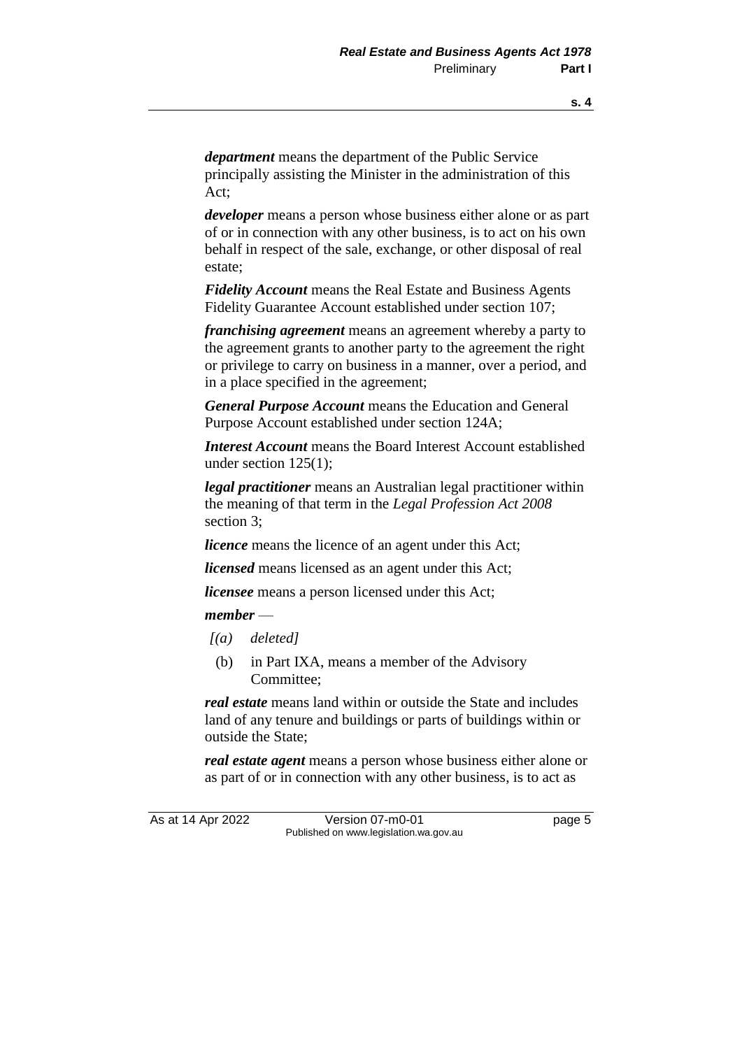***department*** means the department of the Public Service principally assisting the Minister in the administration of this Act;

***developer*** means a person whose business either alone or as part of or in connection with any other business, is to act on his own behalf in respect of the sale, exchange, or other disposal of real estate;

***Fidelity Account*** means the Real Estate and Business Agents Fidelity Guarantee Account established under section 107;

***franchising agreement*** means an agreement whereby a party to the agreement grants to another party to the agreement the right or privilege to carry on business in a manner, over a period, and in a place specified in the agreement;

***General Purpose Account*** means the Education and General Purpose Account established under section 124A;

***Interest Account*** means the Board Interest Account established under section 125(1);

***legal practitioner*** means an Australian legal practitioner within the meaning of that term in the *Legal Profession Act 2008* section 3;

***licence*** means the licence of an agent under this Act;

***licensed*** means licensed as an agent under this Act;

***licensee*** means a person licensed under this Act;

***member*** —

*[(a) deleted]*

(b) in Part IXA, means a member of the Advisory Committee;

***real estate*** means land within or outside the State and includes land of any tenure and buildings or parts of buildings within or outside the State;

***real estate agent*** means a person whose business either alone or as part of or in connection with any other business, is to act as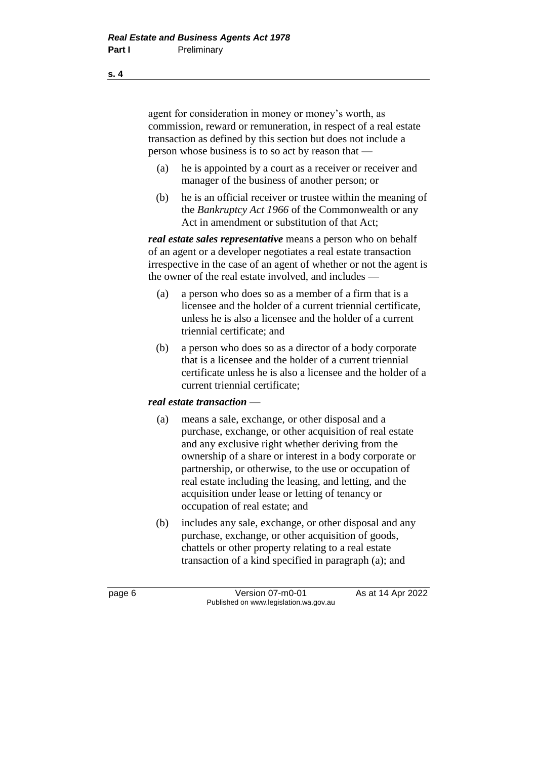agent for consideration in money or money's worth, as commission, reward or remuneration, in respect of a real estate transaction as defined by this section but does not include a person whose business is to so act by reason that —

(a) he is appointed by a court as a receiver or receiver and manager of the business of another person; or

(b) he is an official receiver or trustee within the meaning of the *Bankruptcy Act 1966* of the Commonwealth or any Act in amendment or substitution of that Act;

***real estate sales representative*** means a person who on behalf of an agent or a developer negotiates a real estate transaction irrespective in the case of an agent of whether or not the agent is the owner of the real estate involved, and includes —

(a) a person who does so as a member of a firm that is a licensee and the holder of a current triennial certificate, unless he is also a licensee and the holder of a current triennial certificate; and

(b) a person who does so as a director of a body corporate that is a licensee and the holder of a current triennial certificate unless he is also a licensee and the holder of a current triennial certificate;

***real estate transaction*** —

(a) means a sale, exchange, or other disposal and a purchase, exchange, or other acquisition of real estate and any exclusive right whether deriving from the ownership of a share or interest in a body corporate or partnership, or otherwise, to the use or occupation of real estate including the leasing, and letting, and the acquisition under lease or letting of tenancy or occupation of real estate; and

(b) includes any sale, exchange, or other disposal and any purchase, exchange, or other acquisition of goods, chattels or other property relating to a real estate transaction of a kind specified in paragraph (a); and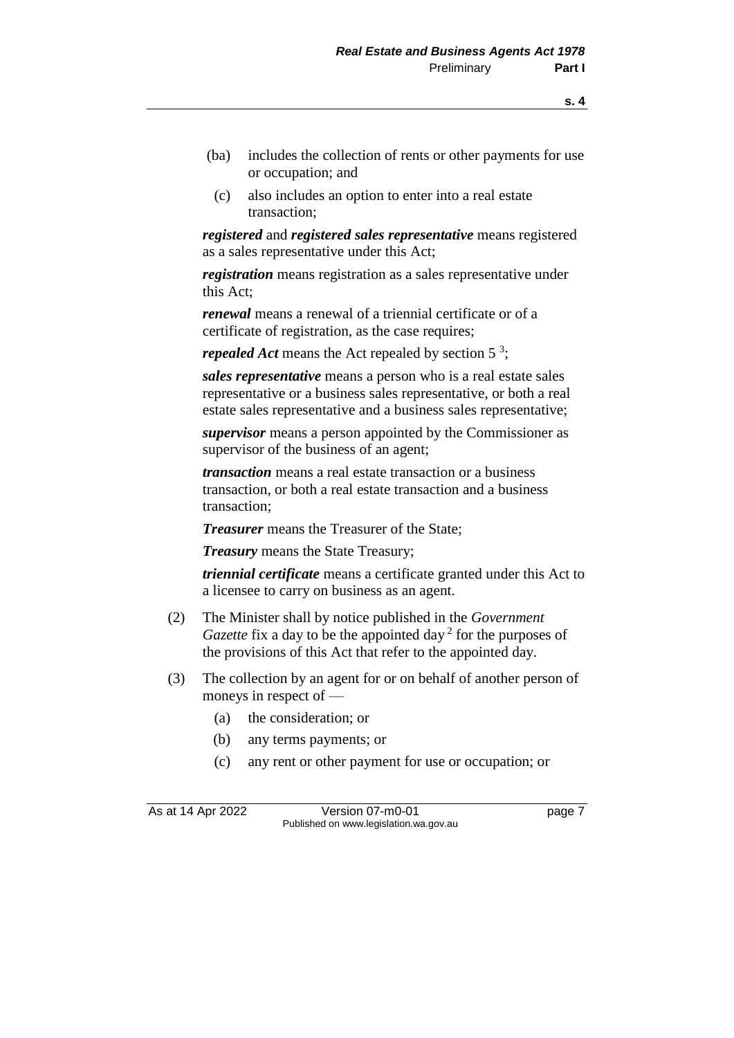(ba) includes the collection of rents or other payments for use or occupation; and

(c) also includes an option to enter into a real estate transaction;

***registered*** and ***registered sales representative*** means registered as a sales representative under this Act;

***registration*** means registration as a sales representative under this Act;

***renewal*** means a renewal of a triennial certificate or of a certificate of registration, as the case requires;

***repealed Act*** means the Act repealed by section 5 [3];

***sales representative*** means a person who is a real estate sales representative or a business sales representative, or both a real estate sales representative and a business sales representative;

***supervisor*** means a person appointed by the Commissioner as supervisor of the business of an agent;

***transaction*** means a real estate transaction or a business transaction, or both a real estate transaction and a business transaction;

***Treasurer*** means the Treasurer of the State;

***Treasury*** means the State Treasury;

***triennial certificate*** means a certificate granted under this Act to a licensee to carry on business as an agent.

(2) The Minister shall by notice published in the *Government Gazette* fix a day to be the appointed day [2] for the purposes of the provisions of this Act that refer to the appointed day.

(3) The collection by an agent for or on behalf of another person of moneys in respect of —

(a) the consideration; or

(b) any terms payments; or

(c) any rent or other payment for use or occupation; or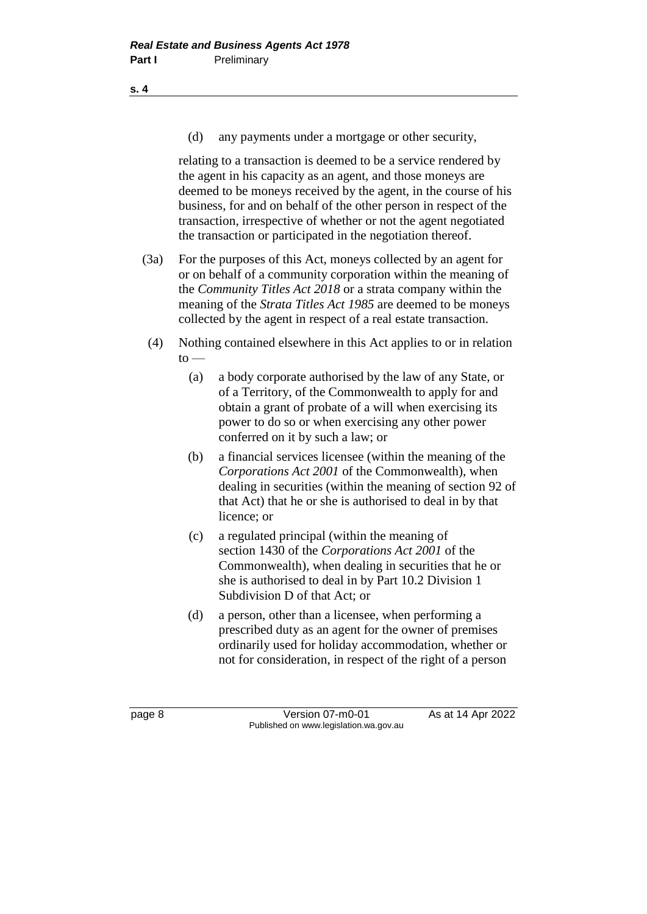(d) any payments under a mortgage or other security,

relating to a transaction is deemed to be a service rendered by the agent in his capacity as an agent, and those moneys are deemed to be moneys received by the agent, in the course of his business, for and on behalf of the other person in respect of the transaction, irrespective of whether or not the agent negotiated the transaction or participated in the negotiation thereof.

(3a) For the purposes of this Act, moneys collected by an agent for or on behalf of a community corporation within the meaning of the *Community Titles Act 2018* or a strata company within the meaning of the *Strata Titles Act 1985* are deemed to be moneys collected by the agent in respect of a real estate transaction.

(4) Nothing contained elsewhere in this Act applies to or in relation to —

(a) a body corporate authorised by the law of any State, or of a Territory, of the Commonwealth to apply for and obtain a grant of probate of a will when exercising its power to do so or when exercising any other power conferred on it by such a law; or

(b) a financial services licensee (within the meaning of the *Corporations Act 2001* of the Commonwealth), when dealing in securities (within the meaning of section 92 of that Act) that he or she is authorised to deal in by that licence; or

(c) a regulated principal (within the meaning of section 1430 of the *Corporations Act 2001* of the Commonwealth), when dealing in securities that he or she is authorised to deal in by Part 10.2 Division 1 Subdivision D of that Act; or

(d) a person, other than a licensee, when performing a prescribed duty as an agent for the owner of premises ordinarily used for holiday accommodation, whether or not for consideration, in respect of the right of a person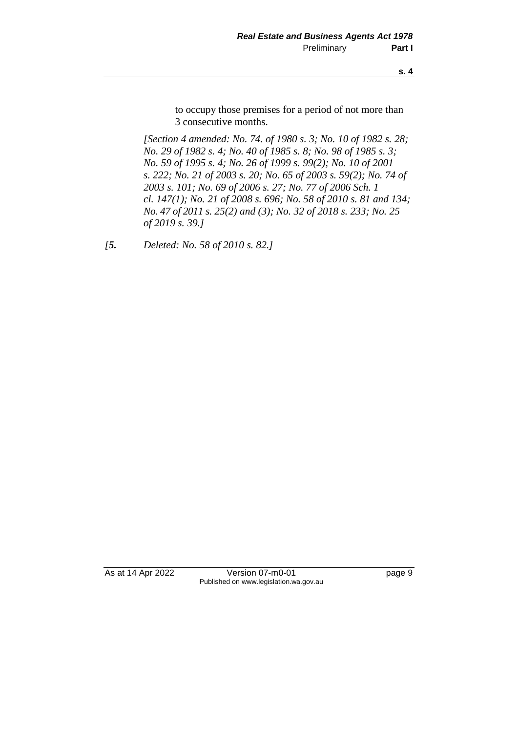to occupy those premises for a period of not more than 3 consecutive months.

*[Section 4 amended: No. 74. of 1980 s. 3; No. 10 of 1982 s. 28; No. 29 of 1982 s. 4; No. 40 of 1985 s. 8; No. 98 of 1985 s. 3; No. 59 of 1995 s. 4; No. 26 of 1999 s. 99(2); No. 10 of 2001 s. 222; No. 21 of 2003 s. 20; No. 65 of 2003 s. 59(2); No. 74 of 2003 s. 101; No. 69 of 2006 s. 27; No. 77 of 2006 Sch. 1 cl. 147(1); No. 21 of 2008 s. 696; No. 58 of 2010 s. 81 and 134; No. 47 of 2011 s. 25(2) and (3); No. 32 of 2018 s. 233; No. 25 of 2019 s. 39.]*

*[**5.** Deleted: No. 58 of 2010 s. 82.]*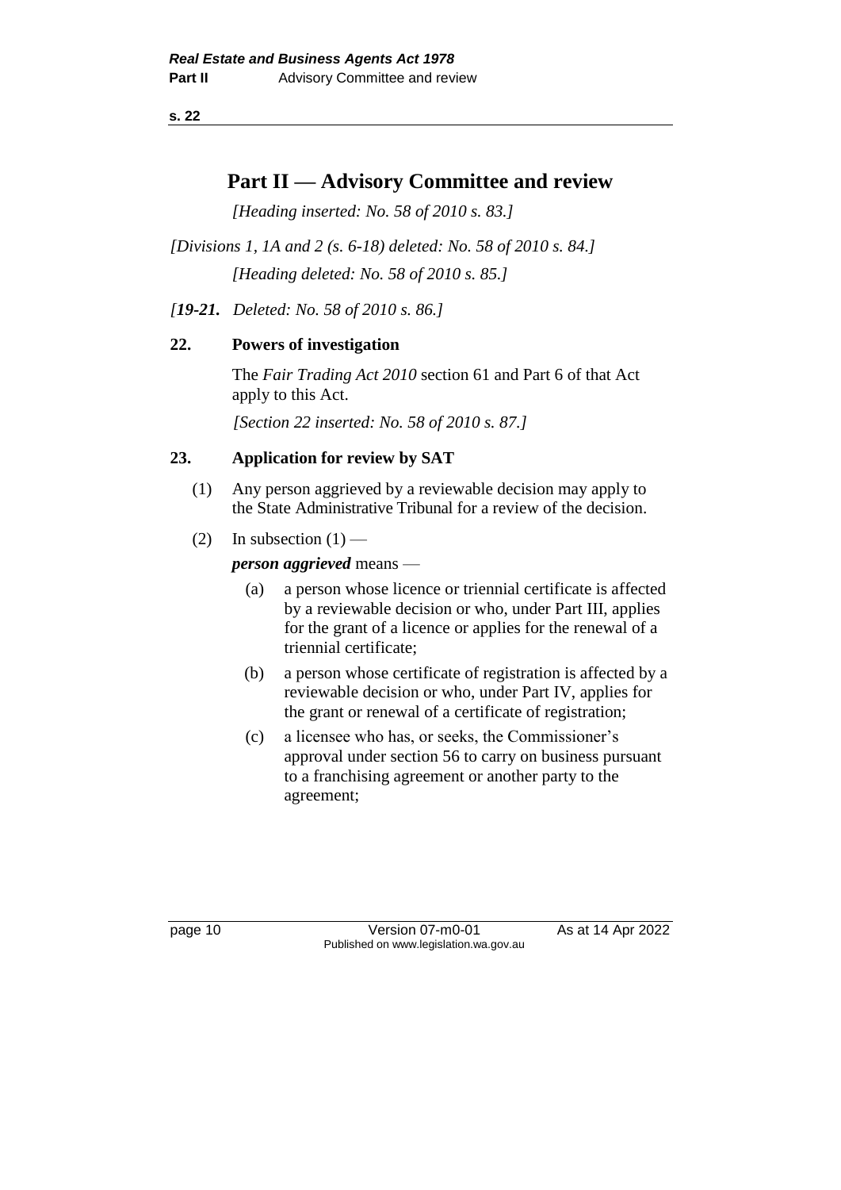# Part II — Advisory Committee and review

*[Heading inserted: No. 58 of 2010 s. 83.]*

*[Divisions 1, 1A and 2 (s. 6-18) deleted: No. 58 of 2010 s. 84.]*

*[Heading deleted: No. 58 of 2010 s. 85.]*

*[**19-21.** Deleted: No. 58 of 2010 s. 86.]*

## 22. Powers of investigation

The *Fair Trading Act 2010* section 61 and Part 6 of that Act apply to this Act.

*[Section 22 inserted: No. 58 of 2010 s. 87.]*

## 23. Application for review by SAT

(1) Any person aggrieved by a reviewable decision may apply to the State Administrative Tribunal for a review of the decision.

(2) In subsection (1) —

***person aggrieved*** means —

- (a) a person whose licence or triennial certificate is affected by a reviewable decision or who, under Part III, applies for the grant of a licence or applies for the renewal of a triennial certificate;
- (b) a person whose certificate of registration is affected by a reviewable decision or who, under Part IV, applies for the grant or renewal of a certificate of registration;
- (c) a licensee who has, or seeks, the Commissioner's approval under section 56 to carry on business pursuant to a franchising agreement or another party to the agreement;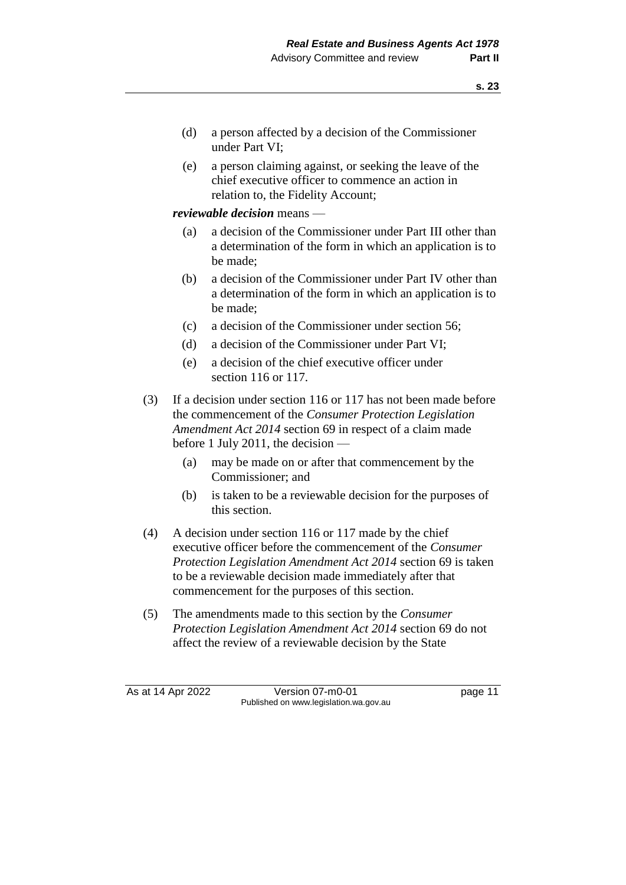(d) a person affected by a decision of the Commissioner under Part VI;

(e) a person claiming against, or seeking the leave of the chief executive officer to commence an action in relation to, the Fidelity Account;

***reviewable decision*** means —

(a) a decision of the Commissioner under Part III other than a determination of the form in which an application is to be made;

(b) a decision of the Commissioner under Part IV other than a determination of the form in which an application is to be made;

(c) a decision of the Commissioner under section 56;

(d) a decision of the Commissioner under Part VI;

(e) a decision of the chief executive officer under section 116 or 117.

(3) If a decision under section 116 or 117 has not been made before the commencement of the *Consumer Protection Legislation Amendment Act 2014* section 69 in respect of a claim made before 1 July 2011, the decision —

(a) may be made on or after that commencement by the Commissioner; and

(b) is taken to be a reviewable decision for the purposes of this section.

(4) A decision under section 116 or 117 made by the chief executive officer before the commencement of the *Consumer Protection Legislation Amendment Act 2014* section 69 is taken to be a reviewable decision made immediately after that commencement for the purposes of this section.

(5) The amendments made to this section by the *Consumer Protection Legislation Amendment Act 2014* section 69 do not affect the review of a reviewable decision by the State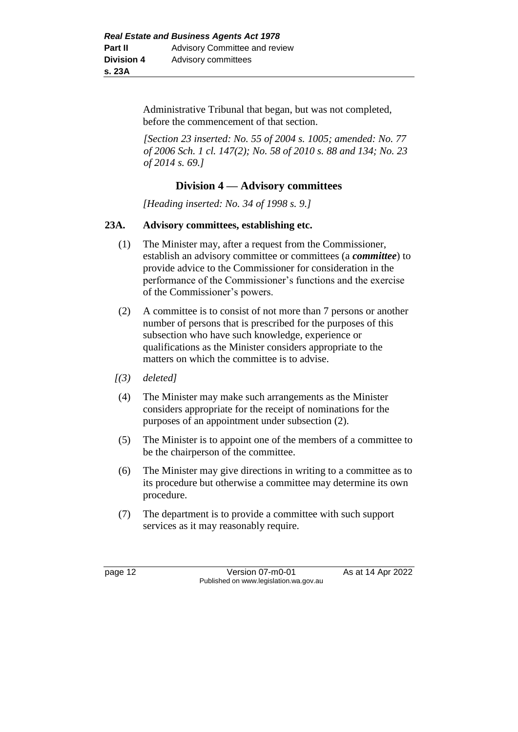Administrative Tribunal that began, but was not completed, before the commencement of that section.

*[Section 23 inserted: No. 55 of 2004 s. 1005; amended: No. 77 of 2006 Sch. 1 cl. 147(2); No. 58 of 2010 s. 88 and 134; No. 23 of 2014 s. 69.]*

## Division 4 — Advisory committees

*[Heading inserted: No. 34 of 1998 s. 9.]*

### 23A. Advisory committees, establishing etc.

(1) The Minister may, after a request from the Commissioner, establish an advisory committee or committees (a ***committee***) to provide advice to the Commissioner for consideration in the performance of the Commissioner's functions and the exercise of the Commissioner's powers.

(2) A committee is to consist of not more than 7 persons or another number of persons that is prescribed for the purposes of this subsection who have such knowledge, experience or qualifications as the Minister considers appropriate to the matters on which the committee is to advise.

*[(3) deleted]*

(4) The Minister may make such arrangements as the Minister considers appropriate for the receipt of nominations for the purposes of an appointment under subsection (2).

(5) The Minister is to appoint one of the members of a committee to be the chairperson of the committee.

(6) The Minister may give directions in writing to a committee as to its procedure but otherwise a committee may determine its own procedure.

(7) The department is to provide a committee with such support services as it may reasonably require.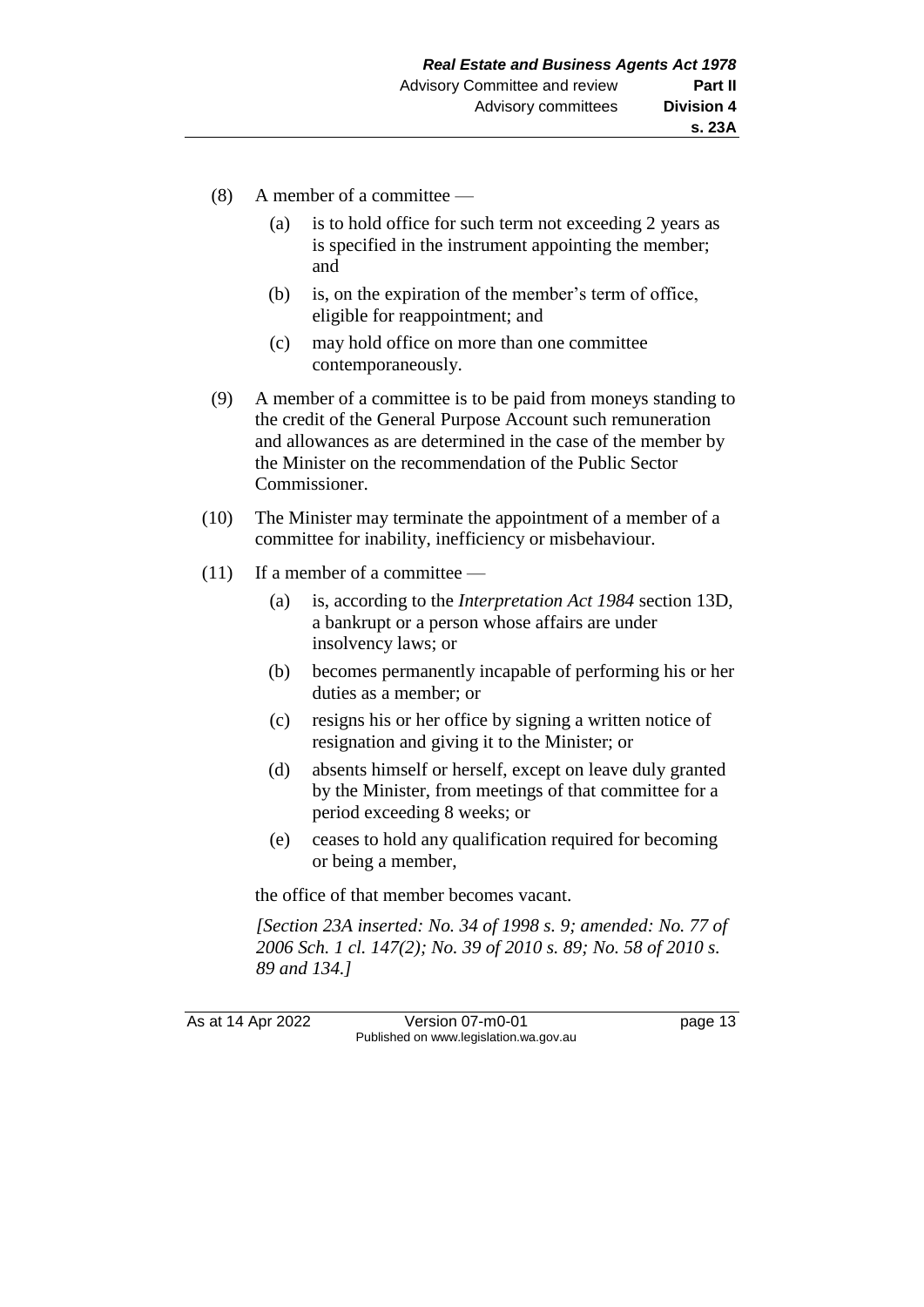(8) A member of a committee —

(a) is to hold office for such term not exceeding 2 years as is specified in the instrument appointing the member; and

(b) is, on the expiration of the member's term of office, eligible for reappointment; and

(c) may hold office on more than one committee contemporaneously.

(9) A member of a committee is to be paid from moneys standing to the credit of the General Purpose Account such remuneration and allowances as are determined in the case of the member by the Minister on the recommendation of the Public Sector Commissioner.

(10) The Minister may terminate the appointment of a member of a committee for inability, inefficiency or misbehaviour.

(11) If a member of a committee —

(a) is, according to the *Interpretation Act 1984* section 13D, a bankrupt or a person whose affairs are under insolvency laws; or

(b) becomes permanently incapable of performing his or her duties as a member; or

(c) resigns his or her office by signing a written notice of resignation and giving it to the Minister; or

(d) absents himself or herself, except on leave duly granted by the Minister, from meetings of that committee for a period exceeding 8 weeks; or

(e) ceases to hold any qualification required for becoming or being a member,

the office of that member becomes vacant.

*[Section 23A inserted: No. 34 of 1998 s. 9; amended: No. 77 of 2006 Sch. 1 cl. 147(2); No. 39 of 2010 s. 89; No. 58 of 2010 s. 89 and 134.]*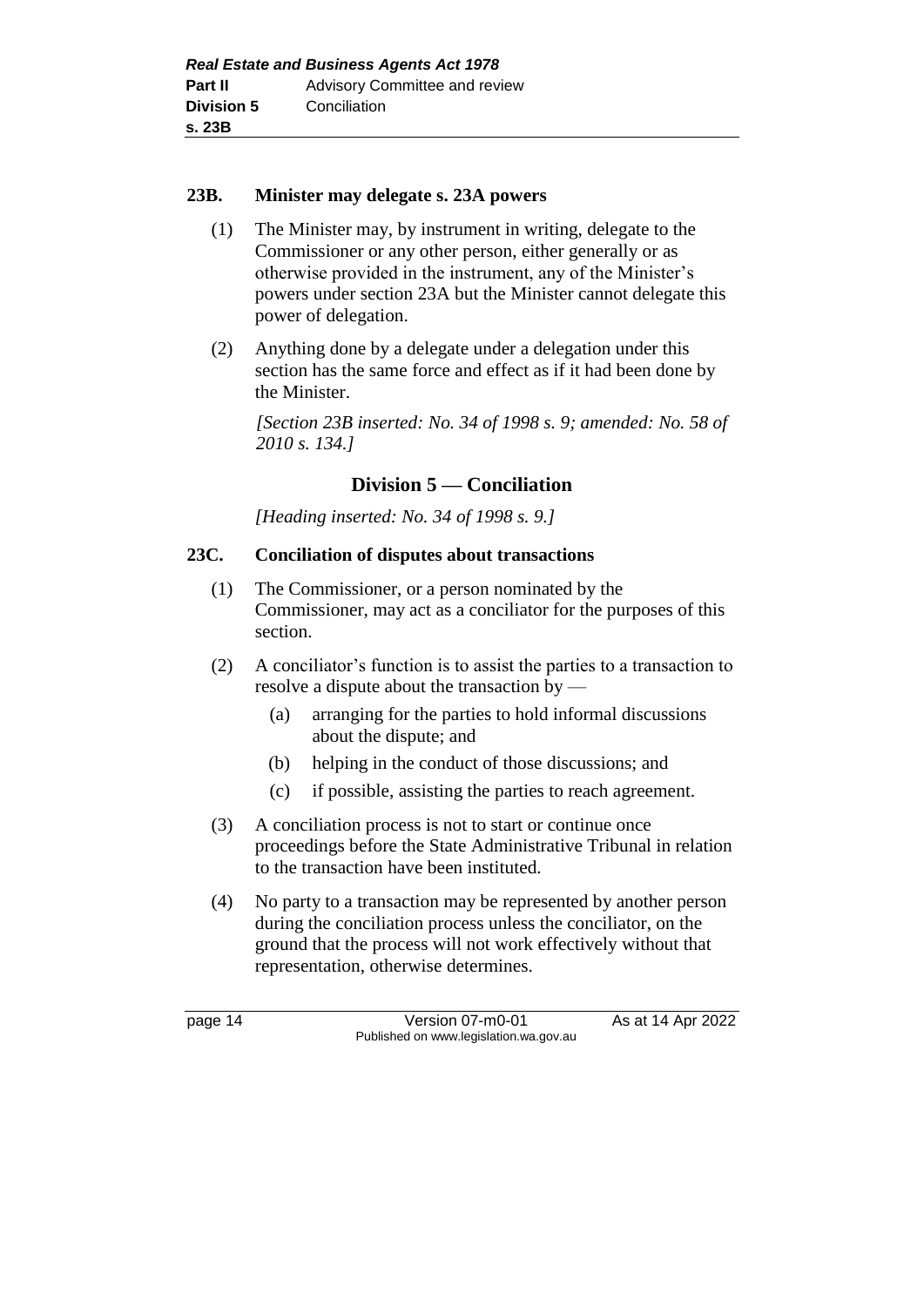**23B. Minister may delegate s. 23A powers**

(1) The Minister may, by instrument in writing, delegate to the Commissioner or any other person, either generally or as otherwise provided in the instrument, any of the Minister's powers under section 23A but the Minister cannot delegate this power of delegation.

(2) Anything done by a delegate under a delegation under this section has the same force and effect as if it had been done by the Minister.

*[Section 23B inserted: No. 34 of 1998 s. 9; amended: No. 58 of 2010 s. 134.]*

## Division 5 — Conciliation

*[Heading inserted: No. 34 of 1998 s. 9.]*

**23C. Conciliation of disputes about transactions**

(1) The Commissioner, or a person nominated by the Commissioner, may act as a conciliator for the purposes of this section.

(2) A conciliator's function is to assist the parties to a transaction to resolve a dispute about the transaction by —

- (a) arranging for the parties to hold informal discussions about the dispute; and
- (b) helping in the conduct of those discussions; and
- (c) if possible, assisting the parties to reach agreement.

(3) A conciliation process is not to start or continue once proceedings before the State Administrative Tribunal in relation to the transaction have been instituted.

(4) No party to a transaction may be represented by another person during the conciliation process unless the conciliator, on the ground that the process will not work effectively without that representation, otherwise determines.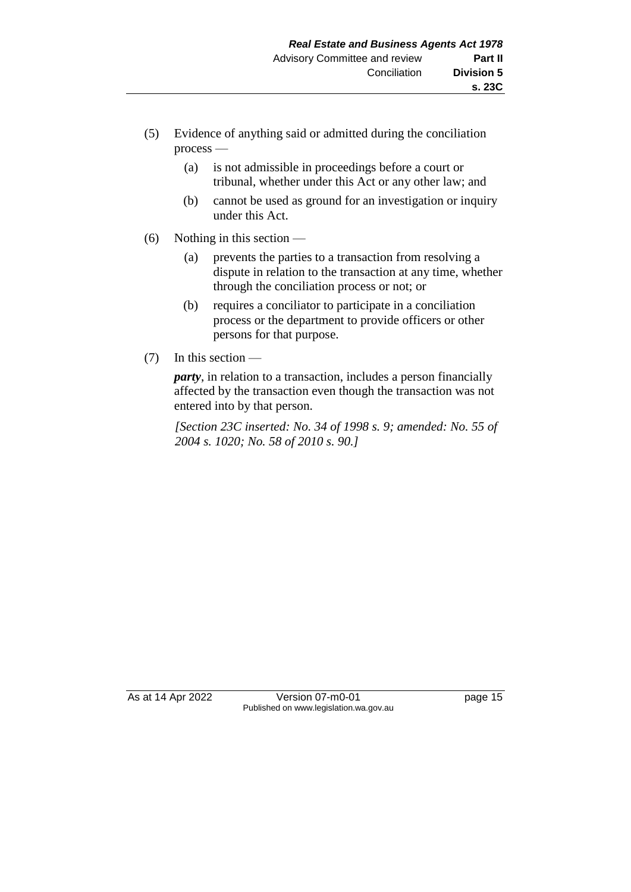(5) Evidence of anything said or admitted during the conciliation process —

  (a) is not admissible in proceedings before a court or tribunal, whether under this Act or any other law; and

  (b) cannot be used as ground for an investigation or inquiry under this Act.

(6) Nothing in this section —

  (a) prevents the parties to a transaction from resolving a dispute in relation to the transaction at any time, whether through the conciliation process or not; or

  (b) requires a conciliator to participate in a conciliation process or the department to provide officers or other persons for that purpose.

(7) In this section —

***party***, in relation to a transaction, includes a person financially affected by the transaction even though the transaction was not entered into by that person.

*[Section 23C inserted: No. 34 of 1998 s. 9; amended: No. 55 of 2004 s. 1020; No. 58 of 2010 s. 90.]*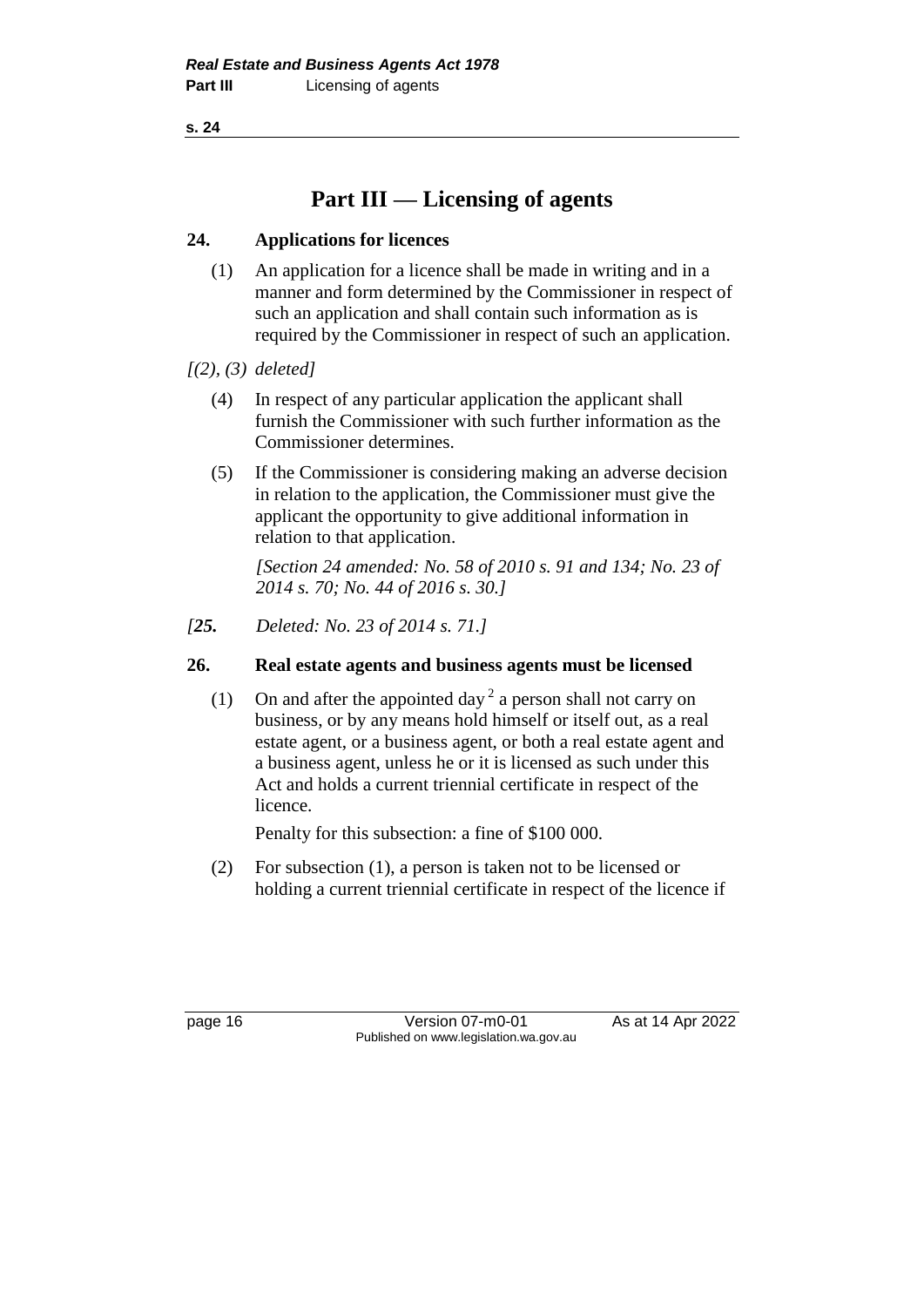# Part III — Licensing of agents

## 24. Applications for licences

(1) An application for a licence shall be made in writing and in a manner and form determined by the Commissioner in respect of such an application and shall contain such information as is required by the Commissioner in respect of such an application.

*[(2), (3) deleted]*

(4) In respect of any particular application the applicant shall furnish the Commissioner with such further information as the Commissioner determines.

(5) If the Commissioner is considering making an adverse decision in relation to the application, the Commissioner must give the applicant the opportunity to give additional information in relation to that application.

*[Section 24 amended: No. 58 of 2010 s. 91 and 134; No. 23 of 2014 s. 70; No. 44 of 2016 s. 30.]*

*[**25.** Deleted: No. 23 of 2014 s. 71.]*

## 26. Real estate agents and business agents must be licensed

(1) On and after the appointed day [2] a person shall not carry on business, or by any means hold himself or itself out, as a real estate agent, or a business agent, or both a real estate agent and a business agent, unless he or it is licensed as such under this Act and holds a current triennial certificate in respect of the licence.

Penalty for this subsection: a fine of $100 000.

(2) For subsection (1), a person is taken not to be licensed or holding a current triennial certificate in respect of the licence if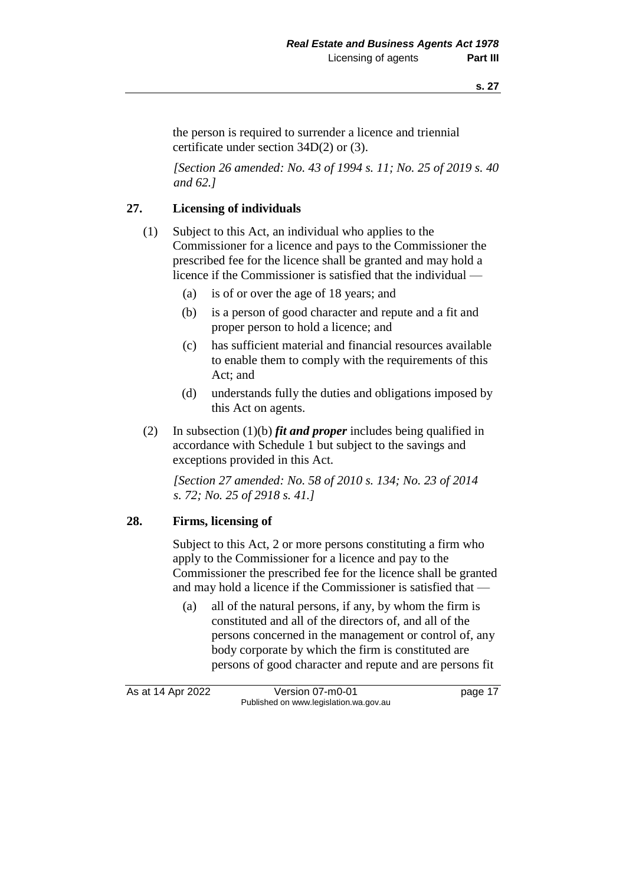the person is required to surrender a licence and triennial certificate under section 34D(2) or (3).

*[Section 26 amended: No. 43 of 1994 s. 11; No. 25 of 2019 s. 40 and 62.]*

## 27. Licensing of individuals

(1) Subject to this Act, an individual who applies to the Commissioner for a licence and pays to the Commissioner the prescribed fee for the licence shall be granted and may hold a licence if the Commissioner is satisfied that the individual —

- (a) is of or over the age of 18 years; and
- (b) is a person of good character and repute and a fit and proper person to hold a licence; and
- (c) has sufficient material and financial resources available to enable them to comply with the requirements of this Act; and
- (d) understands fully the duties and obligations imposed by this Act on agents.

(2) In subsection (1)(b) ***fit and proper*** includes being qualified in accordance with Schedule 1 but subject to the savings and exceptions provided in this Act.

*[Section 27 amended: No. 58 of 2010 s. 134; No. 23 of 2014 s. 72; No. 25 of 2918 s. 41.]*

## 28. Firms, licensing of

Subject to this Act, 2 or more persons constituting a firm who apply to the Commissioner for a licence and pay to the Commissioner the prescribed fee for the licence shall be granted and may hold a licence if the Commissioner is satisfied that —

- (a) all of the natural persons, if any, by whom the firm is constituted and all of the directors of, and all of the persons concerned in the management or control of, any body corporate by which the firm is constituted are persons of good character and repute and are persons fit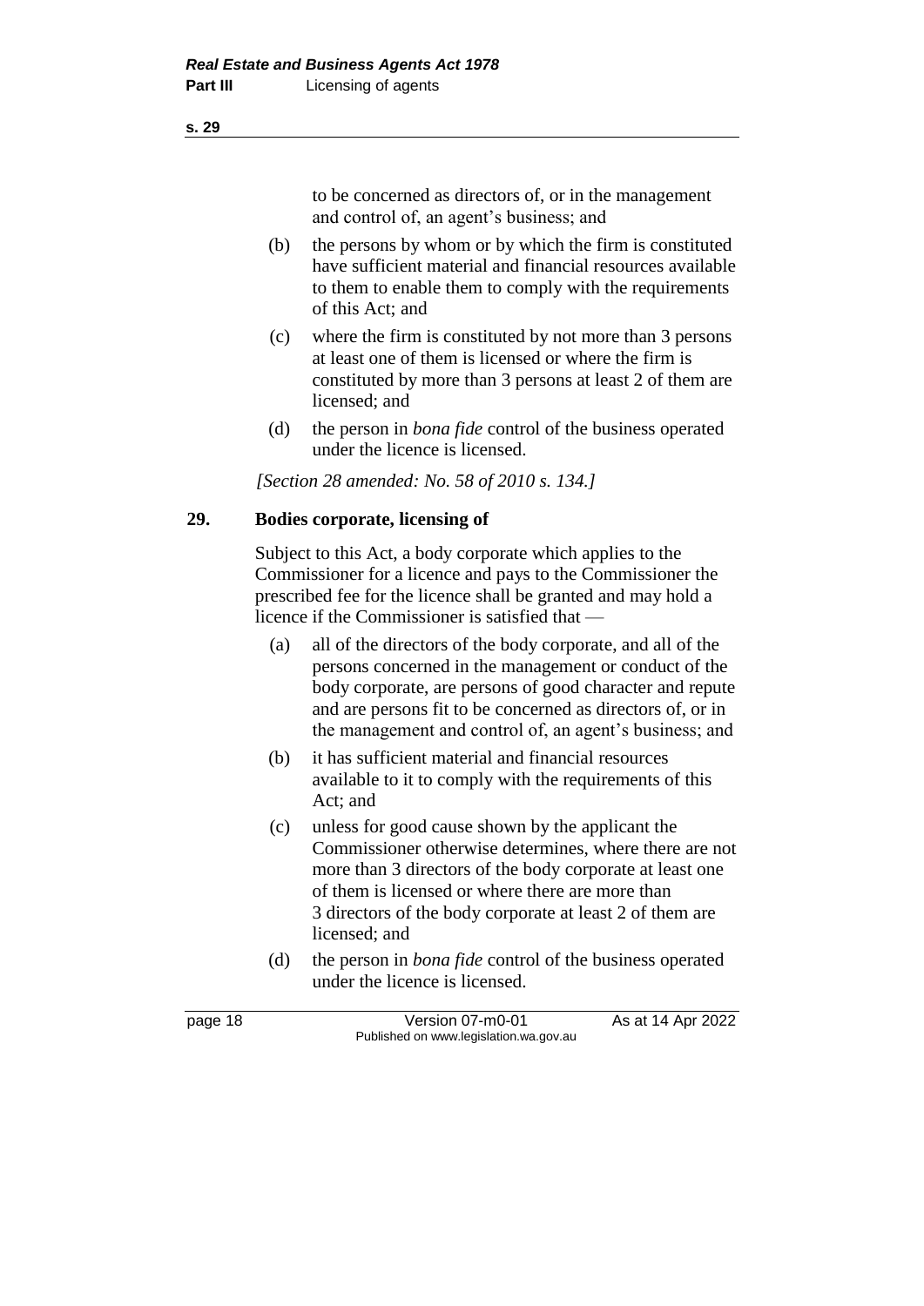to be concerned as directors of, or in the management and control of, an agent's business; and

(b) the persons by whom or by which the firm is constituted have sufficient material and financial resources available to them to enable them to comply with the requirements of this Act; and

(c) where the firm is constituted by not more than 3 persons at least one of them is licensed or where the firm is constituted by more than 3 persons at least 2 of them are licensed; and

(d) the person in *bona fide* control of the business operated under the licence is licensed.

*[Section 28 amended: No. 58 of 2010 s. 134.]*

### 29. Bodies corporate, licensing of

Subject to this Act, a body corporate which applies to the Commissioner for a licence and pays to the Commissioner the prescribed fee for the licence shall be granted and may hold a licence if the Commissioner is satisfied that —

(a) all of the directors of the body corporate, and all of the persons concerned in the management or conduct of the body corporate, are persons of good character and repute and are persons fit to be concerned as directors of, or in the management and control of, an agent's business; and

(b) it has sufficient material and financial resources available to it to comply with the requirements of this Act; and

(c) unless for good cause shown by the applicant the Commissioner otherwise determines, where there are not more than 3 directors of the body corporate at least one of them is licensed or where there are more than 3 directors of the body corporate at least 2 of them are licensed; and

(d) the person in *bona fide* control of the business operated under the licence is licensed.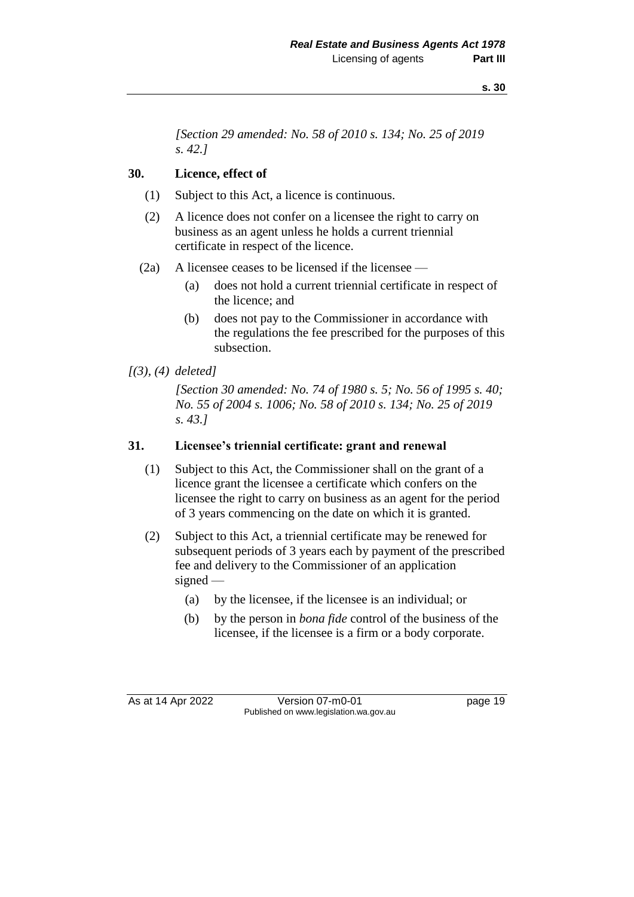*[Section 29 amended: No. 58 of 2010 s. 134; No. 25 of 2019 s. 42.]*

### 30. Licence, effect of

(1) Subject to this Act, a licence is continuous.

(2) A licence does not confer on a licensee the right to carry on business as an agent unless he holds a current triennial certificate in respect of the licence.

(2a) A licensee ceases to be licensed if the licensee —

- (a) does not hold a current triennial certificate in respect of the licence; and
- (b) does not pay to the Commissioner in accordance with the regulations the fee prescribed for the purposes of this subsection.

*[(3), (4) deleted]*

*[Section 30 amended: No. 74 of 1980 s. 5; No. 56 of 1995 s. 40; No. 55 of 2004 s. 1006; No. 58 of 2010 s. 134; No. 25 of 2019 s. 43.]*

### 31. Licensee's triennial certificate: grant and renewal

(1) Subject to this Act, the Commissioner shall on the grant of a licence grant the licensee a certificate which confers on the licensee the right to carry on business as an agent for the period of 3 years commencing on the date on which it is granted.

(2) Subject to this Act, a triennial certificate may be renewed for subsequent periods of 3 years each by payment of the prescribed fee and delivery to the Commissioner of an application signed —

- (a) by the licensee, if the licensee is an individual; or
- (b) by the person in *bona fide* control of the business of the licensee, if the licensee is a firm or a body corporate.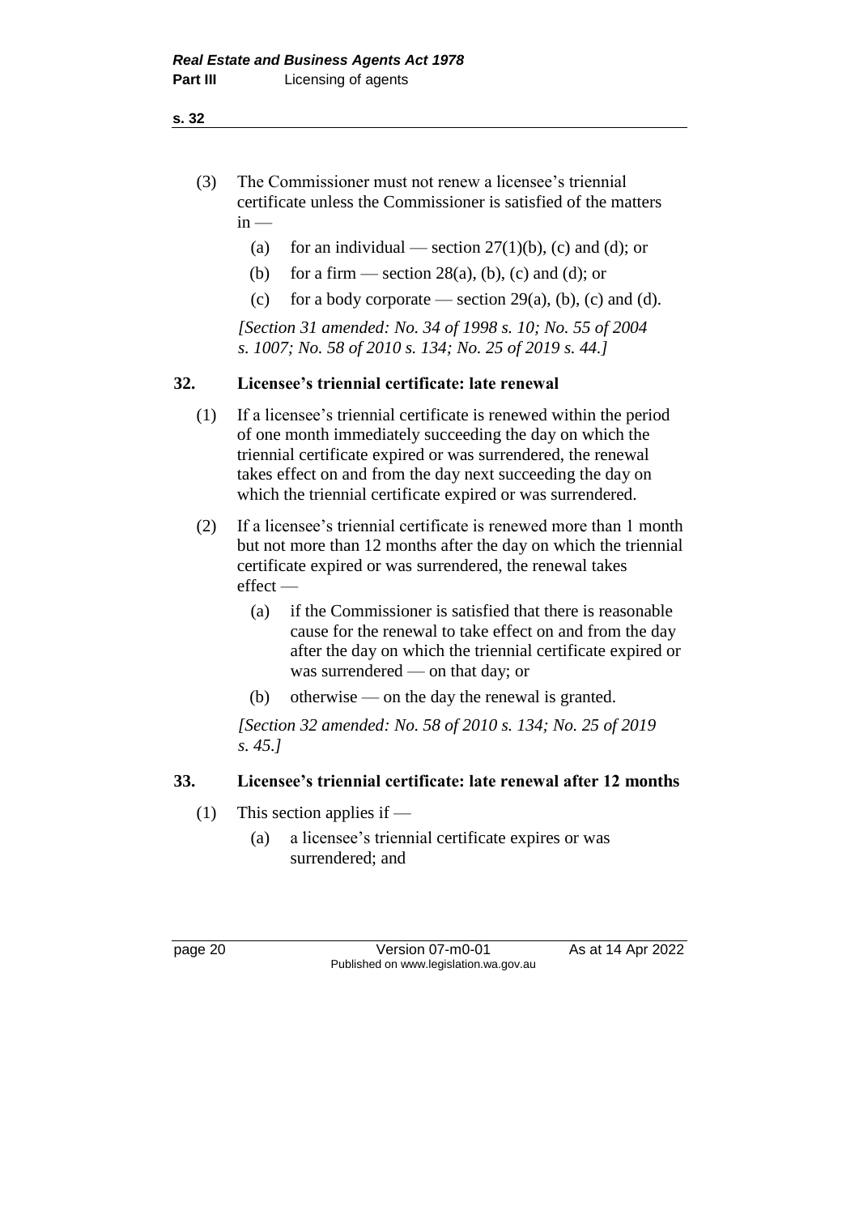(3) The Commissioner must not renew a licensee's triennial certificate unless the Commissioner is satisfied of the matters in —

   (a) for an individual — section 27(1)(b), (c) and (d); or

   (b) for a firm — section 28(a), (b), (c) and (d); or

   (c) for a body corporate — section 29(a), (b), (c) and (d).

*[Section 31 amended: No. 34 of 1998 s. 10; No. 55 of 2004 s. 1007; No. 58 of 2010 s. 134; No. 25 of 2019 s. 44.]*

## 32. Licensee's triennial certificate: late renewal

(1) If a licensee's triennial certificate is renewed within the period of one month immediately succeeding the day on which the triennial certificate expired or was surrendered, the renewal takes effect on and from the day next succeeding the day on which the triennial certificate expired or was surrendered.

(2) If a licensee's triennial certificate is renewed more than 1 month but not more than 12 months after the day on which the triennial certificate expired or was surrendered, the renewal takes effect —

   (a) if the Commissioner is satisfied that there is reasonable cause for the renewal to take effect on and from the day after the day on which the triennial certificate expired or was surrendered — on that day; or

   (b) otherwise — on the day the renewal is granted.

*[Section 32 amended: No. 58 of 2010 s. 134; No. 25 of 2019 s. 45.]*

## 33. Licensee's triennial certificate: late renewal after 12 months

(1) This section applies if —

   (a) a licensee's triennial certificate expires or was surrendered; and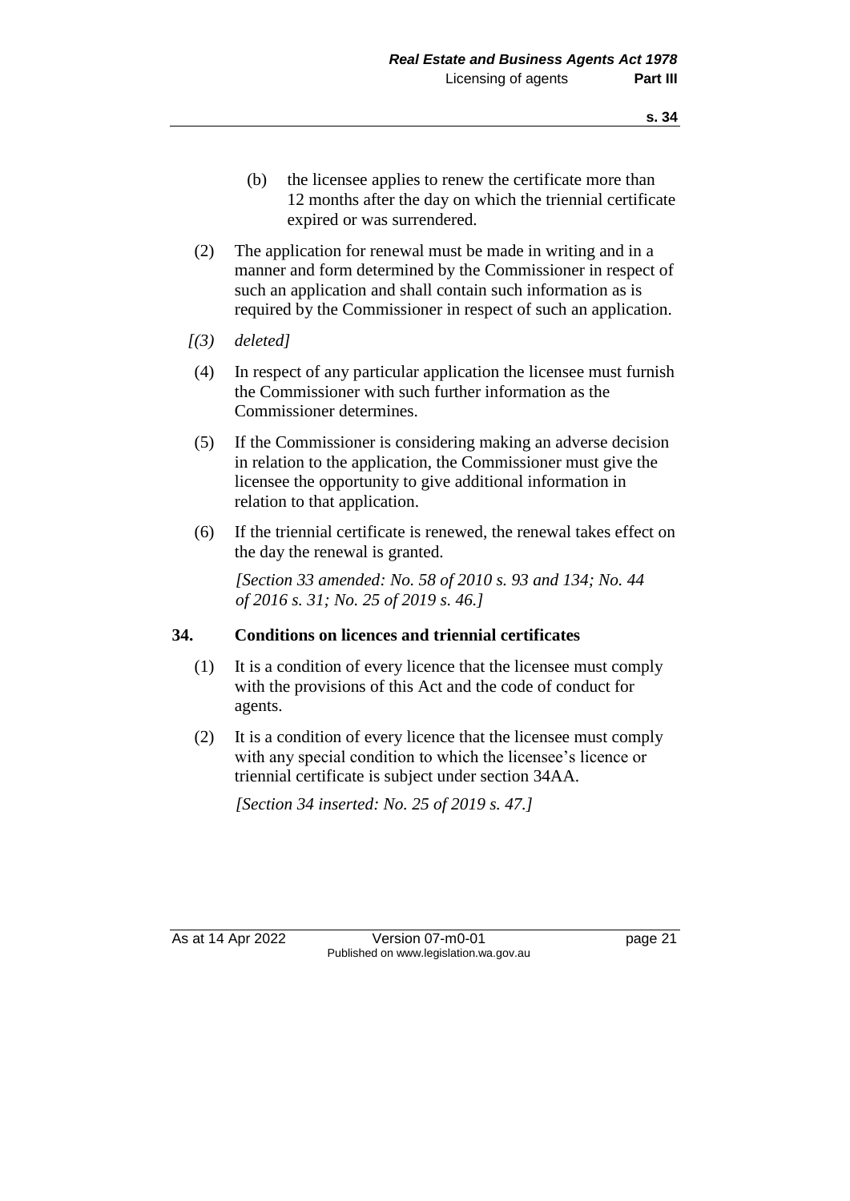(b) the licensee applies to renew the certificate more than 12 months after the day on which the triennial certificate expired or was surrendered.

(2) The application for renewal must be made in writing and in a manner and form determined by the Commissioner in respect of such an application and shall contain such information as is required by the Commissioner in respect of such an application.

*[(3) deleted]*

(4) In respect of any particular application the licensee must furnish the Commissioner with such further information as the Commissioner determines.

(5) If the Commissioner is considering making an adverse decision in relation to the application, the Commissioner must give the licensee the opportunity to give additional information in relation to that application.

(6) If the triennial certificate is renewed, the renewal takes effect on the day the renewal is granted.

*[Section 33 amended: No. 58 of 2010 s. 93 and 134; No. 44 of 2016 s. 31; No. 25 of 2019 s. 46.]*

### 34. Conditions on licences and triennial certificates

(1) It is a condition of every licence that the licensee must comply with the provisions of this Act and the code of conduct for agents.

(2) It is a condition of every licence that the licensee must comply with any special condition to which the licensee's licence or triennial certificate is subject under section 34AA.

*[Section 34 inserted: No. 25 of 2019 s. 47.]*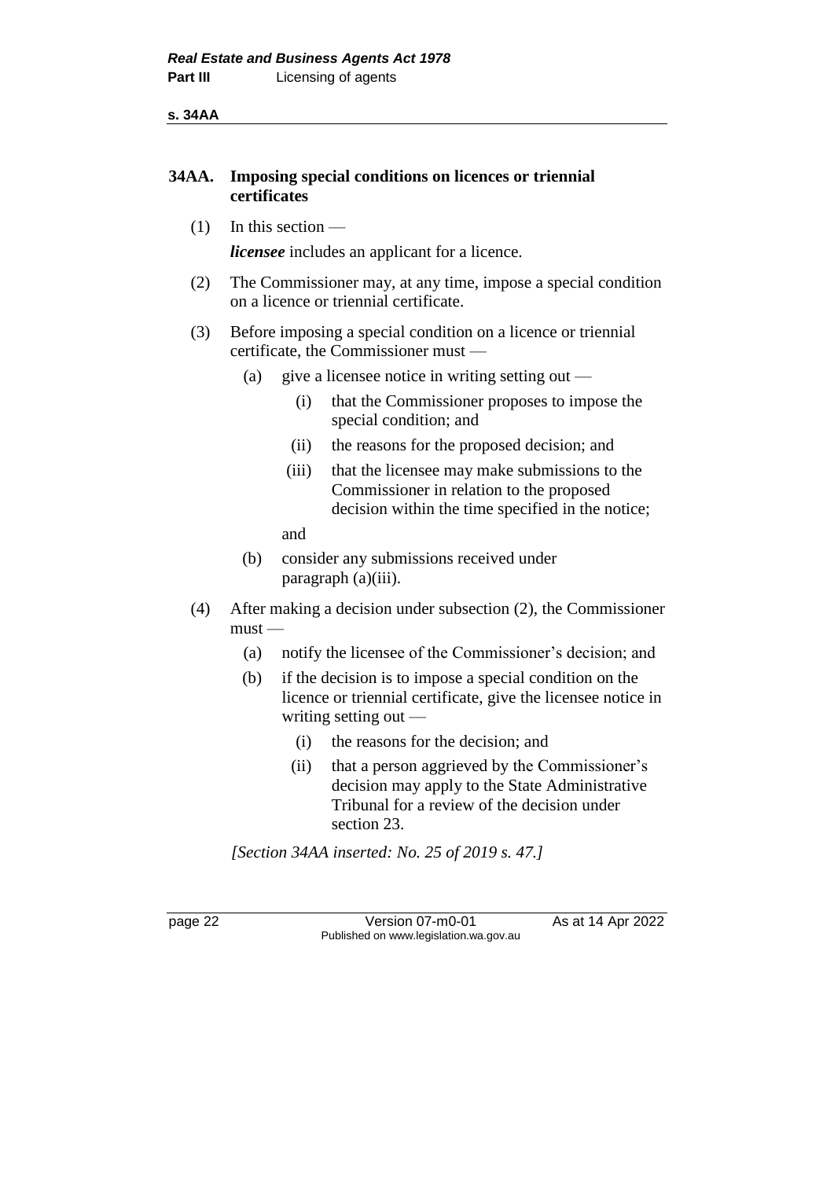## 34AA. Imposing special conditions on licences or triennial certificates

(1) In this section —

*licensee* includes an applicant for a licence.

(2) The Commissioner may, at any time, impose a special condition on a licence or triennial certificate.

(3) Before imposing a special condition on a licence or triennial certificate, the Commissioner must —

  (a) give a licensee notice in writing setting out —

    (i) that the Commissioner proposes to impose the special condition; and

    (ii) the reasons for the proposed decision; and

    (iii) that the licensee may make submissions to the Commissioner in relation to the proposed decision within the time specified in the notice;

  and

  (b) consider any submissions received under paragraph (a)(iii).

(4) After making a decision under subsection (2), the Commissioner must —

  (a) notify the licensee of the Commissioner's decision; and

  (b) if the decision is to impose a special condition on the licence or triennial certificate, give the licensee notice in writing setting out —

    (i) the reasons for the decision; and

    (ii) that a person aggrieved by the Commissioner's decision may apply to the State Administrative Tribunal for a review of the decision under section 23.

*[Section 34AA inserted: No. 25 of 2019 s. 47.]*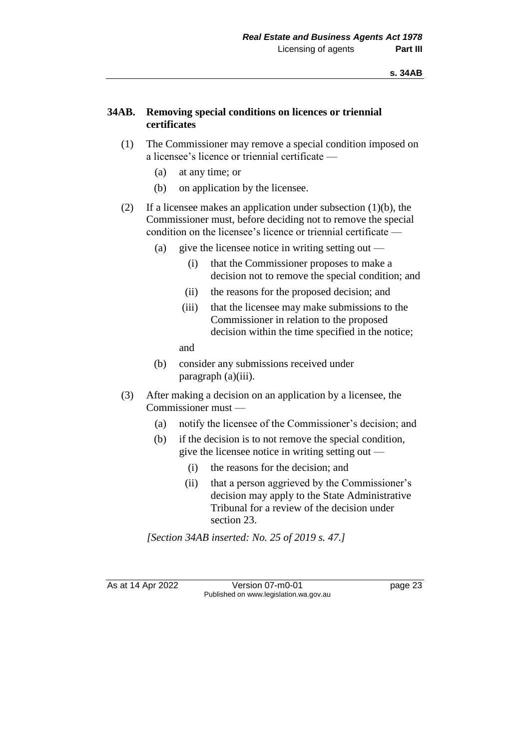## 34AB. Removing special conditions on licences or triennial certificates

(1) The Commissioner may remove a special condition imposed on a licensee's licence or triennial certificate —

  (a) at any time; or

  (b) on application by the licensee.

(2) If a licensee makes an application under subsection (1)(b), the Commissioner must, before deciding not to remove the special condition on the licensee's licence or triennial certificate —

  (a) give the licensee notice in writing setting out —

    (i) that the Commissioner proposes to make a decision not to remove the special condition; and

    (ii) the reasons for the proposed decision; and

    (iii) that the licensee may make submissions to the Commissioner in relation to the proposed decision within the time specified in the notice;

  and

  (b) consider any submissions received under paragraph (a)(iii).

(3) After making a decision on an application by a licensee, the Commissioner must —

  (a) notify the licensee of the Commissioner's decision; and

  (b) if the decision is to not remove the special condition, give the licensee notice in writing setting out —

    (i) the reasons for the decision; and

    (ii) that a person aggrieved by the Commissioner's decision may apply to the State Administrative Tribunal for a review of the decision under section 23.

*[Section 34AB inserted: No. 25 of 2019 s. 47.]*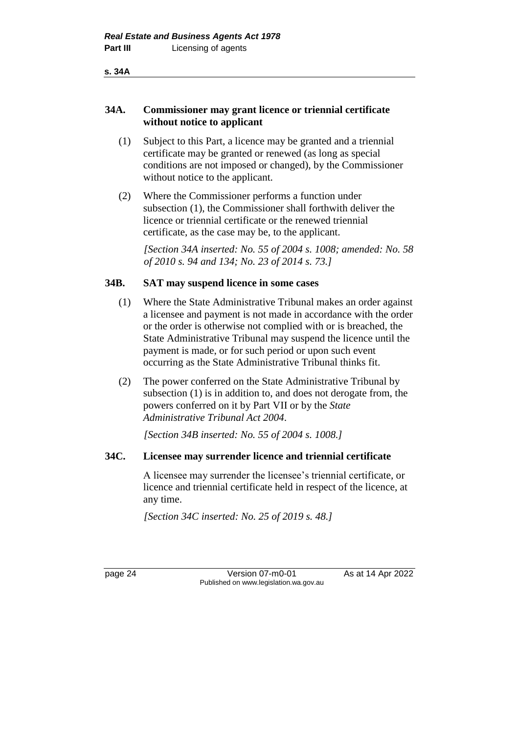### 34A. Commissioner may grant licence or triennial certificate without notice to applicant

(1) Subject to this Part, a licence may be granted and a triennial certificate may be granted or renewed (as long as special conditions are not imposed or changed), by the Commissioner without notice to the applicant.

(2) Where the Commissioner performs a function under subsection (1), the Commissioner shall forthwith deliver the licence or triennial certificate or the renewed triennial certificate, as the case may be, to the applicant.

*[Section 34A inserted: No. 55 of 2004 s. 1008; amended: No. 58 of 2010 s. 94 and 134; No. 23 of 2014 s. 73.]*

### 34B. SAT may suspend licence in some cases

(1) Where the State Administrative Tribunal makes an order against a licensee and payment is not made in accordance with the order or the order is otherwise not complied with or is breached, the State Administrative Tribunal may suspend the licence until the payment is made, or for such period or upon such event occurring as the State Administrative Tribunal thinks fit.

(2) The power conferred on the State Administrative Tribunal by subsection (1) is in addition to, and does not derogate from, the powers conferred on it by Part VII or by the *State Administrative Tribunal Act 2004*.

*[Section 34B inserted: No. 55 of 2004 s. 1008.]*

### 34C. Licensee may surrender licence and triennial certificate

A licensee may surrender the licensee's triennial certificate, or licence and triennial certificate held in respect of the licence, at any time.

*[Section 34C inserted: No. 25 of 2019 s. 48.]*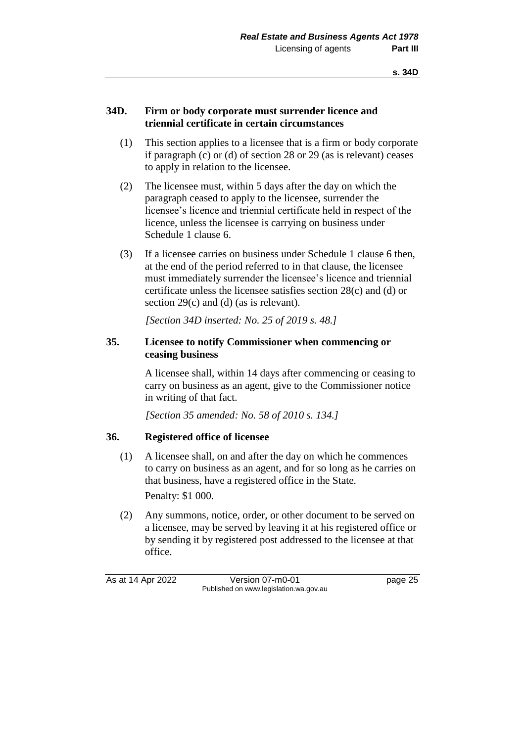### 34D. Firm or body corporate must surrender licence and triennial certificate in certain circumstances

(1) This section applies to a licensee that is a firm or body corporate if paragraph (c) or (d) of section 28 or 29 (as is relevant) ceases to apply in relation to the licensee.

(2) The licensee must, within 5 days after the day on which the paragraph ceased to apply to the licensee, surrender the licensee's licence and triennial certificate held in respect of the licence, unless the licensee is carrying on business under Schedule 1 clause 6.

(3) If a licensee carries on business under Schedule 1 clause 6 then, at the end of the period referred to in that clause, the licensee must immediately surrender the licensee's licence and triennial certificate unless the licensee satisfies section 28(c) and (d) or section 29(c) and (d) (as is relevant).

*[Section 34D inserted: No. 25 of 2019 s. 48.]*

### 35. Licensee to notify Commissioner when commencing or ceasing business

A licensee shall, within 14 days after commencing or ceasing to carry on business as an agent, give to the Commissioner notice in writing of that fact.

*[Section 35 amended: No. 58 of 2010 s. 134.]*

### 36. Registered office of licensee

(1) A licensee shall, on and after the day on which he commences to carry on business as an agent, and for so long as he carries on that business, have a registered office in the State.

Penalty: $1 000.

(2) Any summons, notice, order, or other document to be served on a licensee, may be served by leaving it at his registered office or by sending it by registered post addressed to the licensee at that office.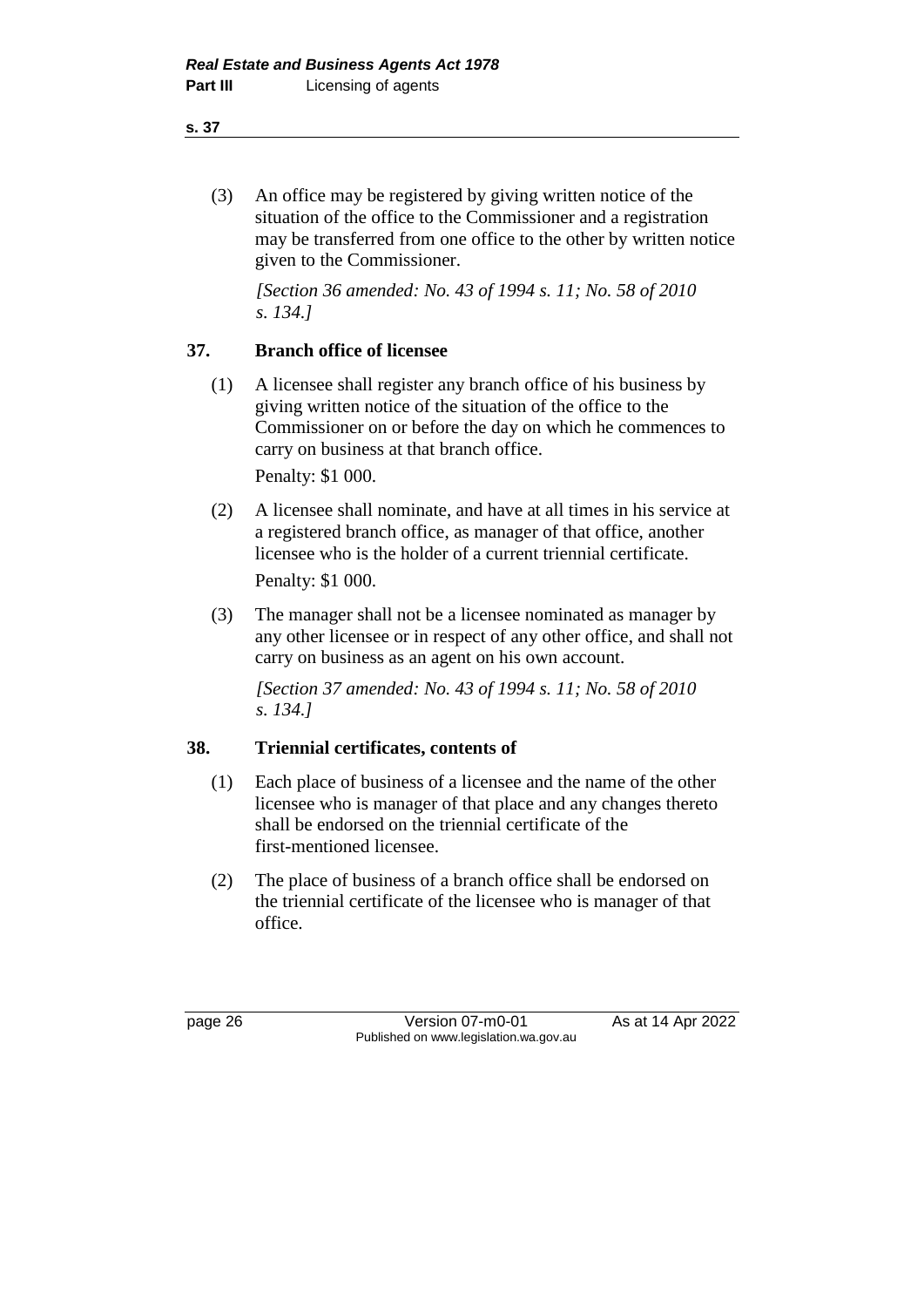(3) An office may be registered by giving written notice of the situation of the office to the Commissioner and a registration may be transferred from one office to the other by written notice given to the Commissioner.

*[Section 36 amended: No. 43 of 1994 s. 11; No. 58 of 2010 s. 134.]*

## 37. Branch office of licensee

(1) A licensee shall register any branch office of his business by giving written notice of the situation of the office to the Commissioner on or before the day on which he commences to carry on business at that branch office.

Penalty: $1 000.

(2) A licensee shall nominate, and have at all times in his service at a registered branch office, as manager of that office, another licensee who is the holder of a current triennial certificate.

Penalty: $1 000.

(3) The manager shall not be a licensee nominated as manager by any other licensee or in respect of any other office, and shall not carry on business as an agent on his own account.

*[Section 37 amended: No. 43 of 1994 s. 11; No. 58 of 2010 s. 134.]*

## 38. Triennial certificates, contents of

(1) Each place of business of a licensee and the name of the other licensee who is manager of that place and any changes thereto shall be endorsed on the triennial certificate of the first-mentioned licensee.

(2) The place of business of a branch office shall be endorsed on the triennial certificate of the licensee who is manager of that office.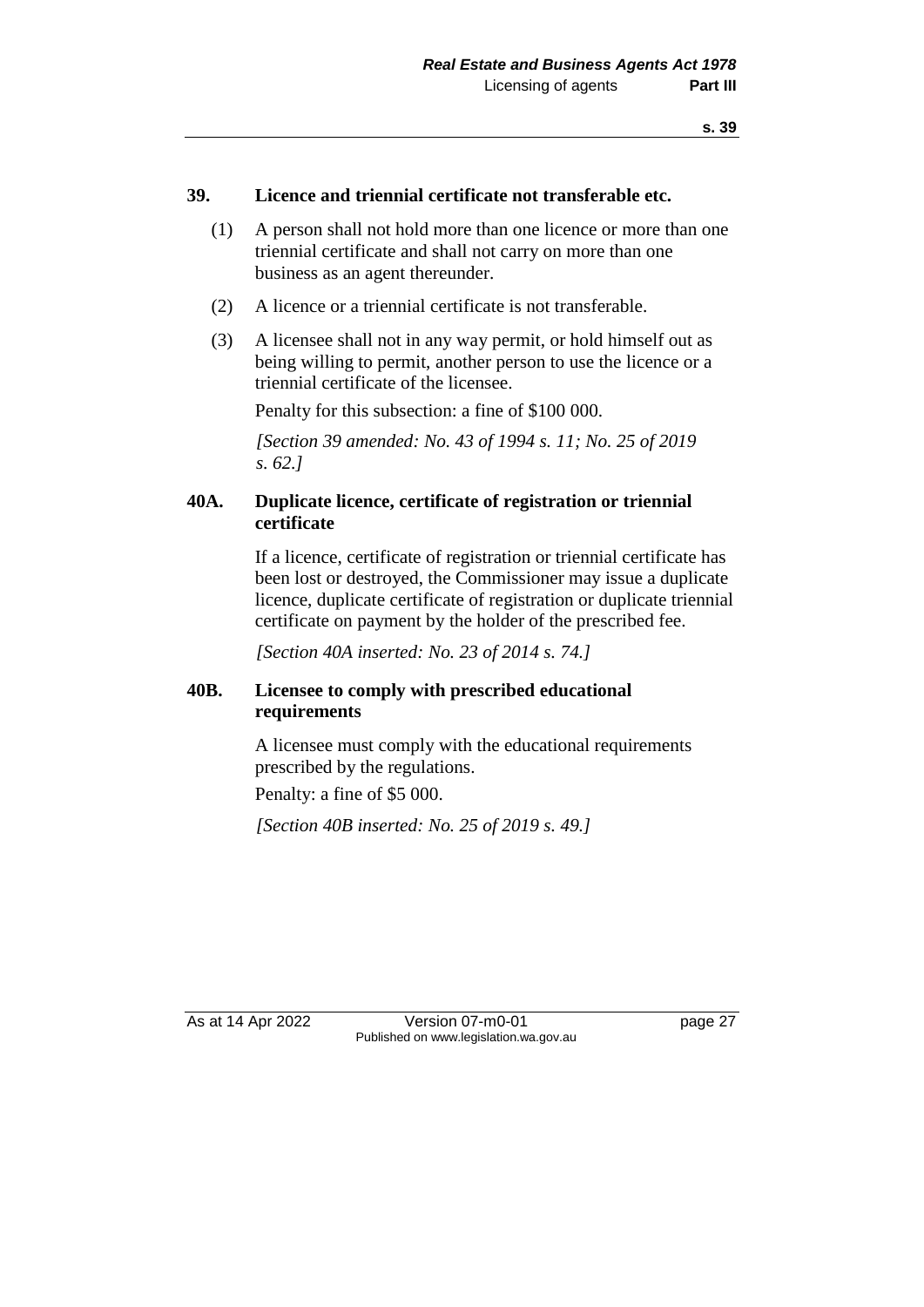## 39. Licence and triennial certificate not transferable etc.

(1) A person shall not hold more than one licence or more than one triennial certificate and shall not carry on more than one business as an agent thereunder.

(2) A licence or a triennial certificate is not transferable.

(3) A licensee shall not in any way permit, or hold himself out as being willing to permit, another person to use the licence or a triennial certificate of the licensee.

Penalty for this subsection: a fine of $100 000.

*[Section 39 amended: No. 43 of 1994 s. 11; No. 25 of 2019 s. 62.]*

## 40A. Duplicate licence, certificate of registration or triennial certificate

If a licence, certificate of registration or triennial certificate has been lost or destroyed, the Commissioner may issue a duplicate licence, duplicate certificate of registration or duplicate triennial certificate on payment by the holder of the prescribed fee.

*[Section 40A inserted: No. 23 of 2014 s. 74.]*

## 40B. Licensee to comply with prescribed educational requirements

A licensee must comply with the educational requirements prescribed by the regulations.

Penalty: a fine of $5 000.

*[Section 40B inserted: No. 25 of 2019 s. 49.]*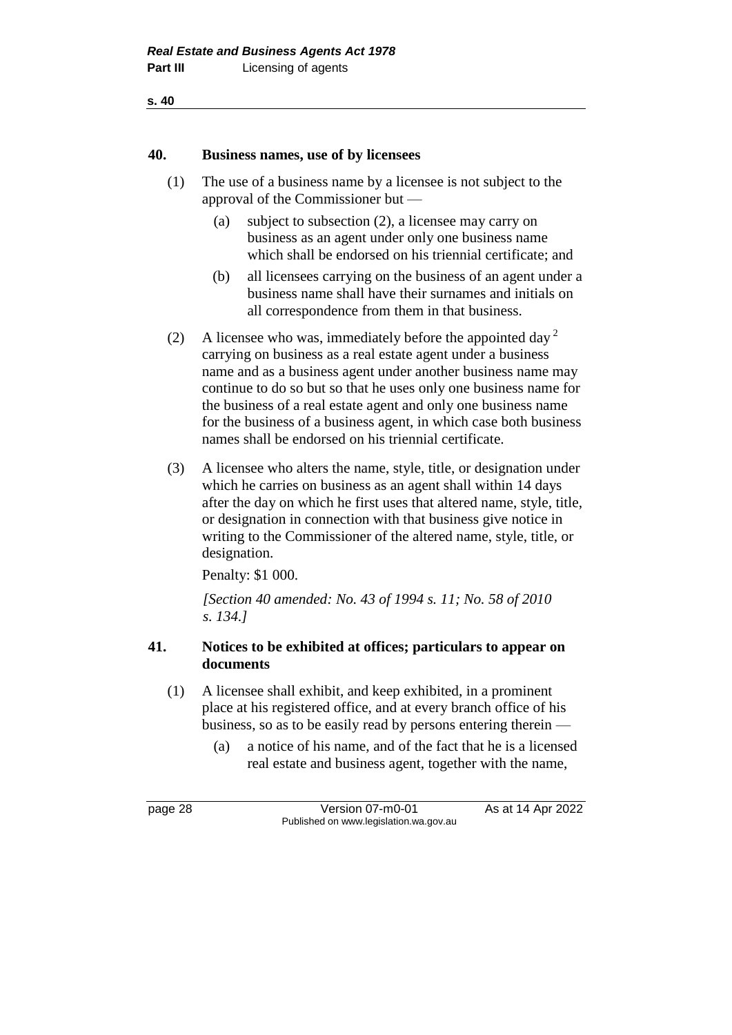**40. Business names, use of by licensees**

(1) The use of a business name by a licensee is not subject to the approval of the Commissioner but —

(a) subject to subsection (2), a licensee may carry on business as an agent under only one business name which shall be endorsed on his triennial certificate; and

(b) all licensees carrying on the business of an agent under a business name shall have their surnames and initials on all correspondence from them in that business.

(2) A licensee who was, immediately before the appointed day [2] carrying on business as a real estate agent under a business name and as a business agent under another business name may continue to do so but so that he uses only one business name for the business of a real estate agent and only one business name for the business of a business agent, in which case both business names shall be endorsed on his triennial certificate.

(3) A licensee who alters the name, style, title, or designation under which he carries on business as an agent shall within 14 days after the day on which he first uses that altered name, style, title, or designation in connection with that business give notice in writing to the Commissioner of the altered name, style, title, or designation.

Penalty: $1 000.

*[Section 40 amended: No. 43 of 1994 s. 11; No. 58 of 2010 s. 134.]*

**41. Notices to be exhibited at offices; particulars to appear on documents**

(1) A licensee shall exhibit, and keep exhibited, in a prominent place at his registered office, and at every branch office of his business, so as to be easily read by persons entering therein —

(a) a notice of his name, and of the fact that he is a licensed real estate and business agent, together with the name,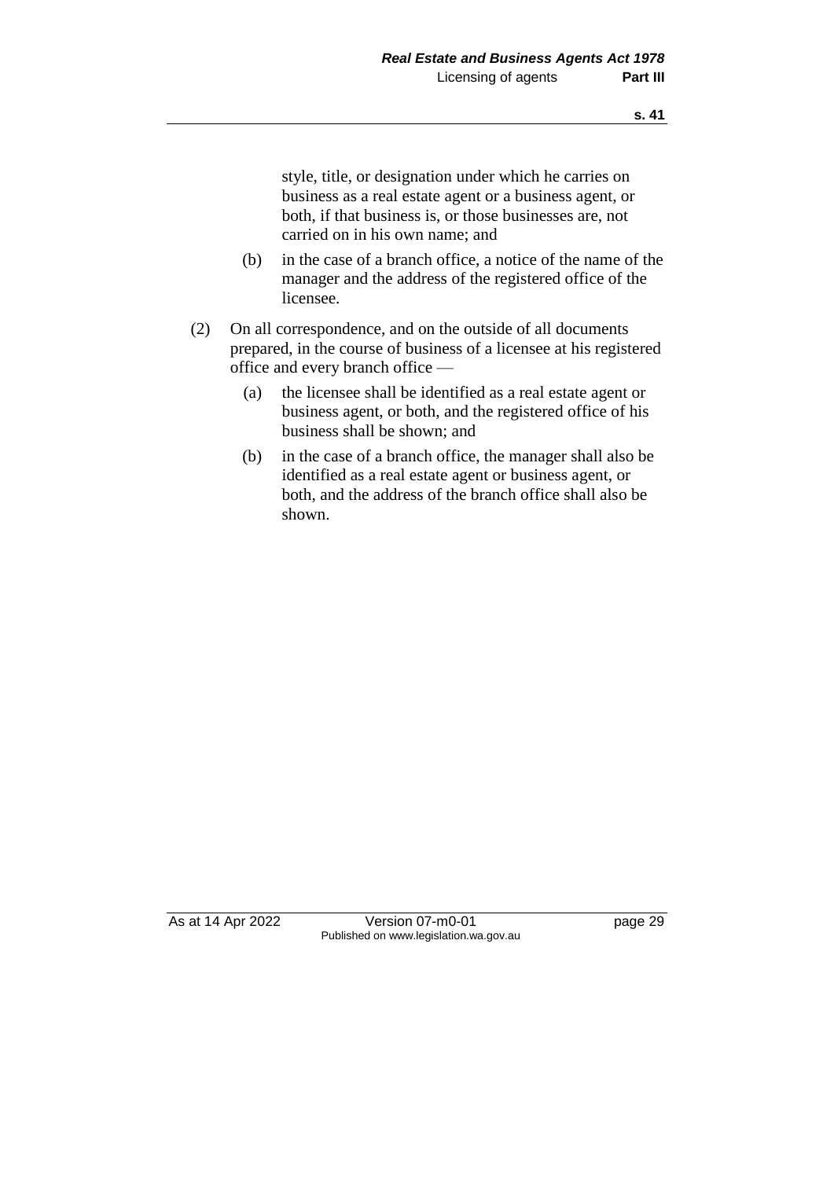style, title, or designation under which he carries on business as a real estate agent or a business agent, or both, if that business is, or those businesses are, not carried on in his own name; and

(b) in the case of a branch office, a notice of the name of the manager and the address of the registered office of the licensee.

(2) On all correspondence, and on the outside of all documents prepared, in the course of business of a licensee at his registered office and every branch office —

(a) the licensee shall be identified as a real estate agent or business agent, or both, and the registered office of his business shall be shown; and

(b) in the case of a branch office, the manager shall also be identified as a real estate agent or business agent, or both, and the address of the branch office shall also be shown.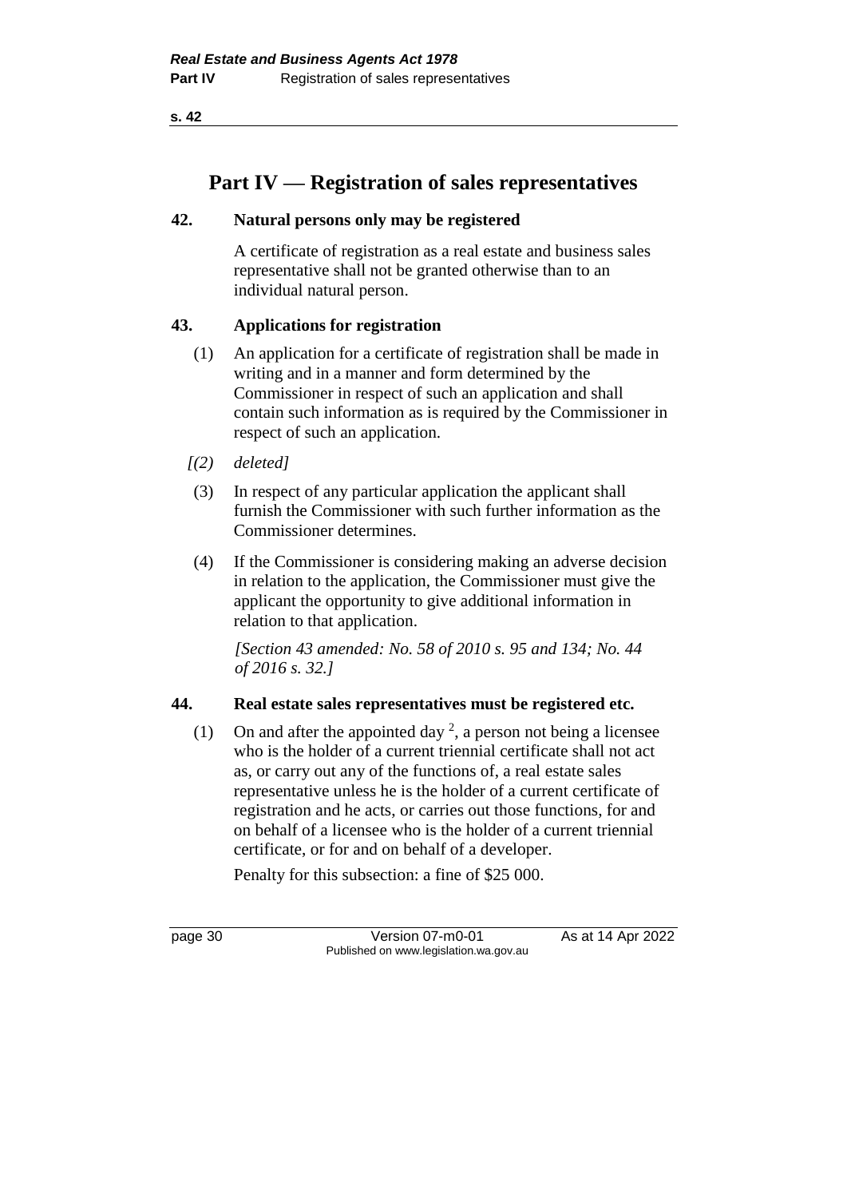# Part IV — Registration of sales representatives

## 42. Natural persons only may be registered

A certificate of registration as a real estate and business sales representative shall not be granted otherwise than to an individual natural person.

## 43. Applications for registration

(1) An application for a certificate of registration shall be made in writing and in a manner and form determined by the Commissioner in respect of such an application and shall contain such information as is required by the Commissioner in respect of such an application.

*[(2) deleted]*

(3) In respect of any particular application the applicant shall furnish the Commissioner with such further information as the Commissioner determines.

(4) If the Commissioner is considering making an adverse decision in relation to the application, the Commissioner must give the applicant the opportunity to give additional information in relation to that application.

*[Section 43 amended: No. 58 of 2010 s. 95 and 134; No. 44 of 2016 s. 32.]*

## 44. Real estate sales representatives must be registered etc.

(1) On and after the appointed day [2], a person not being a licensee who is the holder of a current triennial certificate shall not act as, or carry out any of the functions of, a real estate sales representative unless he is the holder of a current certificate of registration and he acts, or carries out those functions, for and on behalf of a licensee who is the holder of a current triennial certificate, or for and on behalf of a developer.

Penalty for this subsection: a fine of $25 000.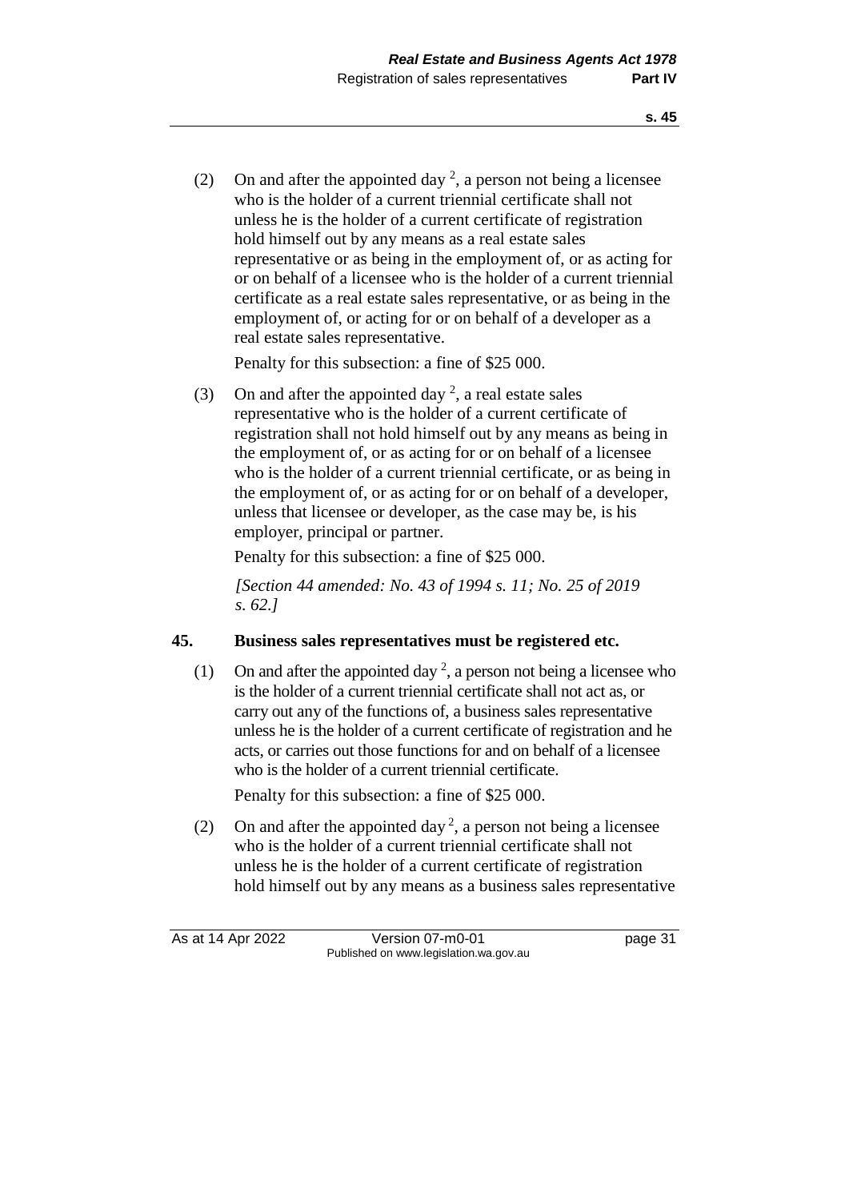(2) On and after the appointed day [2], a person not being a licensee who is the holder of a current triennial certificate shall not unless he is the holder of a current certificate of registration hold himself out by any means as a real estate sales representative or as being in the employment of, or as acting for or on behalf of a licensee who is the holder of a current triennial certificate as a real estate sales representative, or as being in the employment of, or acting for or on behalf of a developer as a real estate sales representative.

Penalty for this subsection: a fine of $25 000.

(3) On and after the appointed day [2], a real estate sales representative who is the holder of a current certificate of registration shall not hold himself out by any means as being in the employment of, or as acting for or on behalf of a licensee who is the holder of a current triennial certificate, or as being in the employment of, or as acting for or on behalf of a developer, unless that licensee or developer, as the case may be, is his employer, principal or partner.

Penalty for this subsection: a fine of $25 000.

*[Section 44 amended: No. 43 of 1994 s. 11; No. 25 of 2019 s. 62.]*

### 45. Business sales representatives must be registered etc.

(1) On and after the appointed day [2], a person not being a licensee who is the holder of a current triennial certificate shall not act as, or carry out any of the functions of, a business sales representative unless he is the holder of a current certificate of registration and he acts, or carries out those functions for and on behalf of a licensee who is the holder of a current triennial certificate.

Penalty for this subsection: a fine of $25 000.

(2) On and after the appointed day [2], a person not being a licensee who is the holder of a current triennial certificate shall not unless he is the holder of a current certificate of registration hold himself out by any means as a business sales representative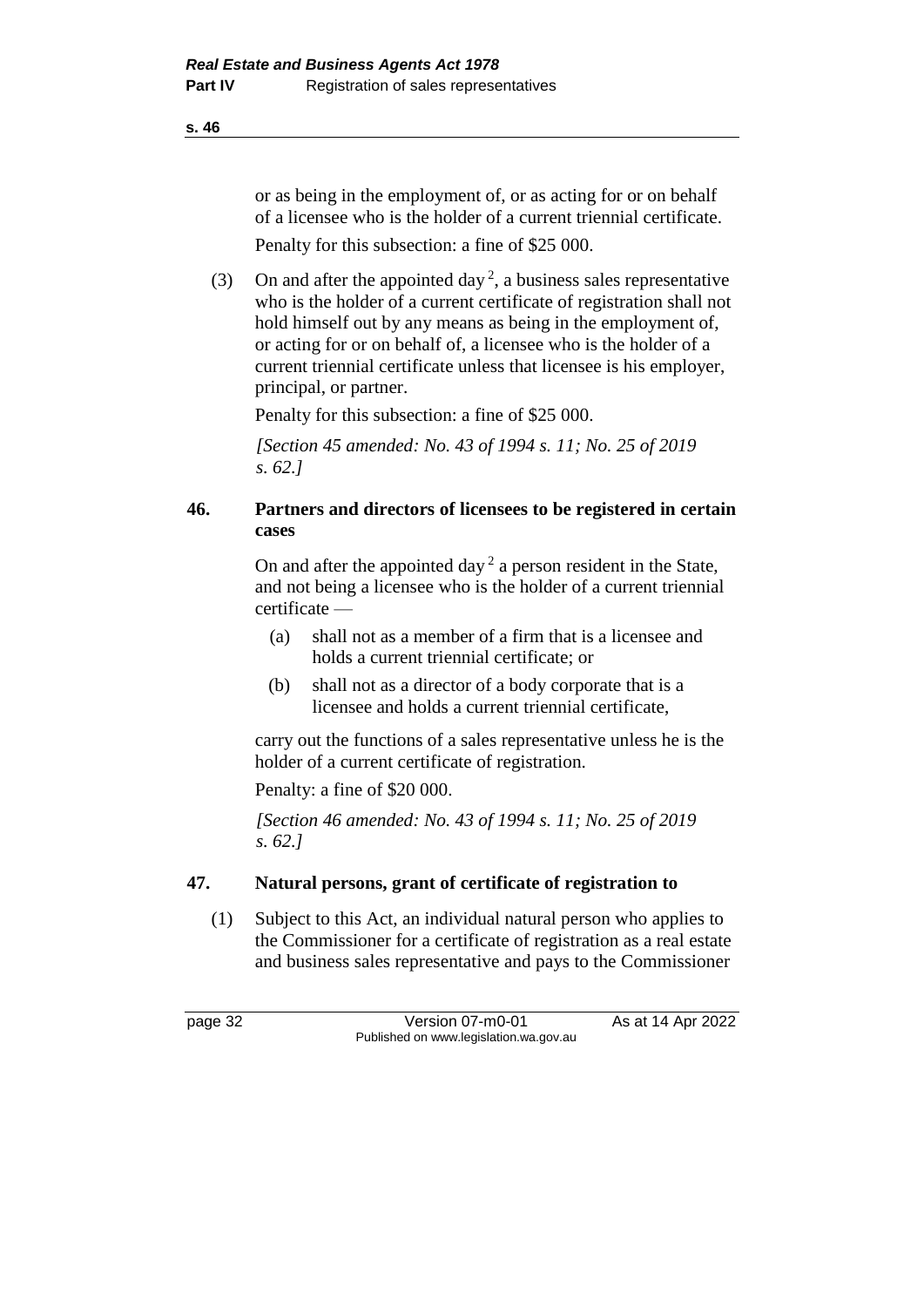or as being in the employment of, or as acting for or on behalf of a licensee who is the holder of a current triennial certificate.

Penalty for this subsection: a fine of $25 000.

(3) On and after the appointed day [2], a business sales representative who is the holder of a current certificate of registration shall not hold himself out by any means as being in the employment of, or acting for or on behalf of, a licensee who is the holder of a current triennial certificate unless that licensee is his employer, principal, or partner.

Penalty for this subsection: a fine of $25 000.

*[Section 45 amended: No. 43 of 1994 s. 11; No. 25 of 2019 s. 62.]*

### 46. Partners and directors of licensees to be registered in certain cases

On and after the appointed day [2] a person resident in the State, and not being a licensee who is the holder of a current triennial certificate —

(a) shall not as a member of a firm that is a licensee and holds a current triennial certificate; or

(b) shall not as a director of a body corporate that is a licensee and holds a current triennial certificate,

carry out the functions of a sales representative unless he is the holder of a current certificate of registration.

Penalty: a fine of $20 000.

*[Section 46 amended: No. 43 of 1994 s. 11; No. 25 of 2019 s. 62.]*

### 47. Natural persons, grant of certificate of registration to

(1) Subject to this Act, an individual natural person who applies to the Commissioner for a certificate of registration as a real estate and business sales representative and pays to the Commissioner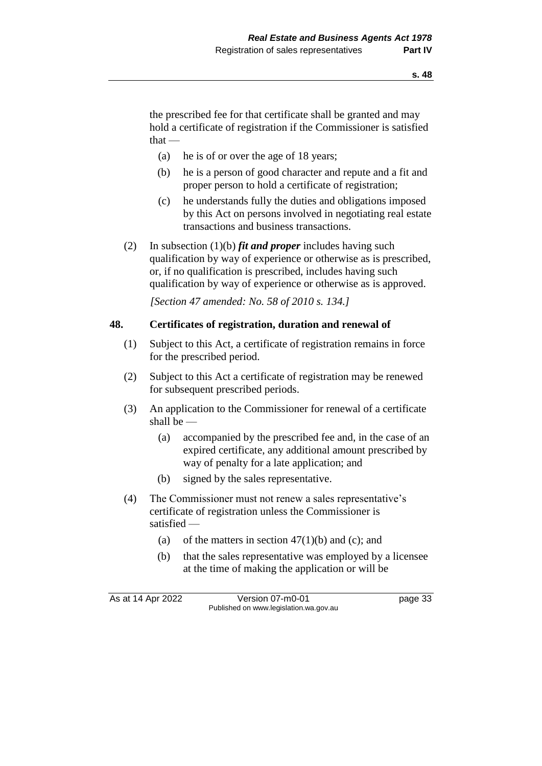the prescribed fee for that certificate shall be granted and may hold a certificate of registration if the Commissioner is satisfied that —

- (a) he is of or over the age of 18 years;
- (b) he is a person of good character and repute and a fit and proper person to hold a certificate of registration;
- (c) he understands fully the duties and obligations imposed by this Act on persons involved in negotiating real estate transactions and business transactions.

(2) In subsection (1)(b) ***fit and proper*** includes having such qualification by way of experience or otherwise as is prescribed, or, if no qualification is prescribed, includes having such qualification by way of experience or otherwise as is approved.

*[Section 47 amended: No. 58 of 2010 s. 134.]*

## 48. Certificates of registration, duration and renewal of

(1) Subject to this Act, a certificate of registration remains in force for the prescribed period.

(2) Subject to this Act a certificate of registration may be renewed for subsequent prescribed periods.

(3) An application to the Commissioner for renewal of a certificate shall be —

- (a) accompanied by the prescribed fee and, in the case of an expired certificate, any additional amount prescribed by way of penalty for a late application; and
- (b) signed by the sales representative.

(4) The Commissioner must not renew a sales representative's certificate of registration unless the Commissioner is satisfied —

- (a) of the matters in section 47(1)(b) and (c); and
- (b) that the sales representative was employed by a licensee at the time of making the application or will be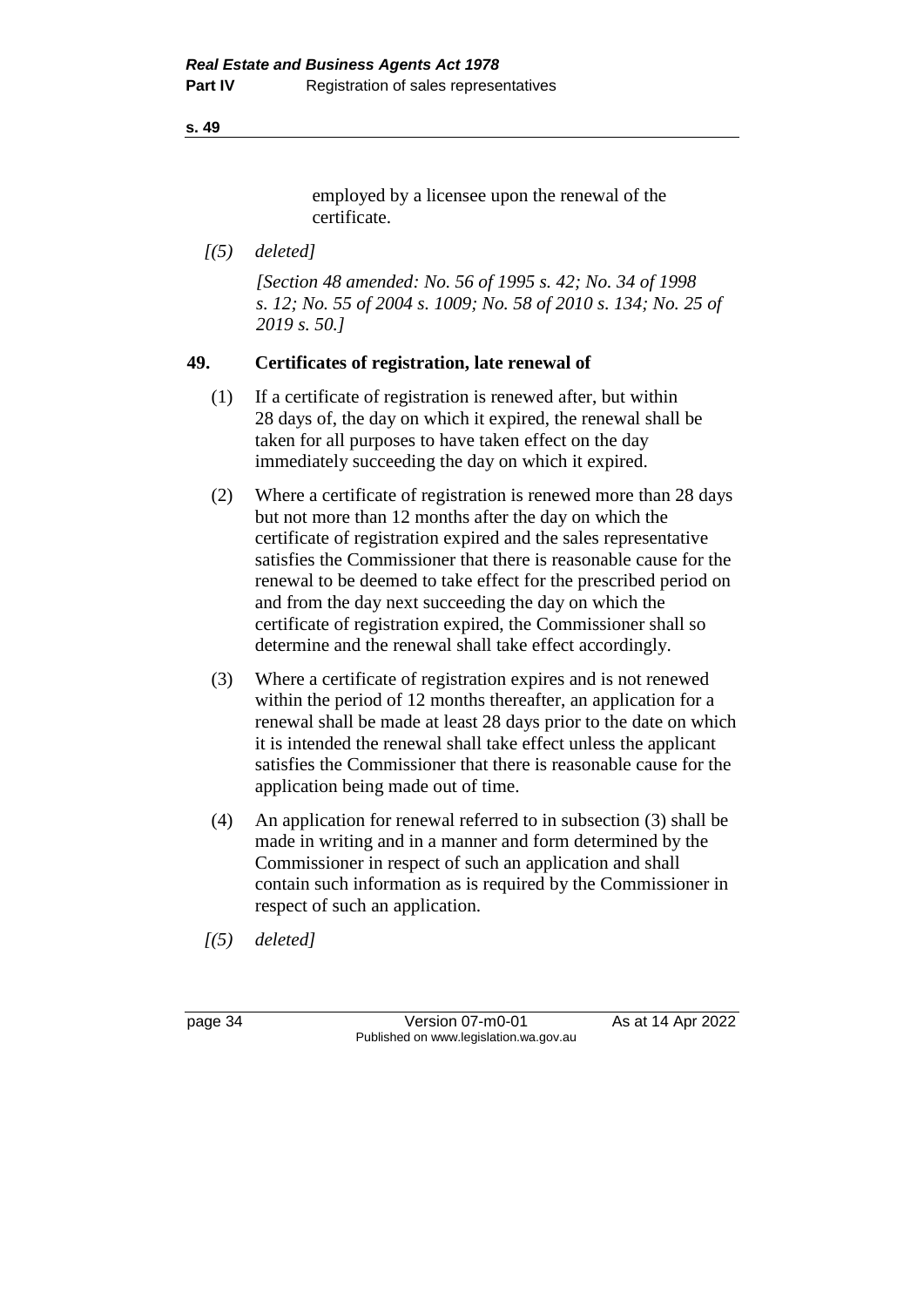employed by a licensee upon the renewal of the certificate.

*[(5) deleted]*

*[Section 48 amended: No. 56 of 1995 s. 42; No. 34 of 1998 s. 12; No. 55 of 2004 s. 1009; No. 58 of 2010 s. 134; No. 25 of 2019 s. 50.]*

## 49. Certificates of registration, late renewal of

(1) If a certificate of registration is renewed after, but within 28 days of, the day on which it expired, the renewal shall be taken for all purposes to have taken effect on the day immediately succeeding the day on which it expired.

(2) Where a certificate of registration is renewed more than 28 days but not more than 12 months after the day on which the certificate of registration expired and the sales representative satisfies the Commissioner that there is reasonable cause for the renewal to be deemed to take effect for the prescribed period on and from the day next succeeding the day on which the certificate of registration expired, the Commissioner shall so determine and the renewal shall take effect accordingly.

(3) Where a certificate of registration expires and is not renewed within the period of 12 months thereafter, an application for a renewal shall be made at least 28 days prior to the date on which it is intended the renewal shall take effect unless the applicant satisfies the Commissioner that there is reasonable cause for the application being made out of time.

(4) An application for renewal referred to in subsection (3) shall be made in writing and in a manner and form determined by the Commissioner in respect of such an application and shall contain such information as is required by the Commissioner in respect of such an application.

*[(5) deleted]*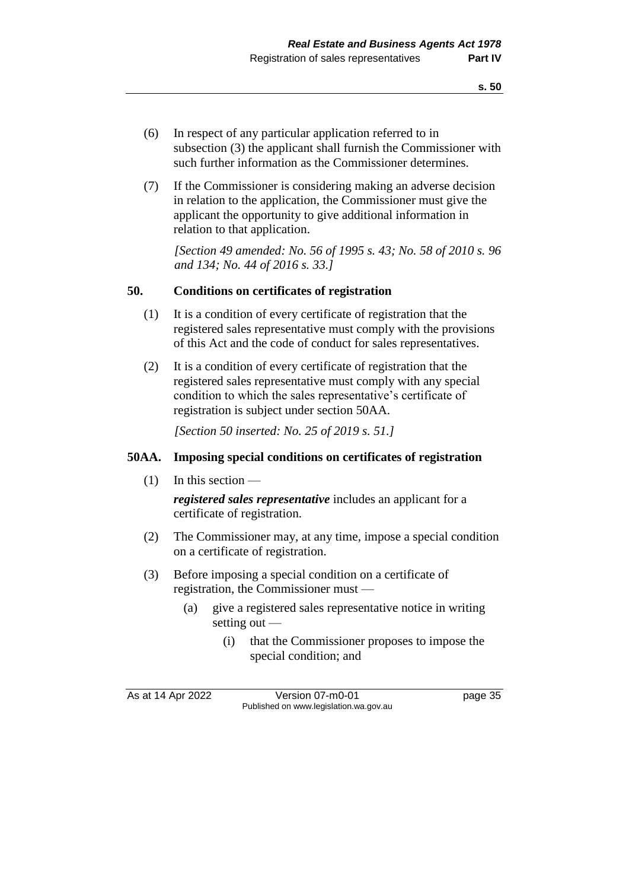(6) In respect of any particular application referred to in subsection (3) the applicant shall furnish the Commissioner with such further information as the Commissioner determines.

(7) If the Commissioner is considering making an adverse decision in relation to the application, the Commissioner must give the applicant the opportunity to give additional information in relation to that application.

*[Section 49 amended: No. 56 of 1995 s. 43; No. 58 of 2010 s. 96 and 134; No. 44 of 2016 s. 33.]*

### 50. Conditions on certificates of registration

(1) It is a condition of every certificate of registration that the registered sales representative must comply with the provisions of this Act and the code of conduct for sales representatives.

(2) It is a condition of every certificate of registration that the registered sales representative must comply with any special condition to which the sales representative's certificate of registration is subject under section 50AA.

*[Section 50 inserted: No. 25 of 2019 s. 51.]*

### 50AA. Imposing special conditions on certificates of registration

(1) In this section —

***registered sales representative*** includes an applicant for a certificate of registration.

(2) The Commissioner may, at any time, impose a special condition on a certificate of registration.

(3) Before imposing a special condition on a certificate of registration, the Commissioner must —

(a) give a registered sales representative notice in writing setting out —

(i) that the Commissioner proposes to impose the special condition; and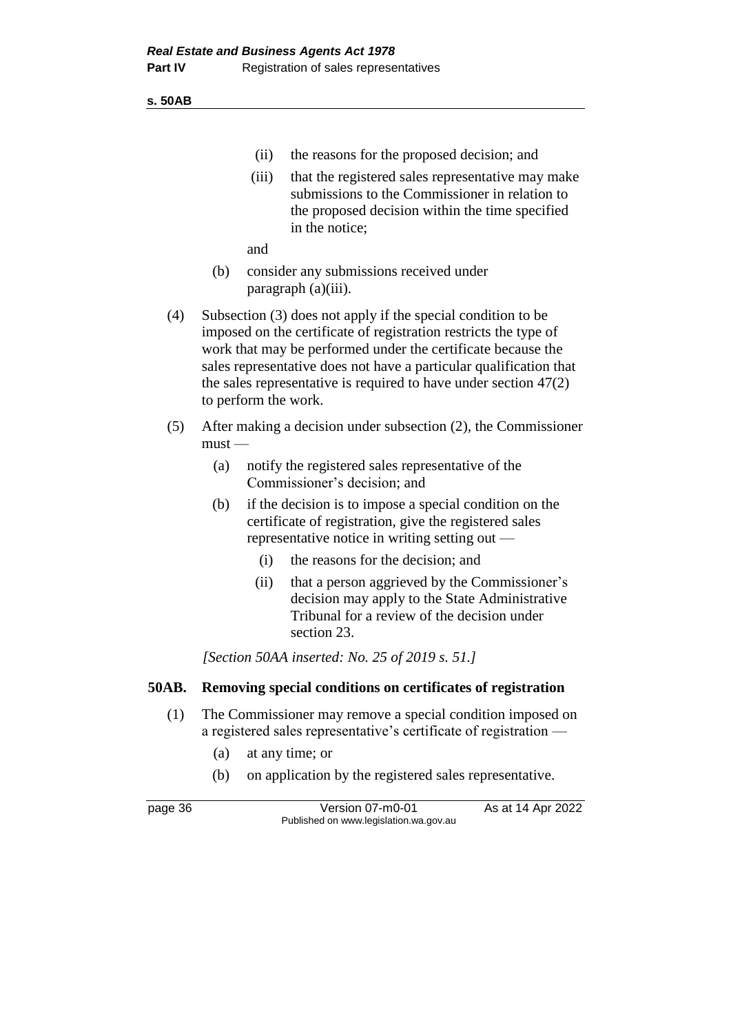- (ii) the reasons for the proposed decision; and
- (iii) that the registered sales representative may make submissions to the Commissioner in relation to the proposed decision within the time specified in the notice;

and

- (b) consider any submissions received under paragraph (a)(iii).

(4) Subsection (3) does not apply if the special condition to be imposed on the certificate of registration restricts the type of work that may be performed under the certificate because the sales representative does not have a particular qualification that the sales representative is required to have under section 47(2) to perform the work.

(5) After making a decision under subsection (2), the Commissioner must —

- (a) notify the registered sales representative of the Commissioner's decision; and
- (b) if the decision is to impose a special condition on the certificate of registration, give the registered sales representative notice in writing setting out —
  - (i) the reasons for the decision; and
  - (ii) that a person aggrieved by the Commissioner's decision may apply to the State Administrative Tribunal for a review of the decision under section 23.

*[Section 50AA inserted: No. 25 of 2019 s. 51.]*

### 50AB. Removing special conditions on certificates of registration

(1) The Commissioner may remove a special condition imposed on a registered sales representative's certificate of registration —

- (a) at any time; or
- (b) on application by the registered sales representative.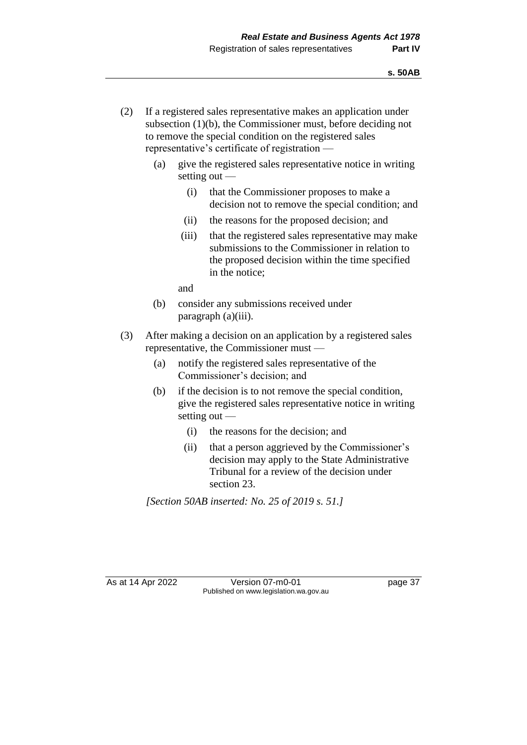(2) If a registered sales representative makes an application under subsection (1)(b), the Commissioner must, before deciding not to remove the special condition on the registered sales representative's certificate of registration —

  (a) give the registered sales representative notice in writing setting out —

    (i) that the Commissioner proposes to make a decision not to remove the special condition; and

    (ii) the reasons for the proposed decision; and

    (iii) that the registered sales representative may make submissions to the Commissioner in relation to the proposed decision within the time specified in the notice;

  and

  (b) consider any submissions received under paragraph (a)(iii).

(3) After making a decision on an application by a registered sales representative, the Commissioner must —

  (a) notify the registered sales representative of the Commissioner's decision; and

  (b) if the decision is to not remove the special condition, give the registered sales representative notice in writing setting out —

    (i) the reasons for the decision; and

    (ii) that a person aggrieved by the Commissioner's decision may apply to the State Administrative Tribunal for a review of the decision under section 23.

*[Section 50AB inserted: No. 25 of 2019 s. 51.]*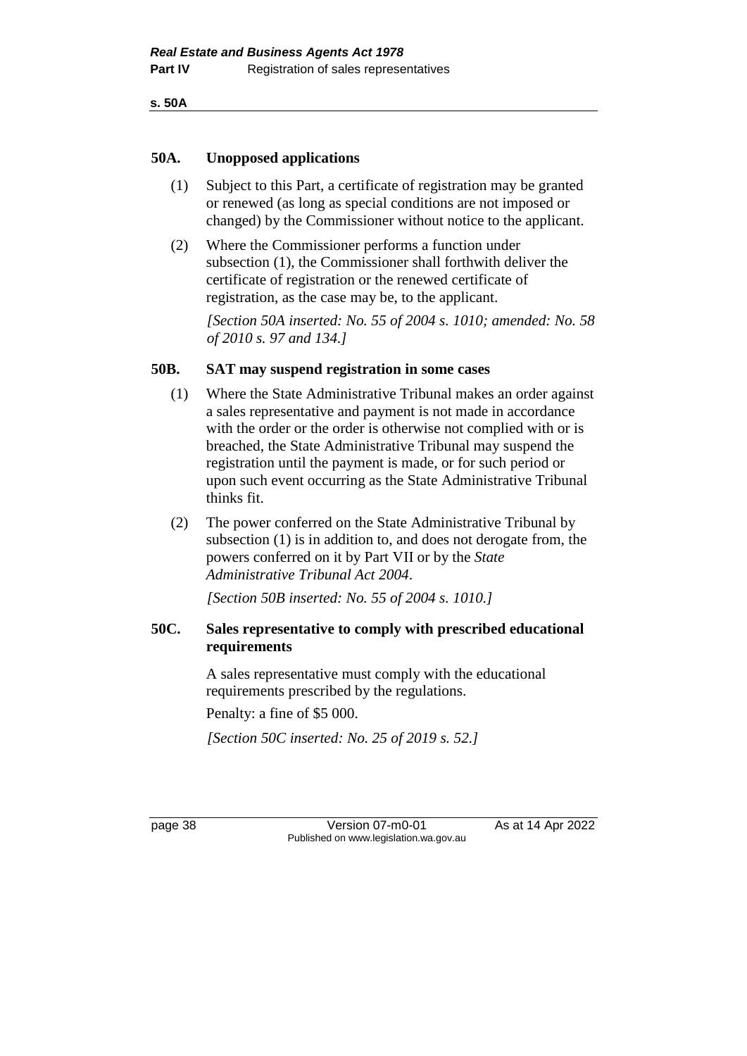## 50A. Unopposed applications

(1) Subject to this Part, a certificate of registration may be granted or renewed (as long as special conditions are not imposed or changed) by the Commissioner without notice to the applicant.

(2) Where the Commissioner performs a function under subsection (1), the Commissioner shall forthwith deliver the certificate of registration or the renewed certificate of registration, as the case may be, to the applicant.

*[Section 50A inserted: No. 55 of 2004 s. 1010; amended: No. 58 of 2010 s. 97 and 134.]*

## 50B. SAT may suspend registration in some cases

(1) Where the State Administrative Tribunal makes an order against a sales representative and payment is not made in accordance with the order or the order is otherwise not complied with or is breached, the State Administrative Tribunal may suspend the registration until the payment is made, or for such period or upon such event occurring as the State Administrative Tribunal thinks fit.

(2) The power conferred on the State Administrative Tribunal by subsection (1) is in addition to, and does not derogate from, the powers conferred on it by Part VII or by the *State Administrative Tribunal Act 2004*.

*[Section 50B inserted: No. 55 of 2004 s. 1010.]*

## 50C. Sales representative to comply with prescribed educational requirements

A sales representative must comply with the educational requirements prescribed by the regulations.

Penalty: a fine of $5 000.

*[Section 50C inserted: No. 25 of 2019 s. 52.]*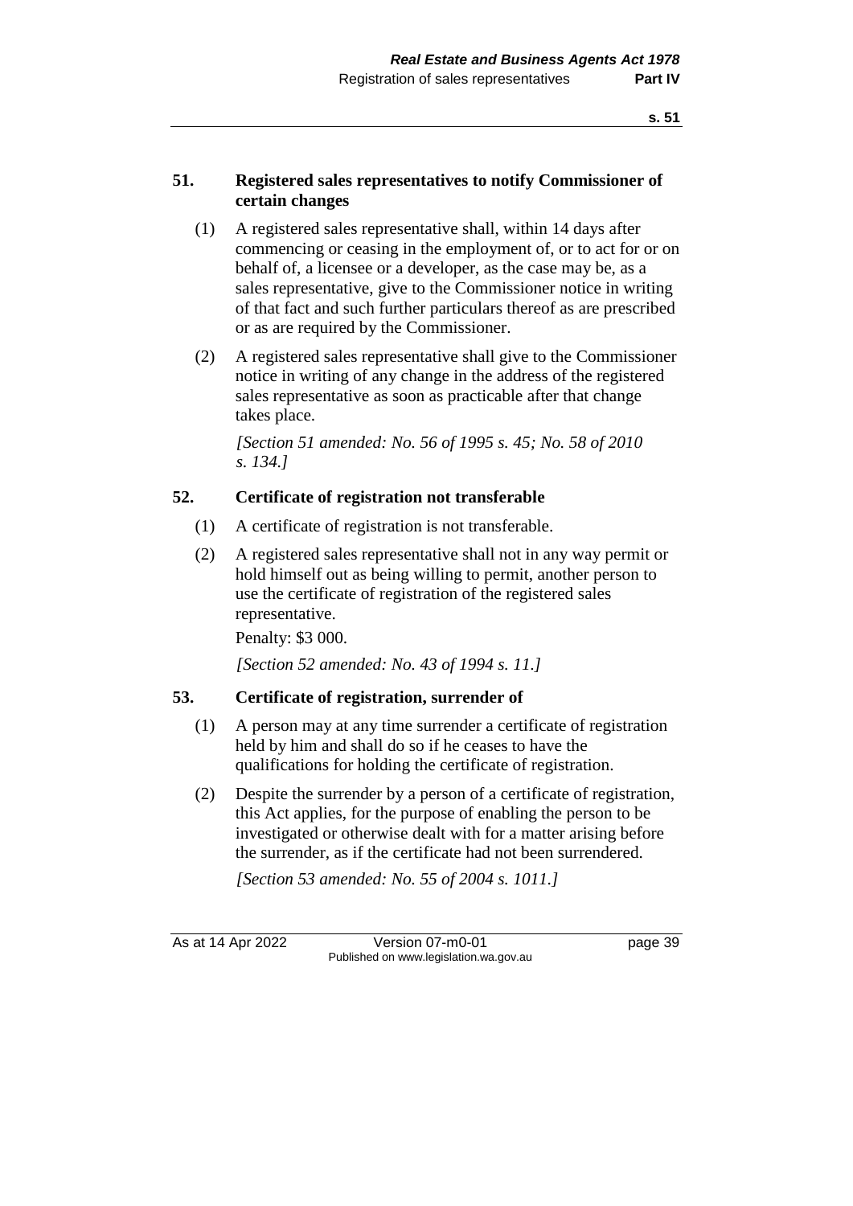### 51. Registered sales representatives to notify Commissioner of certain changes

(1) A registered sales representative shall, within 14 days after commencing or ceasing in the employment of, or to act for or on behalf of, a licensee or a developer, as the case may be, as a sales representative, give to the Commissioner notice in writing of that fact and such further particulars thereof as are prescribed or as are required by the Commissioner.

(2) A registered sales representative shall give to the Commissioner notice in writing of any change in the address of the registered sales representative as soon as practicable after that change takes place.

*[Section 51 amended: No. 56 of 1995 s. 45; No. 58 of 2010 s. 134.]*

### 52. Certificate of registration not transferable

(1) A certificate of registration is not transferable.

(2) A registered sales representative shall not in any way permit or hold himself out as being willing to permit, another person to use the certificate of registration of the registered sales representative.

Penalty: $3 000.

*[Section 52 amended: No. 43 of 1994 s. 11.]*

### 53. Certificate of registration, surrender of

(1) A person may at any time surrender a certificate of registration held by him and shall do so if he ceases to have the qualifications for holding the certificate of registration.

(2) Despite the surrender by a person of a certificate of registration, this Act applies, for the purpose of enabling the person to be investigated or otherwise dealt with for a matter arising before the surrender, as if the certificate had not been surrendered.

*[Section 53 amended: No. 55 of 2004 s. 1011.]*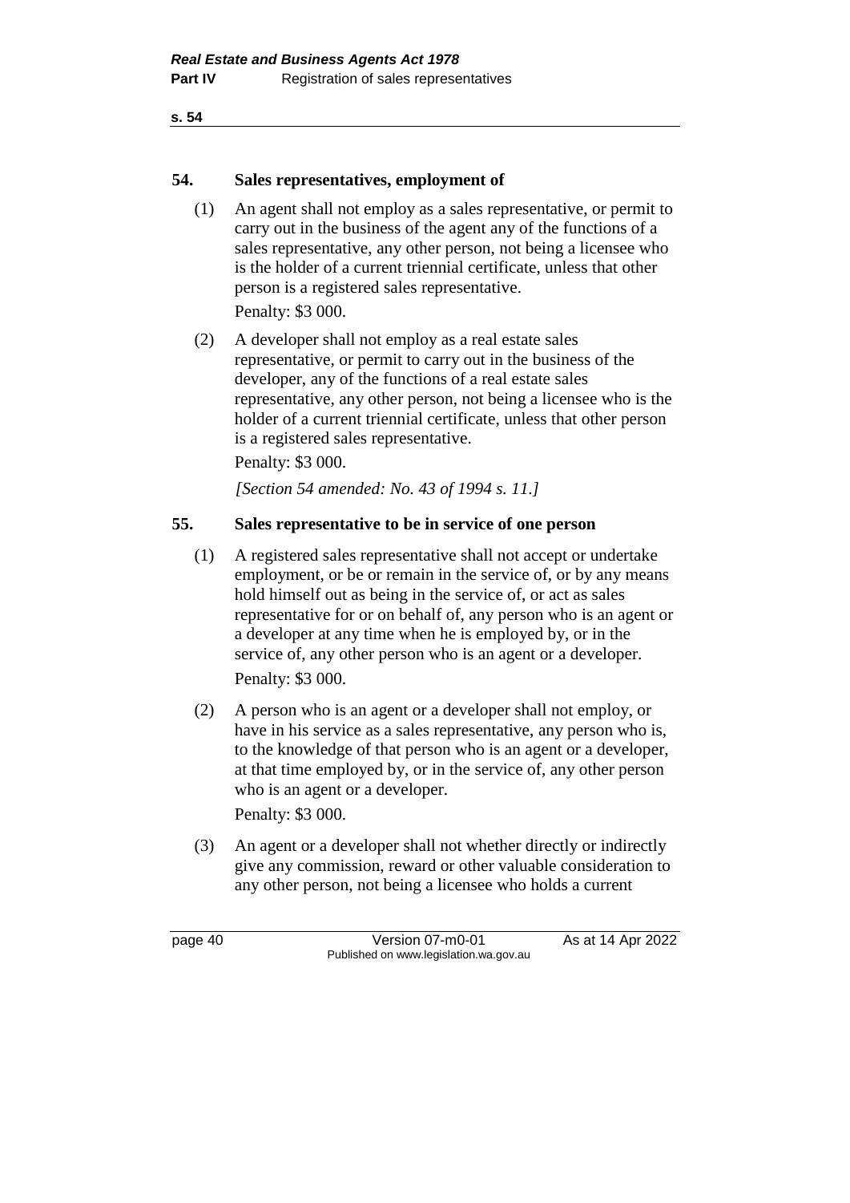## 54. Sales representatives, employment of

(1) An agent shall not employ as a sales representative, or permit to carry out in the business of the agent any of the functions of a sales representative, any other person, not being a licensee who is the holder of a current triennial certificate, unless that other person is a registered sales representative.

Penalty: $3 000.

(2) A developer shall not employ as a real estate sales representative, or permit to carry out in the business of the developer, any of the functions of a real estate sales representative, any other person, not being a licensee who is the holder of a current triennial certificate, unless that other person is a registered sales representative.

Penalty: $3 000.

*[Section 54 amended: No. 43 of 1994 s. 11.]*

## 55. Sales representative to be in service of one person

(1) A registered sales representative shall not accept or undertake employment, or be or remain in the service of, or by any means hold himself out as being in the service of, or act as sales representative for or on behalf of, any person who is an agent or a developer at any time when he is employed by, or in the service of, any other person who is an agent or a developer.

Penalty: $3 000.

(2) A person who is an agent or a developer shall not employ, or have in his service as a sales representative, any person who is, to the knowledge of that person who is an agent or a developer, at that time employed by, or in the service of, any other person who is an agent or a developer.

Penalty: $3 000.

(3) An agent or a developer shall not whether directly or indirectly give any commission, reward or other valuable consideration to any other person, not being a licensee who holds a current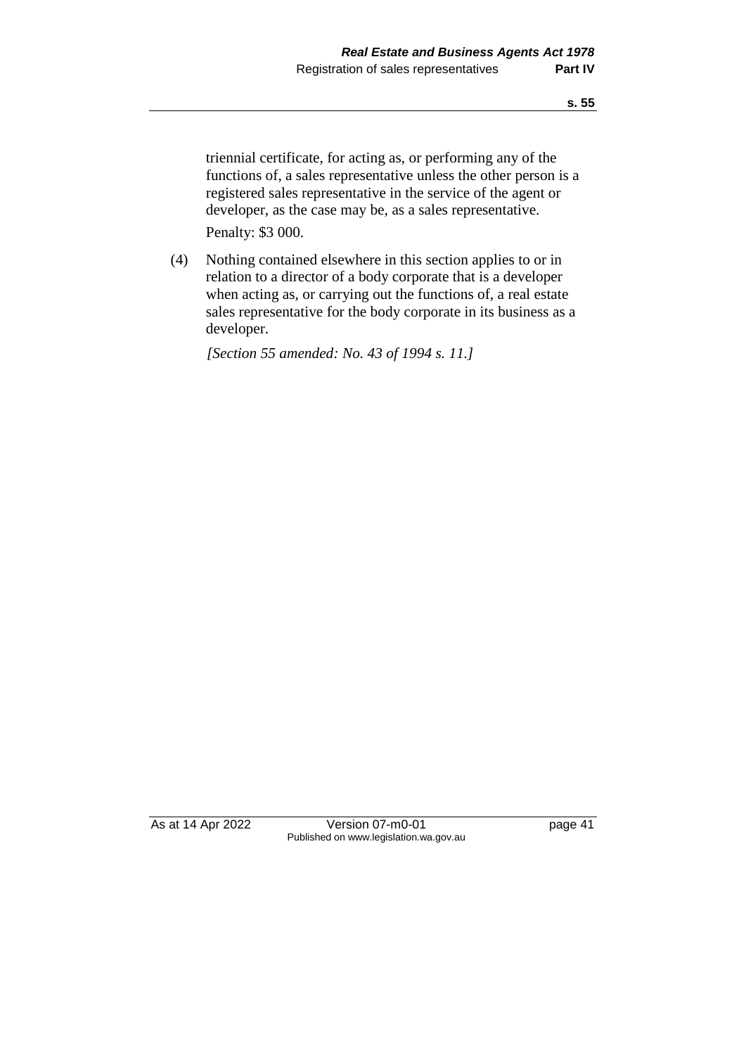triennial certificate, for acting as, or performing any of the functions of, a sales representative unless the other person is a registered sales representative in the service of the agent or developer, as the case may be, as a sales representative.

Penalty: $3 000.

(4) Nothing contained elsewhere in this section applies to or in relation to a director of a body corporate that is a developer when acting as, or carrying out the functions of, a real estate sales representative for the body corporate in its business as a developer.

*[Section 55 amended: No. 43 of 1994 s. 11.]*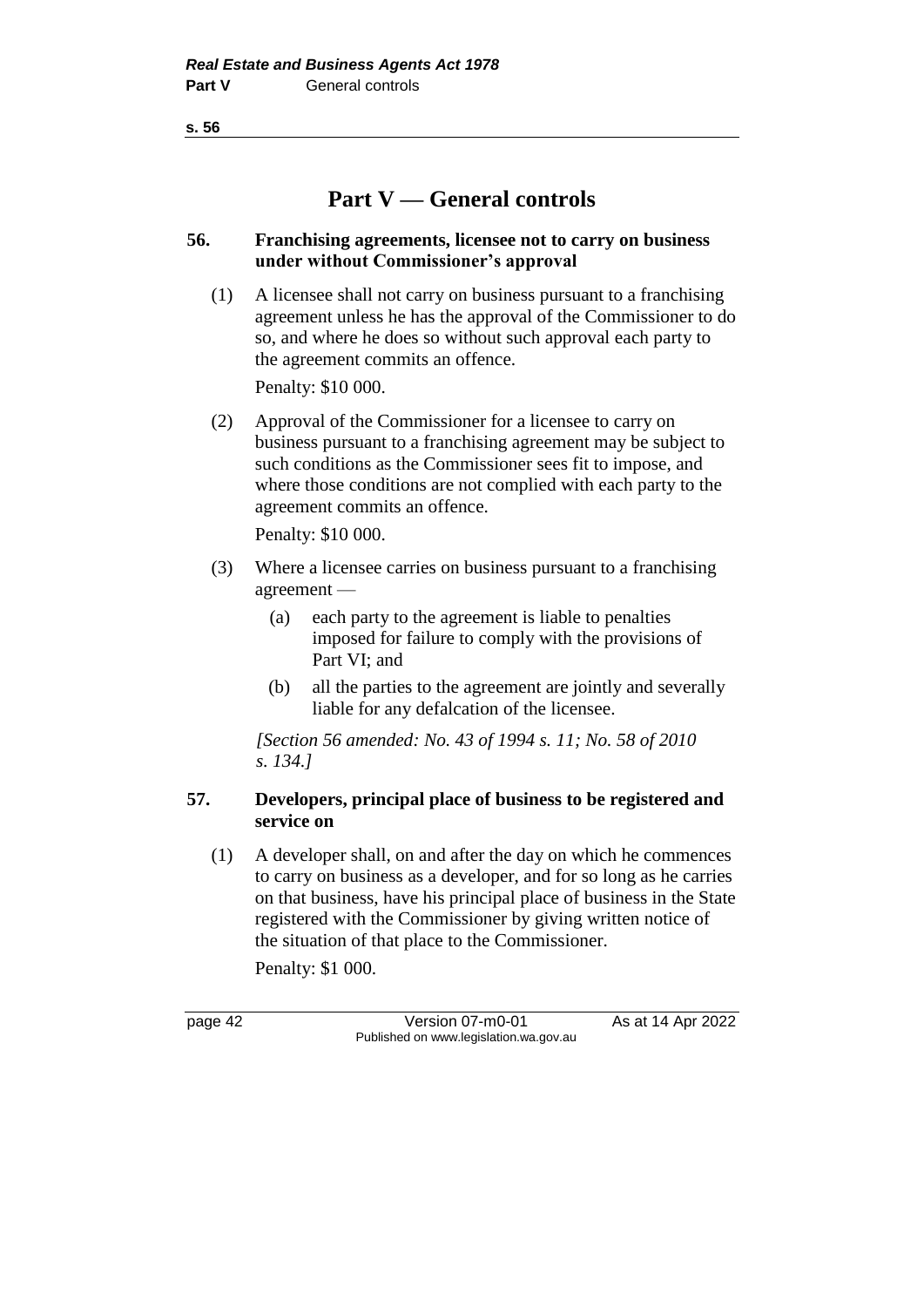# Part V — General controls

### 56. Franchising agreements, licensee not to carry on business under without Commissioner's approval

(1) A licensee shall not carry on business pursuant to a franchising agreement unless he has the approval of the Commissioner to do so, and where he does so without such approval each party to the agreement commits an offence.

Penalty: $10 000.

(2) Approval of the Commissioner for a licensee to carry on business pursuant to a franchising agreement may be subject to such conditions as the Commissioner sees fit to impose, and where those conditions are not complied with each party to the agreement commits an offence.

Penalty: $10 000.

(3) Where a licensee carries on business pursuant to a franchising agreement —

(a) each party to the agreement is liable to penalties imposed for failure to comply with the provisions of Part VI; and

(b) all the parties to the agreement are jointly and severally liable for any defalcation of the licensee.

*[Section 56 amended: No. 43 of 1994 s. 11; No. 58 of 2010 s. 134.]*

### 57. Developers, principal place of business to be registered and service on

(1) A developer shall, on and after the day on which he commences to carry on business as a developer, and for so long as he carries on that business, have his principal place of business in the State registered with the Commissioner by giving written notice of the situation of that place to the Commissioner.

Penalty: $1 000.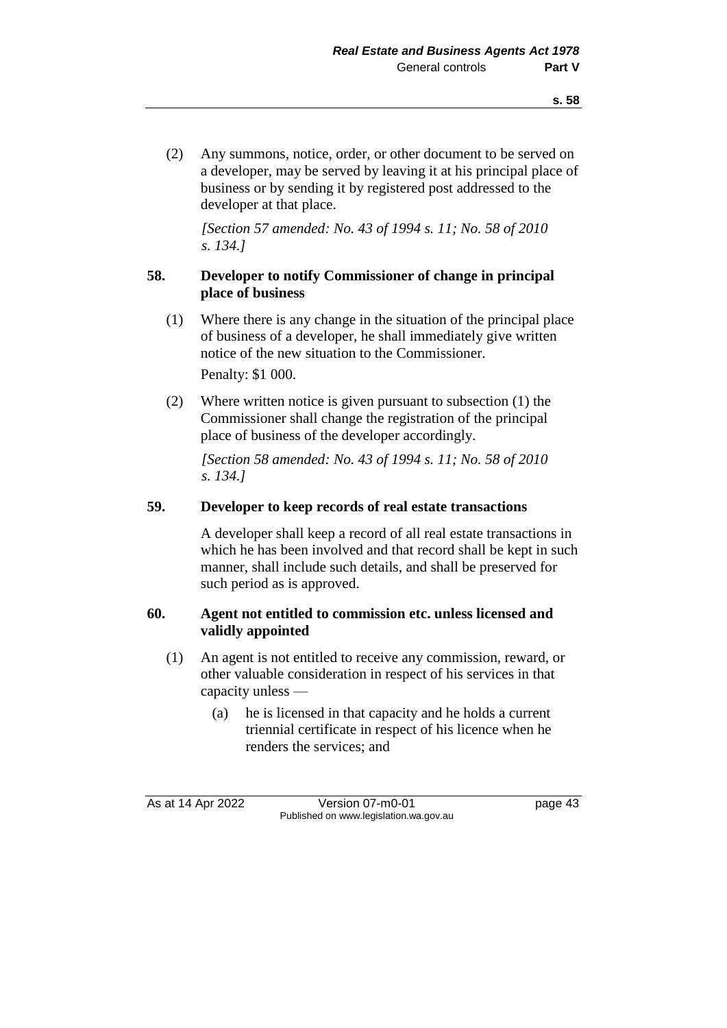(2) Any summons, notice, order, or other document to be served on a developer, may be served by leaving it at his principal place of business or by sending it by registered post addressed to the developer at that place.

*[Section 57 amended: No. 43 of 1994 s. 11; No. 58 of 2010 s. 134.]*

## 58. Developer to notify Commissioner of change in principal place of business

(1) Where there is any change in the situation of the principal place of business of a developer, he shall immediately give written notice of the new situation to the Commissioner.

Penalty: $1 000.

(2) Where written notice is given pursuant to subsection (1) the Commissioner shall change the registration of the principal place of business of the developer accordingly.

*[Section 58 amended: No. 43 of 1994 s. 11; No. 58 of 2010 s. 134.]*

## 59. Developer to keep records of real estate transactions

A developer shall keep a record of all real estate transactions in which he has been involved and that record shall be kept in such manner, shall include such details, and shall be preserved for such period as is approved.

## 60. Agent not entitled to commission etc. unless licensed and validly appointed

(1) An agent is not entitled to receive any commission, reward, or other valuable consideration in respect of his services in that capacity unless —

(a) he is licensed in that capacity and he holds a current triennial certificate in respect of his licence when he renders the services; and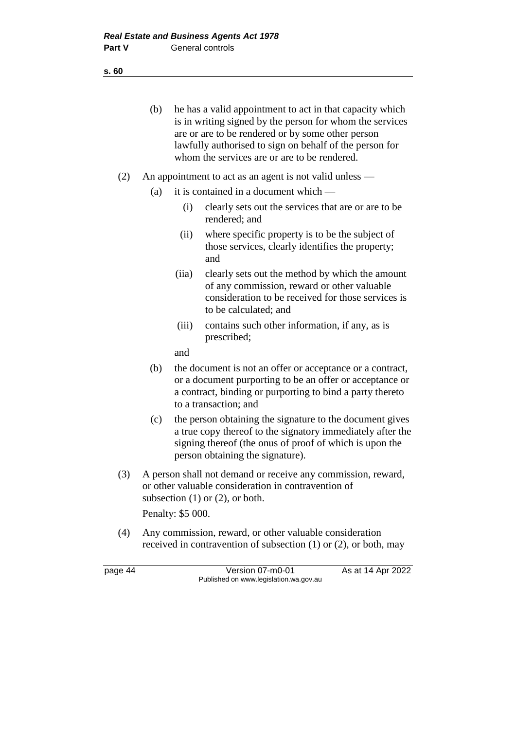(b) he has a valid appointment to act in that capacity which is in writing signed by the person for whom the services are or are to be rendered or by some other person lawfully authorised to sign on behalf of the person for whom the services are or are to be rendered.

(2) An appointment to act as an agent is not valid unless —

(a) it is contained in a document which —

(i) clearly sets out the services that are or are to be rendered; and

(ii) where specific property is to be the subject of those services, clearly identifies the property; and

(iia) clearly sets out the method by which the amount of any commission, reward or other valuable consideration to be received for those services is to be calculated; and

(iii) contains such other information, if any, as is prescribed;

and

(b) the document is not an offer or acceptance or a contract, or a document purporting to be an offer or acceptance or a contract, binding or purporting to bind a party thereto to a transaction; and

(c) the person obtaining the signature to the document gives a true copy thereof to the signatory immediately after the signing thereof (the onus of proof of which is upon the person obtaining the signature).

(3) A person shall not demand or receive any commission, reward, or other valuable consideration in contravention of subsection (1) or (2), or both.

Penalty: $5 000.

(4) Any commission, reward, or other valuable consideration received in contravention of subsection (1) or (2), or both, may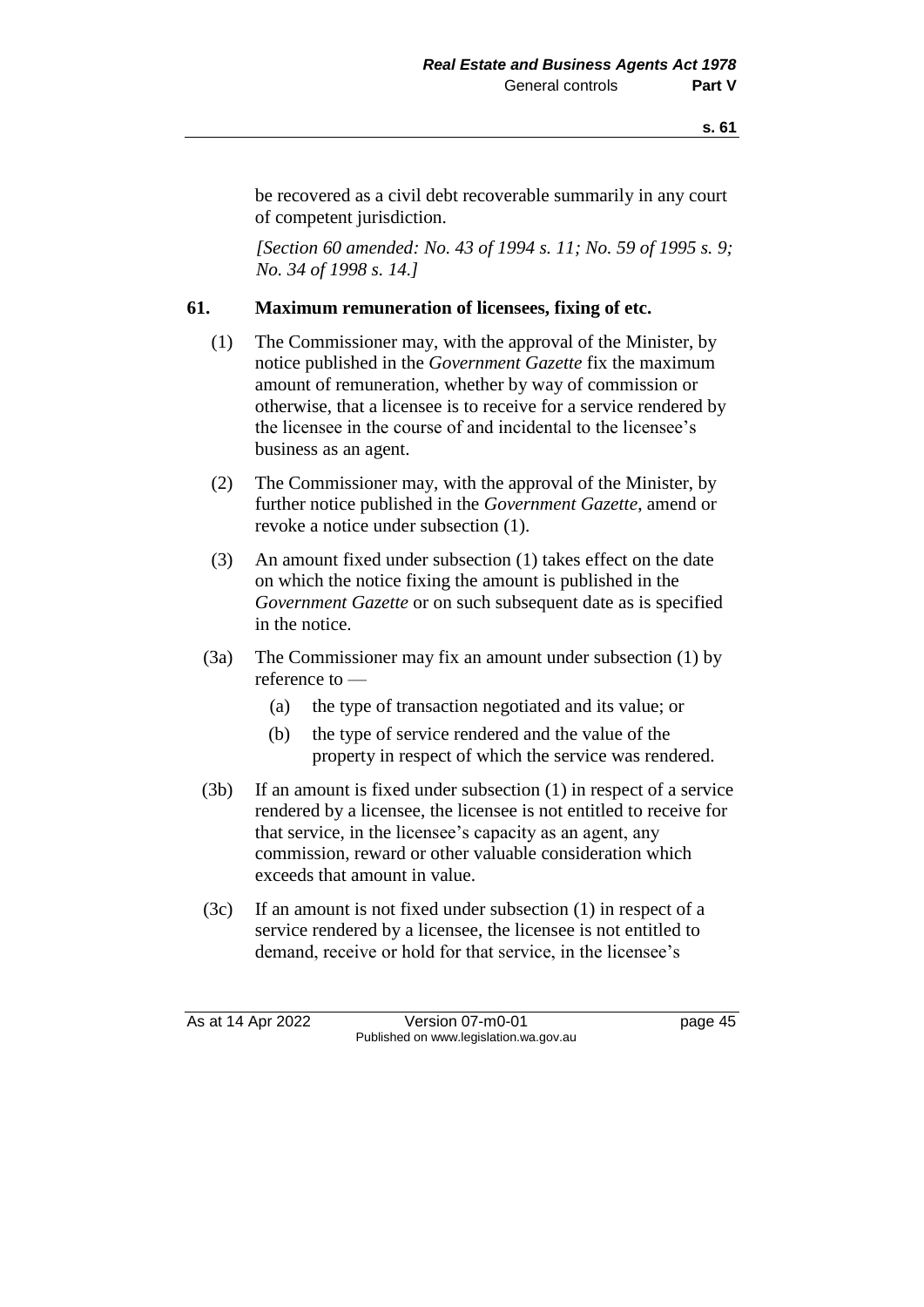be recovered as a civil debt recoverable summarily in any court of competent jurisdiction.

*[Section 60 amended: No. 43 of 1994 s. 11; No. 59 of 1995 s. 9; No. 34 of 1998 s. 14.]*

## 61. Maximum remuneration of licensees, fixing of etc.

(1) The Commissioner may, with the approval of the Minister, by notice published in the *Government Gazette* fix the maximum amount of remuneration, whether by way of commission or otherwise, that a licensee is to receive for a service rendered by the licensee in the course of and incidental to the licensee's business as an agent.

(2) The Commissioner may, with the approval of the Minister, by further notice published in the *Government Gazette*, amend or revoke a notice under subsection (1).

(3) An amount fixed under subsection (1) takes effect on the date on which the notice fixing the amount is published in the *Government Gazette* or on such subsequent date as is specified in the notice.

(3a) The Commissioner may fix an amount under subsection (1) by reference to —

- (a) the type of transaction negotiated and its value; or
- (b) the type of service rendered and the value of the property in respect of which the service was rendered.

(3b) If an amount is fixed under subsection (1) in respect of a service rendered by a licensee, the licensee is not entitled to receive for that service, in the licensee's capacity as an agent, any commission, reward or other valuable consideration which exceeds that amount in value.

(3c) If an amount is not fixed under subsection (1) in respect of a service rendered by a licensee, the licensee is not entitled to demand, receive or hold for that service, in the licensee's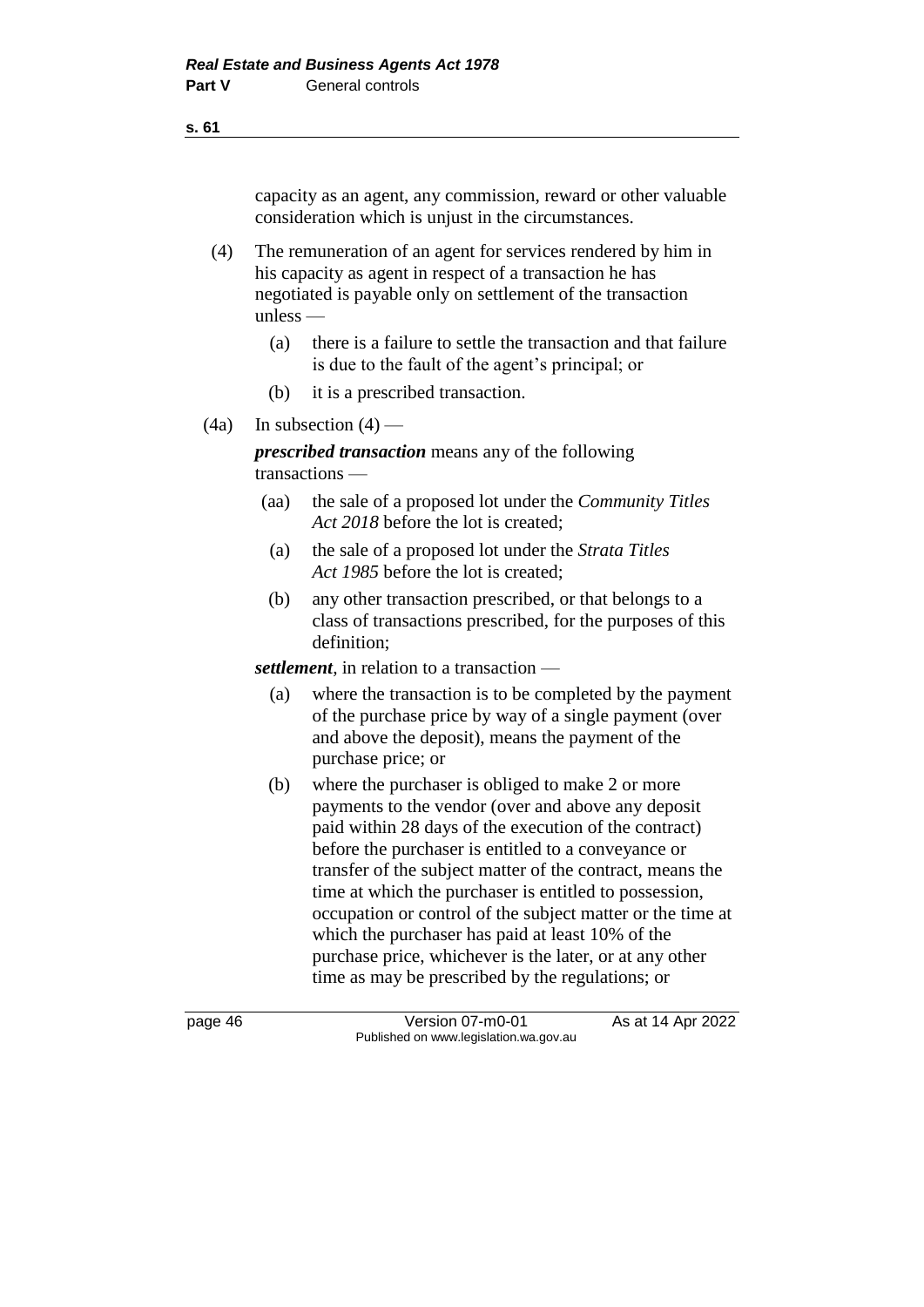capacity as an agent, any commission, reward or other valuable consideration which is unjust in the circumstances.

(4) The remuneration of an agent for services rendered by him in his capacity as agent in respect of a transaction he has negotiated is payable only on settlement of the transaction unless —

(a) there is a failure to settle the transaction and that failure is due to the fault of the agent's principal; or

(b) it is a prescribed transaction.

(4a) In subsection (4) —

***prescribed transaction*** means any of the following transactions —

(aa) the sale of a proposed lot under the *Community Titles Act 2018* before the lot is created;

(a) the sale of a proposed lot under the *Strata Titles Act 1985* before the lot is created;

(b) any other transaction prescribed, or that belongs to a class of transactions prescribed, for the purposes of this definition;

***settlement***, in relation to a transaction —

(a) where the transaction is to be completed by the payment of the purchase price by way of a single payment (over and above the deposit), means the payment of the purchase price; or

(b) where the purchaser is obliged to make 2 or more payments to the vendor (over and above any deposit paid within 28 days of the execution of the contract) before the purchaser is entitled to a conveyance or transfer of the subject matter of the contract, means the time at which the purchaser is entitled to possession, occupation or control of the subject matter or the time at which the purchaser has paid at least 10% of the purchase price, whichever is the later, or at any other time as may be prescribed by the regulations; or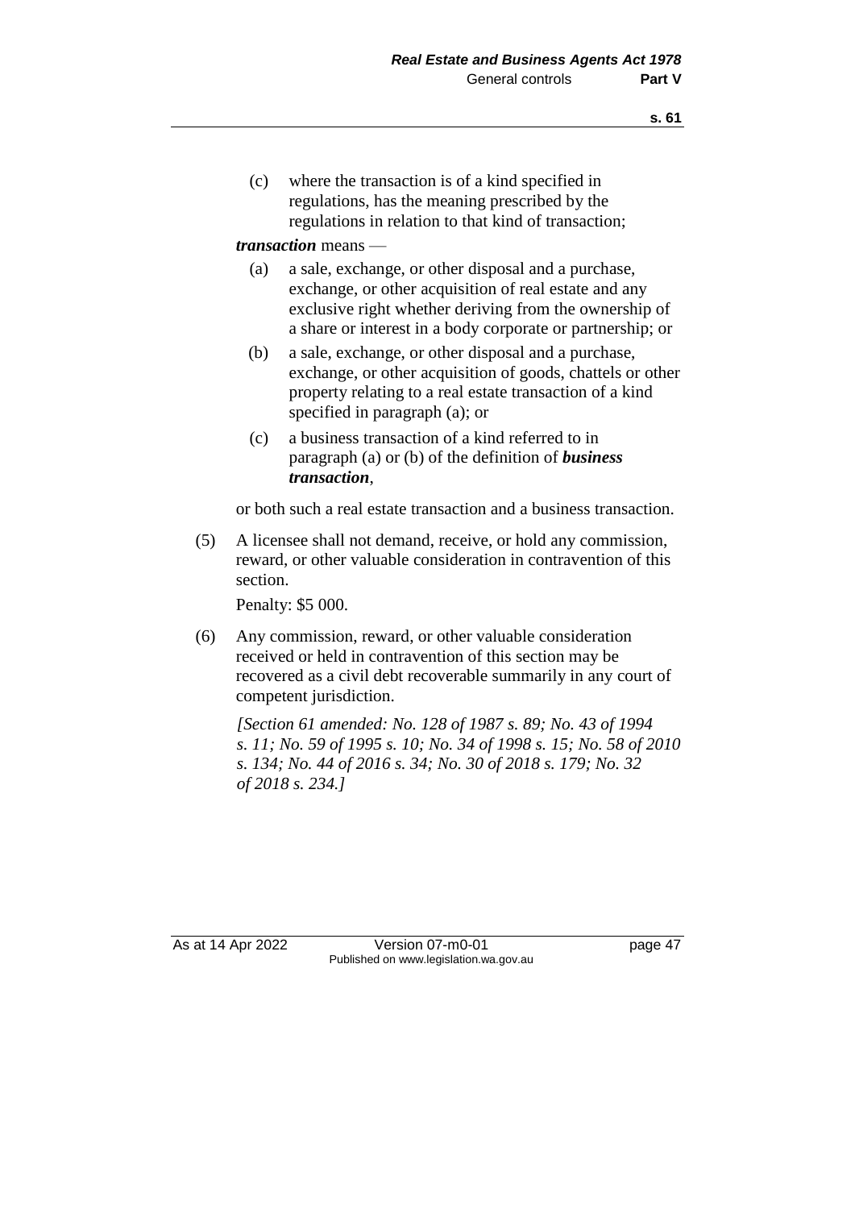(c) where the transaction is of a kind specified in regulations, has the meaning prescribed by the regulations in relation to that kind of transaction;

***transaction*** means —

(a) a sale, exchange, or other disposal and a purchase, exchange, or other acquisition of real estate and any exclusive right whether deriving from the ownership of a share or interest in a body corporate or partnership; or

(b) a sale, exchange, or other disposal and a purchase, exchange, or other acquisition of goods, chattels or other property relating to a real estate transaction of a kind specified in paragraph (a); or

(c) a business transaction of a kind referred to in paragraph (a) or (b) of the definition of ***business transaction***,

or both such a real estate transaction and a business transaction.

(5) A licensee shall not demand, receive, or hold any commission, reward, or other valuable consideration in contravention of this section.

Penalty: $5 000.

(6) Any commission, reward, or other valuable consideration received or held in contravention of this section may be recovered as a civil debt recoverable summarily in any court of competent jurisdiction.

*[Section 61 amended: No. 128 of 1987 s. 89; No. 43 of 1994 s. 11; No. 59 of 1995 s. 10; No. 34 of 1998 s. 15; No. 58 of 2010 s. 134; No. 44 of 2016 s. 34; No. 30 of 2018 s. 179; No. 32 of 2018 s. 234.]*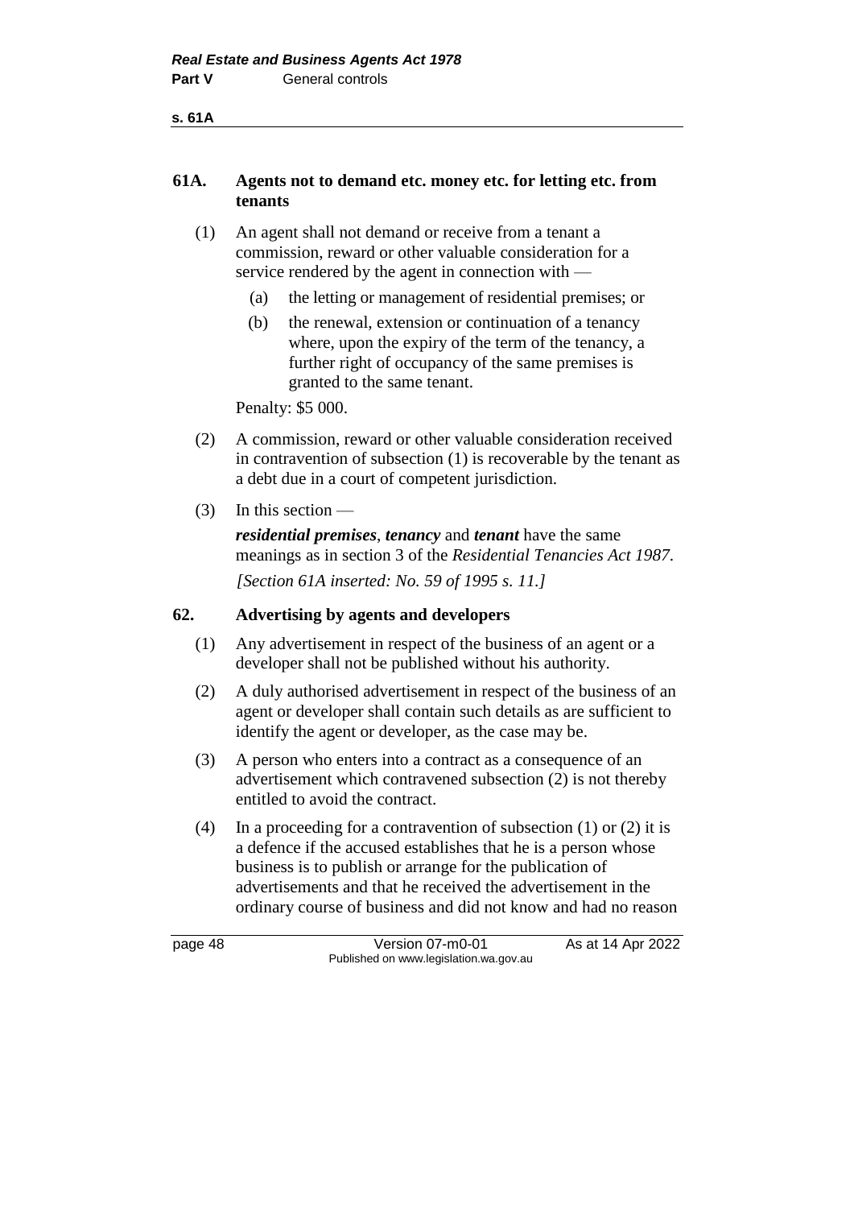## 61A. Agents not to demand etc. money etc. for letting etc. from tenants

(1) An agent shall not demand or receive from a tenant a commission, reward or other valuable consideration for a service rendered by the agent in connection with —

- (a) the letting or management of residential premises; or
- (b) the renewal, extension or continuation of a tenancy where, upon the expiry of the term of the tenancy, a further right of occupancy of the same premises is granted to the same tenant.

Penalty: $5 000.

(2) A commission, reward or other valuable consideration received in contravention of subsection (1) is recoverable by the tenant as a debt due in a court of competent jurisdiction.

(3) In this section —

***residential premises***, ***tenancy*** and ***tenant*** have the same meanings as in section 3 of the *Residential Tenancies Act 1987*.

*[Section 61A inserted: No. 59 of 1995 s. 11.]*

## 62. Advertising by agents and developers

(1) Any advertisement in respect of the business of an agent or a developer shall not be published without his authority.

(2) A duly authorised advertisement in respect of the business of an agent or developer shall contain such details as are sufficient to identify the agent or developer, as the case may be.

(3) A person who enters into a contract as a consequence of an advertisement which contravened subsection (2) is not thereby entitled to avoid the contract.

(4) In a proceeding for a contravention of subsection (1) or (2) it is a defence if the accused establishes that he is a person whose business is to publish or arrange for the publication of advertisements and that he received the advertisement in the ordinary course of business and did not know and had no reason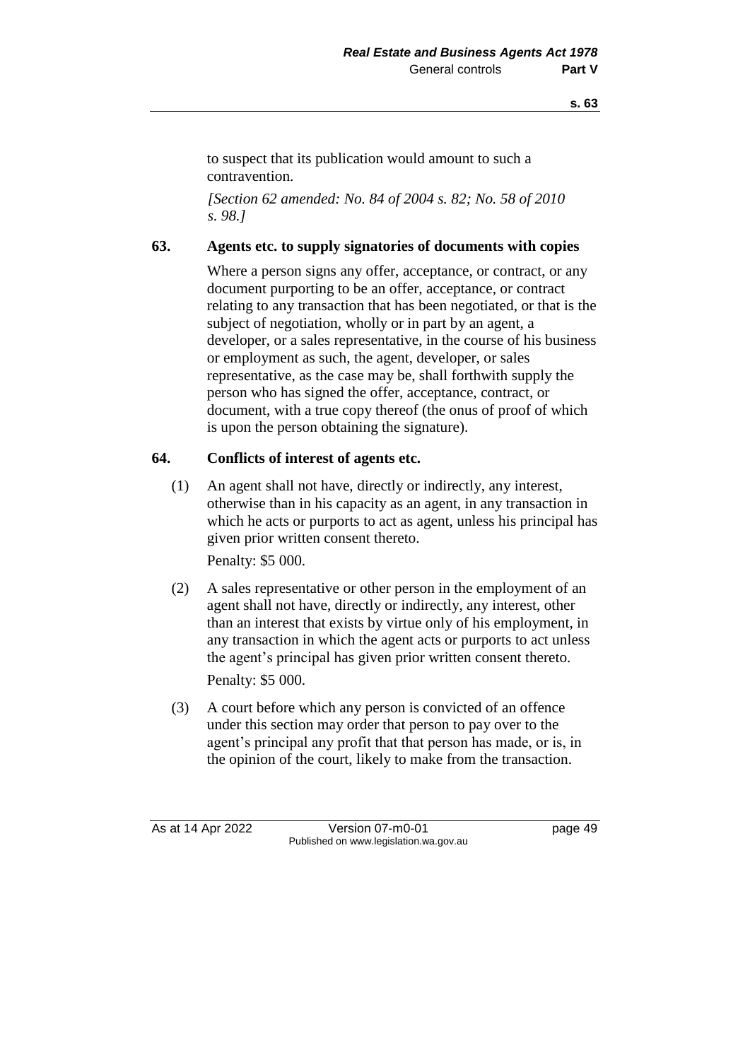to suspect that its publication would amount to such a contravention.

*[Section 62 amended: No. 84 of 2004 s. 82; No. 58 of 2010 s. 98.]*

### 63. Agents etc. to supply signatories of documents with copies

Where a person signs any offer, acceptance, or contract, or any document purporting to be an offer, acceptance, or contract relating to any transaction that has been negotiated, or that is the subject of negotiation, wholly or in part by an agent, a developer, or a sales representative, in the course of his business or employment as such, the agent, developer, or sales representative, as the case may be, shall forthwith supply the person who has signed the offer, acceptance, contract, or document, with a true copy thereof (the onus of proof of which is upon the person obtaining the signature).

### 64. Conflicts of interest of agents etc.

(1) An agent shall not have, directly or indirectly, any interest, otherwise than in his capacity as an agent, in any transaction in which he acts or purports to act as agent, unless his principal has given prior written consent thereto.

Penalty: $5 000.

(2) A sales representative or other person in the employment of an agent shall not have, directly or indirectly, any interest, other than an interest that exists by virtue only of his employment, in any transaction in which the agent acts or purports to act unless the agent's principal has given prior written consent thereto.

Penalty: $5 000.

(3) A court before which any person is convicted of an offence under this section may order that person to pay over to the agent's principal any profit that that person has made, or is, in the opinion of the court, likely to make from the transaction.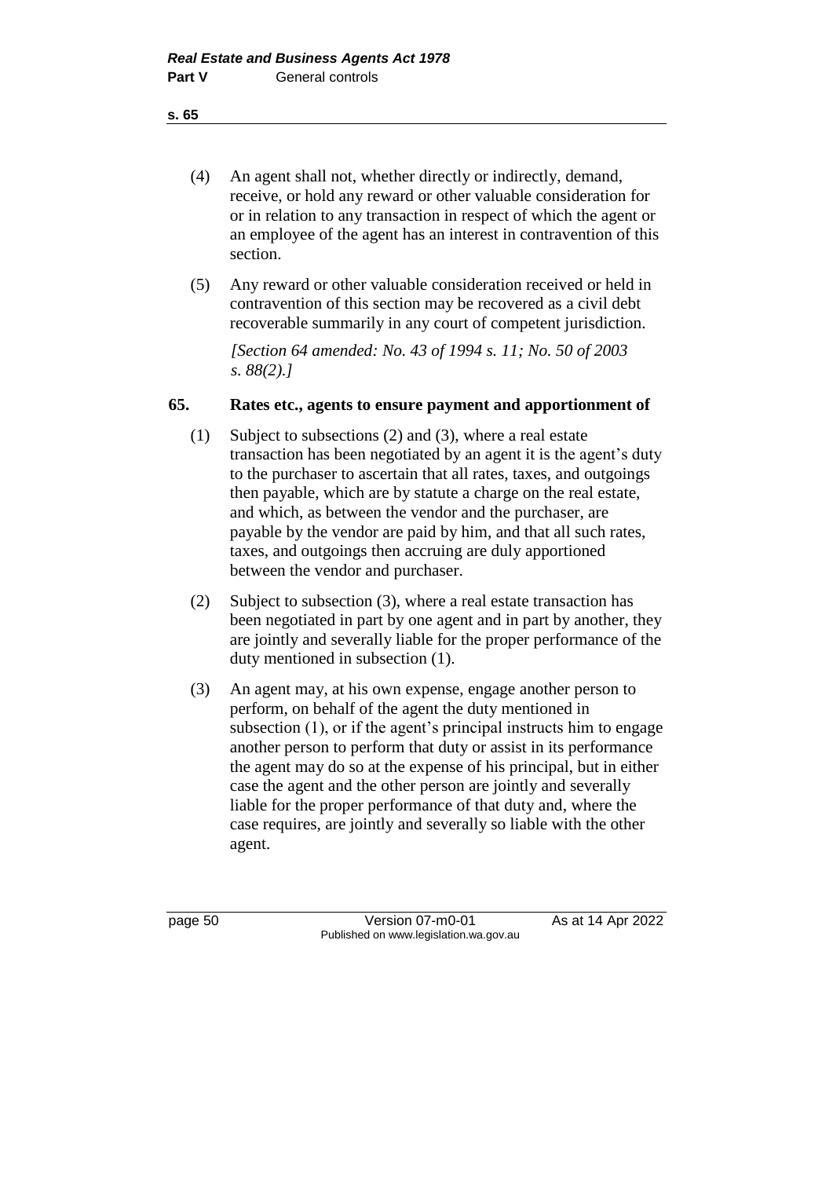(4) An agent shall not, whether directly or indirectly, demand, receive, or hold any reward or other valuable consideration for or in relation to any transaction in respect of which the agent or an employee of the agent has an interest in contravention of this section.

(5) Any reward or other valuable consideration received or held in contravention of this section may be recovered as a civil debt recoverable summarily in any court of competent jurisdiction.

*[Section 64 amended: No. 43 of 1994 s. 11; No. 50 of 2003 s. 88(2).]*

## 65. Rates etc., agents to ensure payment and apportionment of

(1) Subject to subsections (2) and (3), where a real estate transaction has been negotiated by an agent it is the agent's duty to the purchaser to ascertain that all rates, taxes, and outgoings then payable, which are by statute a charge on the real estate, and which, as between the vendor and the purchaser, are payable by the vendor are paid by him, and that all such rates, taxes, and outgoings then accruing are duly apportioned between the vendor and purchaser.

(2) Subject to subsection (3), where a real estate transaction has been negotiated in part by one agent and in part by another, they are jointly and severally liable for the proper performance of the duty mentioned in subsection (1).

(3) An agent may, at his own expense, engage another person to perform, on behalf of the agent the duty mentioned in subsection (1), or if the agent's principal instructs him to engage another person to perform that duty or assist in its performance the agent may do so at the expense of his principal, but in either case the agent and the other person are jointly and severally liable for the proper performance of that duty and, where the case requires, are jointly and severally so liable with the other agent.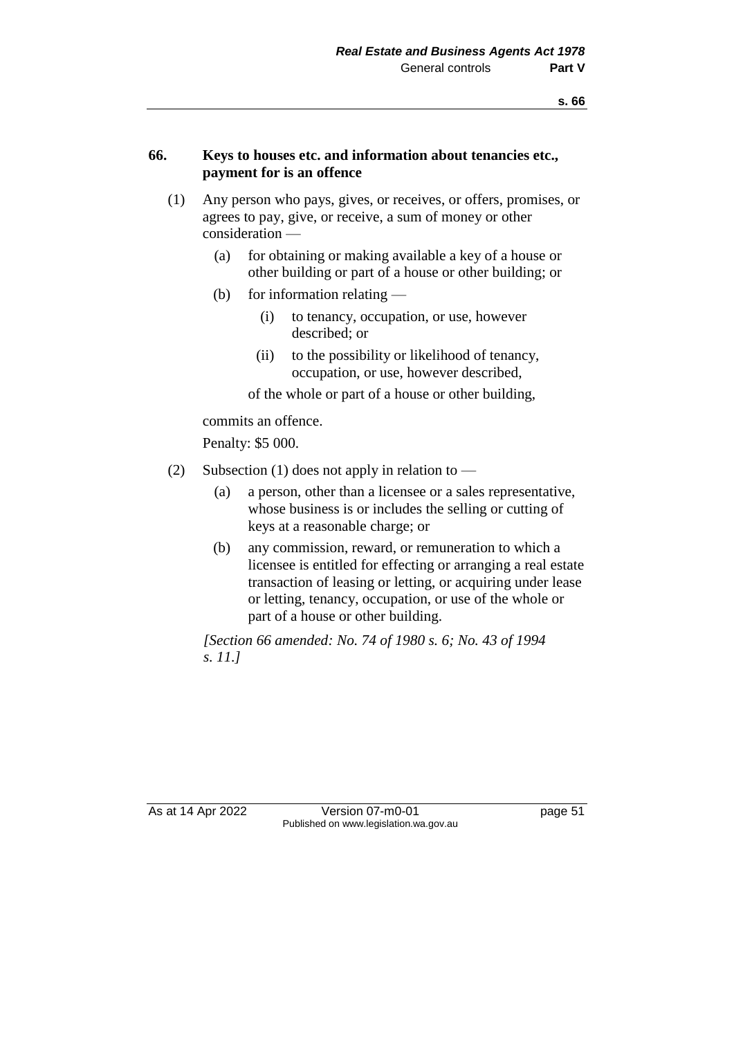### 66. Keys to houses etc. and information about tenancies etc., payment for is an offence

(1) Any person who pays, gives, or receives, or offers, promises, or agrees to pay, give, or receive, a sum of money or other consideration —

- (a) for obtaining or making available a key of a house or other building or part of a house or other building; or
- (b) for information relating —
  - (i) to tenancy, occupation, or use, however described; or
  - (ii) to the possibility or likelihood of tenancy, occupation, or use, however described,

  of the whole or part of a house or other building,

commits an offence.

Penalty: $5 000.

(2) Subsection (1) does not apply in relation to —

- (a) a person, other than a licensee or a sales representative, whose business is or includes the selling or cutting of keys at a reasonable charge; or
- (b) any commission, reward, or remuneration to which a licensee is entitled for effecting or arranging a real estate transaction of leasing or letting, or acquiring under lease or letting, tenancy, occupation, or use of the whole or part of a house or other building.

*[Section 66 amended: No. 74 of 1980 s. 6; No. 43 of 1994 s. 11.]*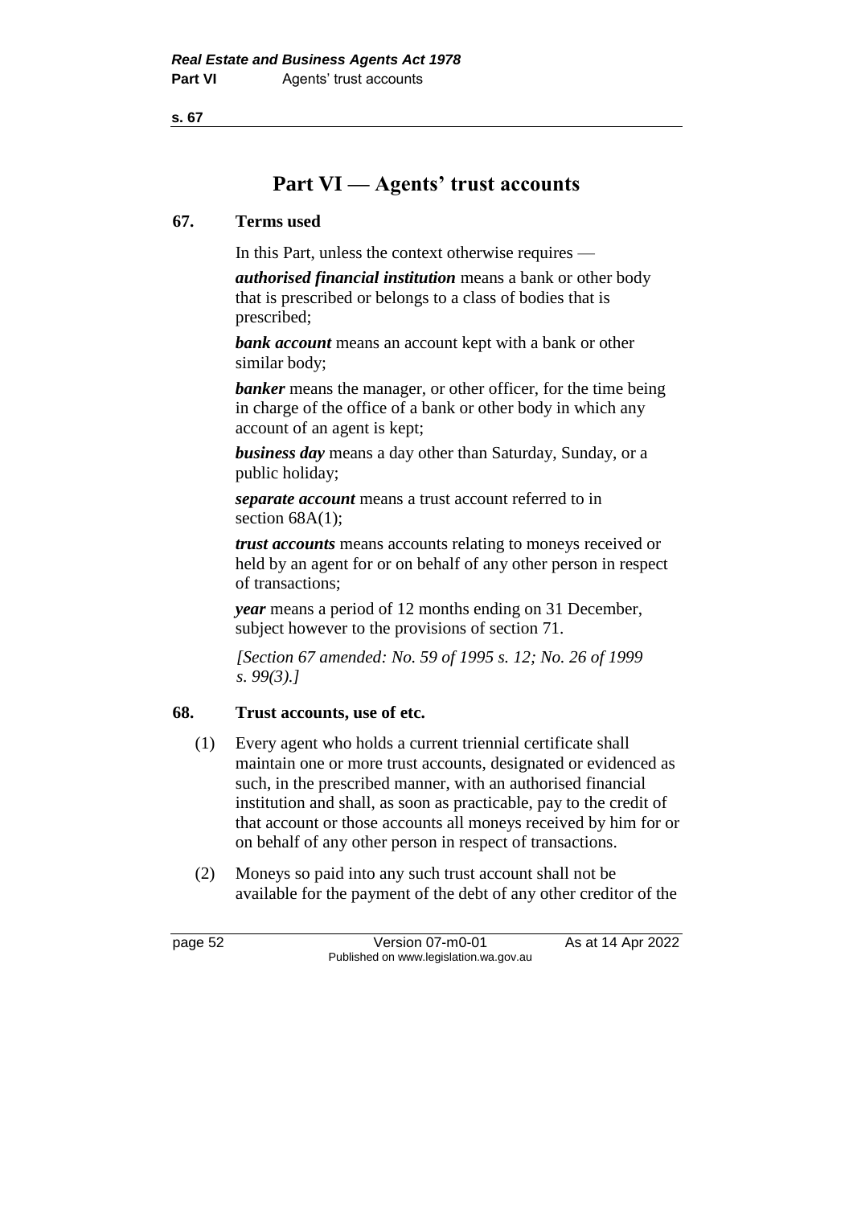# Part VI — Agents' trust accounts

## 67. Terms used

In this Part, unless the context otherwise requires —

***authorised financial institution*** means a bank or other body that is prescribed or belongs to a class of bodies that is prescribed;

***bank account*** means an account kept with a bank or other similar body;

***banker*** means the manager, or other officer, for the time being in charge of the office of a bank or other body in which any account of an agent is kept;

***business day*** means a day other than Saturday, Sunday, or a public holiday;

***separate account*** means a trust account referred to in section 68A(1);

***trust accounts*** means accounts relating to moneys received or held by an agent for or on behalf of any other person in respect of transactions;

***year*** means a period of 12 months ending on 31 December, subject however to the provisions of section 71.

*[Section 67 amended: No. 59 of 1995 s. 12; No. 26 of 1999 s. 99(3).]*

## 68. Trust accounts, use of etc.

(1) Every agent who holds a current triennial certificate shall maintain one or more trust accounts, designated or evidenced as such, in the prescribed manner, with an authorised financial institution and shall, as soon as practicable, pay to the credit of that account or those accounts all moneys received by him for or on behalf of any other person in respect of transactions.

(2) Moneys so paid into any such trust account shall not be available for the payment of the debt of any other creditor of the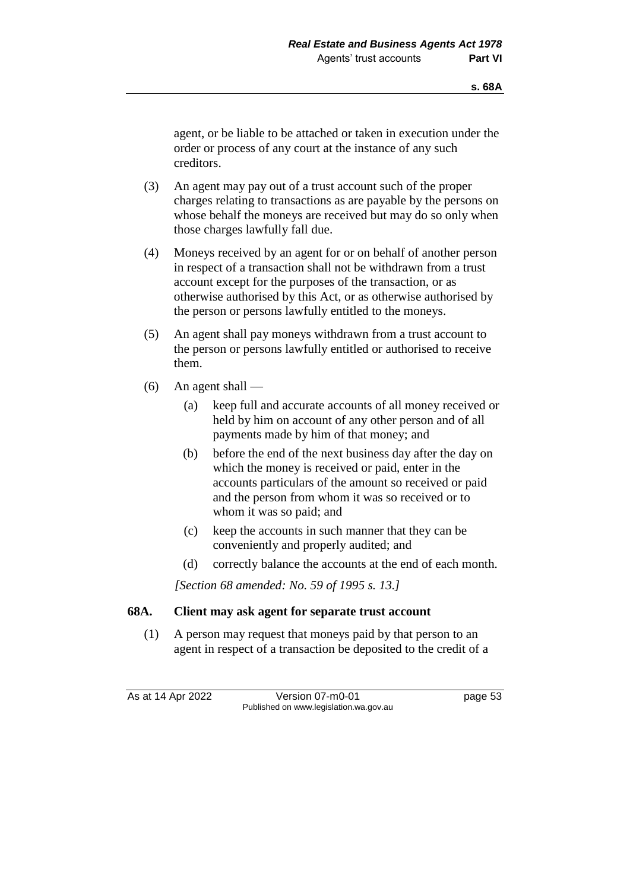agent, or be liable to be attached or taken in execution under the order or process of any court at the instance of any such creditors.

(3) An agent may pay out of a trust account such of the proper charges relating to transactions as are payable by the persons on whose behalf the moneys are received but may do so only when those charges lawfully fall due.

(4) Moneys received by an agent for or on behalf of another person in respect of a transaction shall not be withdrawn from a trust account except for the purposes of the transaction, or as otherwise authorised by this Act, or as otherwise authorised by the person or persons lawfully entitled to the moneys.

(5) An agent shall pay moneys withdrawn from a trust account to the person or persons lawfully entitled or authorised to receive them.

(6) An agent shall —

   (a) keep full and accurate accounts of all money received or held by him on account of any other person and of all payments made by him of that money; and

   (b) before the end of the next business day after the day on which the money is received or paid, enter in the accounts particulars of the amount so received or paid and the person from whom it was so received or to whom it was so paid; and

   (c) keep the accounts in such manner that they can be conveniently and properly audited; and

   (d) correctly balance the accounts at the end of each month.

*[Section 68 amended: No. 59 of 1995 s. 13.]*

### 68A. Client may ask agent for separate trust account

(1) A person may request that moneys paid by that person to an agent in respect of a transaction be deposited to the credit of a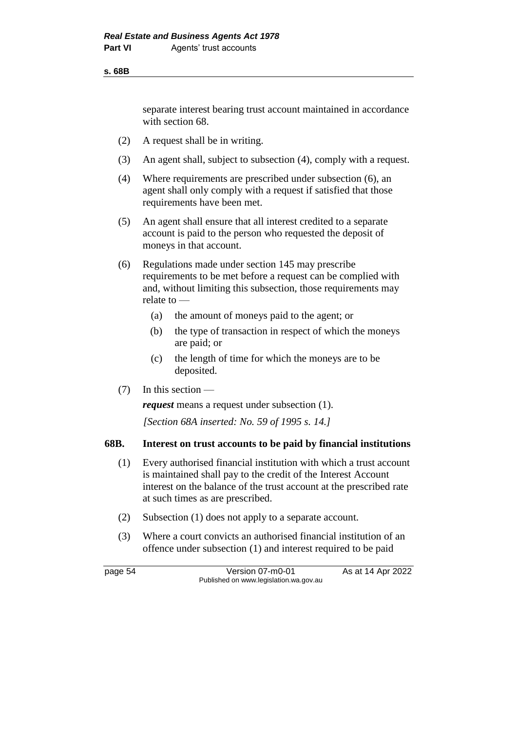separate interest bearing trust account maintained in accordance with section 68.

(2) A request shall be in writing.

(3) An agent shall, subject to subsection (4), comply with a request.

(4) Where requirements are prescribed under subsection (6), an agent shall only comply with a request if satisfied that those requirements have been met.

(5) An agent shall ensure that all interest credited to a separate account is paid to the person who requested the deposit of moneys in that account.

(6) Regulations made under section 145 may prescribe requirements to be met before a request can be complied with and, without limiting this subsection, those requirements may relate to —

(a) the amount of moneys paid to the agent; or

(b) the type of transaction in respect of which the moneys are paid; or

(c) the length of time for which the moneys are to be deposited.

(7) In this section —

***request*** means a request under subsection (1).

*[Section 68A inserted: No. 59 of 1995 s. 14.]*

## 68B. Interest on trust accounts to be paid by financial institutions

(1) Every authorised financial institution with which a trust account is maintained shall pay to the credit of the Interest Account interest on the balance of the trust account at the prescribed rate at such times as are prescribed.

(2) Subsection (1) does not apply to a separate account.

(3) Where a court convicts an authorised financial institution of an offence under subsection (1) and interest required to be paid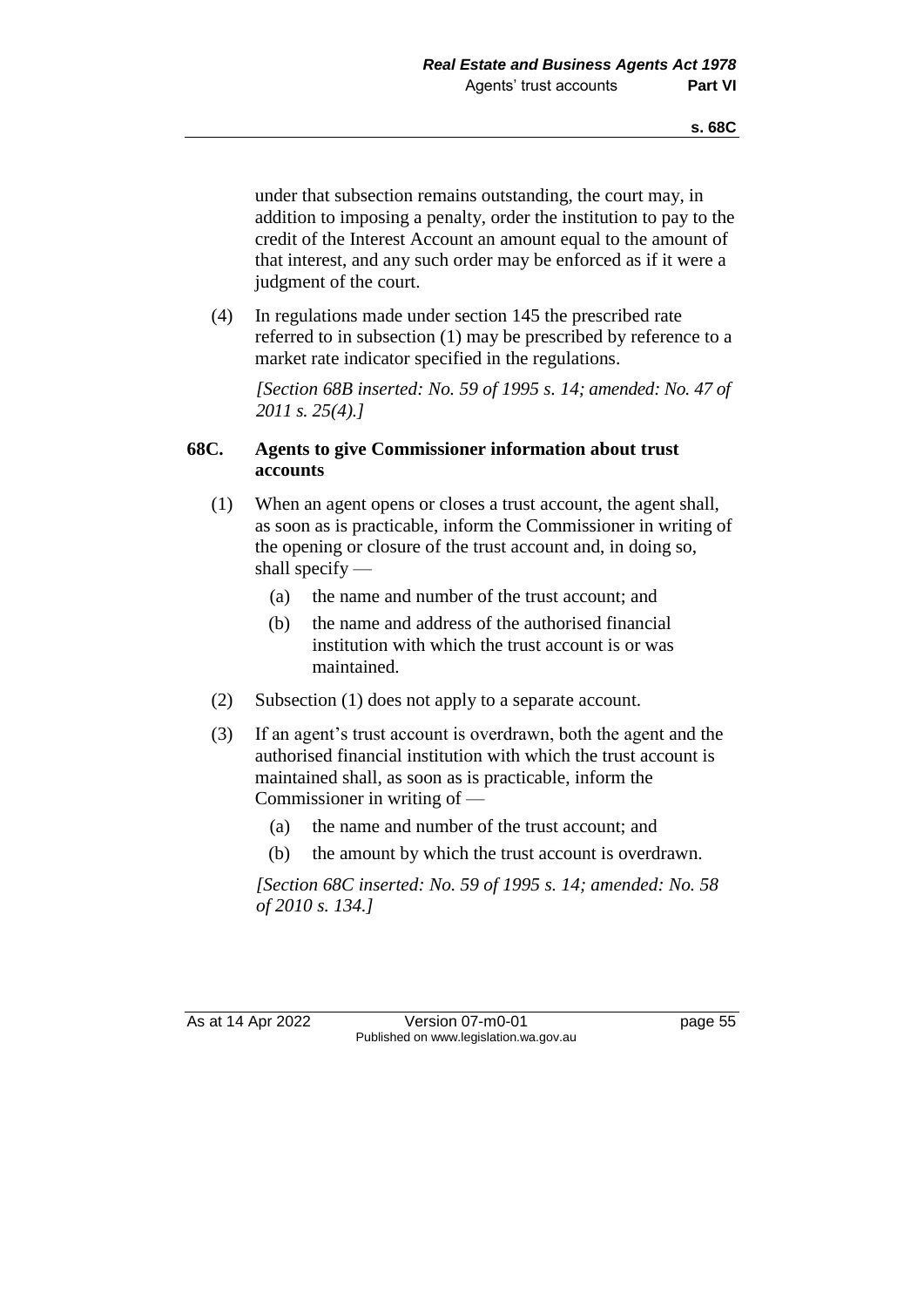under that subsection remains outstanding, the court may, in addition to imposing a penalty, order the institution to pay to the credit of the Interest Account an amount equal to the amount of that interest, and any such order may be enforced as if it were a judgment of the court.

(4) In regulations made under section 145 the prescribed rate referred to in subsection (1) may be prescribed by reference to a market rate indicator specified in the regulations.

*[Section 68B inserted: No. 59 of 1995 s. 14; amended: No. 47 of 2011 s. 25(4).]*

### 68C. Agents to give Commissioner information about trust accounts

(1) When an agent opens or closes a trust account, the agent shall, as soon as is practicable, inform the Commissioner in writing of the opening or closure of the trust account and, in doing so, shall specify —

- (a) the name and number of the trust account; and
- (b) the name and address of the authorised financial institution with which the trust account is or was maintained.

(2) Subsection (1) does not apply to a separate account.

(3) If an agent's trust account is overdrawn, both the agent and the authorised financial institution with which the trust account is maintained shall, as soon as is practicable, inform the Commissioner in writing of —

- (a) the name and number of the trust account; and
- (b) the amount by which the trust account is overdrawn.

*[Section 68C inserted: No. 59 of 1995 s. 14; amended: No. 58 of 2010 s. 134.]*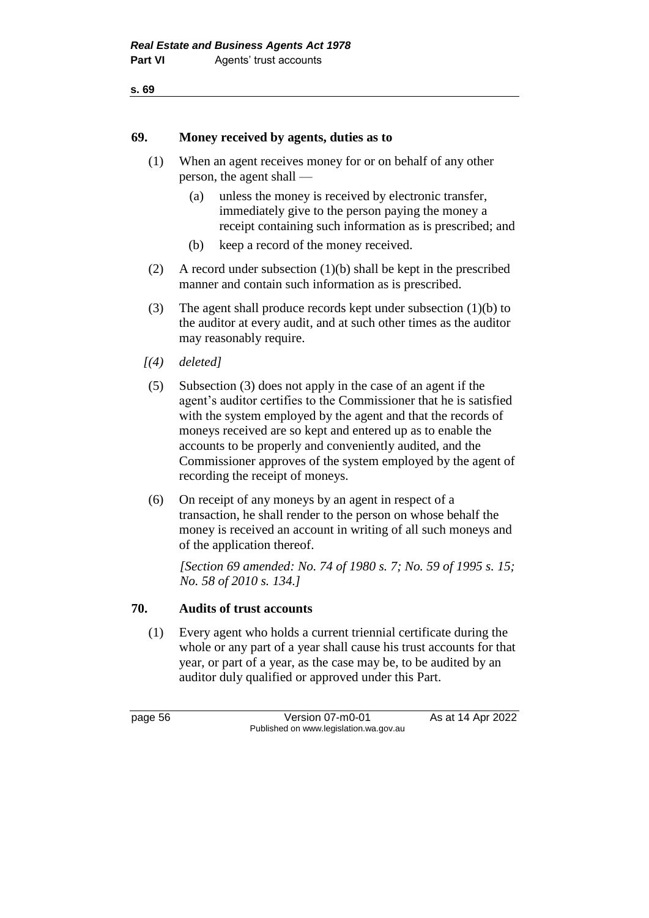### 69. Money received by agents, duties as to

(1) When an agent receives money for or on behalf of any other person, the agent shall —

(a) unless the money is received by electronic transfer, immediately give to the person paying the money a receipt containing such information as is prescribed; and

(b) keep a record of the money received.

(2) A record under subsection (1)(b) shall be kept in the prescribed manner and contain such information as is prescribed.

(3) The agent shall produce records kept under subsection (1)(b) to the auditor at every audit, and at such other times as the auditor may reasonably require.

*[(4) deleted]*

(5) Subsection (3) does not apply in the case of an agent if the agent's auditor certifies to the Commissioner that he is satisfied with the system employed by the agent and that the records of moneys received are so kept and entered up as to enable the accounts to be properly and conveniently audited, and the Commissioner approves of the system employed by the agent of recording the receipt of moneys.

(6) On receipt of any moneys by an agent in respect of a transaction, he shall render to the person on whose behalf the money is received an account in writing of all such moneys and of the application thereof.

*[Section 69 amended: No. 74 of 1980 s. 7; No. 59 of 1995 s. 15; No. 58 of 2010 s. 134.]*

### 70. Audits of trust accounts

(1) Every agent who holds a current triennial certificate during the whole or any part of a year shall cause his trust accounts for that year, or part of a year, as the case may be, to be audited by an auditor duly qualified or approved under this Part.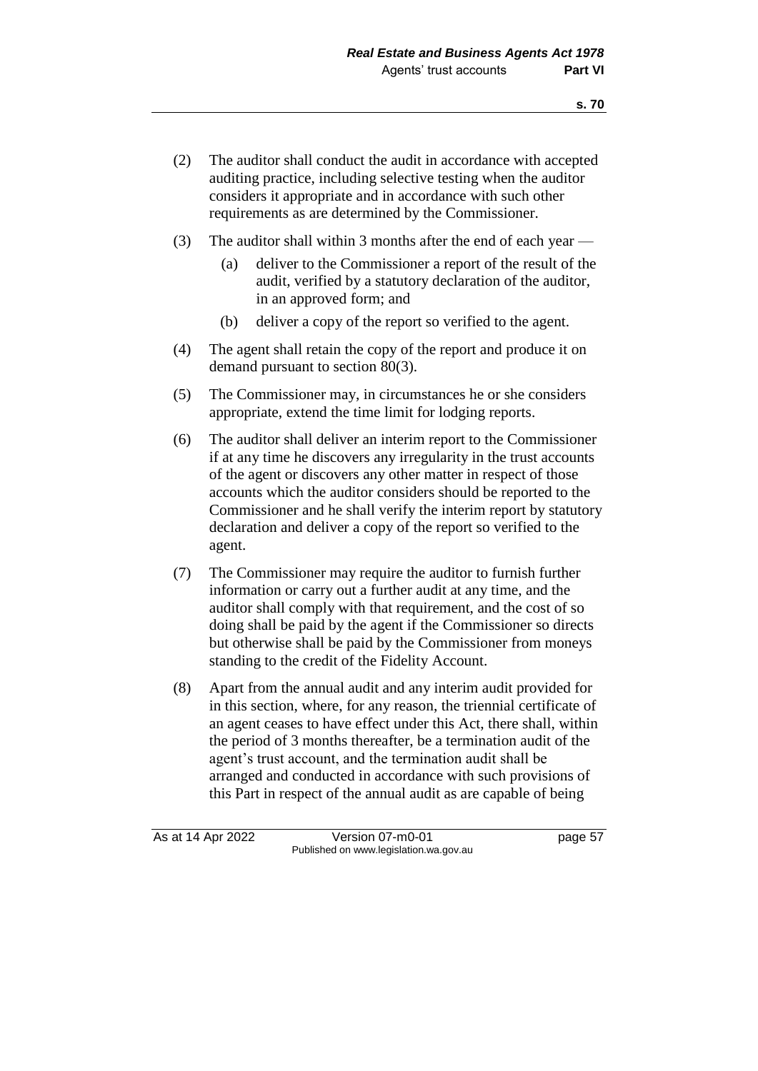(2) The auditor shall conduct the audit in accordance with accepted auditing practice, including selective testing when the auditor considers it appropriate and in accordance with such other requirements as are determined by the Commissioner.

(3) The auditor shall within 3 months after the end of each year —

  (a) deliver to the Commissioner a report of the result of the audit, verified by a statutory declaration of the auditor, in an approved form; and

  (b) deliver a copy of the report so verified to the agent.

(4) The agent shall retain the copy of the report and produce it on demand pursuant to section 80(3).

(5) The Commissioner may, in circumstances he or she considers appropriate, extend the time limit for lodging reports.

(6) The auditor shall deliver an interim report to the Commissioner if at any time he discovers any irregularity in the trust accounts of the agent or discovers any other matter in respect of those accounts which the auditor considers should be reported to the Commissioner and he shall verify the interim report by statutory declaration and deliver a copy of the report so verified to the agent.

(7) The Commissioner may require the auditor to furnish further information or carry out a further audit at any time, and the auditor shall comply with that requirement, and the cost of so doing shall be paid by the agent if the Commissioner so directs but otherwise shall be paid by the Commissioner from moneys standing to the credit of the Fidelity Account.

(8) Apart from the annual audit and any interim audit provided for in this section, where, for any reason, the triennial certificate of an agent ceases to have effect under this Act, there shall, within the period of 3 months thereafter, be a termination audit of the agent's trust account, and the termination audit shall be arranged and conducted in accordance with such provisions of this Part in respect of the annual audit as are capable of being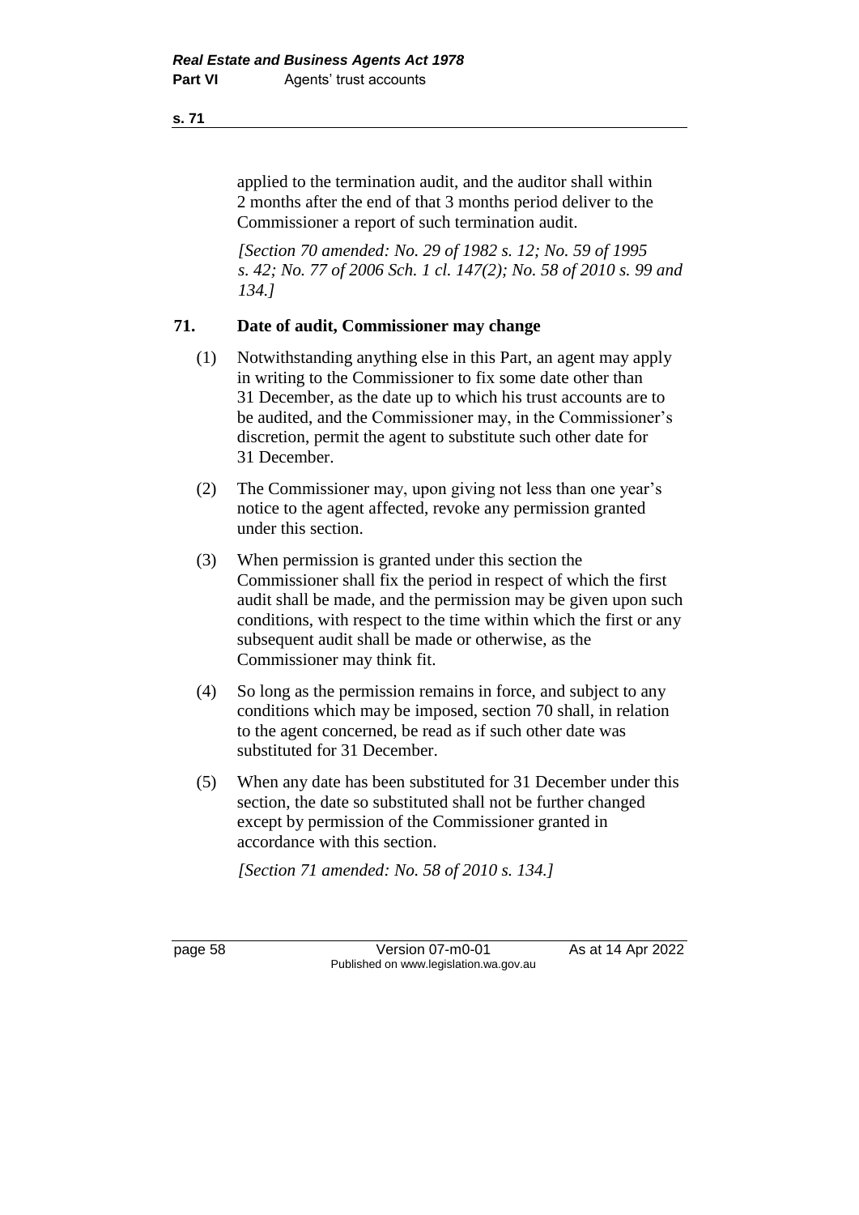applied to the termination audit, and the auditor shall within 2 months after the end of that 3 months period deliver to the Commissioner a report of such termination audit.

*[Section 70 amended: No. 29 of 1982 s. 12; No. 59 of 1995 s. 42; No. 77 of 2006 Sch. 1 cl. 147(2); No. 58 of 2010 s. 99 and 134.]*

### 71. Date of audit, Commissioner may change

(1) Notwithstanding anything else in this Part, an agent may apply in writing to the Commissioner to fix some date other than 31 December, as the date up to which his trust accounts are to be audited, and the Commissioner may, in the Commissioner's discretion, permit the agent to substitute such other date for 31 December.

(2) The Commissioner may, upon giving not less than one year's notice to the agent affected, revoke any permission granted under this section.

(3) When permission is granted under this section the Commissioner shall fix the period in respect of which the first audit shall be made, and the permission may be given upon such conditions, with respect to the time within which the first or any subsequent audit shall be made or otherwise, as the Commissioner may think fit.

(4) So long as the permission remains in force, and subject to any conditions which may be imposed, section 70 shall, in relation to the agent concerned, be read as if such other date was substituted for 31 December.

(5) When any date has been substituted for 31 December under this section, the date so substituted shall not be further changed except by permission of the Commissioner granted in accordance with this section.

*[Section 71 amended: No. 58 of 2010 s. 134.]*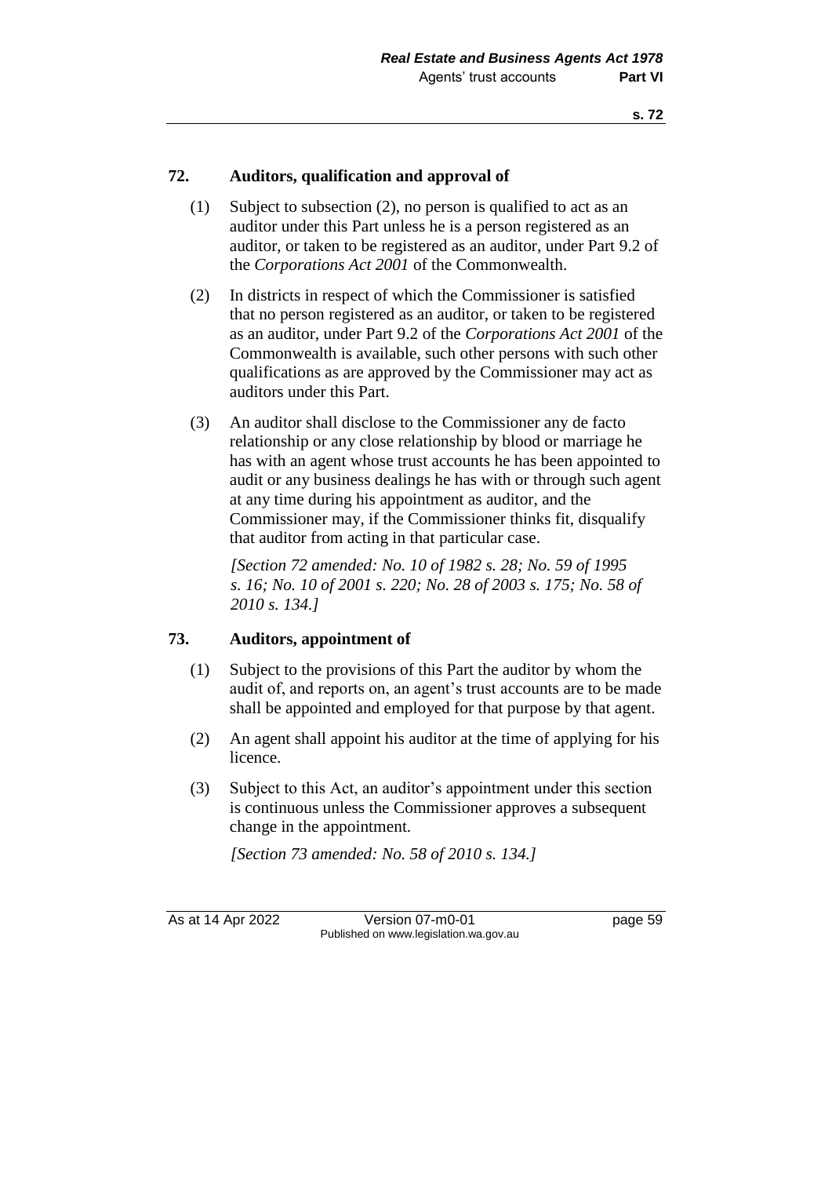## 72. Auditors, qualification and approval of

(1) Subject to subsection (2), no person is qualified to act as an auditor under this Part unless he is a person registered as an auditor, or taken to be registered as an auditor, under Part 9.2 of the *Corporations Act 2001* of the Commonwealth.

(2) In districts in respect of which the Commissioner is satisfied that no person registered as an auditor, or taken to be registered as an auditor, under Part 9.2 of the *Corporations Act 2001* of the Commonwealth is available, such other persons with such other qualifications as are approved by the Commissioner may act as auditors under this Part.

(3) An auditor shall disclose to the Commissioner any de facto relationship or any close relationship by blood or marriage he has with an agent whose trust accounts he has been appointed to audit or any business dealings he has with or through such agent at any time during his appointment as auditor, and the Commissioner may, if the Commissioner thinks fit, disqualify that auditor from acting in that particular case.

*[Section 72 amended: No. 10 of 1982 s. 28; No. 59 of 1995 s. 16; No. 10 of 2001 s. 220; No. 28 of 2003 s. 175; No. 58 of 2010 s. 134.]*

## 73. Auditors, appointment of

(1) Subject to the provisions of this Part the auditor by whom the audit of, and reports on, an agent's trust accounts are to be made shall be appointed and employed for that purpose by that agent.

(2) An agent shall appoint his auditor at the time of applying for his licence.

(3) Subject to this Act, an auditor's appointment under this section is continuous unless the Commissioner approves a subsequent change in the appointment.

*[Section 73 amended: No. 58 of 2010 s. 134.]*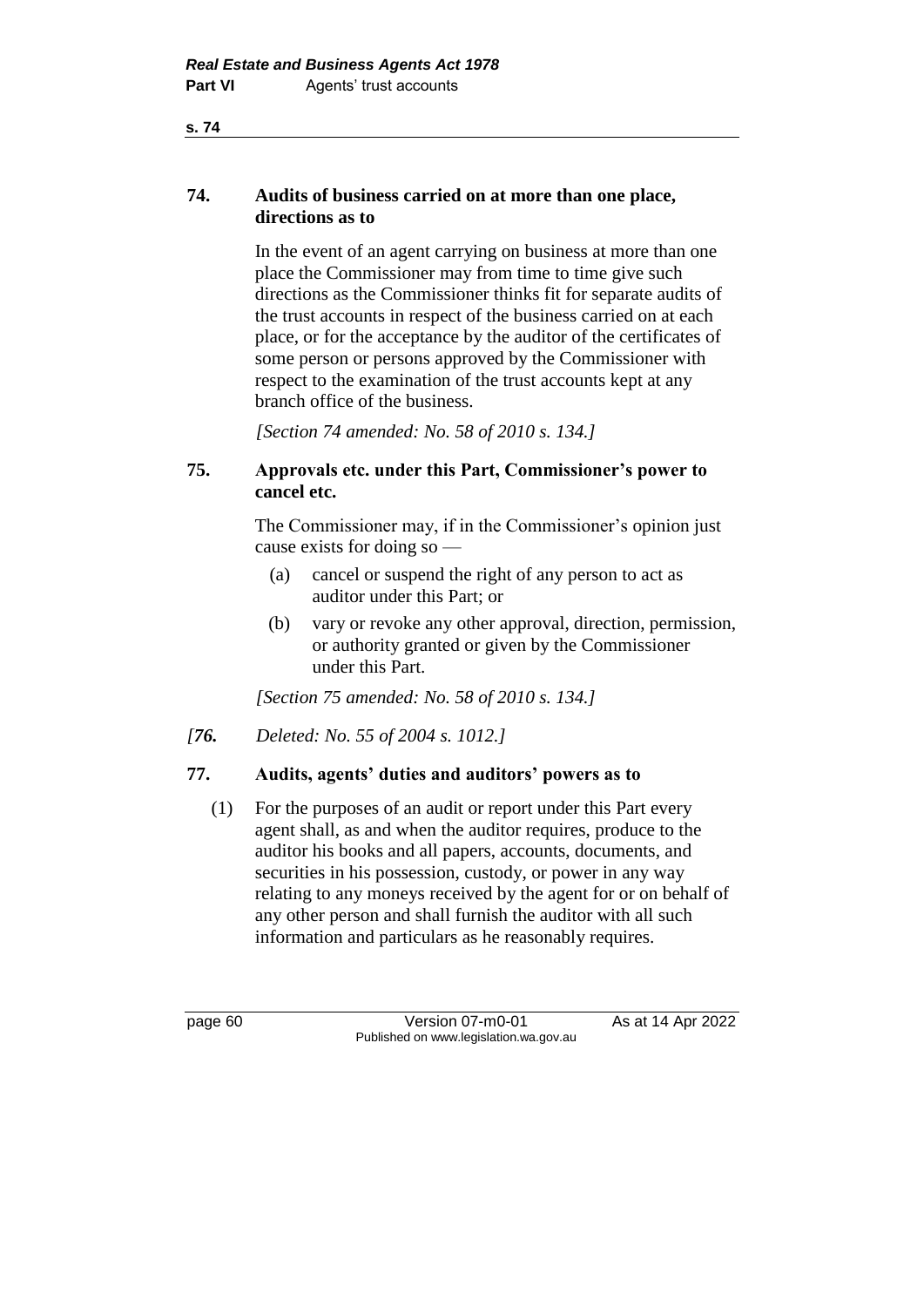## 74. Audits of business carried on at more than one place, directions as to

In the event of an agent carrying on business at more than one place the Commissioner may from time to time give such directions as the Commissioner thinks fit for separate audits of the trust accounts in respect of the business carried on at each place, or for the acceptance by the auditor of the certificates of some person or persons approved by the Commissioner with respect to the examination of the trust accounts kept at any branch office of the business.

*[Section 74 amended: No. 58 of 2010 s. 134.]*

## 75. Approvals etc. under this Part, Commissioner's power to cancel etc.

The Commissioner may, if in the Commissioner's opinion just cause exists for doing so —

(a) cancel or suspend the right of any person to act as auditor under this Part; or

(b) vary or revoke any other approval, direction, permission, or authority granted or given by the Commissioner under this Part.

*[Section 75 amended: No. 58 of 2010 s. 134.]*

*[**76.** Deleted: No. 55 of 2004 s. 1012.]*

## 77. Audits, agents' duties and auditors' powers as to

(1) For the purposes of an audit or report under this Part every agent shall, as and when the auditor requires, produce to the auditor his books and all papers, accounts, documents, and securities in his possession, custody, or power in any way relating to any moneys received by the agent for or on behalf of any other person and shall furnish the auditor with all such information and particulars as he reasonably requires.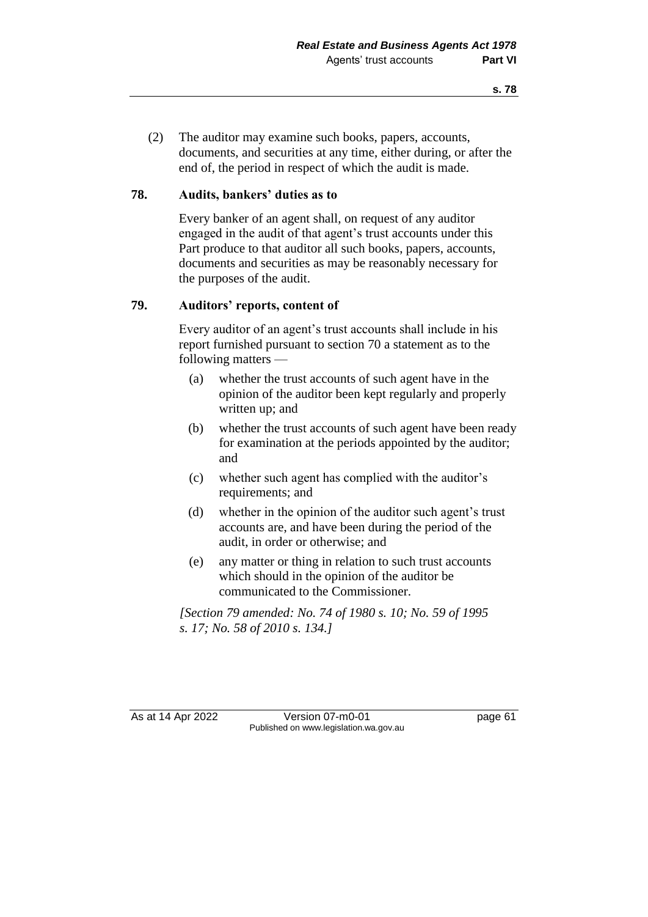(2) The auditor may examine such books, papers, accounts, documents, and securities at any time, either during, or after the end of, the period in respect of which the audit is made.

### 78. Audits, bankers' duties as to

Every banker of an agent shall, on request of any auditor engaged in the audit of that agent's trust accounts under this Part produce to that auditor all such books, papers, accounts, documents and securities as may be reasonably necessary for the purposes of the audit.

### 79. Auditors' reports, content of

Every auditor of an agent's trust accounts shall include in his report furnished pursuant to section 70 a statement as to the following matters —

(a) whether the trust accounts of such agent have in the opinion of the auditor been kept regularly and properly written up; and

(b) whether the trust accounts of such agent have been ready for examination at the periods appointed by the auditor; and

(c) whether such agent has complied with the auditor's requirements; and

(d) whether in the opinion of the auditor such agent's trust accounts are, and have been during the period of the audit, in order or otherwise; and

(e) any matter or thing in relation to such trust accounts which should in the opinion of the auditor be communicated to the Commissioner.

*[Section 79 amended: No. 74 of 1980 s. 10; No. 59 of 1995 s. 17; No. 58 of 2010 s. 134.]*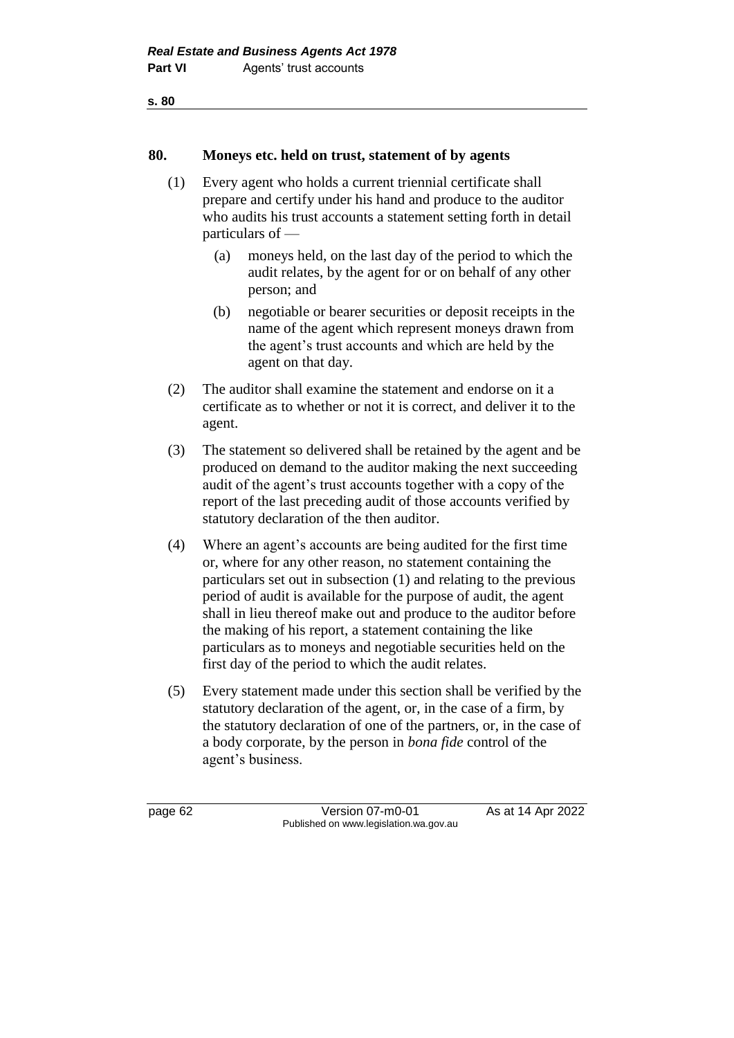**80. Moneys etc. held on trust, statement of by agents**

(1) Every agent who holds a current triennial certificate shall prepare and certify under his hand and produce to the auditor who audits his trust accounts a statement setting forth in detail particulars of —

(a) moneys held, on the last day of the period to which the audit relates, by the agent for or on behalf of any other person; and

(b) negotiable or bearer securities or deposit receipts in the name of the agent which represent moneys drawn from the agent's trust accounts and which are held by the agent on that day.

(2) The auditor shall examine the statement and endorse on it a certificate as to whether or not it is correct, and deliver it to the agent.

(3) The statement so delivered shall be retained by the agent and be produced on demand to the auditor making the next succeeding audit of the agent's trust accounts together with a copy of the report of the last preceding audit of those accounts verified by statutory declaration of the then auditor.

(4) Where an agent's accounts are being audited for the first time or, where for any other reason, no statement containing the particulars set out in subsection (1) and relating to the previous period of audit is available for the purpose of audit, the agent shall in lieu thereof make out and produce to the auditor before the making of his report, a statement containing the like particulars as to moneys and negotiable securities held on the first day of the period to which the audit relates.

(5) Every statement made under this section shall be verified by the statutory declaration of the agent, or, in the case of a firm, by the statutory declaration of one of the partners, or, in the case of a body corporate, by the person in *bona fide* control of the agent's business.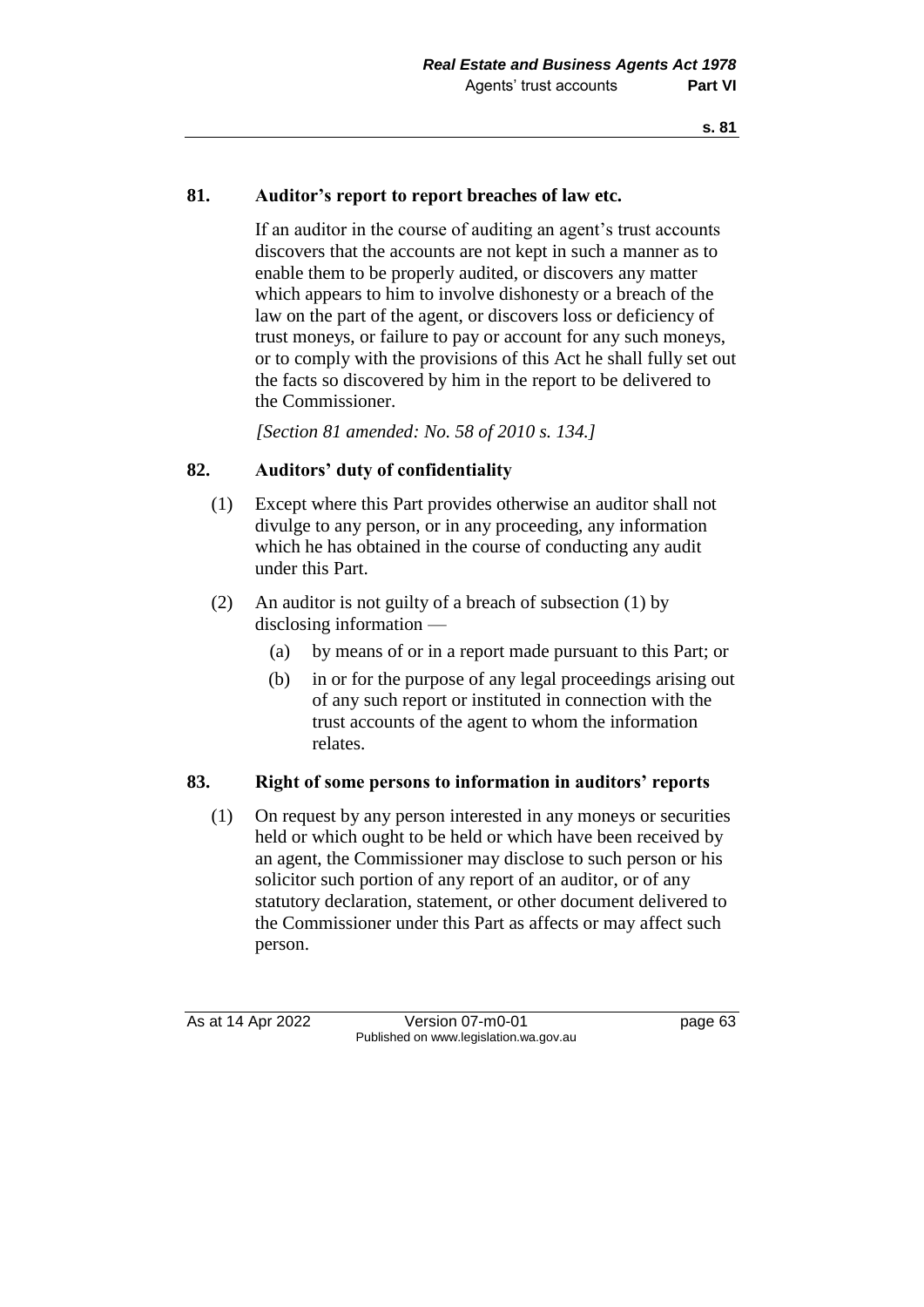## 81. Auditor's report to report breaches of law etc.

If an auditor in the course of auditing an agent's trust accounts discovers that the accounts are not kept in such a manner as to enable them to be properly audited, or discovers any matter which appears to him to involve dishonesty or a breach of the law on the part of the agent, or discovers loss or deficiency of trust moneys, or failure to pay or account for any such moneys, or to comply with the provisions of this Act he shall fully set out the facts so discovered by him in the report to be delivered to the Commissioner.

*[Section 81 amended: No. 58 of 2010 s. 134.]*

## 82. Auditors' duty of confidentiality

(1) Except where this Part provides otherwise an auditor shall not divulge to any person, or in any proceeding, any information which he has obtained in the course of conducting any audit under this Part.

(2) An auditor is not guilty of a breach of subsection (1) by disclosing information —

- (a) by means of or in a report made pursuant to this Part; or
- (b) in or for the purpose of any legal proceedings arising out of any such report or instituted in connection with the trust accounts of the agent to whom the information relates.

## 83. Right of some persons to information in auditors' reports

(1) On request by any person interested in any moneys or securities held or which ought to be held or which have been received by an agent, the Commissioner may disclose to such person or his solicitor such portion of any report of an auditor, or of any statutory declaration, statement, or other document delivered to the Commissioner under this Part as affects or may affect such person.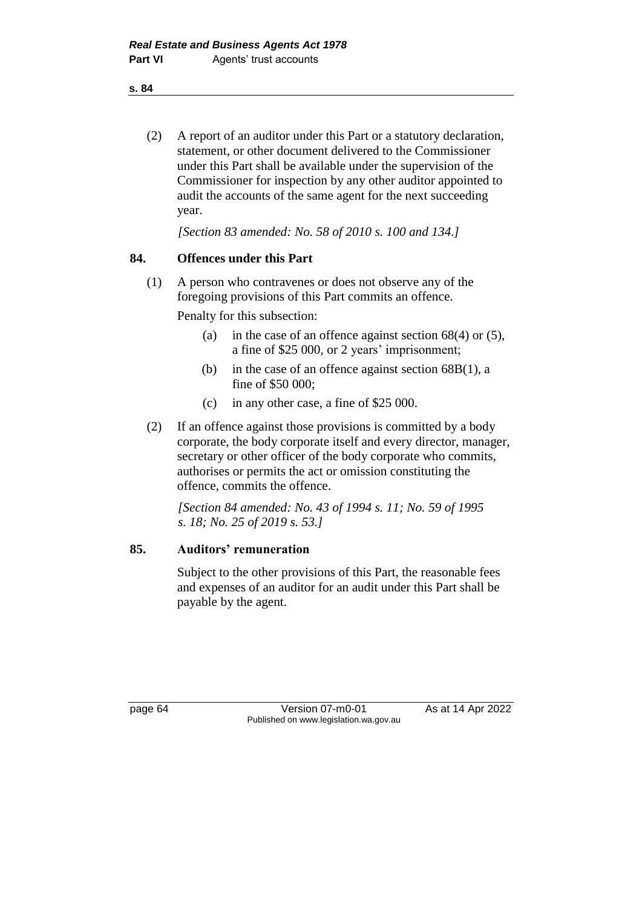(2) A report of an auditor under this Part or a statutory declaration, statement, or other document delivered to the Commissioner under this Part shall be available under the supervision of the Commissioner for inspection by any other auditor appointed to audit the accounts of the same agent for the next succeeding year.

*[Section 83 amended: No. 58 of 2010 s. 100 and 134.]*

## 84. Offences under this Part

(1) A person who contravenes or does not observe any of the foregoing provisions of this Part commits an offence.

Penalty for this subsection:

- (a) in the case of an offence against section 68(4) or (5), a fine of $25 000, or 2 years' imprisonment;
- (b) in the case of an offence against section 68B(1), a fine of $50 000;
- (c) in any other case, a fine of $25 000.

(2) If an offence against those provisions is committed by a body corporate, the body corporate itself and every director, manager, secretary or other officer of the body corporate who commits, authorises or permits the act or omission constituting the offence, commits the offence.

*[Section 84 amended: No. 43 of 1994 s. 11; No. 59 of 1995 s. 18; No. 25 of 2019 s. 53.]*

## 85. Auditors' remuneration

Subject to the other provisions of this Part, the reasonable fees and expenses of an auditor for an audit under this Part shall be payable by the agent.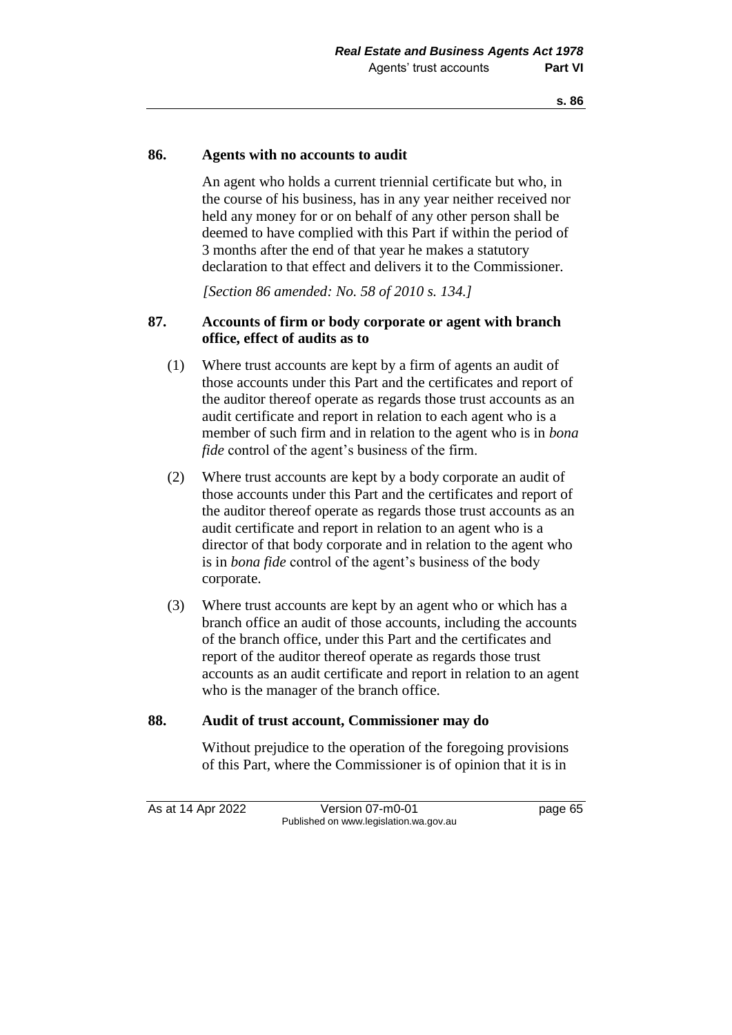## 86. Agents with no accounts to audit

An agent who holds a current triennial certificate but who, in the course of his business, has in any year neither received nor held any money for or on behalf of any other person shall be deemed to have complied with this Part if within the period of 3 months after the end of that year he makes a statutory declaration to that effect and delivers it to the Commissioner.

*[Section 86 amended: No. 58 of 2010 s. 134.]*

## 87. Accounts of firm or body corporate or agent with branch office, effect of audits as to

(1) Where trust accounts are kept by a firm of agents an audit of those accounts under this Part and the certificates and report of the auditor thereof operate as regards those trust accounts as an audit certificate and report in relation to each agent who is a member of such firm and in relation to the agent who is in *bona fide* control of the agent's business of the firm.

(2) Where trust accounts are kept by a body corporate an audit of those accounts under this Part and the certificates and report of the auditor thereof operate as regards those trust accounts as an audit certificate and report in relation to an agent who is a director of that body corporate and in relation to the agent who is in *bona fide* control of the agent's business of the body corporate.

(3) Where trust accounts are kept by an agent who or which has a branch office an audit of those accounts, including the accounts of the branch office, under this Part and the certificates and report of the auditor thereof operate as regards those trust accounts as an audit certificate and report in relation to an agent who is the manager of the branch office.

## 88. Audit of trust account, Commissioner may do

Without prejudice to the operation of the foregoing provisions of this Part, where the Commissioner is of opinion that it is in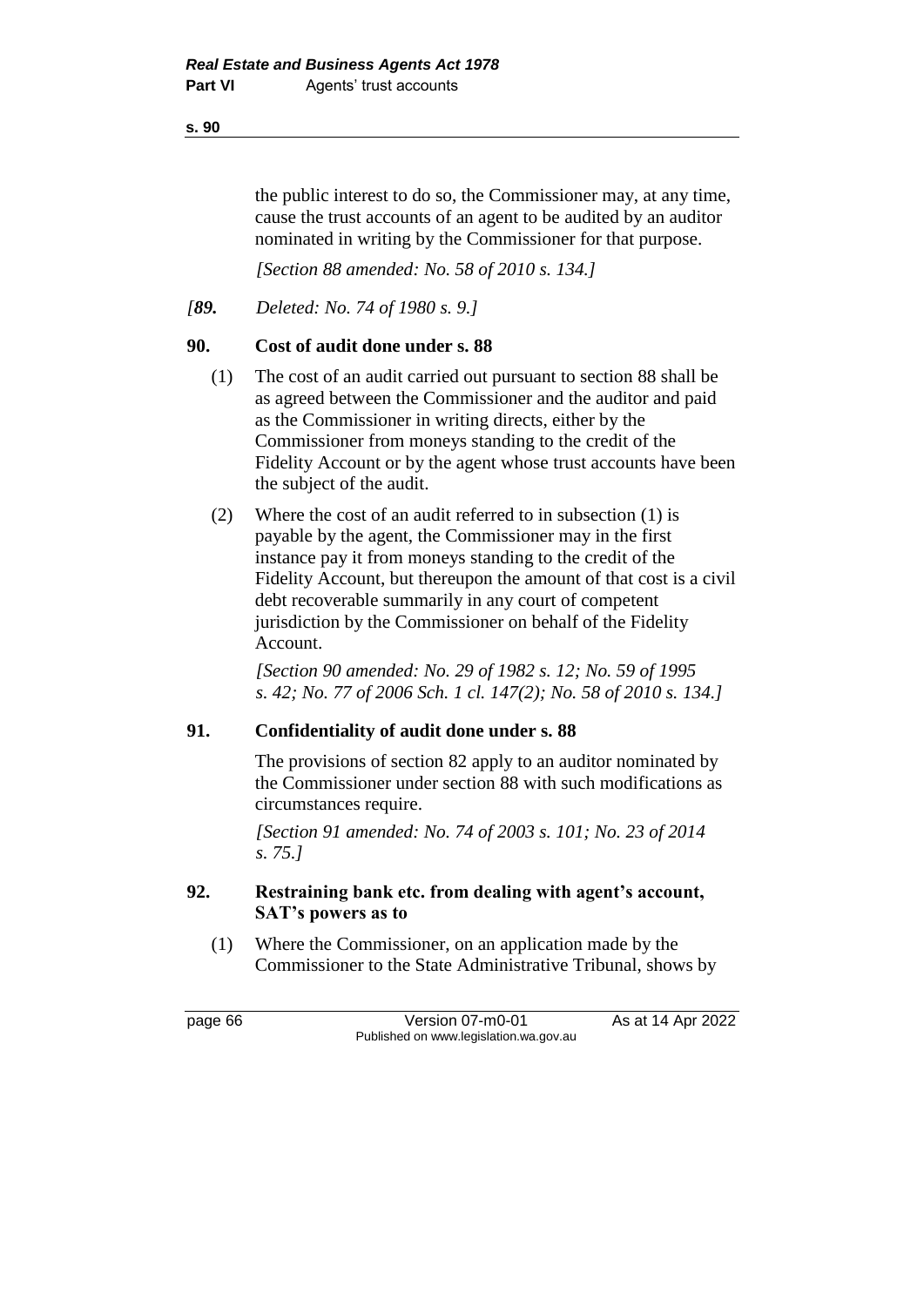the public interest to do so, the Commissioner may, at any time, cause the trust accounts of an agent to be audited by an auditor nominated in writing by the Commissioner for that purpose.

*[Section 88 amended: No. 58 of 2010 s. 134.]*

*[**89.** Deleted: No. 74 of 1980 s. 9.]*

### 90. Cost of audit done under s. 88

(1) The cost of an audit carried out pursuant to section 88 shall be as agreed between the Commissioner and the auditor and paid as the Commissioner in writing directs, either by the Commissioner from moneys standing to the credit of the Fidelity Account or by the agent whose trust accounts have been the subject of the audit.

(2) Where the cost of an audit referred to in subsection (1) is payable by the agent, the Commissioner may in the first instance pay it from moneys standing to the credit of the Fidelity Account, but thereupon the amount of that cost is a civil debt recoverable summarily in any court of competent jurisdiction by the Commissioner on behalf of the Fidelity Account.

*[Section 90 amended: No. 29 of 1982 s. 12; No. 59 of 1995 s. 42; No. 77 of 2006 Sch. 1 cl. 147(2); No. 58 of 2010 s. 134.]*

### 91. Confidentiality of audit done under s. 88

The provisions of section 82 apply to an auditor nominated by the Commissioner under section 88 with such modifications as circumstances require.

*[Section 91 amended: No. 74 of 2003 s. 101; No. 23 of 2014 s. 75.]*

### 92. Restraining bank etc. from dealing with agent's account, SAT's powers as to

(1) Where the Commissioner, on an application made by the Commissioner to the State Administrative Tribunal, shows by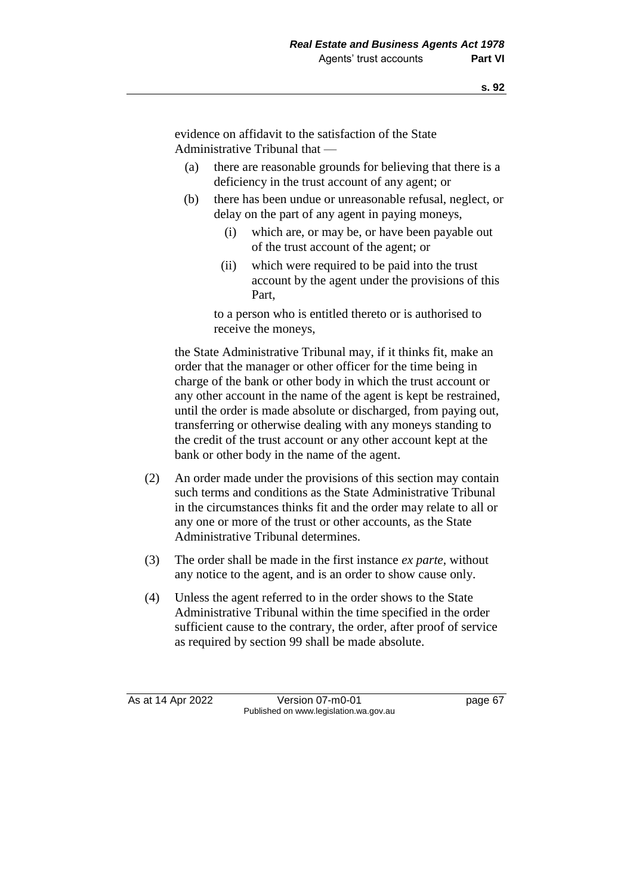evidence on affidavit to the satisfaction of the State Administrative Tribunal that —

(a) there are reasonable grounds for believing that there is a deficiency in the trust account of any agent; or

(b) there has been undue or unreasonable refusal, neglect, or delay on the part of any agent in paying moneys,

 (i) which are, or may be, or have been payable out of the trust account of the agent; or

 (ii) which were required to be paid into the trust account by the agent under the provisions of this Part,

 to a person who is entitled thereto or is authorised to receive the moneys,

the State Administrative Tribunal may, if it thinks fit, make an order that the manager or other officer for the time being in charge of the bank or other body in which the trust account or any other account in the name of the agent is kept be restrained, until the order is made absolute or discharged, from paying out, transferring or otherwise dealing with any moneys standing to the credit of the trust account or any other account kept at the bank or other body in the name of the agent.

(2) An order made under the provisions of this section may contain such terms and conditions as the State Administrative Tribunal in the circumstances thinks fit and the order may relate to all or any one or more of the trust or other accounts, as the State Administrative Tribunal determines.

(3) The order shall be made in the first instance *ex parte*, without any notice to the agent, and is an order to show cause only.

(4) Unless the agent referred to in the order shows to the State Administrative Tribunal within the time specified in the order sufficient cause to the contrary, the order, after proof of service as required by section 99 shall be made absolute.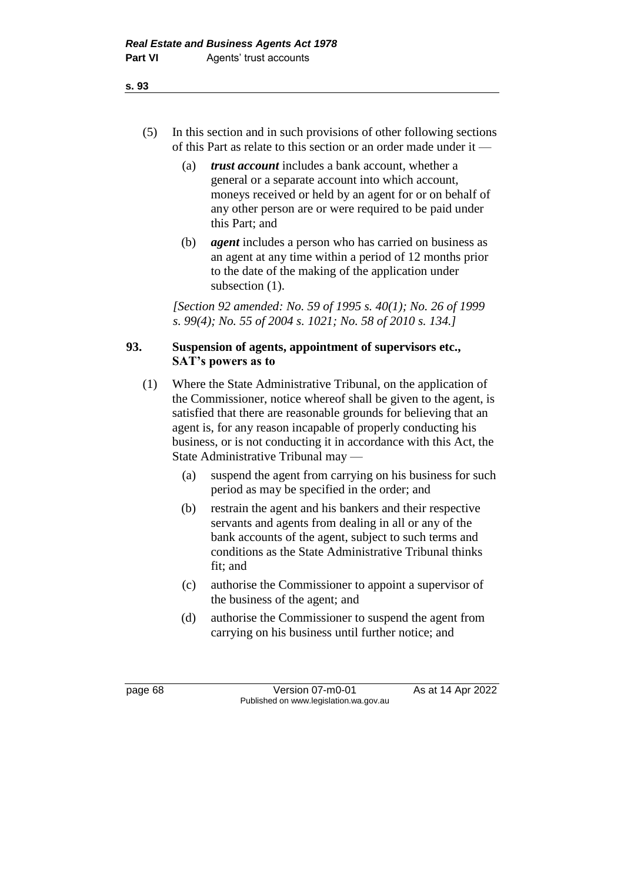(5) In this section and in such provisions of other following sections of this Part as relate to this section or an order made under it —

(a) ***trust account*** includes a bank account, whether a general or a separate account into which account, moneys received or held by an agent for or on behalf of any other person are or were required to be paid under this Part; and

(b) ***agent*** includes a person who has carried on business as an agent at any time within a period of 12 months prior to the date of the making of the application under subsection (1).

*[Section 92 amended: No. 59 of 1995 s. 40(1); No. 26 of 1999 s. 99(4); No. 55 of 2004 s. 1021; No. 58 of 2010 s. 134.]*

### 93. Suspension of agents, appointment of supervisors etc., SAT's powers as to

(1) Where the State Administrative Tribunal, on the application of the Commissioner, notice whereof shall be given to the agent, is satisfied that there are reasonable grounds for believing that an agent is, for any reason incapable of properly conducting his business, or is not conducting it in accordance with this Act, the State Administrative Tribunal may —

(a) suspend the agent from carrying on his business for such period as may be specified in the order; and

(b) restrain the agent and his bankers and their respective servants and agents from dealing in all or any of the bank accounts of the agent, subject to such terms and conditions as the State Administrative Tribunal thinks fit; and

(c) authorise the Commissioner to appoint a supervisor of the business of the agent; and

(d) authorise the Commissioner to suspend the agent from carrying on his business until further notice; and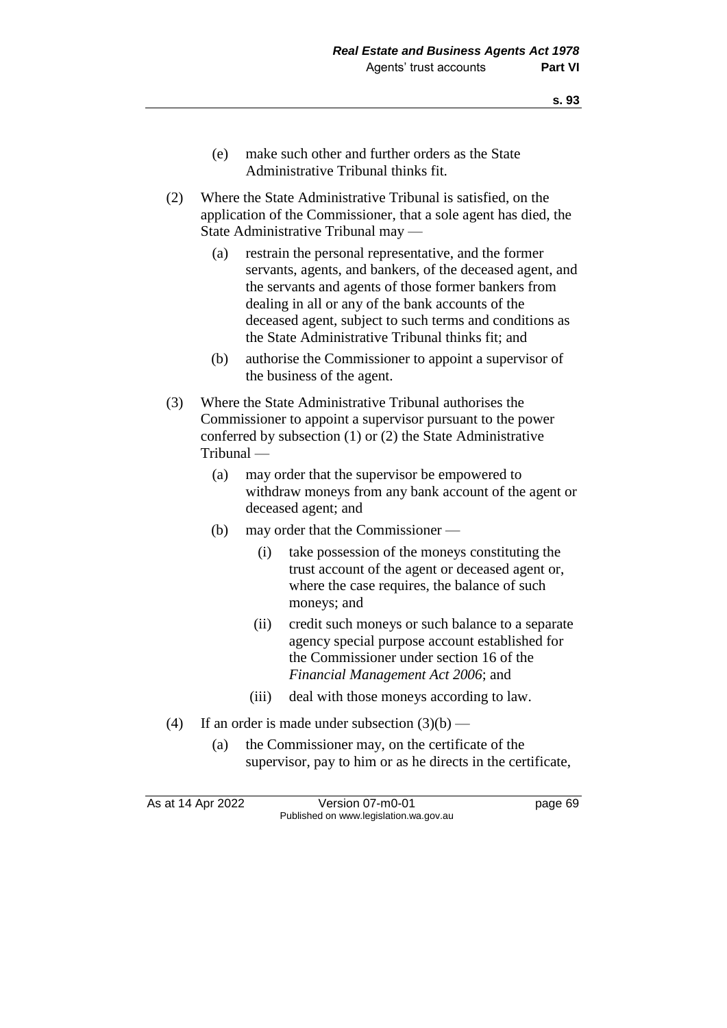(e) make such other and further orders as the State Administrative Tribunal thinks fit.

(2) Where the State Administrative Tribunal is satisfied, on the application of the Commissioner, that a sole agent has died, the State Administrative Tribunal may —

(a) restrain the personal representative, and the former servants, agents, and bankers, of the deceased agent, and the servants and agents of those former bankers from dealing in all or any of the bank accounts of the deceased agent, subject to such terms and conditions as the State Administrative Tribunal thinks fit; and

(b) authorise the Commissioner to appoint a supervisor of the business of the agent.

(3) Where the State Administrative Tribunal authorises the Commissioner to appoint a supervisor pursuant to the power conferred by subsection (1) or (2) the State Administrative Tribunal —

(a) may order that the supervisor be empowered to withdraw moneys from any bank account of the agent or deceased agent; and

(b) may order that the Commissioner —

(i) take possession of the moneys constituting the trust account of the agent or deceased agent or, where the case requires, the balance of such moneys; and

(ii) credit such moneys or such balance to a separate agency special purpose account established for the Commissioner under section 16 of the *Financial Management Act 2006*; and

(iii) deal with those moneys according to law.

(4) If an order is made under subsection (3)(b) —

(a) the Commissioner may, on the certificate of the supervisor, pay to him or as he directs in the certificate,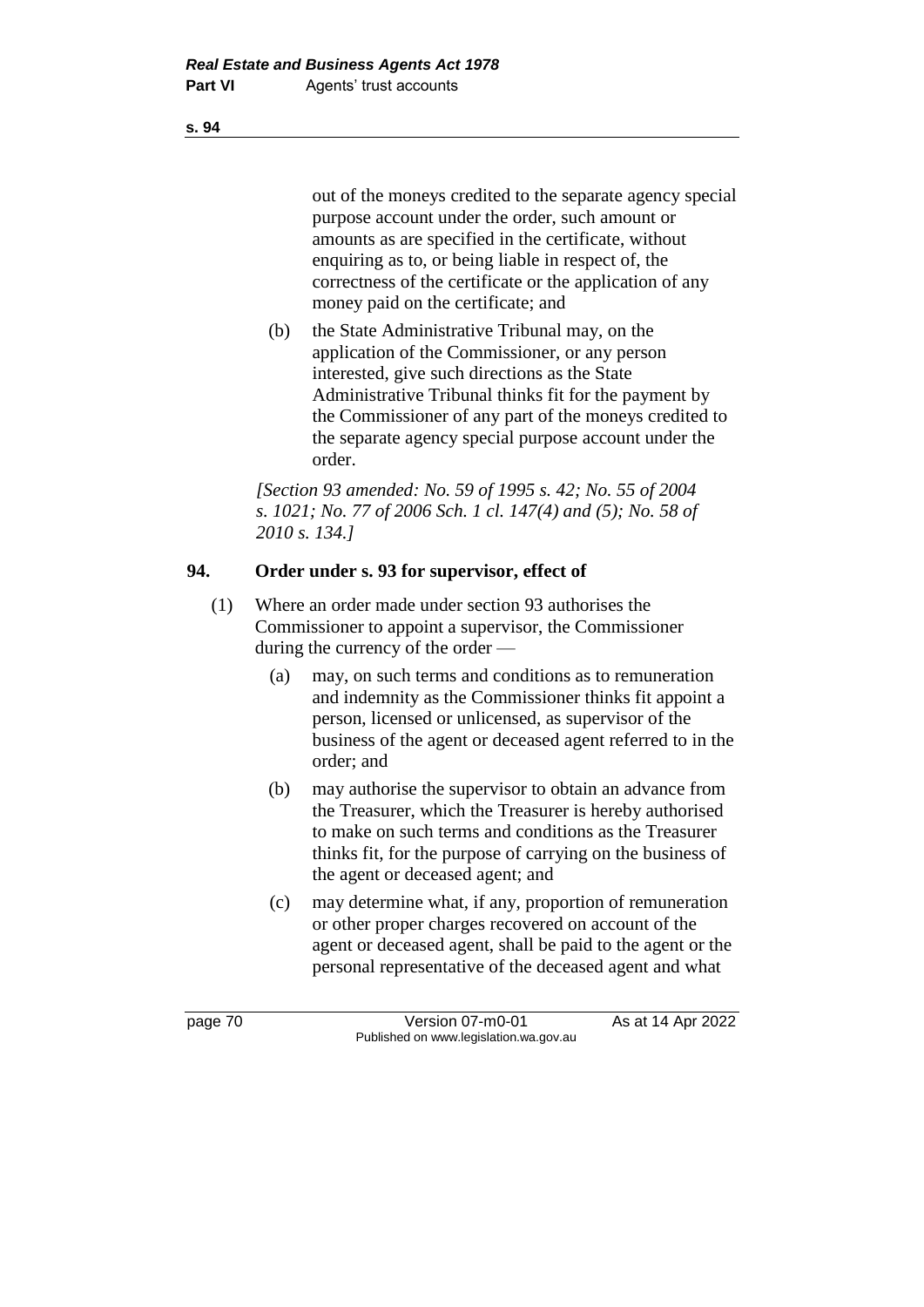out of the moneys credited to the separate agency special purpose account under the order, such amount or amounts as are specified in the certificate, without enquiring as to, or being liable in respect of, the correctness of the certificate or the application of any money paid on the certificate; and

(b) the State Administrative Tribunal may, on the application of the Commissioner, or any person interested, give such directions as the State Administrative Tribunal thinks fit for the payment by the Commissioner of any part of the moneys credited to the separate agency special purpose account under the order.

*[Section 93 amended: No. 59 of 1995 s. 42; No. 55 of 2004 s. 1021; No. 77 of 2006 Sch. 1 cl. 147(4) and (5); No. 58 of 2010 s. 134.]*

## 94. Order under s. 93 for supervisor, effect of

(1) Where an order made under section 93 authorises the Commissioner to appoint a supervisor, the Commissioner during the currency of the order —

(a) may, on such terms and conditions as to remuneration and indemnity as the Commissioner thinks fit appoint a person, licensed or unlicensed, as supervisor of the business of the agent or deceased agent referred to in the order; and

(b) may authorise the supervisor to obtain an advance from the Treasurer, which the Treasurer is hereby authorised to make on such terms and conditions as the Treasurer thinks fit, for the purpose of carrying on the business of the agent or deceased agent; and

(c) may determine what, if any, proportion of remuneration or other proper charges recovered on account of the agent or deceased agent, shall be paid to the agent or the personal representative of the deceased agent and what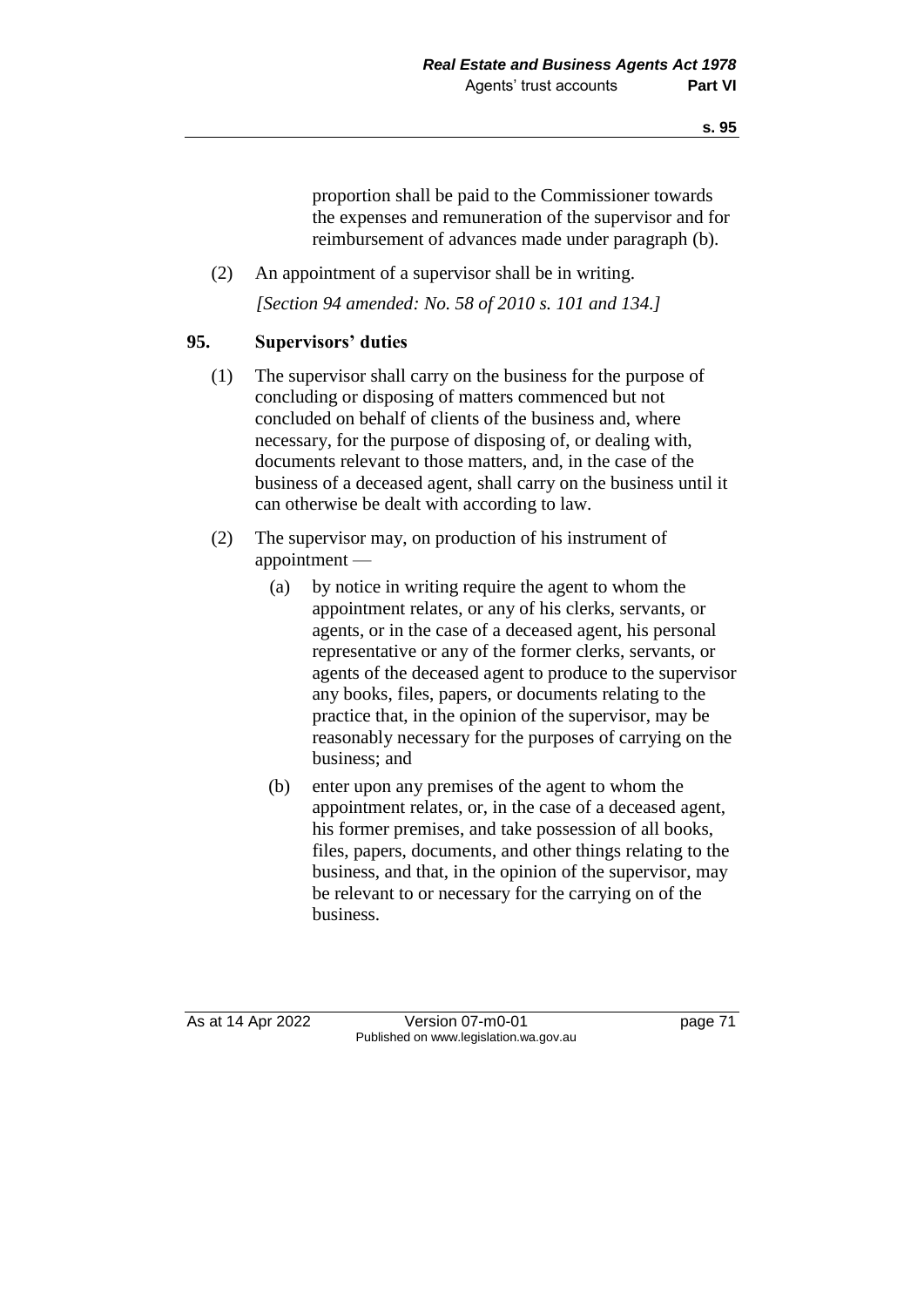proportion shall be paid to the Commissioner towards the expenses and remuneration of the supervisor and for reimbursement of advances made under paragraph (b).

(2) An appointment of a supervisor shall be in writing.

*[Section 94 amended: No. 58 of 2010 s. 101 and 134.]*

## 95. Supervisors' duties

(1) The supervisor shall carry on the business for the purpose of concluding or disposing of matters commenced but not concluded on behalf of clients of the business and, where necessary, for the purpose of disposing of, or dealing with, documents relevant to those matters, and, in the case of the business of a deceased agent, shall carry on the business until it can otherwise be dealt with according to law.

(2) The supervisor may, on production of his instrument of appointment —

(a) by notice in writing require the agent to whom the appointment relates, or any of his clerks, servants, or agents, or in the case of a deceased agent, his personal representative or any of the former clerks, servants, or agents of the deceased agent to produce to the supervisor any books, files, papers, or documents relating to the practice that, in the opinion of the supervisor, may be reasonably necessary for the purposes of carrying on the business; and

(b) enter upon any premises of the agent to whom the appointment relates, or, in the case of a deceased agent, his former premises, and take possession of all books, files, papers, documents, and other things relating to the business, and that, in the opinion of the supervisor, may be relevant to or necessary for the carrying on of the business.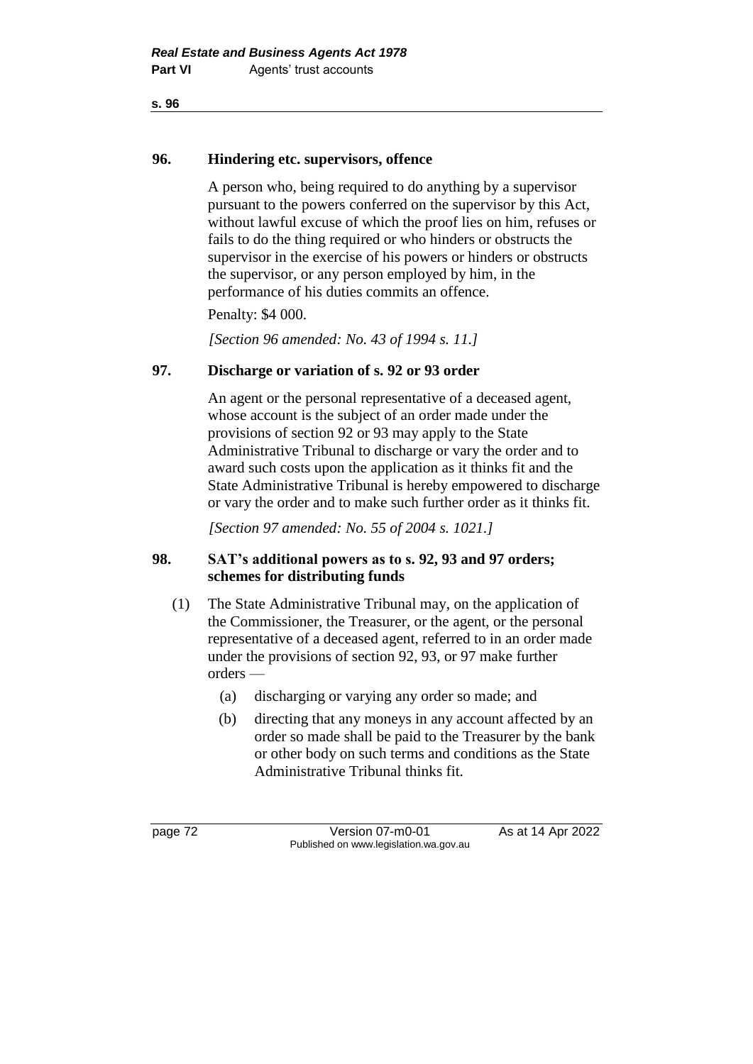### 96. Hindering etc. supervisors, offence

A person who, being required to do anything by a supervisor pursuant to the powers conferred on the supervisor by this Act, without lawful excuse of which the proof lies on him, refuses or fails to do the thing required or who hinders or obstructs the supervisor in the exercise of his powers or hinders or obstructs the supervisor, or any person employed by him, in the performance of his duties commits an offence.

Penalty: $4 000.

*[Section 96 amended: No. 43 of 1994 s. 11.]*

### 97. Discharge or variation of s. 92 or 93 order

An agent or the personal representative of a deceased agent, whose account is the subject of an order made under the provisions of section 92 or 93 may apply to the State Administrative Tribunal to discharge or vary the order and to award such costs upon the application as it thinks fit and the State Administrative Tribunal is hereby empowered to discharge or vary the order and to make such further order as it thinks fit.

*[Section 97 amended: No. 55 of 2004 s. 1021.]*

### 98. SAT's additional powers as to s. 92, 93 and 97 orders; schemes for distributing funds

(1) The State Administrative Tribunal may, on the application of the Commissioner, the Treasurer, or the agent, or the personal representative of a deceased agent, referred to in an order made under the provisions of section 92, 93, or 97 make further orders —

- (a) discharging or varying any order so made; and
- (b) directing that any moneys in any account affected by an order so made shall be paid to the Treasurer by the bank or other body on such terms and conditions as the State Administrative Tribunal thinks fit.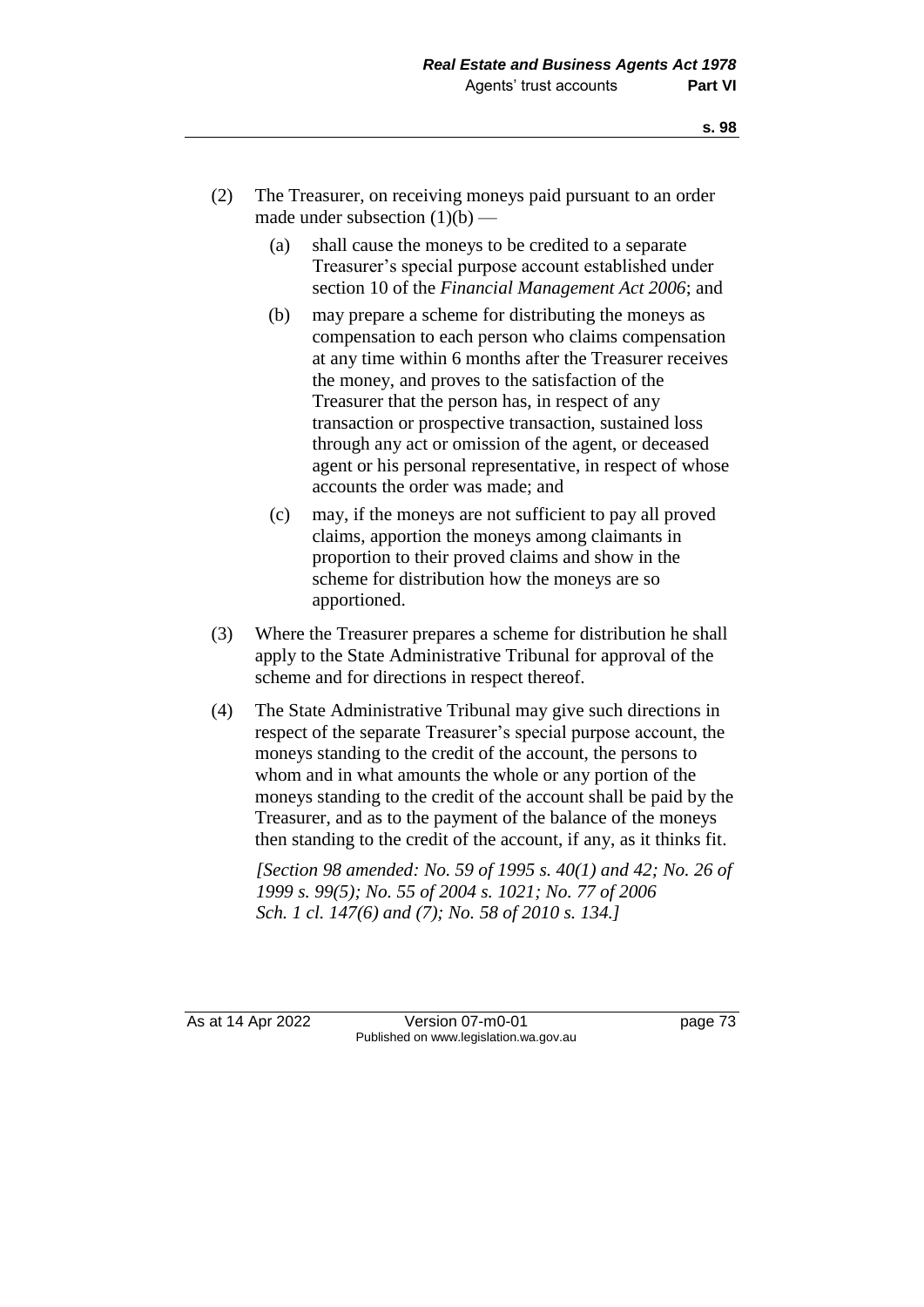(2) The Treasurer, on receiving moneys paid pursuant to an order made under subsection (1)(b) —

  (a) shall cause the moneys to be credited to a separate Treasurer's special purpose account established under section 10 of the *Financial Management Act 2006*; and

  (b) may prepare a scheme for distributing the moneys as compensation to each person who claims compensation at any time within 6 months after the Treasurer receives the money, and proves to the satisfaction of the Treasurer that the person has, in respect of any transaction or prospective transaction, sustained loss through any act or omission of the agent, or deceased agent or his personal representative, in respect of whose accounts the order was made; and

  (c) may, if the moneys are not sufficient to pay all proved claims, apportion the moneys among claimants in proportion to their proved claims and show in the scheme for distribution how the moneys are so apportioned.

(3) Where the Treasurer prepares a scheme for distribution he shall apply to the State Administrative Tribunal for approval of the scheme and for directions in respect thereof.

(4) The State Administrative Tribunal may give such directions in respect of the separate Treasurer's special purpose account, the moneys standing to the credit of the account, the persons to whom and in what amounts the whole or any portion of the moneys standing to the credit of the account shall be paid by the Treasurer, and as to the payment of the balance of the moneys then standing to the credit of the account, if any, as it thinks fit.

*[Section 98 amended: No. 59 of 1995 s. 40(1) and 42; No. 26 of 1999 s. 99(5); No. 55 of 2004 s. 1021; No. 77 of 2006 Sch. 1 cl. 147(6) and (7); No. 58 of 2010 s. 134.]*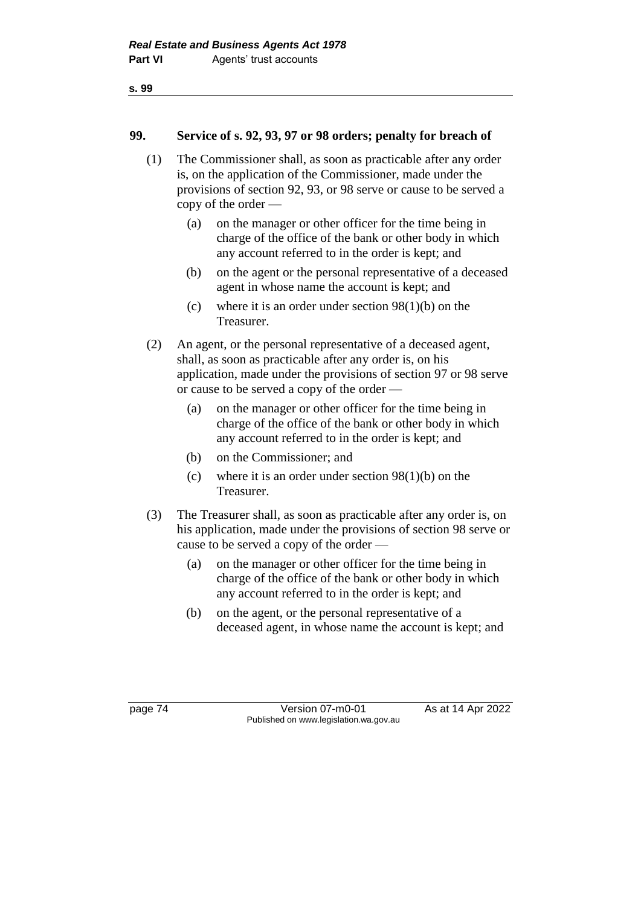**99. Service of s. 92, 93, 97 or 98 orders; penalty for breach of**

(1) The Commissioner shall, as soon as practicable after any order is, on the application of the Commissioner, made under the provisions of section 92, 93, or 98 serve or cause to be served a copy of the order —

(a) on the manager or other officer for the time being in charge of the office of the bank or other body in which any account referred to in the order is kept; and

(b) on the agent or the personal representative of a deceased agent in whose name the account is kept; and

(c) where it is an order under section 98(1)(b) on the Treasurer.

(2) An agent, or the personal representative of a deceased agent, shall, as soon as practicable after any order is, on his application, made under the provisions of section 97 or 98 serve or cause to be served a copy of the order —

(a) on the manager or other officer for the time being in charge of the office of the bank or other body in which any account referred to in the order is kept; and

(b) on the Commissioner; and

(c) where it is an order under section 98(1)(b) on the Treasurer.

(3) The Treasurer shall, as soon as practicable after any order is, on his application, made under the provisions of section 98 serve or cause to be served a copy of the order —

(a) on the manager or other officer for the time being in charge of the office of the bank or other body in which any account referred to in the order is kept; and

(b) on the agent, or the personal representative of a deceased agent, in whose name the account is kept; and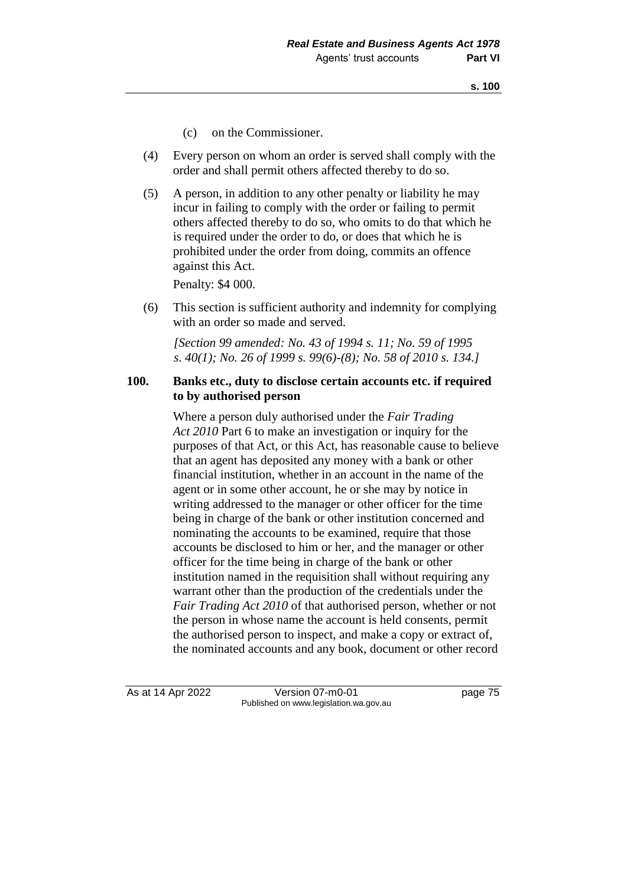(c) on the Commissioner.

(4) Every person on whom an order is served shall comply with the order and shall permit others affected thereby to do so.

(5) A person, in addition to any other penalty or liability he may incur in failing to comply with the order or failing to permit others affected thereby to do so, who omits to do that which he is required under the order to do, or does that which he is prohibited under the order from doing, commits an offence against this Act.

Penalty: $4 000.

(6) This section is sufficient authority and indemnity for complying with an order so made and served.

*[Section 99 amended: No. 43 of 1994 s. 11; No. 59 of 1995 s. 40(1); No. 26 of 1999 s. 99(6)-(8); No. 58 of 2010 s. 134.]*

### 100. Banks etc., duty to disclose certain accounts etc. if required to by authorised person

Where a person duly authorised under the *Fair Trading Act 2010* Part 6 to make an investigation or inquiry for the purposes of that Act, or this Act, has reasonable cause to believe that an agent has deposited any money with a bank or other financial institution, whether in an account in the name of the agent or in some other account, he or she may by notice in writing addressed to the manager or other officer for the time being in charge of the bank or other institution concerned and nominating the accounts to be examined, require that those accounts be disclosed to him or her, and the manager or other officer for the time being in charge of the bank or other institution named in the requisition shall without requiring any warrant other than the production of the credentials under the *Fair Trading Act 2010* of that authorised person, whether or not the person in whose name the account is held consents, permit the authorised person to inspect, and make a copy or extract of, the nominated accounts and any book, document or other record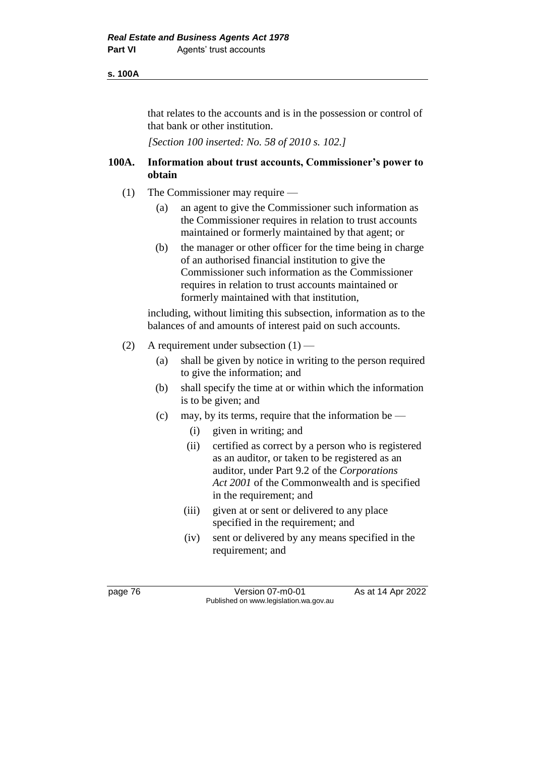that relates to the accounts and is in the possession or control of that bank or other institution.

*[Section 100 inserted: No. 58 of 2010 s. 102.]*

### 100A. Information about trust accounts, Commissioner's power to obtain

(1) The Commissioner may require —

(a) an agent to give the Commissioner such information as the Commissioner requires in relation to trust accounts maintained or formerly maintained by that agent; or

(b) the manager or other officer for the time being in charge of an authorised financial institution to give the Commissioner such information as the Commissioner requires in relation to trust accounts maintained or formerly maintained with that institution,

including, without limiting this subsection, information as to the balances of and amounts of interest paid on such accounts.

(2) A requirement under subsection (1) —

(a) shall be given by notice in writing to the person required to give the information; and

(b) shall specify the time at or within which the information is to be given; and

(c) may, by its terms, require that the information be —

(i) given in writing; and

(ii) certified as correct by a person who is registered as an auditor, or taken to be registered as an auditor, under Part 9.2 of the *Corporations Act 2001* of the Commonwealth and is specified in the requirement; and

(iii) given at or sent or delivered to any place specified in the requirement; and

(iv) sent or delivered by any means specified in the requirement; and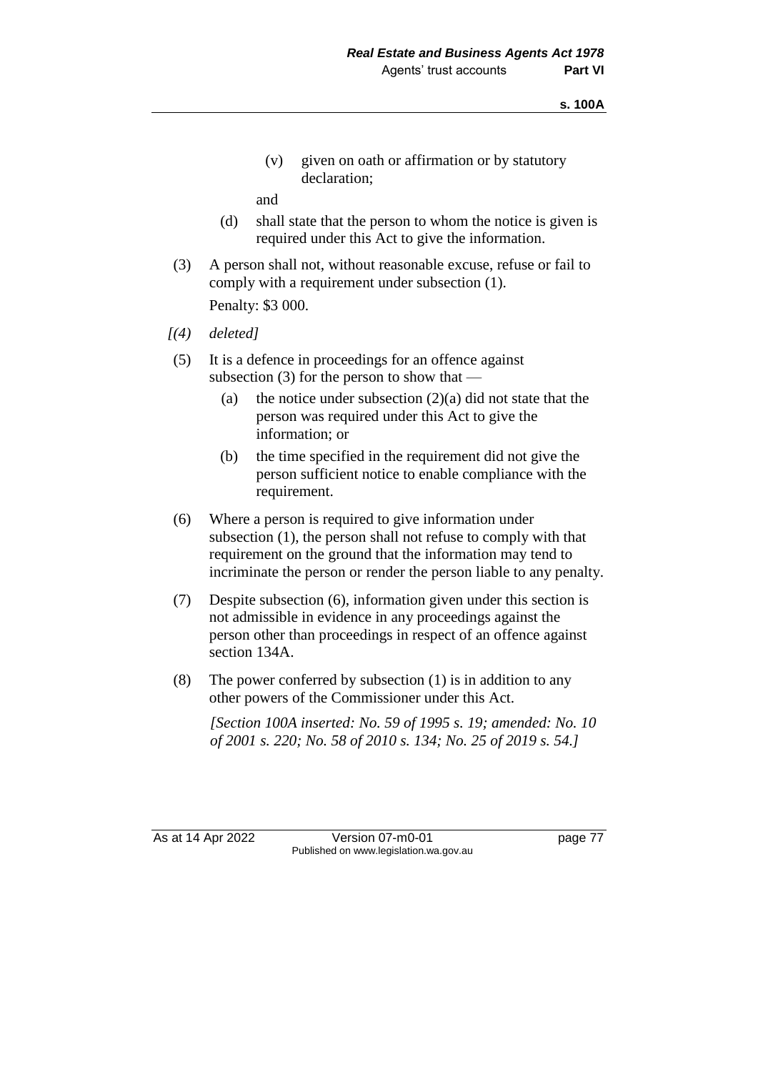(v) given on oath or affirmation or by statutory declaration;

and

(d) shall state that the person to whom the notice is given is required under this Act to give the information.

(3) A person shall not, without reasonable excuse, refuse or fail to comply with a requirement under subsection (1).

Penalty: $3 000.

*[(4) deleted]*

(5) It is a defence in proceedings for an offence against subsection (3) for the person to show that —

(a) the notice under subsection (2)(a) did not state that the person was required under this Act to give the information; or

(b) the time specified in the requirement did not give the person sufficient notice to enable compliance with the requirement.

(6) Where a person is required to give information under subsection (1), the person shall not refuse to comply with that requirement on the ground that the information may tend to incriminate the person or render the person liable to any penalty.

(7) Despite subsection (6), information given under this section is not admissible in evidence in any proceedings against the person other than proceedings in respect of an offence against section 134A.

(8) The power conferred by subsection (1) is in addition to any other powers of the Commissioner under this Act.

*[Section 100A inserted: No. 59 of 1995 s. 19; amended: No. 10 of 2001 s. 220; No. 58 of 2010 s. 134; No. 25 of 2019 s. 54.]*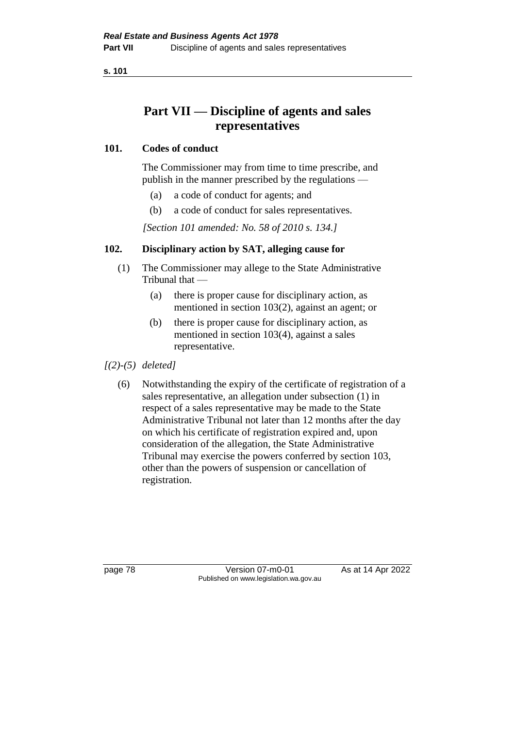# Part VII — Discipline of agents and sales representatives

## 101. Codes of conduct

The Commissioner may from time to time prescribe, and publish in the manner prescribed by the regulations —

- (a) a code of conduct for agents; and
- (b) a code of conduct for sales representatives.

*[Section 101 amended: No. 58 of 2010 s. 134.]*

## 102. Disciplinary action by SAT, alleging cause for

(1) The Commissioner may allege to the State Administrative Tribunal that —

- (a) there is proper cause for disciplinary action, as mentioned in section 103(2), against an agent; or
- (b) there is proper cause for disciplinary action, as mentioned in section 103(4), against a sales representative.

*[(2)-(5) deleted]*

(6) Notwithstanding the expiry of the certificate of registration of a sales representative, an allegation under subsection (1) in respect of a sales representative may be made to the State Administrative Tribunal not later than 12 months after the day on which his certificate of registration expired and, upon consideration of the allegation, the State Administrative Tribunal may exercise the powers conferred by section 103, other than the powers of suspension or cancellation of registration.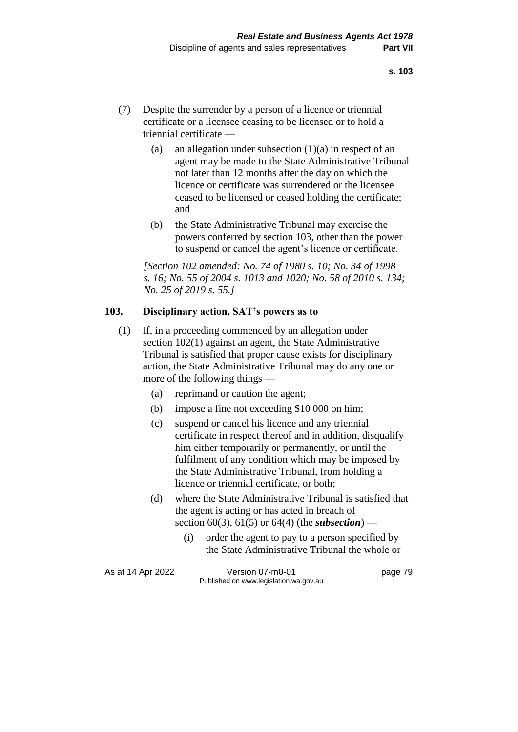(7) Despite the surrender by a person of a licence or triennial certificate or a licensee ceasing to be licensed or to hold a triennial certificate —

  (a) an allegation under subsection (1)(a) in respect of an agent may be made to the State Administrative Tribunal not later than 12 months after the day on which the licence or certificate was surrendered or the licensee ceased to be licensed or ceased holding the certificate; and

  (b) the State Administrative Tribunal may exercise the powers conferred by section 103, other than the power to suspend or cancel the agent's licence or certificate.

*[Section 102 amended: No. 74 of 1980 s. 10; No. 34 of 1998 s. 16; No. 55 of 2004 s. 1013 and 1020; No. 58 of 2010 s. 134; No. 25 of 2019 s. 55.]*

### 103. Disciplinary action, SAT's powers as to

(1) If, in a proceeding commenced by an allegation under section 102(1) against an agent, the State Administrative Tribunal is satisfied that proper cause exists for disciplinary action, the State Administrative Tribunal may do any one or more of the following things —

  (a) reprimand or caution the agent;

  (b) impose a fine not exceeding $10 000 on him;

  (c) suspend or cancel his licence and any triennial certificate in respect thereof and in addition, disqualify him either temporarily or permanently, or until the fulfilment of any condition which may be imposed by the State Administrative Tribunal, from holding a licence or triennial certificate, or both;

  (d) where the State Administrative Tribunal is satisfied that the agent is acting or has acted in breach of section 60(3), 61(5) or 64(4) (the ***subsection***) —

    (i) order the agent to pay to a person specified by the State Administrative Tribunal the whole or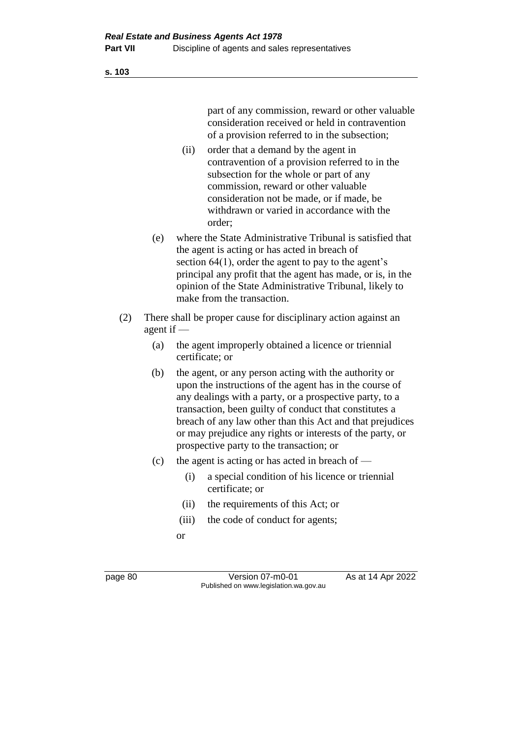part of any commission, reward or other valuable consideration received or held in contravention of a provision referred to in the subsection;

(ii) order that a demand by the agent in contravention of a provision referred to in the subsection for the whole or part of any commission, reward or other valuable consideration not be made, or if made, be withdrawn or varied in accordance with the order;

(e) where the State Administrative Tribunal is satisfied that the agent is acting or has acted in breach of section 64(1), order the agent to pay to the agent's principal any profit that the agent has made, or is, in the opinion of the State Administrative Tribunal, likely to make from the transaction.

(2) There shall be proper cause for disciplinary action against an agent if —

(a) the agent improperly obtained a licence or triennial certificate; or

(b) the agent, or any person acting with the authority or upon the instructions of the agent has in the course of any dealings with a party, or a prospective party, to a transaction, been guilty of conduct that constitutes a breach of any law other than this Act and that prejudices or may prejudice any rights or interests of the party, or prospective party to the transaction; or

(c) the agent is acting or has acted in breach of —

(i) a special condition of his licence or triennial certificate; or

(ii) the requirements of this Act; or

(iii) the code of conduct for agents;

or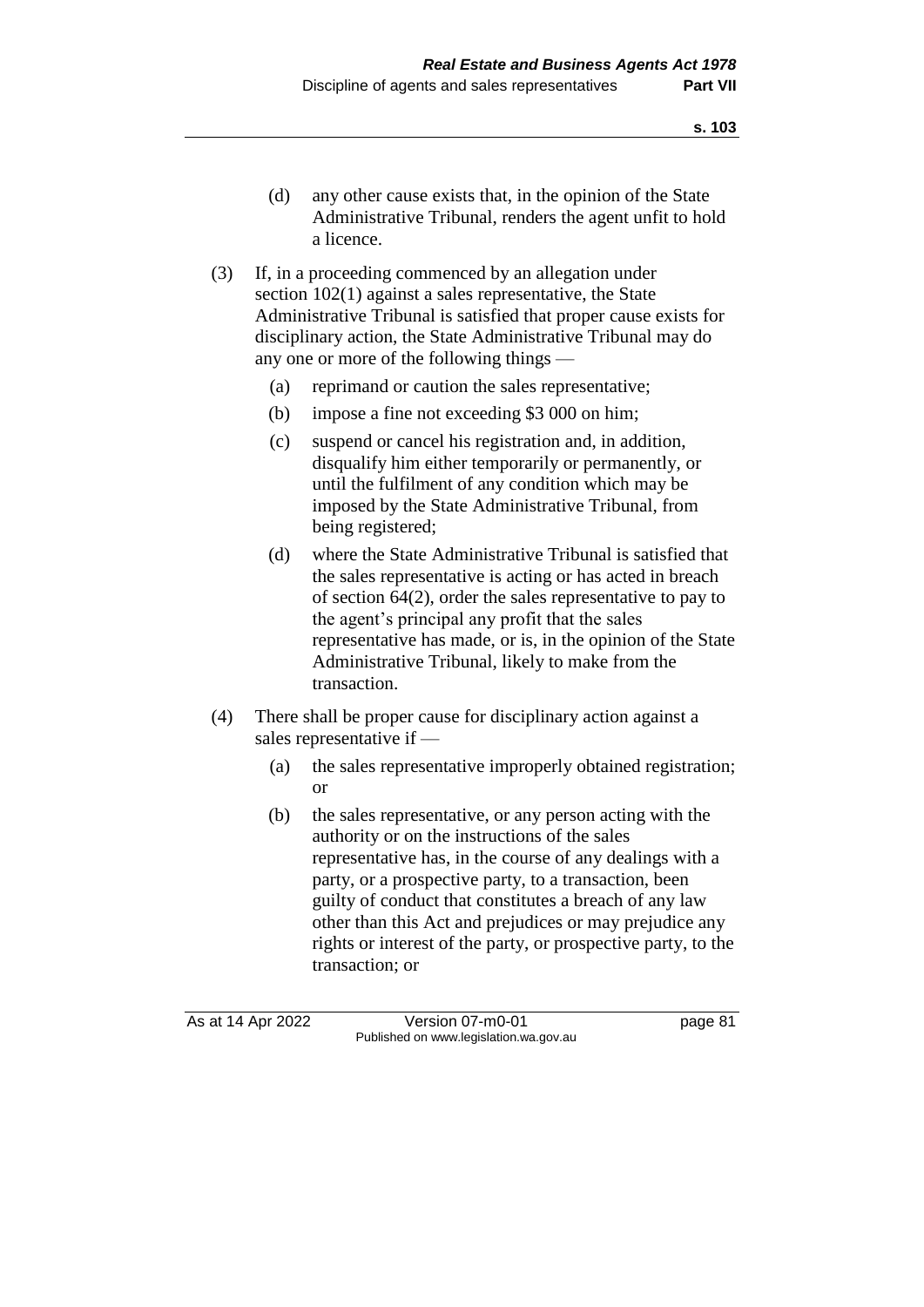(d) any other cause exists that, in the opinion of the State Administrative Tribunal, renders the agent unfit to hold a licence.

(3) If, in a proceeding commenced by an allegation under section 102(1) against a sales representative, the State Administrative Tribunal is satisfied that proper cause exists for disciplinary action, the State Administrative Tribunal may do any one or more of the following things —

(a) reprimand or caution the sales representative;

(b) impose a fine not exceeding $3 000 on him;

(c) suspend or cancel his registration and, in addition, disqualify him either temporarily or permanently, or until the fulfilment of any condition which may be imposed by the State Administrative Tribunal, from being registered;

(d) where the State Administrative Tribunal is satisfied that the sales representative is acting or has acted in breach of section 64(2), order the sales representative to pay to the agent's principal any profit that the sales representative has made, or is, in the opinion of the State Administrative Tribunal, likely to make from the transaction.

(4) There shall be proper cause for disciplinary action against a sales representative if —

(a) the sales representative improperly obtained registration; or

(b) the sales representative, or any person acting with the authority or on the instructions of the sales representative has, in the course of any dealings with a party, or a prospective party, to a transaction, been guilty of conduct that constitutes a breach of any law other than this Act and prejudices or may prejudice any rights or interest of the party, or prospective party, to the transaction; or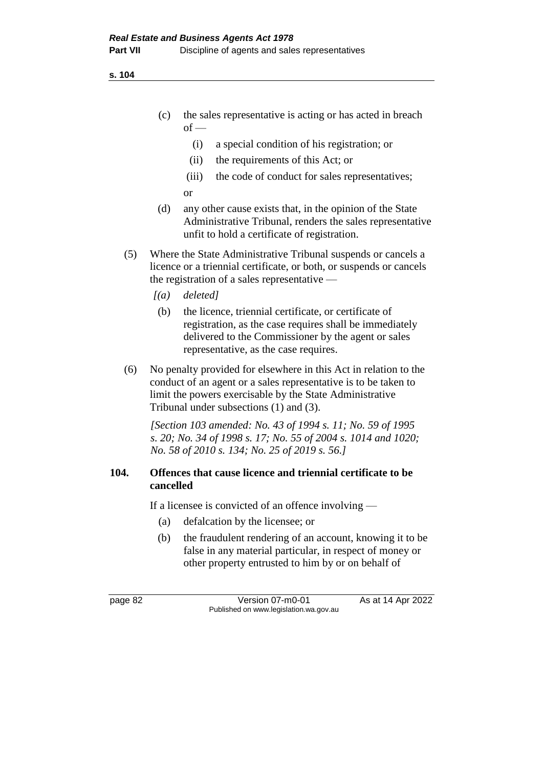(c) the sales representative is acting or has acted in breach of —

  (i) a special condition of his registration; or

  (ii) the requirements of this Act; or

  (iii) the code of conduct for sales representatives;

  or

(d) any other cause exists that, in the opinion of the State Administrative Tribunal, renders the sales representative unfit to hold a certificate of registration.

(5) Where the State Administrative Tribunal suspends or cancels a licence or a triennial certificate, or both, or suspends or cancels the registration of a sales representative —

  *[(a) deleted]*

  (b) the licence, triennial certificate, or certificate of registration, as the case requires shall be immediately delivered to the Commissioner by the agent or sales representative, as the case requires.

(6) No penalty provided for elsewhere in this Act in relation to the conduct of an agent or a sales representative is to be taken to limit the powers exercisable by the State Administrative Tribunal under subsections (1) and (3).

*[Section 103 amended: No. 43 of 1994 s. 11; No. 59 of 1995 s. 20; No. 34 of 1998 s. 17; No. 55 of 2004 s. 1014 and 1020; No. 58 of 2010 s. 134; No. 25 of 2019 s. 56.]*

### 104. Offences that cause licence and triennial certificate to be cancelled

If a licensee is convicted of an offence involving —

(a) defalcation by the licensee; or

(b) the fraudulent rendering of an account, knowing it to be false in any material particular, in respect of money or other property entrusted to him by or on behalf of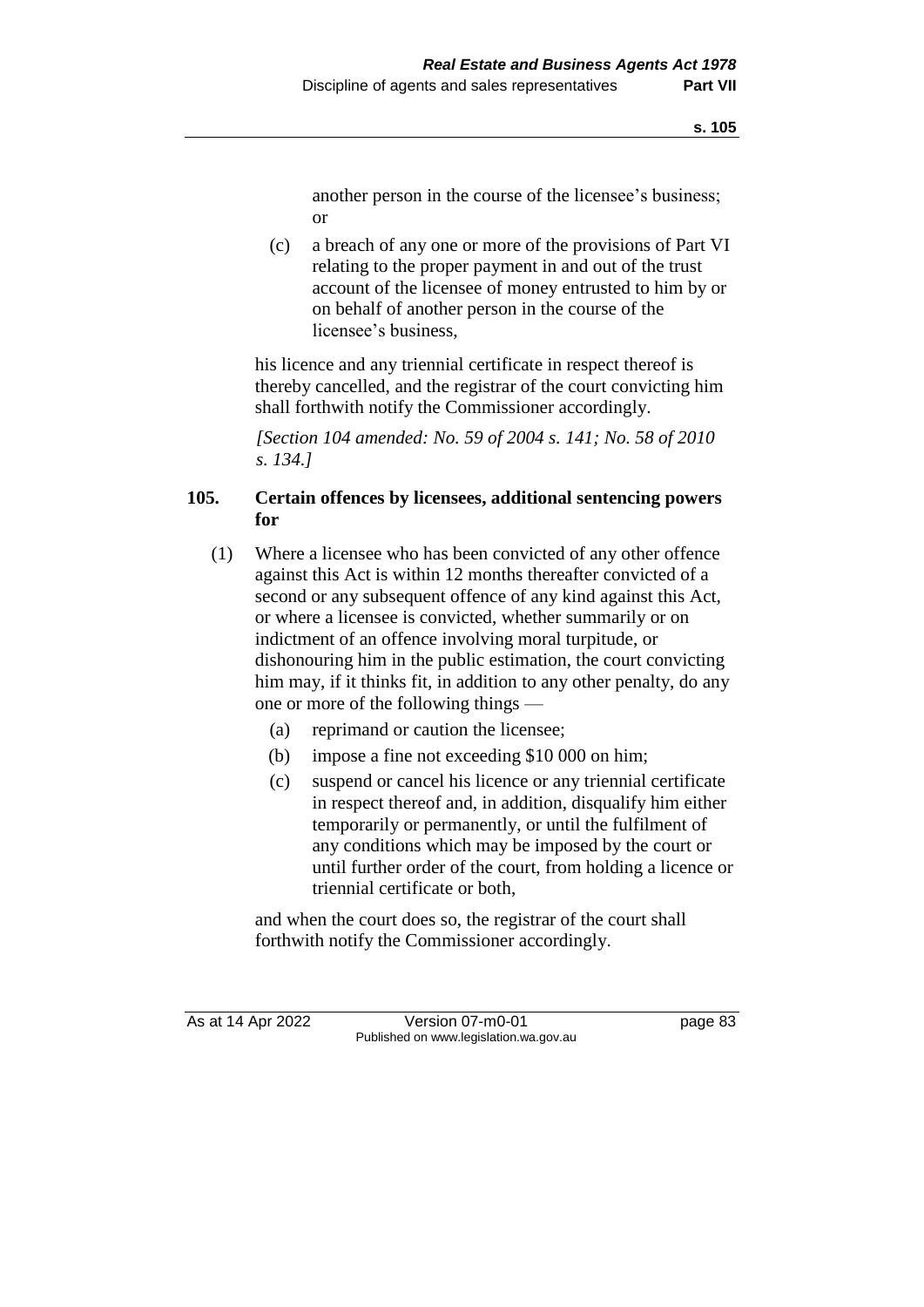another person in the course of the licensee's business; or

(c) a breach of any one or more of the provisions of Part VI relating to the proper payment in and out of the trust account of the licensee of money entrusted to him by or on behalf of another person in the course of the licensee's business,

his licence and any triennial certificate in respect thereof is thereby cancelled, and the registrar of the court convicting him shall forthwith notify the Commissioner accordingly.

*[Section 104 amended: No. 59 of 2004 s. 141; No. 58 of 2010 s. 134.]*

### 105. Certain offences by licensees, additional sentencing powers for

(1) Where a licensee who has been convicted of any other offence against this Act is within 12 months thereafter convicted of a second or any subsequent offence of any kind against this Act, or where a licensee is convicted, whether summarily or on indictment of an offence involving moral turpitude, or dishonouring him in the public estimation, the court convicting him may, if it thinks fit, in addition to any other penalty, do any one or more of the following things —

(a) reprimand or caution the licensee;

(b) impose a fine not exceeding $10 000 on him;

(c) suspend or cancel his licence or any triennial certificate in respect thereof and, in addition, disqualify him either temporarily or permanently, or until the fulfilment of any conditions which may be imposed by the court or until further order of the court, from holding a licence or triennial certificate or both,

and when the court does so, the registrar of the court shall forthwith notify the Commissioner accordingly.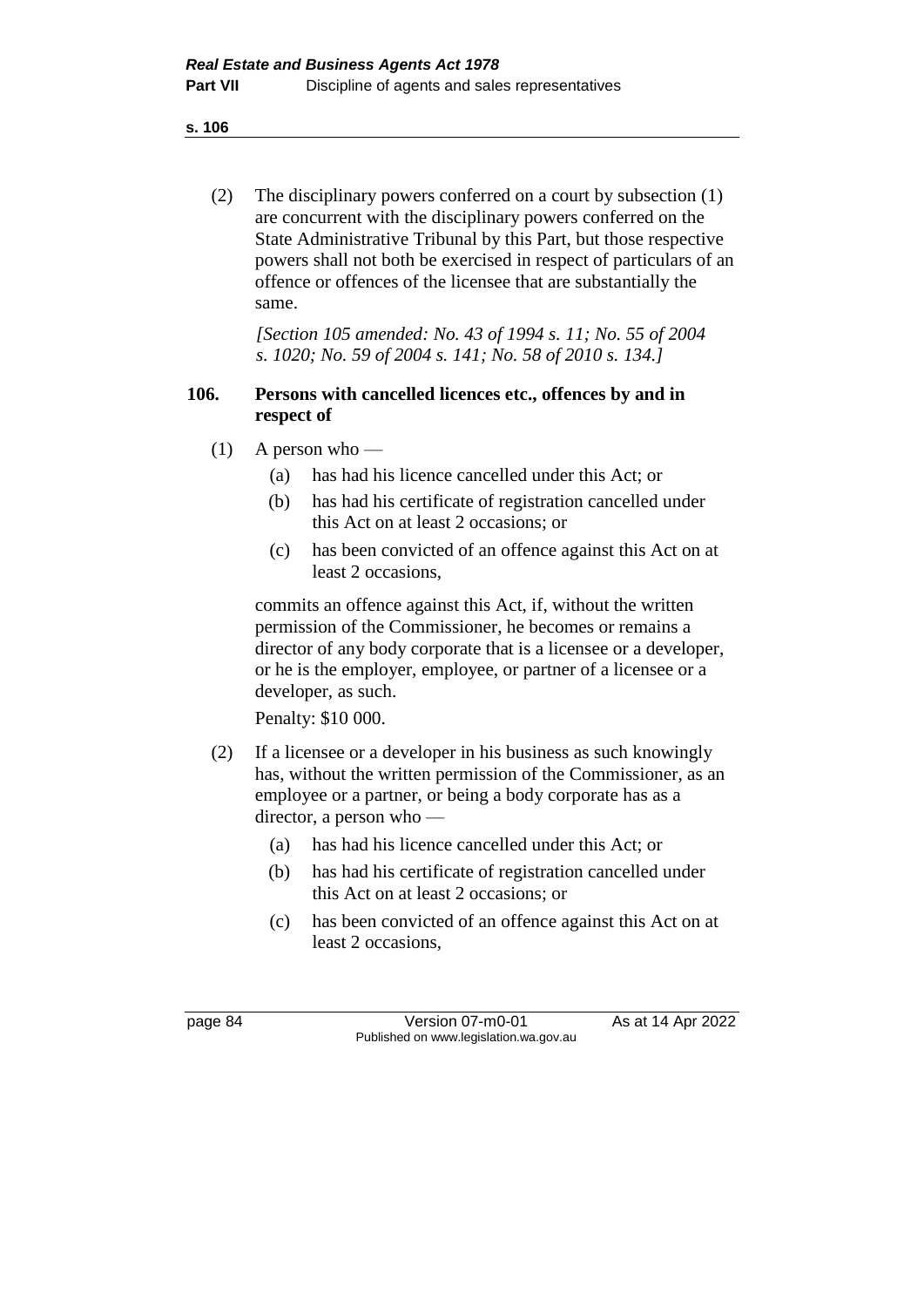(2) The disciplinary powers conferred on a court by subsection (1) are concurrent with the disciplinary powers conferred on the State Administrative Tribunal by this Part, but those respective powers shall not both be exercised in respect of particulars of an offence or offences of the licensee that are substantially the same.

*[Section 105 amended: No. 43 of 1994 s. 11; No. 55 of 2004 s. 1020; No. 59 of 2004 s. 141; No. 58 of 2010 s. 134.]*

## 106. Persons with cancelled licences etc., offences by and in respect of

(1) A person who —

- (a) has had his licence cancelled under this Act; or
- (b) has had his certificate of registration cancelled under this Act on at least 2 occasions; or
- (c) has been convicted of an offence against this Act on at least 2 occasions,

commits an offence against this Act, if, without the written permission of the Commissioner, he becomes or remains a director of any body corporate that is a licensee or a developer, or he is the employer, employee, or partner of a licensee or a developer, as such.

Penalty: $10 000.

(2) If a licensee or a developer in his business as such knowingly has, without the written permission of the Commissioner, as an employee or a partner, or being a body corporate has as a director, a person who —

- (a) has had his licence cancelled under this Act; or
- (b) has had his certificate of registration cancelled under this Act on at least 2 occasions; or
- (c) has been convicted of an offence against this Act on at least 2 occasions,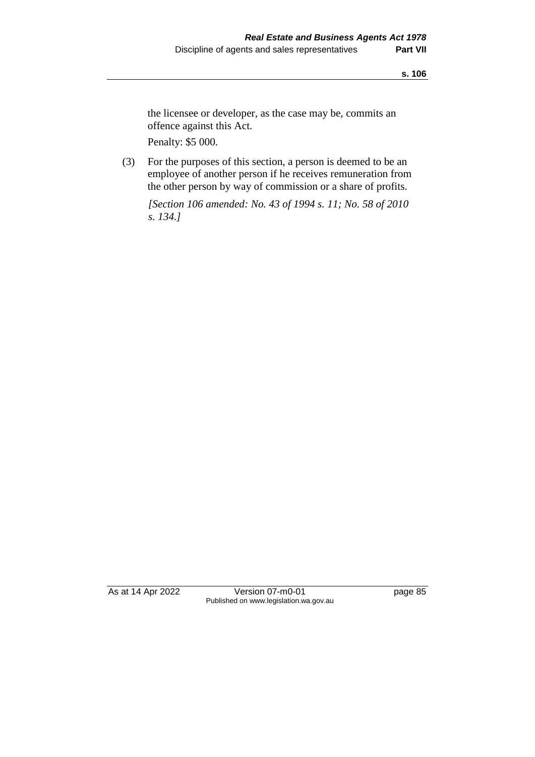the licensee or developer, as the case may be, commits an offence against this Act.

Penalty: $5 000.

(3) For the purposes of this section, a person is deemed to be an employee of another person if he receives remuneration from the other person by way of commission or a share of profits.

*[Section 106 amended: No. 43 of 1994 s. 11; No. 58 of 2010 s. 134.]*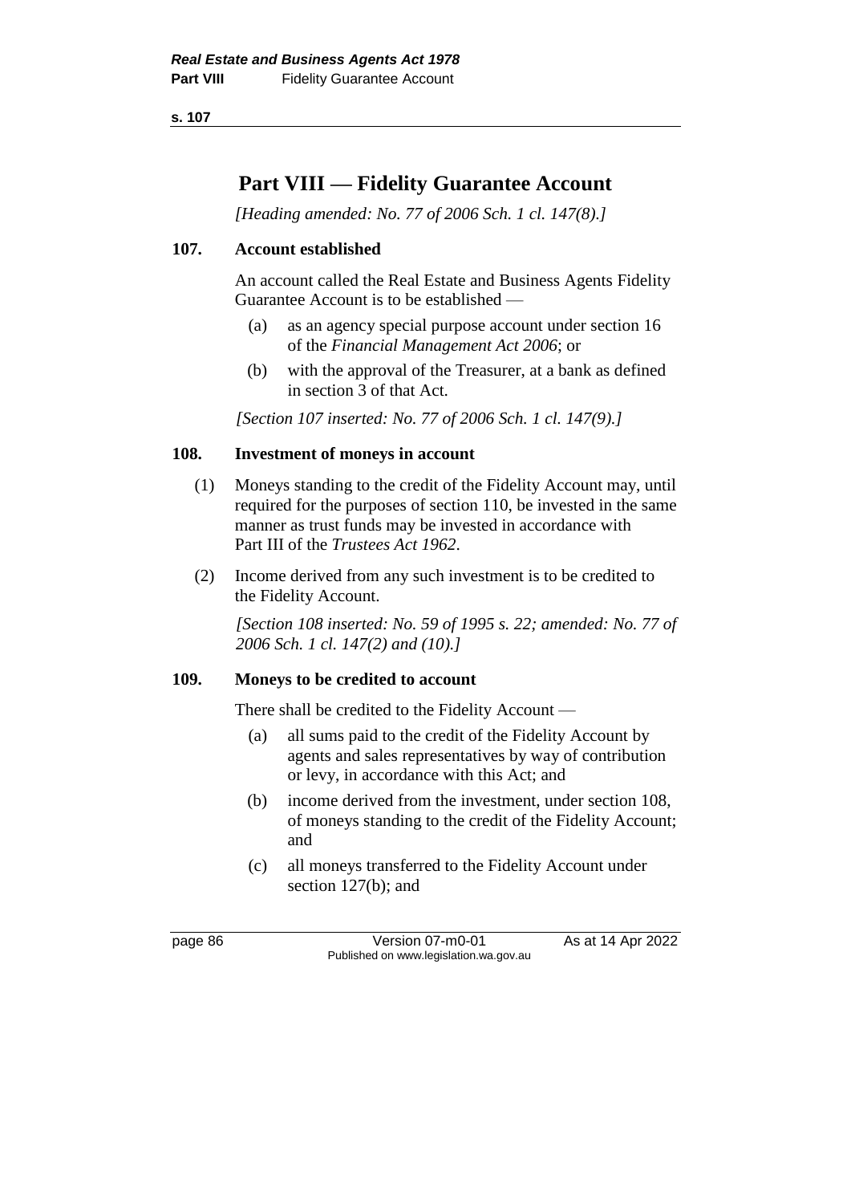# Part VIII — Fidelity Guarantee Account

*[Heading amended: No. 77 of 2006 Sch. 1 cl. 147(8).]*

### 107. Account established

An account called the Real Estate and Business Agents Fidelity Guarantee Account is to be established —

(a) as an agency special purpose account under section 16 of the *Financial Management Act 2006*; or

(b) with the approval of the Treasurer, at a bank as defined in section 3 of that Act.

*[Section 107 inserted: No. 77 of 2006 Sch. 1 cl. 147(9).]*

### 108. Investment of moneys in account

(1) Moneys standing to the credit of the Fidelity Account may, until required for the purposes of section 110, be invested in the same manner as trust funds may be invested in accordance with Part III of the *Trustees Act 1962*.

(2) Income derived from any such investment is to be credited to the Fidelity Account.

*[Section 108 inserted: No. 59 of 1995 s. 22; amended: No. 77 of 2006 Sch. 1 cl. 147(2) and (10).]*

### 109. Moneys to be credited to account

There shall be credited to the Fidelity Account —

(a) all sums paid to the credit of the Fidelity Account by agents and sales representatives by way of contribution or levy, in accordance with this Act; and

(b) income derived from the investment, under section 108, of moneys standing to the credit of the Fidelity Account; and

(c) all moneys transferred to the Fidelity Account under section 127(b); and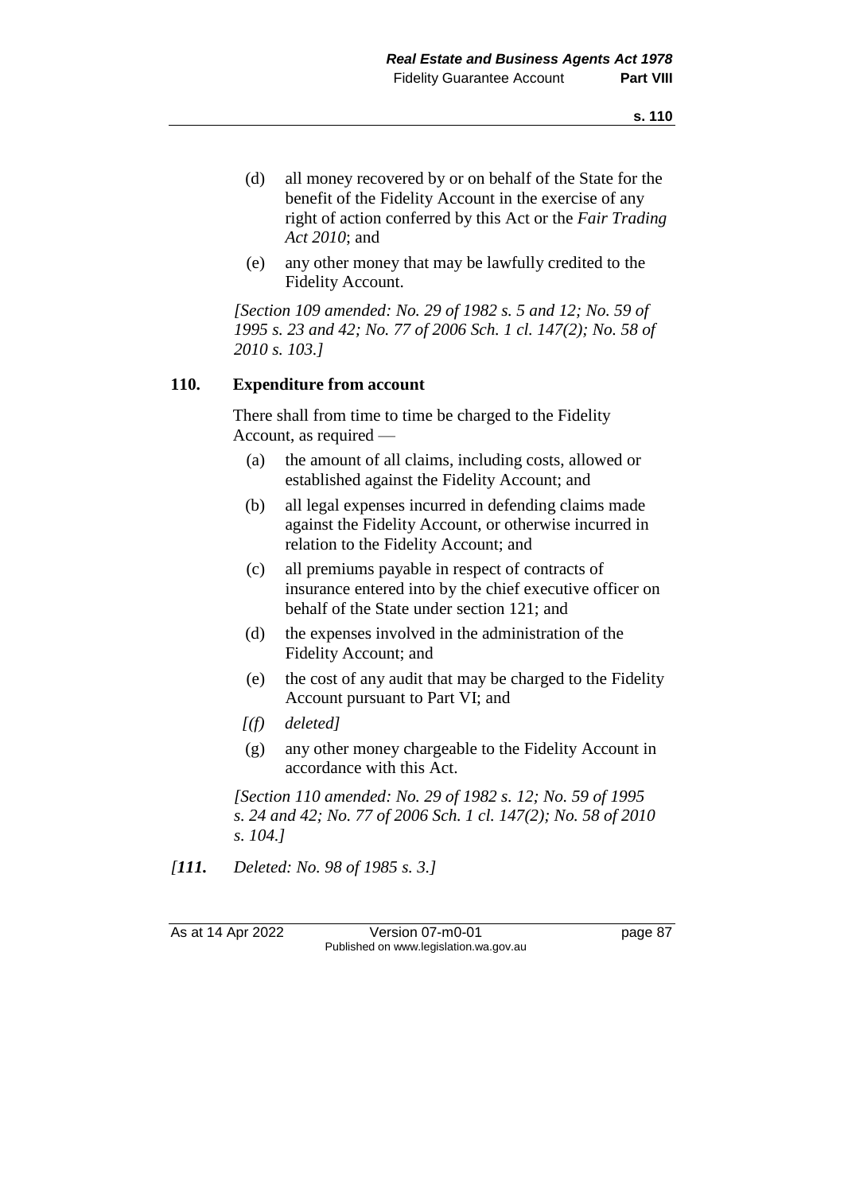(d) all money recovered by or on behalf of the State for the benefit of the Fidelity Account in the exercise of any right of action conferred by this Act or the *Fair Trading Act 2010*; and

(e) any other money that may be lawfully credited to the Fidelity Account.

*[Section 109 amended: No. 29 of 1982 s. 5 and 12; No. 59 of 1995 s. 23 and 42; No. 77 of 2006 Sch. 1 cl. 147(2); No. 58 of 2010 s. 103.]*

**110. Expenditure from account**

There shall from time to time be charged to the Fidelity Account, as required —

(a) the amount of all claims, including costs, allowed or established against the Fidelity Account; and

(b) all legal expenses incurred in defending claims made against the Fidelity Account, or otherwise incurred in relation to the Fidelity Account; and

(c) all premiums payable in respect of contracts of insurance entered into by the chief executive officer on behalf of the State under section 121; and

(d) the expenses involved in the administration of the Fidelity Account; and

(e) the cost of any audit that may be charged to the Fidelity Account pursuant to Part VI; and

*[(f) deleted]*

(g) any other money chargeable to the Fidelity Account in accordance with this Act.

*[Section 110 amended: No. 29 of 1982 s. 12; No. 59 of 1995 s. 24 and 42; No. 77 of 2006 Sch. 1 cl. 147(2); No. 58 of 2010 s. 104.]*

*[**111.** Deleted: No. 98 of 1985 s. 3.]*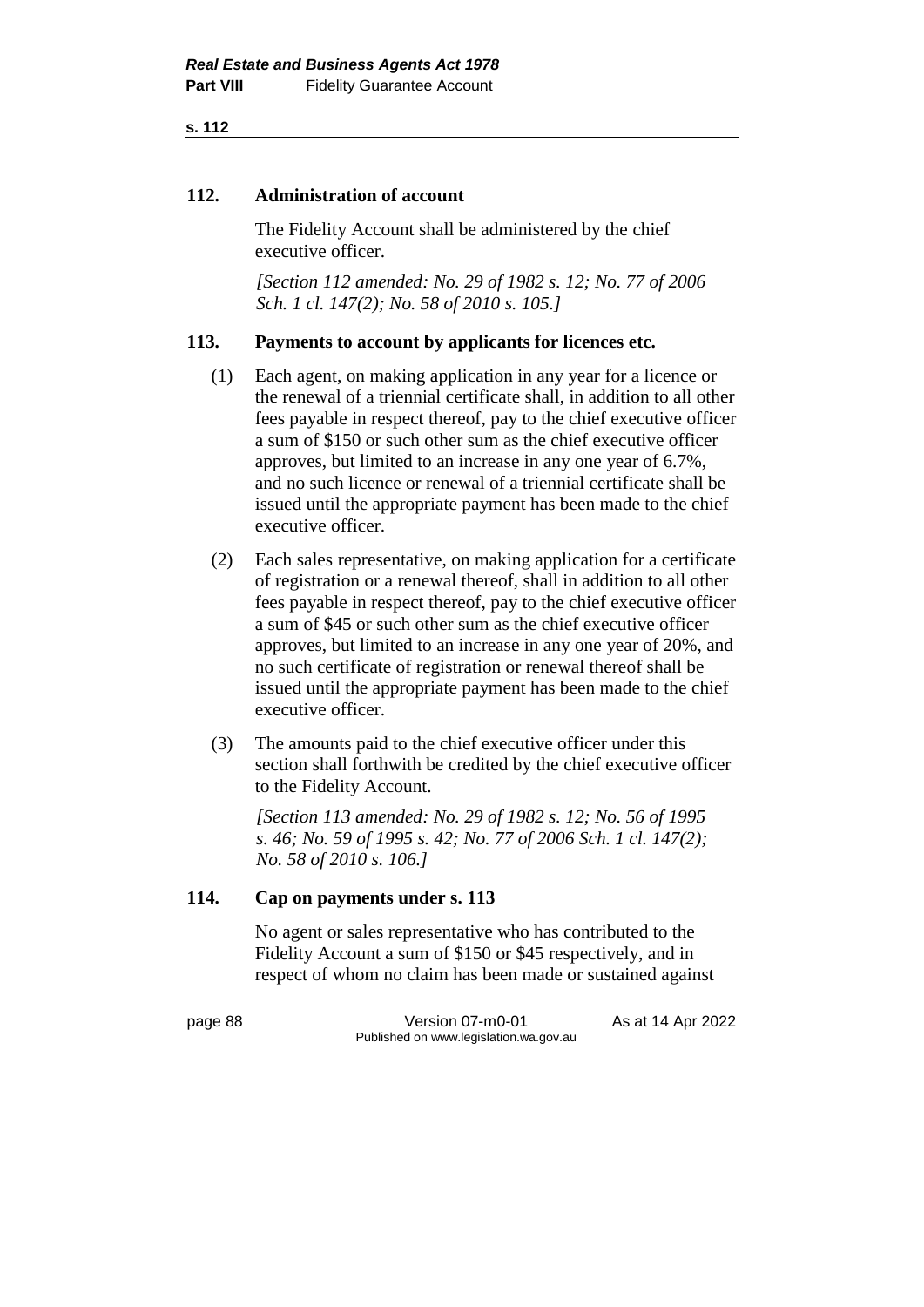## 112. Administration of account

The Fidelity Account shall be administered by the chief executive officer.

*[Section 112 amended: No. 29 of 1982 s. 12; No. 77 of 2006 Sch. 1 cl. 147(2); No. 58 of 2010 s. 105.]*

## 113. Payments to account by applicants for licences etc.

(1) Each agent, on making application in any year for a licence or the renewal of a triennial certificate shall, in addition to all other fees payable in respect thereof, pay to the chief executive officer a sum of $150 or such other sum as the chief executive officer approves, but limited to an increase in any one year of 6.7%, and no such licence or renewal of a triennial certificate shall be issued until the appropriate payment has been made to the chief executive officer.

(2) Each sales representative, on making application for a certificate of registration or a renewal thereof, shall in addition to all other fees payable in respect thereof, pay to the chief executive officer a sum of $45 or such other sum as the chief executive officer approves, but limited to an increase in any one year of 20%, and no such certificate of registration or renewal thereof shall be issued until the appropriate payment has been made to the chief executive officer.

(3) The amounts paid to the chief executive officer under this section shall forthwith be credited by the chief executive officer to the Fidelity Account.

*[Section 113 amended: No. 29 of 1982 s. 12; No. 56 of 1995 s. 46; No. 59 of 1995 s. 42; No. 77 of 2006 Sch. 1 cl. 147(2); No. 58 of 2010 s. 106.]*

## 114. Cap on payments under s. 113

No agent or sales representative who has contributed to the Fidelity Account a sum of $150 or $45 respectively, and in respect of whom no claim has been made or sustained against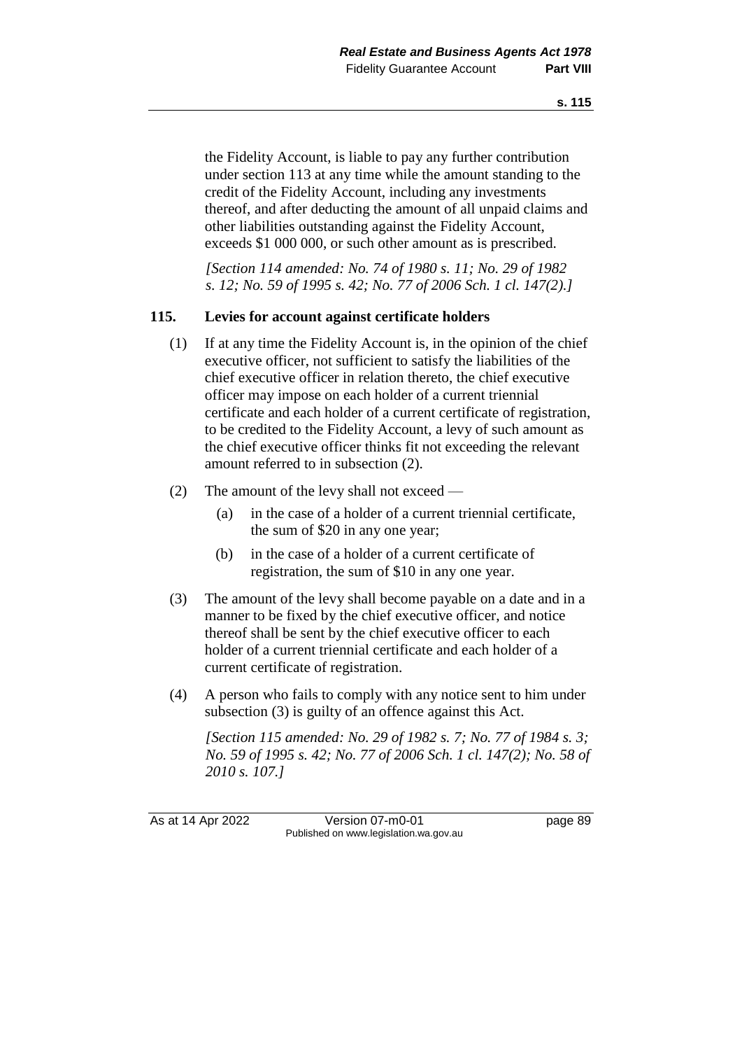the Fidelity Account, is liable to pay any further contribution under section 113 at any time while the amount standing to the credit of the Fidelity Account, including any investments thereof, and after deducting the amount of all unpaid claims and other liabilities outstanding against the Fidelity Account, exceeds $1 000 000, or such other amount as is prescribed.

*[Section 114 amended: No. 74 of 1980 s. 11; No. 29 of 1982 s. 12; No. 59 of 1995 s. 42; No. 77 of 2006 Sch. 1 cl. 147(2).]*

## 115. Levies for account against certificate holders

(1) If at any time the Fidelity Account is, in the opinion of the chief executive officer, not sufficient to satisfy the liabilities of the chief executive officer in relation thereto, the chief executive officer may impose on each holder of a current triennial certificate and each holder of a current certificate of registration, to be credited to the Fidelity Account, a levy of such amount as the chief executive officer thinks fit not exceeding the relevant amount referred to in subsection (2).

(2) The amount of the levy shall not exceed —

   (a) in the case of a holder of a current triennial certificate, the sum of $20 in any one year;

   (b) in the case of a holder of a current certificate of registration, the sum of $10 in any one year.

(3) The amount of the levy shall become payable on a date and in a manner to be fixed by the chief executive officer, and notice thereof shall be sent by the chief executive officer to each holder of a current triennial certificate and each holder of a current certificate of registration.

(4) A person who fails to comply with any notice sent to him under subsection (3) is guilty of an offence against this Act.

*[Section 115 amended: No. 29 of 1982 s. 7; No. 77 of 1984 s. 3; No. 59 of 1995 s. 42; No. 77 of 2006 Sch. 1 cl. 147(2); No. 58 of 2010 s. 107.]*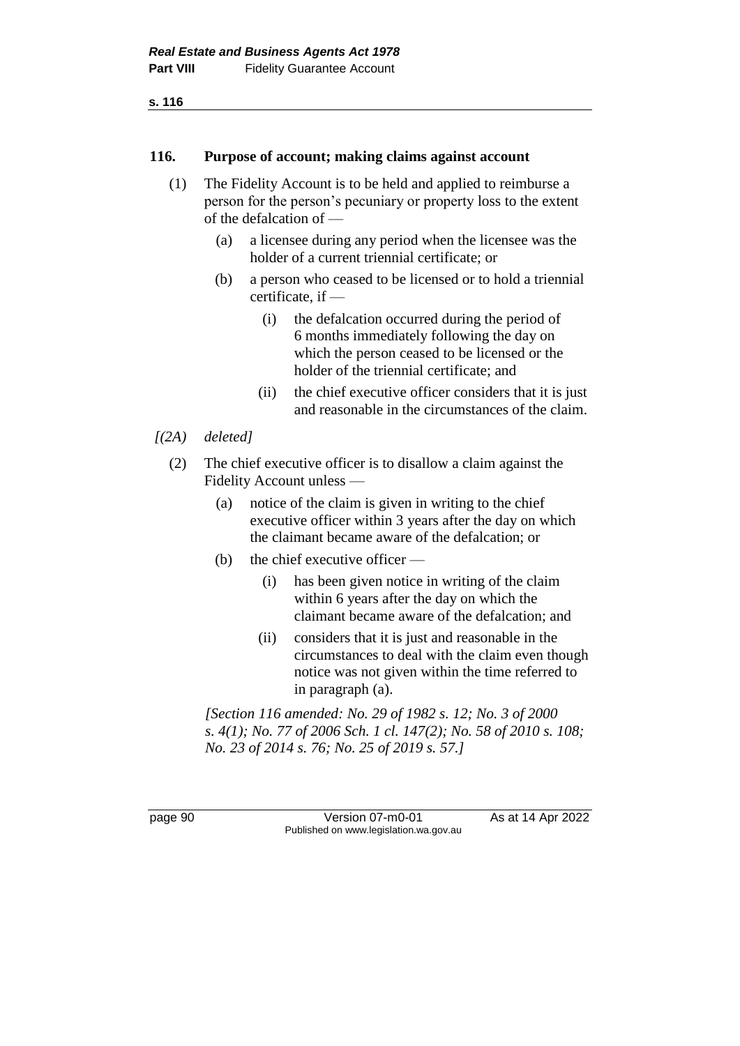### 116. Purpose of account; making claims against account

(1) The Fidelity Account is to be held and applied to reimburse a person for the person's pecuniary or property loss to the extent of the defalcation of —

- (a) a licensee during any period when the licensee was the holder of a current triennial certificate; or
- (b) a person who ceased to be licensed or to hold a triennial certificate, if —
  - (i) the defalcation occurred during the period of 6 months immediately following the day on which the person ceased to be licensed or the holder of the triennial certificate; and
  - (ii) the chief executive officer considers that it is just and reasonable in the circumstances of the claim.

*[(2A) deleted]*

(2) The chief executive officer is to disallow a claim against the Fidelity Account unless —

- (a) notice of the claim is given in writing to the chief executive officer within 3 years after the day on which the claimant became aware of the defalcation; or
- (b) the chief executive officer —
  - (i) has been given notice in writing of the claim within 6 years after the day on which the claimant became aware of the defalcation; and
  - (ii) considers that it is just and reasonable in the circumstances to deal with the claim even though notice was not given within the time referred to in paragraph (a).

*[Section 116 amended: No. 29 of 1982 s. 12; No. 3 of 2000 s. 4(1); No. 77 of 2006 Sch. 1 cl. 147(2); No. 58 of 2010 s. 108; No. 23 of 2014 s. 76; No. 25 of 2019 s. 57.]*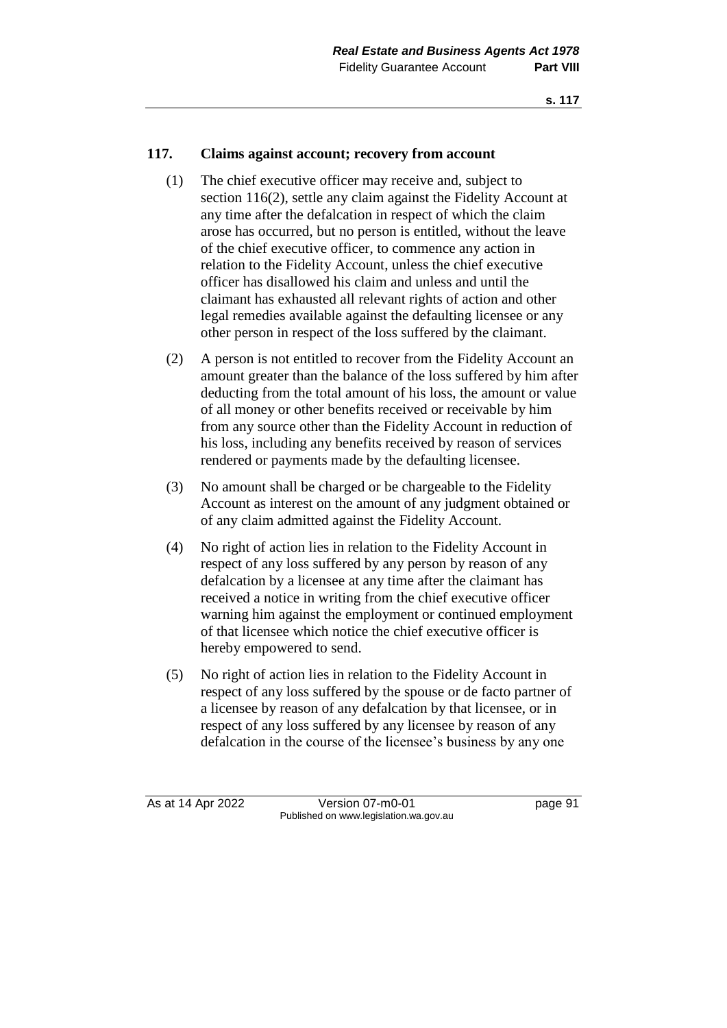## 117. Claims against account; recovery from account

(1) The chief executive officer may receive and, subject to section 116(2), settle any claim against the Fidelity Account at any time after the defalcation in respect of which the claim arose has occurred, but no person is entitled, without the leave of the chief executive officer, to commence any action in relation to the Fidelity Account, unless the chief executive officer has disallowed his claim and unless and until the claimant has exhausted all relevant rights of action and other legal remedies available against the defaulting licensee or any other person in respect of the loss suffered by the claimant.

(2) A person is not entitled to recover from the Fidelity Account an amount greater than the balance of the loss suffered by him after deducting from the total amount of his loss, the amount or value of all money or other benefits received or receivable by him from any source other than the Fidelity Account in reduction of his loss, including any benefits received by reason of services rendered or payments made by the defaulting licensee.

(3) No amount shall be charged or be chargeable to the Fidelity Account as interest on the amount of any judgment obtained or of any claim admitted against the Fidelity Account.

(4) No right of action lies in relation to the Fidelity Account in respect of any loss suffered by any person by reason of any defalcation by a licensee at any time after the claimant has received a notice in writing from the chief executive officer warning him against the employment or continued employment of that licensee which notice the chief executive officer is hereby empowered to send.

(5) No right of action lies in relation to the Fidelity Account in respect of any loss suffered by the spouse or de facto partner of a licensee by reason of any defalcation by that licensee, or in respect of any loss suffered by any licensee by reason of any defalcation in the course of the licensee's business by any one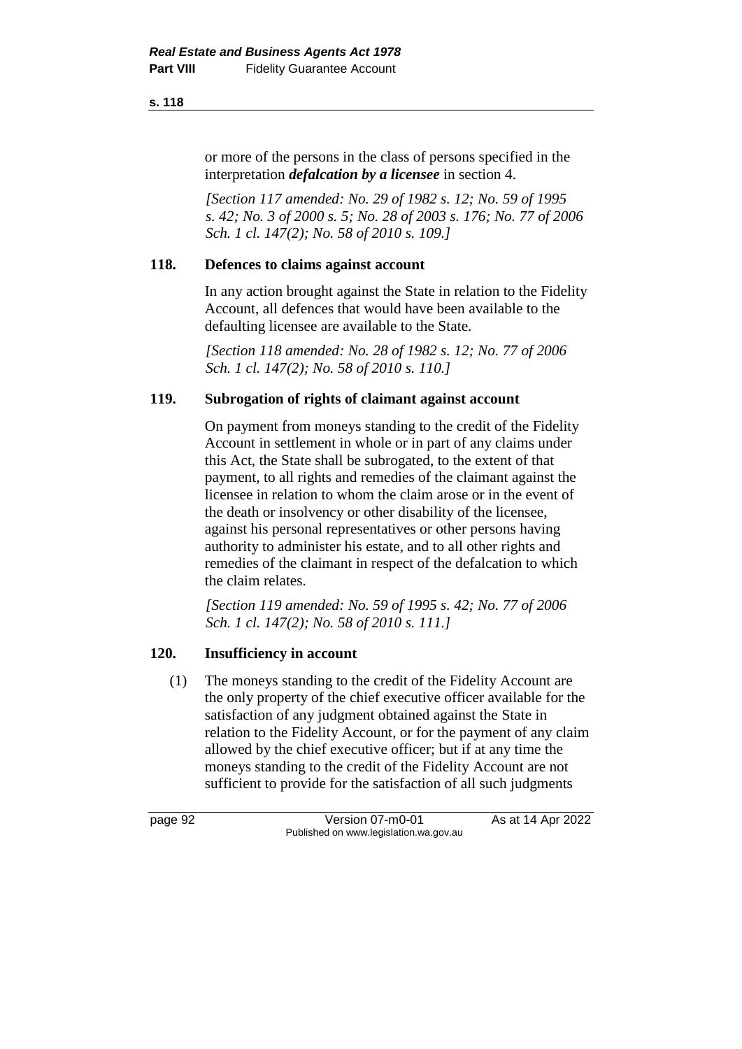or more of the persons in the class of persons specified in the interpretation ***defalcation by a licensee*** in section 4.

*[Section 117 amended: No. 29 of 1982 s. 12; No. 59 of 1995 s. 42; No. 3 of 2000 s. 5; No. 28 of 2003 s. 176; No. 77 of 2006 Sch. 1 cl. 147(2); No. 58 of 2010 s. 109.]*

### 118. Defences to claims against account

In any action brought against the State in relation to the Fidelity Account, all defences that would have been available to the defaulting licensee are available to the State.

*[Section 118 amended: No. 28 of 1982 s. 12; No. 77 of 2006 Sch. 1 cl. 147(2); No. 58 of 2010 s. 110.]*

### 119. Subrogation of rights of claimant against account

On payment from moneys standing to the credit of the Fidelity Account in settlement in whole or in part of any claims under this Act, the State shall be subrogated, to the extent of that payment, to all rights and remedies of the claimant against the licensee in relation to whom the claim arose or in the event of the death or insolvency or other disability of the licensee, against his personal representatives or other persons having authority to administer his estate, and to all other rights and remedies of the claimant in respect of the defalcation to which the claim relates.

*[Section 119 amended: No. 59 of 1995 s. 42; No. 77 of 2006 Sch. 1 cl. 147(2); No. 58 of 2010 s. 111.]*

### 120. Insufficiency in account

(1) The moneys standing to the credit of the Fidelity Account are the only property of the chief executive officer available for the satisfaction of any judgment obtained against the State in relation to the Fidelity Account, or for the payment of any claim allowed by the chief executive officer; but if at any time the moneys standing to the credit of the Fidelity Account are not sufficient to provide for the satisfaction of all such judgments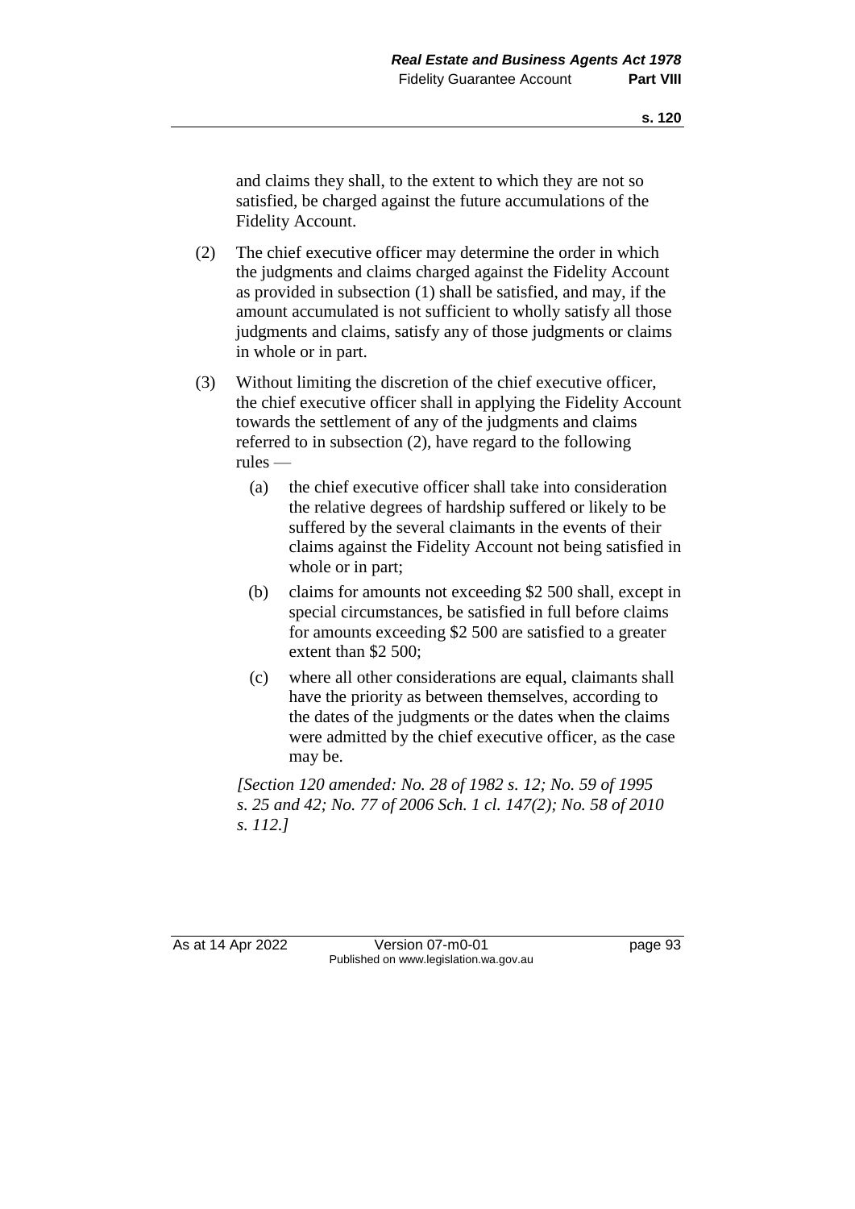and claims they shall, to the extent to which they are not so satisfied, be charged against the future accumulations of the Fidelity Account.

(2) The chief executive officer may determine the order in which the judgments and claims charged against the Fidelity Account as provided in subsection (1) shall be satisfied, and may, if the amount accumulated is not sufficient to wholly satisfy all those judgments and claims, satisfy any of those judgments or claims in whole or in part.

(3) Without limiting the discretion of the chief executive officer, the chief executive officer shall in applying the Fidelity Account towards the settlement of any of the judgments and claims referred to in subsection (2), have regard to the following rules —

(a) the chief executive officer shall take into consideration the relative degrees of hardship suffered or likely to be suffered by the several claimants in the events of their claims against the Fidelity Account not being satisfied in whole or in part;

(b) claims for amounts not exceeding $2 500 shall, except in special circumstances, be satisfied in full before claims for amounts exceeding $2 500 are satisfied to a greater extent than $2 500;

(c) where all other considerations are equal, claimants shall have the priority as between themselves, according to the dates of the judgments or the dates when the claims were admitted by the chief executive officer, as the case may be.

*[Section 120 amended: No. 28 of 1982 s. 12; No. 59 of 1995 s. 25 and 42; No. 77 of 2006 Sch. 1 cl. 147(2); No. 58 of 2010 s. 112.]*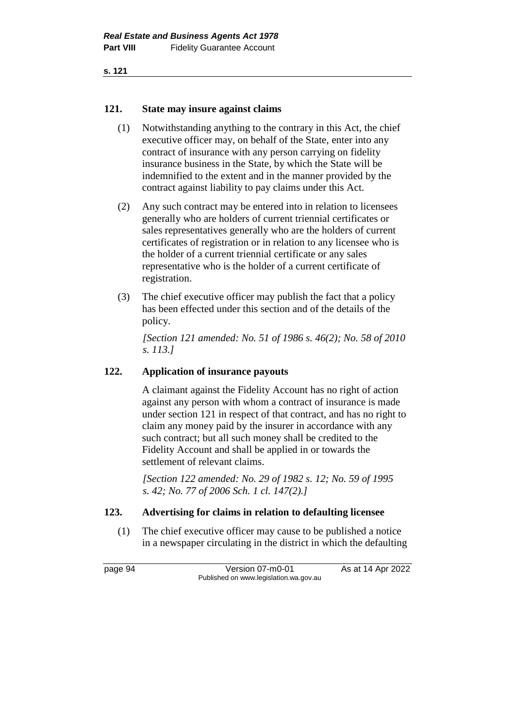### 121. State may insure against claims

(1) Notwithstanding anything to the contrary in this Act, the chief executive officer may, on behalf of the State, enter into any contract of insurance with any person carrying on fidelity insurance business in the State, by which the State will be indemnified to the extent and in the manner provided by the contract against liability to pay claims under this Act.

(2) Any such contract may be entered into in relation to licensees generally who are holders of current triennial certificates or sales representatives generally who are the holders of current certificates of registration or in relation to any licensee who is the holder of a current triennial certificate or any sales representative who is the holder of a current certificate of registration.

(3) The chief executive officer may publish the fact that a policy has been effected under this section and of the details of the policy.

*[Section 121 amended: No. 51 of 1986 s. 46(2); No. 58 of 2010 s. 113.]*

### 122. Application of insurance payouts

A claimant against the Fidelity Account has no right of action against any person with whom a contract of insurance is made under section 121 in respect of that contract, and has no right to claim any money paid by the insurer in accordance with any such contract; but all such money shall be credited to the Fidelity Account and shall be applied in or towards the settlement of relevant claims.

*[Section 122 amended: No. 29 of 1982 s. 12; No. 59 of 1995 s. 42; No. 77 of 2006 Sch. 1 cl. 147(2).]*

### 123. Advertising for claims in relation to defaulting licensee

(1) The chief executive officer may cause to be published a notice in a newspaper circulating in the district in which the defaulting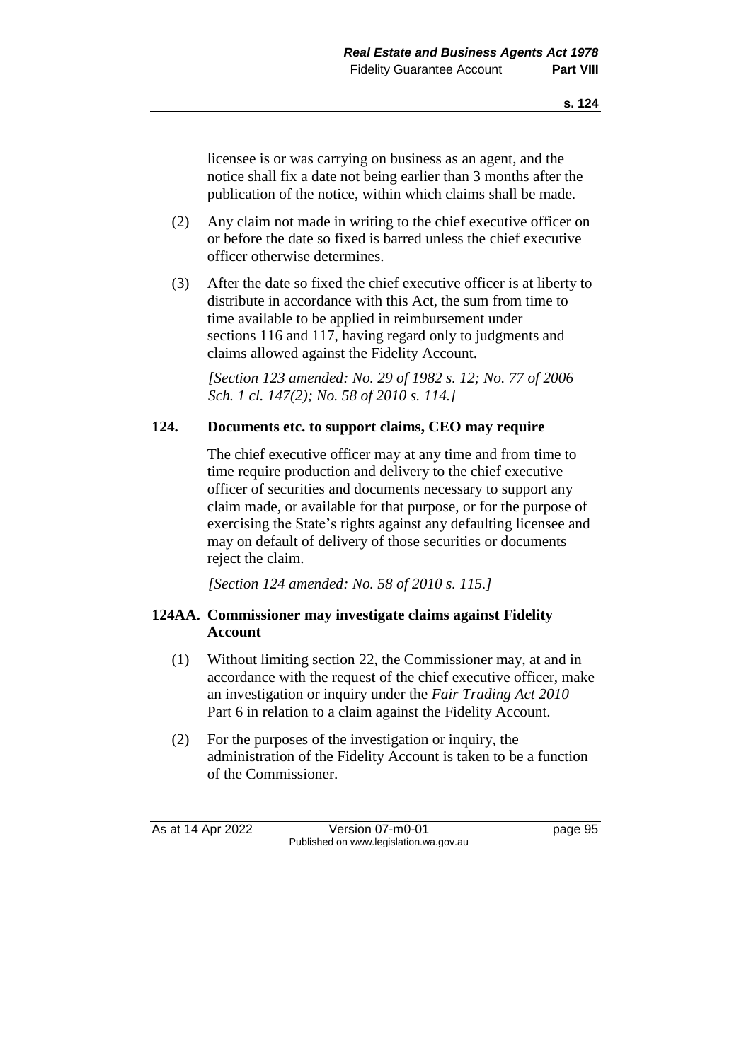licensee is or was carrying on business as an agent, and the notice shall fix a date not being earlier than 3 months after the publication of the notice, within which claims shall be made.

(2) Any claim not made in writing to the chief executive officer on or before the date so fixed is barred unless the chief executive officer otherwise determines.

(3) After the date so fixed the chief executive officer is at liberty to distribute in accordance with this Act, the sum from time to time available to be applied in reimbursement under sections 116 and 117, having regard only to judgments and claims allowed against the Fidelity Account.

*[Section 123 amended: No. 29 of 1982 s. 12; No. 77 of 2006 Sch. 1 cl. 147(2); No. 58 of 2010 s. 114.]*

### 124. Documents etc. to support claims, CEO may require

The chief executive officer may at any time and from time to time require production and delivery to the chief executive officer of securities and documents necessary to support any claim made, or available for that purpose, or for the purpose of exercising the State's rights against any defaulting licensee and may on default of delivery of those securities or documents reject the claim.

*[Section 124 amended: No. 58 of 2010 s. 115.]*

### 124AA. Commissioner may investigate claims against Fidelity Account

(1) Without limiting section 22, the Commissioner may, at and in accordance with the request of the chief executive officer, make an investigation or inquiry under the *Fair Trading Act 2010* Part 6 in relation to a claim against the Fidelity Account.

(2) For the purposes of the investigation or inquiry, the administration of the Fidelity Account is taken to be a function of the Commissioner.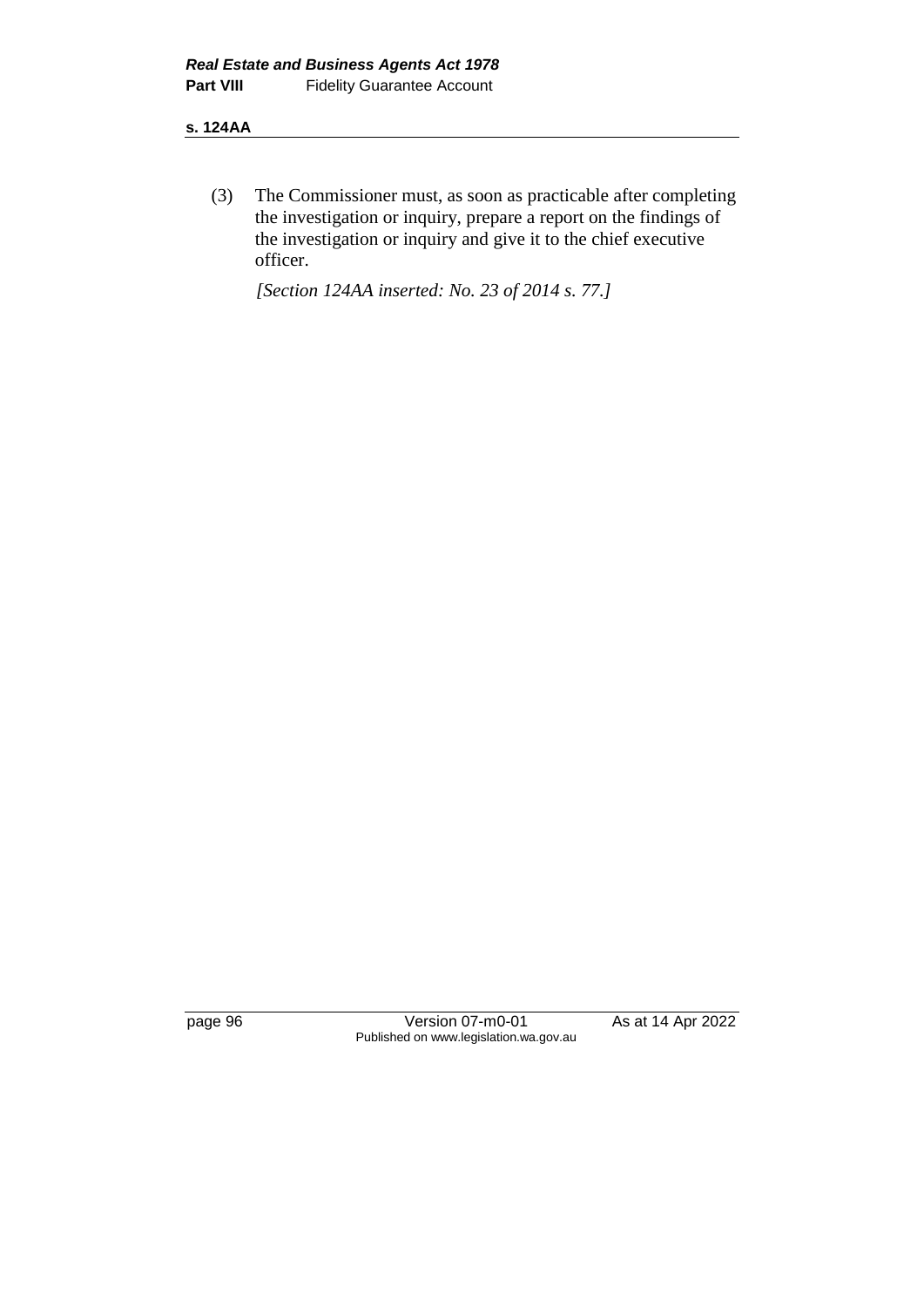(3) The Commissioner must, as soon as practicable after completing the investigation or inquiry, prepare a report on the findings of the investigation or inquiry and give it to the chief executive officer.

*[Section 124AA inserted: No. 23 of 2014 s. 77.]*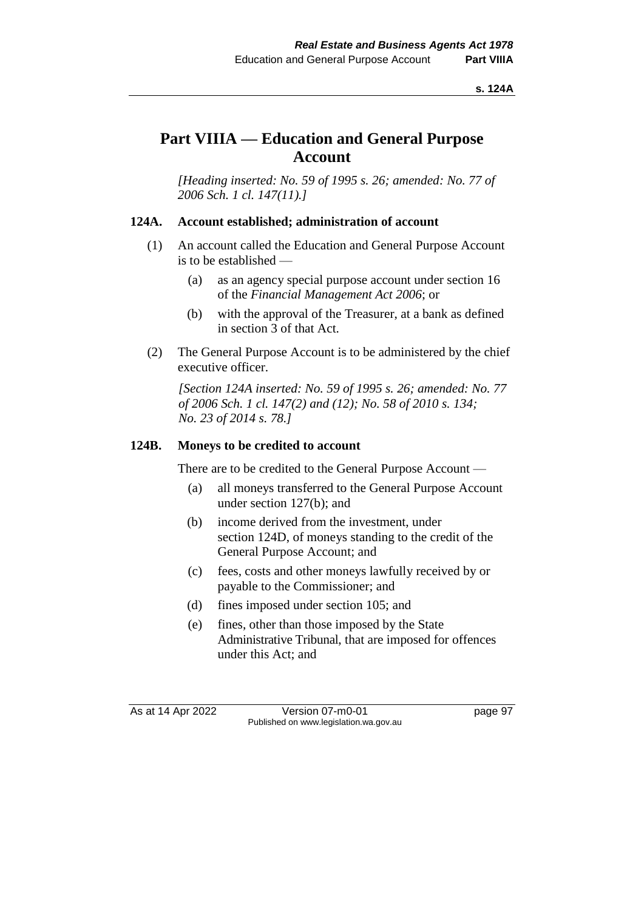# Part VIIIA — Education and General Purpose Account

*[Heading inserted: No. 59 of 1995 s. 26; amended: No. 77 of 2006 Sch. 1 cl. 147(11).]*

### 124A. Account established; administration of account

(1) An account called the Education and General Purpose Account is to be established —

  (a) as an agency special purpose account under section 16 of the *Financial Management Act 2006*; or

  (b) with the approval of the Treasurer, at a bank as defined in section 3 of that Act.

(2) The General Purpose Account is to be administered by the chief executive officer.

*[Section 124A inserted: No. 59 of 1995 s. 26; amended: No. 77 of 2006 Sch. 1 cl. 147(2) and (12); No. 58 of 2010 s. 134; No. 23 of 2014 s. 78.]*

### 124B. Moneys to be credited to account

There are to be credited to the General Purpose Account —

  (a) all moneys transferred to the General Purpose Account under section 127(b); and

  (b) income derived from the investment, under section 124D, of moneys standing to the credit of the General Purpose Account; and

  (c) fees, costs and other moneys lawfully received by or payable to the Commissioner; and

  (d) fines imposed under section 105; and

  (e) fines, other than those imposed by the State Administrative Tribunal, that are imposed for offences under this Act; and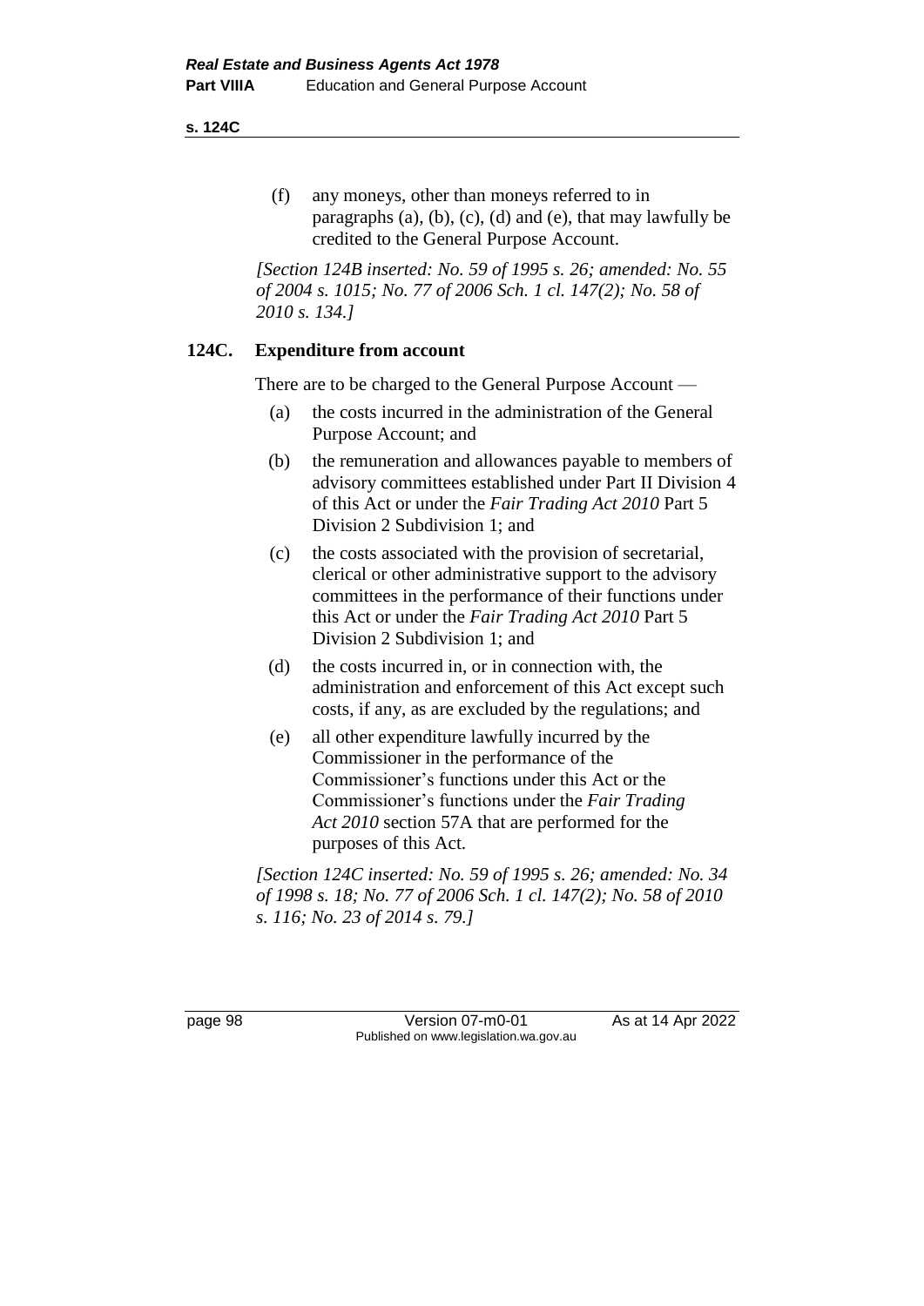(f) any moneys, other than moneys referred to in paragraphs (a), (b), (c), (d) and (e), that may lawfully be credited to the General Purpose Account.

*[Section 124B inserted: No. 59 of 1995 s. 26; amended: No. 55 of 2004 s. 1015; No. 77 of 2006 Sch. 1 cl. 147(2); No. 58 of 2010 s. 134.]*

### 124C. Expenditure from account

There are to be charged to the General Purpose Account —

(a) the costs incurred in the administration of the General Purpose Account; and

(b) the remuneration and allowances payable to members of advisory committees established under Part II Division 4 of this Act or under the *Fair Trading Act 2010* Part 5 Division 2 Subdivision 1; and

(c) the costs associated with the provision of secretarial, clerical or other administrative support to the advisory committees in the performance of their functions under this Act or under the *Fair Trading Act 2010* Part 5 Division 2 Subdivision 1; and

(d) the costs incurred in, or in connection with, the administration and enforcement of this Act except such costs, if any, as are excluded by the regulations; and

(e) all other expenditure lawfully incurred by the Commissioner in the performance of the Commissioner's functions under this Act or the Commissioner's functions under the *Fair Trading Act 2010* section 57A that are performed for the purposes of this Act.

*[Section 124C inserted: No. 59 of 1995 s. 26; amended: No. 34 of 1998 s. 18; No. 77 of 2006 Sch. 1 cl. 147(2); No. 58 of 2010 s. 116; No. 23 of 2014 s. 79.]*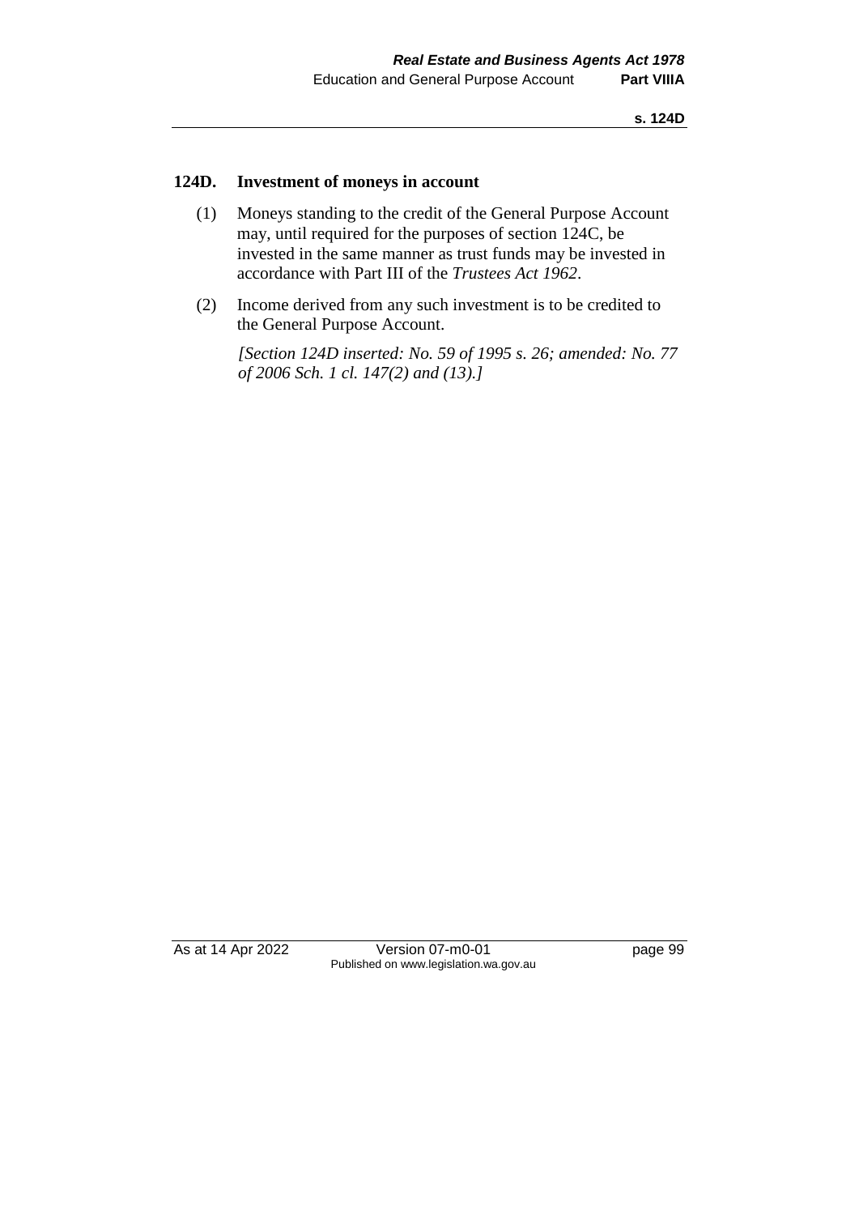## 124D. Investment of moneys in account

(1) Moneys standing to the credit of the General Purpose Account may, until required for the purposes of section 124C, be invested in the same manner as trust funds may be invested in accordance with Part III of the *Trustees Act 1962*.

(2) Income derived from any such investment is to be credited to the General Purpose Account.

*[Section 124D inserted: No. 59 of 1995 s. 26; amended: No. 77 of 2006 Sch. 1 cl. 147(2) and (13).]*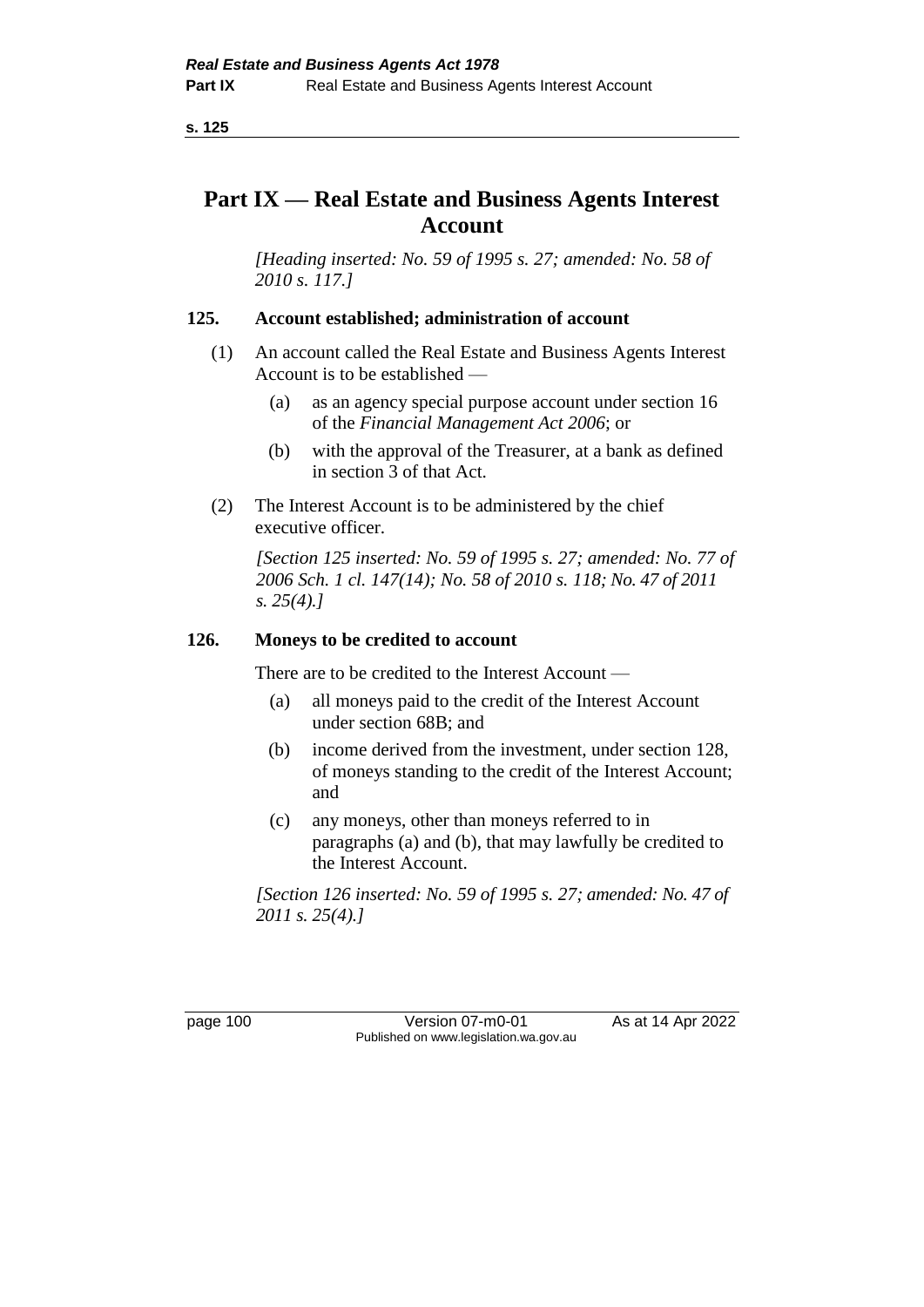# Part IX — Real Estate and Business Agents Interest Account

*[Heading inserted: No. 59 of 1995 s. 27; amended: No. 58 of 2010 s. 117.]*

## 125. Account established; administration of account

(1) An account called the Real Estate and Business Agents Interest Account is to be established —

- (a) as an agency special purpose account under section 16 of the *Financial Management Act 2006*; or
- (b) with the approval of the Treasurer, at a bank as defined in section 3 of that Act.

(2) The Interest Account is to be administered by the chief executive officer.

*[Section 125 inserted: No. 59 of 1995 s. 27; amended: No. 77 of 2006 Sch. 1 cl. 147(14); No. 58 of 2010 s. 118; No. 47 of 2011 s. 25(4).]*

## 126. Moneys to be credited to account

There are to be credited to the Interest Account —

- (a) all moneys paid to the credit of the Interest Account under section 68B; and
- (b) income derived from the investment, under section 128, of moneys standing to the credit of the Interest Account; and
- (c) any moneys, other than moneys referred to in paragraphs (a) and (b), that may lawfully be credited to the Interest Account.

*[Section 126 inserted: No. 59 of 1995 s. 27; amended: No. 47 of 2011 s. 25(4).]*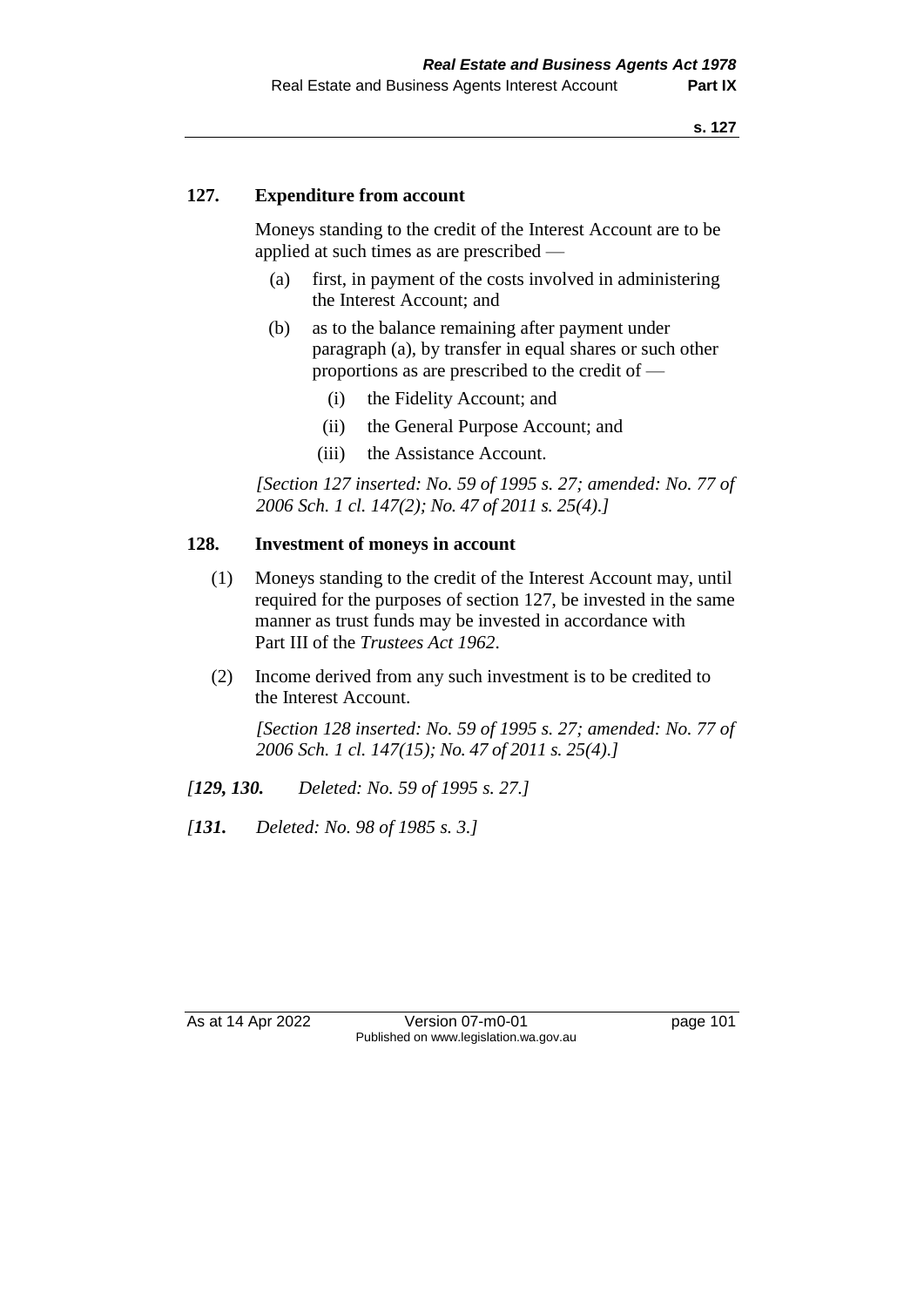## 127. Expenditure from account

Moneys standing to the credit of the Interest Account are to be applied at such times as are prescribed —

(a) first, in payment of the costs involved in administering the Interest Account; and

(b) as to the balance remaining after payment under paragraph (a), by transfer in equal shares or such other proportions as are prescribed to the credit of —

  (i) the Fidelity Account; and

  (ii) the General Purpose Account; and

  (iii) the Assistance Account.

*[Section 127 inserted: No. 59 of 1995 s. 27; amended: No. 77 of 2006 Sch. 1 cl. 147(2); No. 47 of 2011 s. 25(4).]*

## 128. Investment of moneys in account

(1) Moneys standing to the credit of the Interest Account may, until required for the purposes of section 127, be invested in the same manner as trust funds may be invested in accordance with Part III of the *Trustees Act 1962*.

(2) Income derived from any such investment is to be credited to the Interest Account.

*[Section 128 inserted: No. 59 of 1995 s. 27; amended: No. 77 of 2006 Sch. 1 cl. 147(15); No. 47 of 2011 s. 25(4).]*

*[**129, 130.** Deleted: No. 59 of 1995 s. 27.]*

*[**131.** Deleted: No. 98 of 1985 s. 3.]*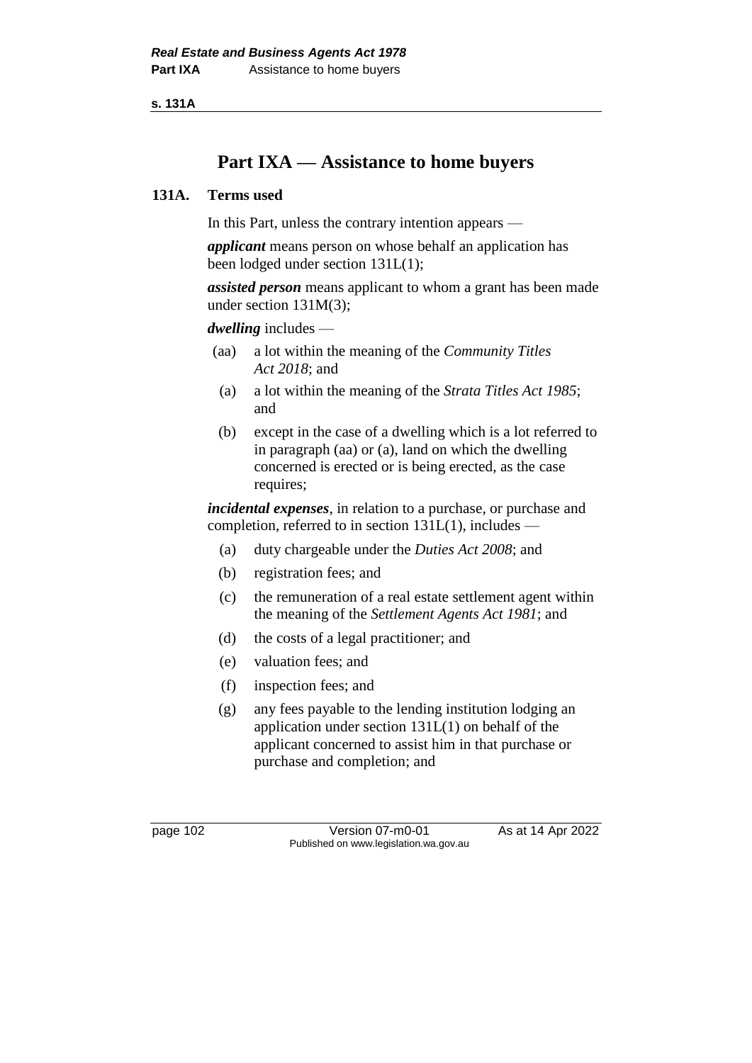# Part IXA — Assistance to home buyers

## 131A. Terms used

In this Part, unless the contrary intention appears —

***applicant*** means person on whose behalf an application has been lodged under section 131L(1);

***assisted person*** means applicant to whom a grant has been made under section 131M(3);

***dwelling*** includes —

- (aa) a lot within the meaning of the *Community Titles Act 2018*; and
- (a) a lot within the meaning of the *Strata Titles Act 1985*; and
- (b) except in the case of a dwelling which is a lot referred to in paragraph (aa) or (a), land on which the dwelling concerned is erected or is being erected, as the case requires;

***incidental expenses***, in relation to a purchase, or purchase and completion, referred to in section 131L(1), includes —

- (a) duty chargeable under the *Duties Act 2008*; and
- (b) registration fees; and
- (c) the remuneration of a real estate settlement agent within the meaning of the *Settlement Agents Act 1981*; and
- (d) the costs of a legal practitioner; and
- (e) valuation fees; and
- (f) inspection fees; and
- (g) any fees payable to the lending institution lodging an application under section 131L(1) on behalf of the applicant concerned to assist him in that purchase or purchase and completion; and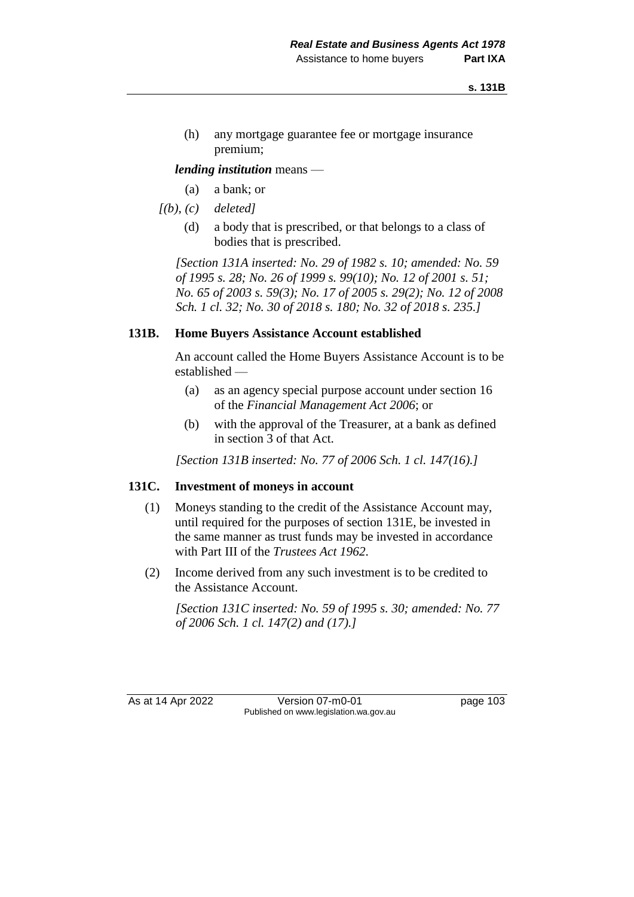(h) any mortgage guarantee fee or mortgage insurance premium;

***lending institution*** means —

(a) a bank; or

*[(b), (c) deleted]*

(d) a body that is prescribed, or that belongs to a class of bodies that is prescribed.

*[Section 131A inserted: No. 29 of 1982 s. 10; amended: No. 59 of 1995 s. 28; No. 26 of 1999 s. 99(10); No. 12 of 2001 s. 51; No. 65 of 2003 s. 59(3); No. 17 of 2005 s. 29(2); No. 12 of 2008 Sch. 1 cl. 32; No. 30 of 2018 s. 180; No. 32 of 2018 s. 235.]*

### 131B. Home Buyers Assistance Account established

An account called the Home Buyers Assistance Account is to be established —

(a) as an agency special purpose account under section 16 of the *Financial Management Act 2006*; or

(b) with the approval of the Treasurer, at a bank as defined in section 3 of that Act.

*[Section 131B inserted: No. 77 of 2006 Sch. 1 cl. 147(16).]*

### 131C. Investment of moneys in account

(1) Moneys standing to the credit of the Assistance Account may, until required for the purposes of section 131E, be invested in the same manner as trust funds may be invested in accordance with Part III of the *Trustees Act 1962*.

(2) Income derived from any such investment is to be credited to the Assistance Account.

*[Section 131C inserted: No. 59 of 1995 s. 30; amended: No. 77 of 2006 Sch. 1 cl. 147(2) and (17).]*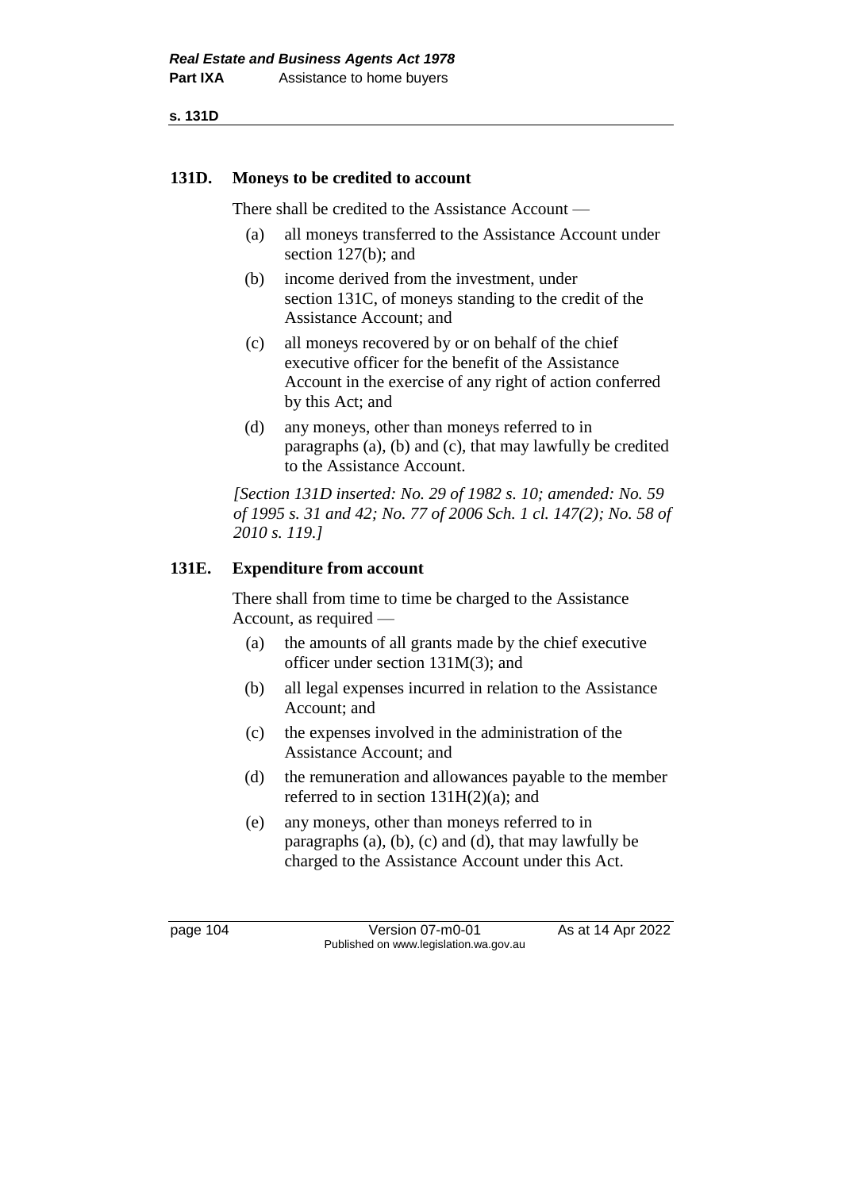### 131D. Moneys to be credited to account

There shall be credited to the Assistance Account —

(a) all moneys transferred to the Assistance Account under section 127(b); and

(b) income derived from the investment, under section 131C, of moneys standing to the credit of the Assistance Account; and

(c) all moneys recovered by or on behalf of the chief executive officer for the benefit of the Assistance Account in the exercise of any right of action conferred by this Act; and

(d) any moneys, other than moneys referred to in paragraphs (a), (b) and (c), that may lawfully be credited to the Assistance Account.

*[Section 131D inserted: No. 29 of 1982 s. 10; amended: No. 59 of 1995 s. 31 and 42; No. 77 of 2006 Sch. 1 cl. 147(2); No. 58 of 2010 s. 119.]*

### 131E. Expenditure from account

There shall from time to time be charged to the Assistance Account, as required —

(a) the amounts of all grants made by the chief executive officer under section 131M(3); and

(b) all legal expenses incurred in relation to the Assistance Account; and

(c) the expenses involved in the administration of the Assistance Account; and

(d) the remuneration and allowances payable to the member referred to in section 131H(2)(a); and

(e) any moneys, other than moneys referred to in paragraphs (a), (b), (c) and (d), that may lawfully be charged to the Assistance Account under this Act.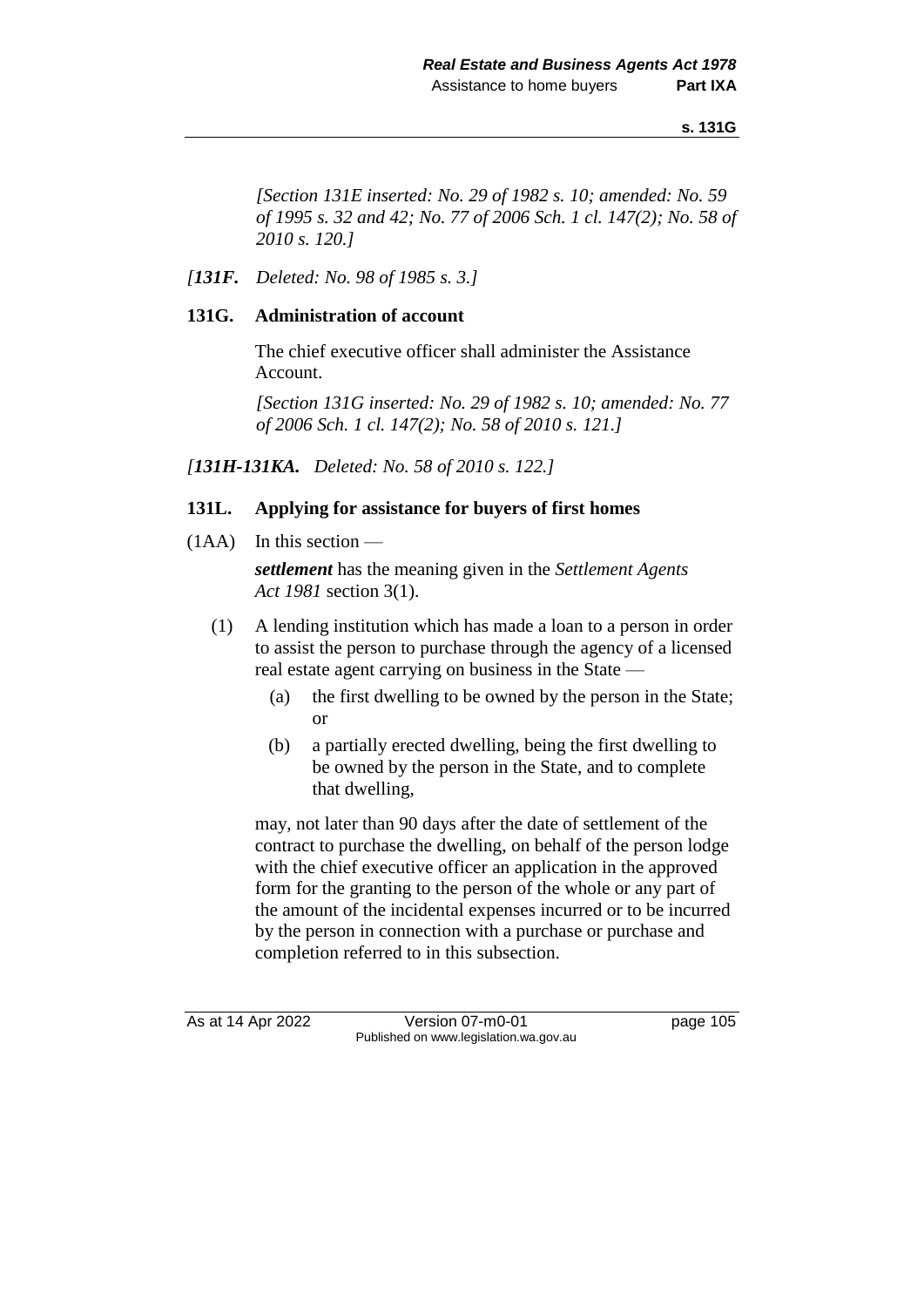*[Section 131E inserted: No. 29 of 1982 s. 10; amended: No. 59 of 1995 s. 32 and 42; No. 77 of 2006 Sch. 1 cl. 147(2); No. 58 of 2010 s. 120.]*

*[**131F.** Deleted: No. 98 of 1985 s. 3.]*

### 131G. Administration of account

The chief executive officer shall administer the Assistance Account.

*[Section 131G inserted: No. 29 of 1982 s. 10; amended: No. 77 of 2006 Sch. 1 cl. 147(2); No. 58 of 2010 s. 121.]*

*[**131H-131KA.** Deleted: No. 58 of 2010 s. 122.]*

### 131L. Applying for assistance for buyers of first homes

(1AA) In this section —

***settlement*** has the meaning given in the *Settlement Agents Act 1981* section 3(1).

(1) A lending institution which has made a loan to a person in order to assist the person to purchase through the agency of a licensed real estate agent carrying on business in the State —

- (a) the first dwelling to be owned by the person in the State; or
- (b) a partially erected dwelling, being the first dwelling to be owned by the person in the State, and to complete that dwelling,

may, not later than 90 days after the date of settlement of the contract to purchase the dwelling, on behalf of the person lodge with the chief executive officer an application in the approved form for the granting to the person of the whole or any part of the amount of the incidental expenses incurred or to be incurred by the person in connection with a purchase or purchase and completion referred to in this subsection.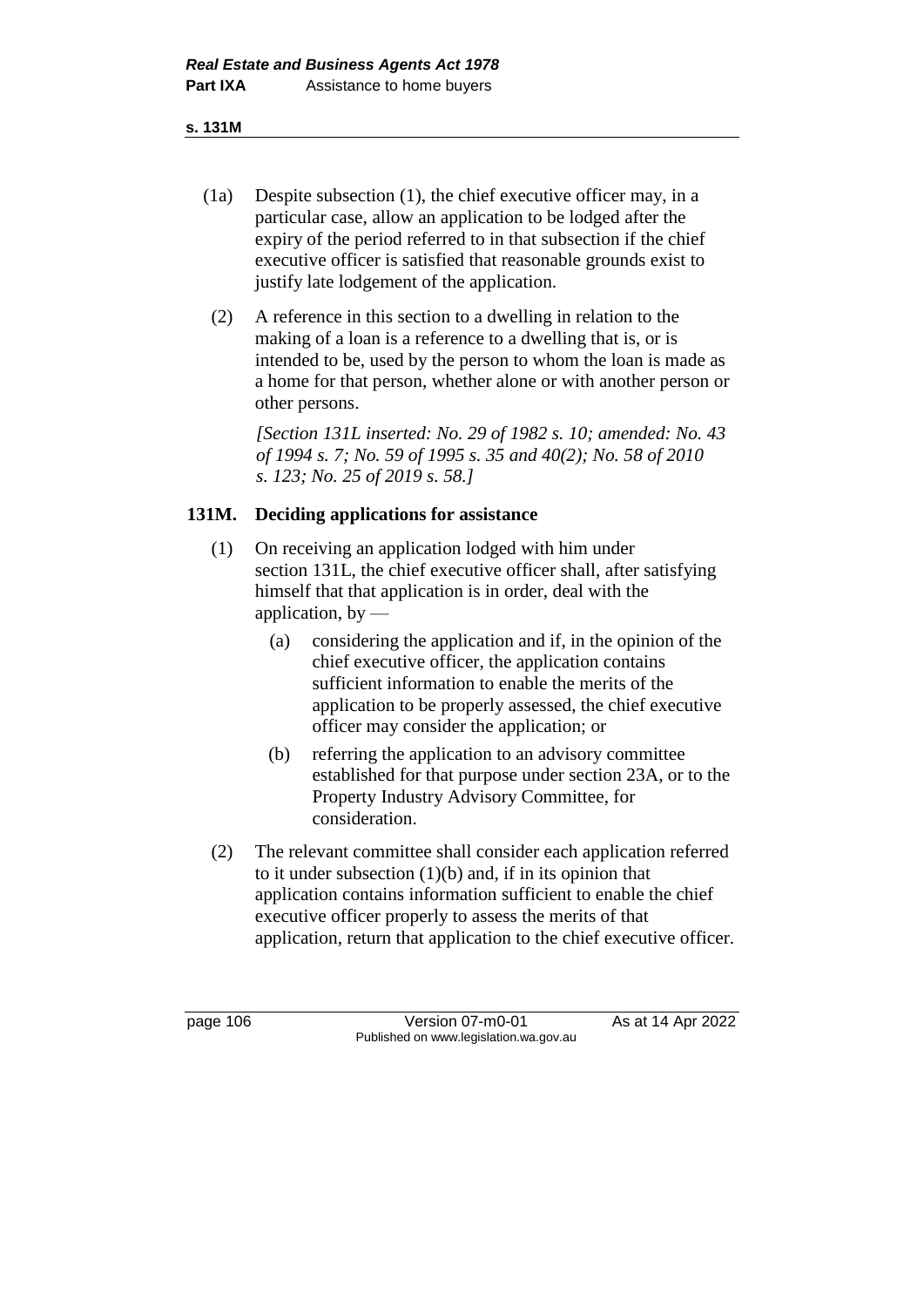(1a) Despite subsection (1), the chief executive officer may, in a particular case, allow an application to be lodged after the expiry of the period referred to in that subsection if the chief executive officer is satisfied that reasonable grounds exist to justify late lodgement of the application.

(2) A reference in this section to a dwelling in relation to the making of a loan is a reference to a dwelling that is, or is intended to be, used by the person to whom the loan is made as a home for that person, whether alone or with another person or other persons.

*[Section 131L inserted: No. 29 of 1982 s. 10; amended: No. 43 of 1994 s. 7; No. 59 of 1995 s. 35 and 40(2); No. 58 of 2010 s. 123; No. 25 of 2019 s. 58.]*

## 131M. Deciding applications for assistance

(1) On receiving an application lodged with him under section 131L, the chief executive officer shall, after satisfying himself that that application is in order, deal with the application, by —

- (a) considering the application and if, in the opinion of the chief executive officer, the application contains sufficient information to enable the merits of the application to be properly assessed, the chief executive officer may consider the application; or
- (b) referring the application to an advisory committee established for that purpose under section 23A, or to the Property Industry Advisory Committee, for consideration.

(2) The relevant committee shall consider each application referred to it under subsection (1)(b) and, if in its opinion that application contains information sufficient to enable the chief executive officer properly to assess the merits of that application, return that application to the chief executive officer.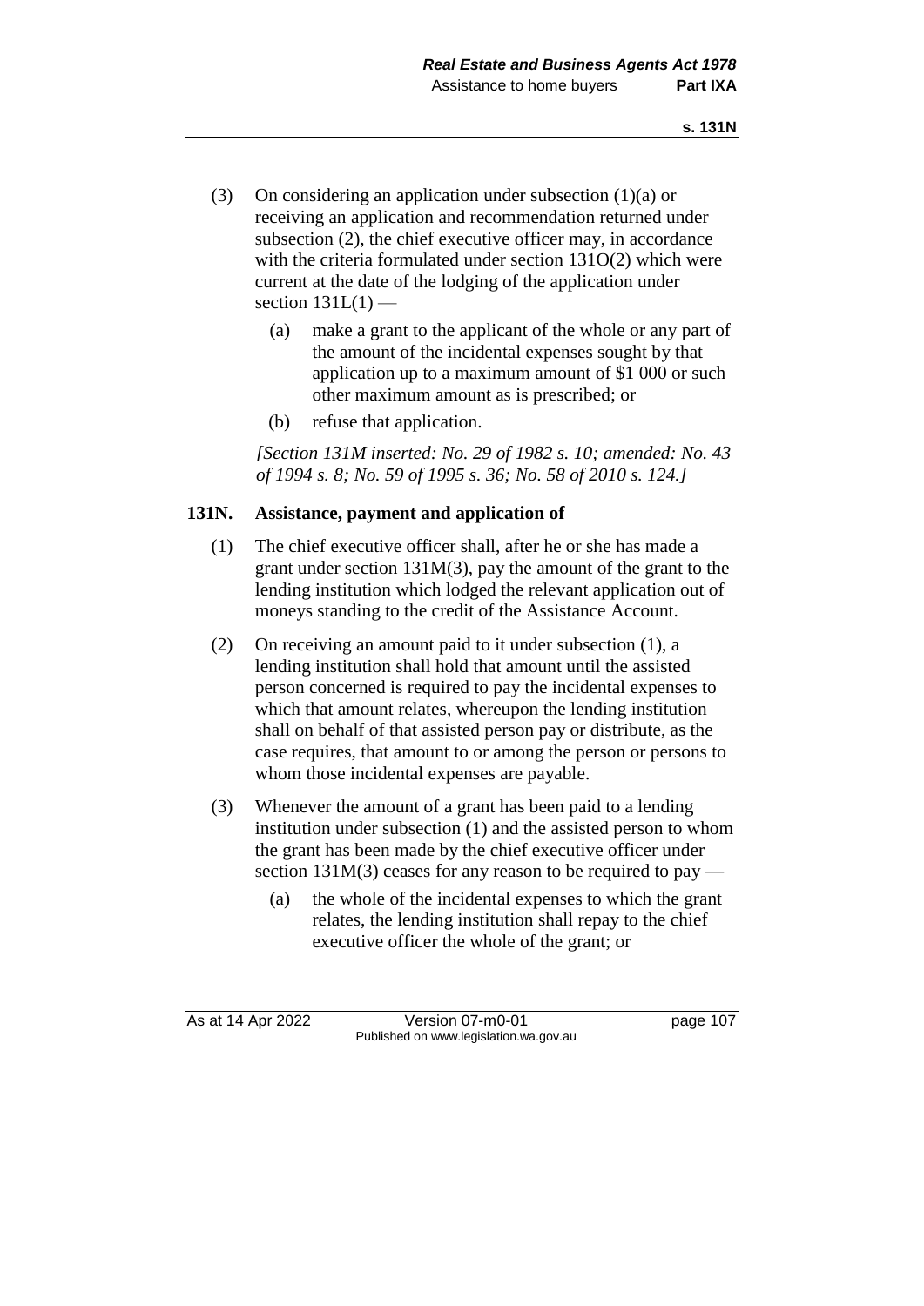(3) On considering an application under subsection (1)(a) or receiving an application and recommendation returned under subsection (2), the chief executive officer may, in accordance with the criteria formulated under section 131O(2) which were current at the date of the lodging of the application under section 131L(1) —

   (a) make a grant to the applicant of the whole or any part of the amount of the incidental expenses sought by that application up to a maximum amount of $1 000 or such other maximum amount as is prescribed; or

   (b) refuse that application.

*[Section 131M inserted: No. 29 of 1982 s. 10; amended: No. 43 of 1994 s. 8; No. 59 of 1995 s. 36; No. 58 of 2010 s. 124.]*

**131N. Assistance, payment and application of**

(1) The chief executive officer shall, after he or she has made a grant under section 131M(3), pay the amount of the grant to the lending institution which lodged the relevant application out of moneys standing to the credit of the Assistance Account.

(2) On receiving an amount paid to it under subsection (1), a lending institution shall hold that amount until the assisted person concerned is required to pay the incidental expenses to which that amount relates, whereupon the lending institution shall on behalf of that assisted person pay or distribute, as the case requires, that amount to or among the person or persons to whom those incidental expenses are payable.

(3) Whenever the amount of a grant has been paid to a lending institution under subsection (1) and the assisted person to whom the grant has been made by the chief executive officer under section 131M(3) ceases for any reason to be required to pay —

   (a) the whole of the incidental expenses to which the grant relates, the lending institution shall repay to the chief executive officer the whole of the grant; or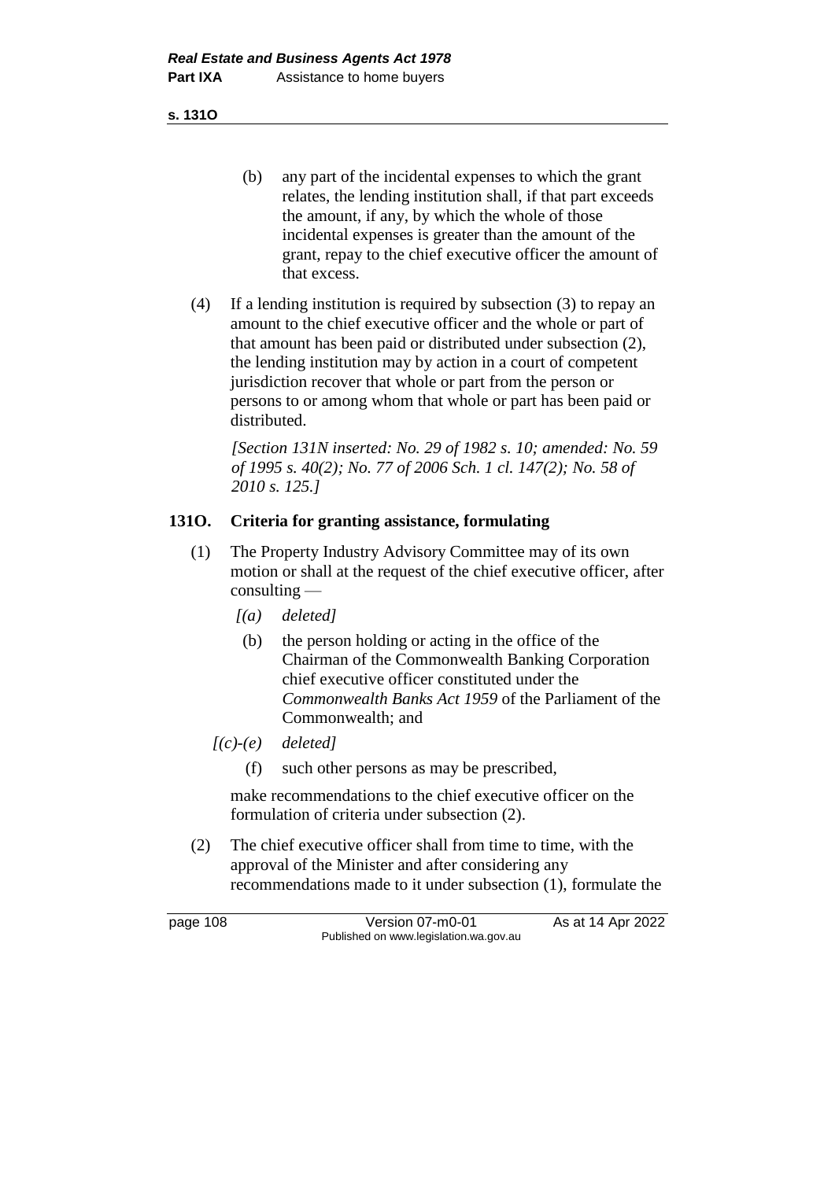(b) any part of the incidental expenses to which the grant relates, the lending institution shall, if that part exceeds the amount, if any, by which the whole of those incidental expenses is greater than the amount of the grant, repay to the chief executive officer the amount of that excess.

(4) If a lending institution is required by subsection (3) to repay an amount to the chief executive officer and the whole or part of that amount has been paid or distributed under subsection (2), the lending institution may by action in a court of competent jurisdiction recover that whole or part from the person or persons to or among whom that whole or part has been paid or distributed.

*[Section 131N inserted: No. 29 of 1982 s. 10; amended: No. 59 of 1995 s. 40(2); No. 77 of 2006 Sch. 1 cl. 147(2); No. 58 of 2010 s. 125.]*

### 131O. Criteria for granting assistance, formulating

(1) The Property Industry Advisory Committee may of its own motion or shall at the request of the chief executive officer, after consulting —

*[(a) deleted]*

(b) the person holding or acting in the office of the Chairman of the Commonwealth Banking Corporation chief executive officer constituted under the *Commonwealth Banks Act 1959* of the Parliament of the Commonwealth; and

*[(c)-(e) deleted]*

(f) such other persons as may be prescribed,

make recommendations to the chief executive officer on the formulation of criteria under subsection (2).

(2) The chief executive officer shall from time to time, with the approval of the Minister and after considering any recommendations made to it under subsection (1), formulate the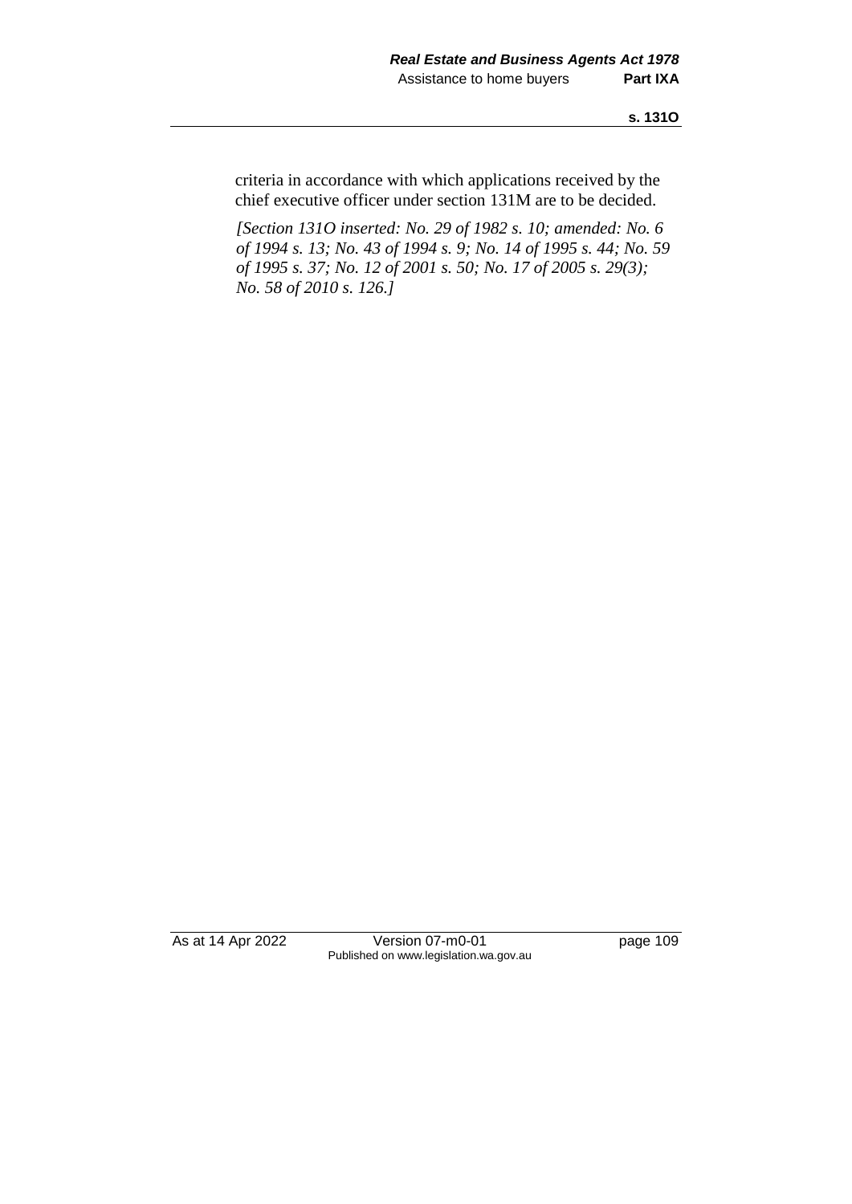criteria in accordance with which applications received by the chief executive officer under section 131M are to be decided.

*[Section 131O inserted: No. 29 of 1982 s. 10; amended: No. 6 of 1994 s. 13; No. 43 of 1994 s. 9; No. 14 of 1995 s. 44; No. 59 of 1995 s. 37; No. 12 of 2001 s. 50; No. 17 of 2005 s. 29(3); No. 58 of 2010 s. 126.]*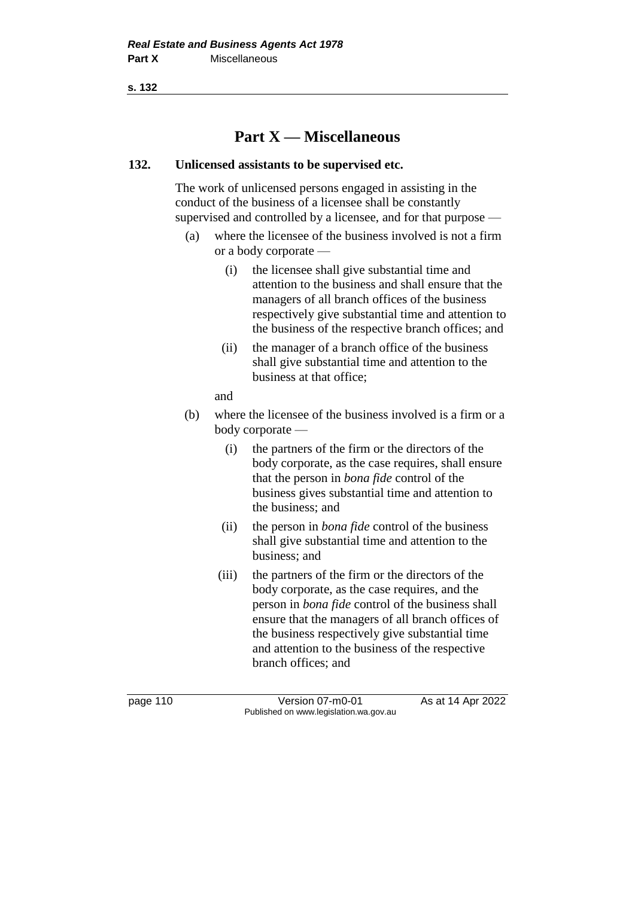# Part X — Miscellaneous

### 132. Unlicensed assistants to be supervised etc.

The work of unlicensed persons engaged in assisting in the conduct of the business of a licensee shall be constantly supervised and controlled by a licensee, and for that purpose —

- (a) where the licensee of the business involved is not a firm or a body corporate —
  - (i) the licensee shall give substantial time and attention to the business and shall ensure that the managers of all branch offices of the business respectively give substantial time and attention to the business of the respective branch offices; and
  - (ii) the manager of a branch office of the business shall give substantial time and attention to the business at that office;

  and
- (b) where the licensee of the business involved is a firm or a body corporate —
  - (i) the partners of the firm or the directors of the body corporate, as the case requires, shall ensure that the person in *bona fide* control of the business gives substantial time and attention to the business; and
  - (ii) the person in *bona fide* control of the business shall give substantial time and attention to the business; and
  - (iii) the partners of the firm or the directors of the body corporate, as the case requires, and the person in *bona fide* control of the business shall ensure that the managers of all branch offices of the business respectively give substantial time and attention to the business of the respective branch offices; and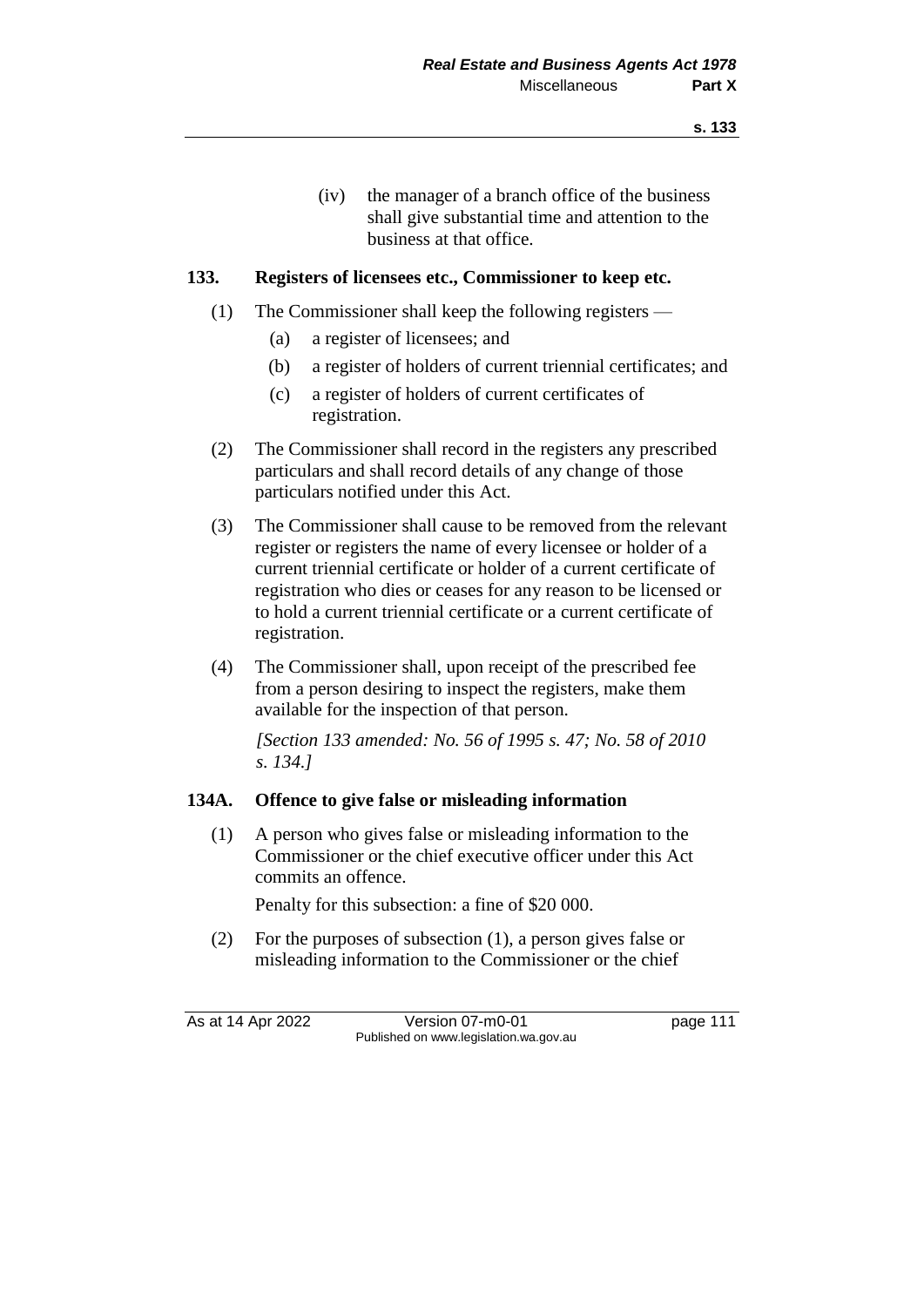(iv) the manager of a branch office of the business shall give substantial time and attention to the business at that office.

### 133. Registers of licensees etc., Commissioner to keep etc.

(1) The Commissioner shall keep the following registers —

(a) a register of licensees; and

(b) a register of holders of current triennial certificates; and

(c) a register of holders of current certificates of registration.

(2) The Commissioner shall record in the registers any prescribed particulars and shall record details of any change of those particulars notified under this Act.

(3) The Commissioner shall cause to be removed from the relevant register or registers the name of every licensee or holder of a current triennial certificate or holder of a current certificate of registration who dies or ceases for any reason to be licensed or to hold a current triennial certificate or a current certificate of registration.

(4) The Commissioner shall, upon receipt of the prescribed fee from a person desiring to inspect the registers, make them available for the inspection of that person.

*[Section 133 amended: No. 56 of 1995 s. 47; No. 58 of 2010 s. 134.]*

### 134A. Offence to give false or misleading information

(1) A person who gives false or misleading information to the Commissioner or the chief executive officer under this Act commits an offence.

Penalty for this subsection: a fine of $20 000.

(2) For the purposes of subsection (1), a person gives false or misleading information to the Commissioner or the chief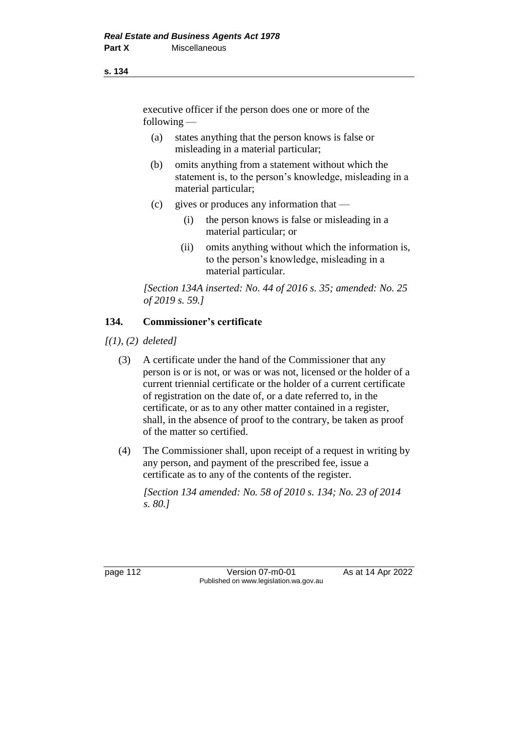executive officer if the person does one or more of the following —

(a) states anything that the person knows is false or misleading in a material particular;

(b) omits anything from a statement without which the statement is, to the person's knowledge, misleading in a material particular;

(c) gives or produces any information that —

(i) the person knows is false or misleading in a material particular; or

(ii) omits anything without which the information is, to the person's knowledge, misleading in a material particular.

*[Section 134A inserted: No. 44 of 2016 s. 35; amended: No. 25 of 2019 s. 59.]*

### 134. Commissioner's certificate

*[(1), (2) deleted]*

(3) A certificate under the hand of the Commissioner that any person is or is not, or was or was not, licensed or the holder of a current triennial certificate or the holder of a current certificate of registration on the date of, or a date referred to, in the certificate, or as to any other matter contained in a register, shall, in the absence of proof to the contrary, be taken as proof of the matter so certified.

(4) The Commissioner shall, upon receipt of a request in writing by any person, and payment of the prescribed fee, issue a certificate as to any of the contents of the register.

*[Section 134 amended: No. 58 of 2010 s. 134; No. 23 of 2014 s. 80.]*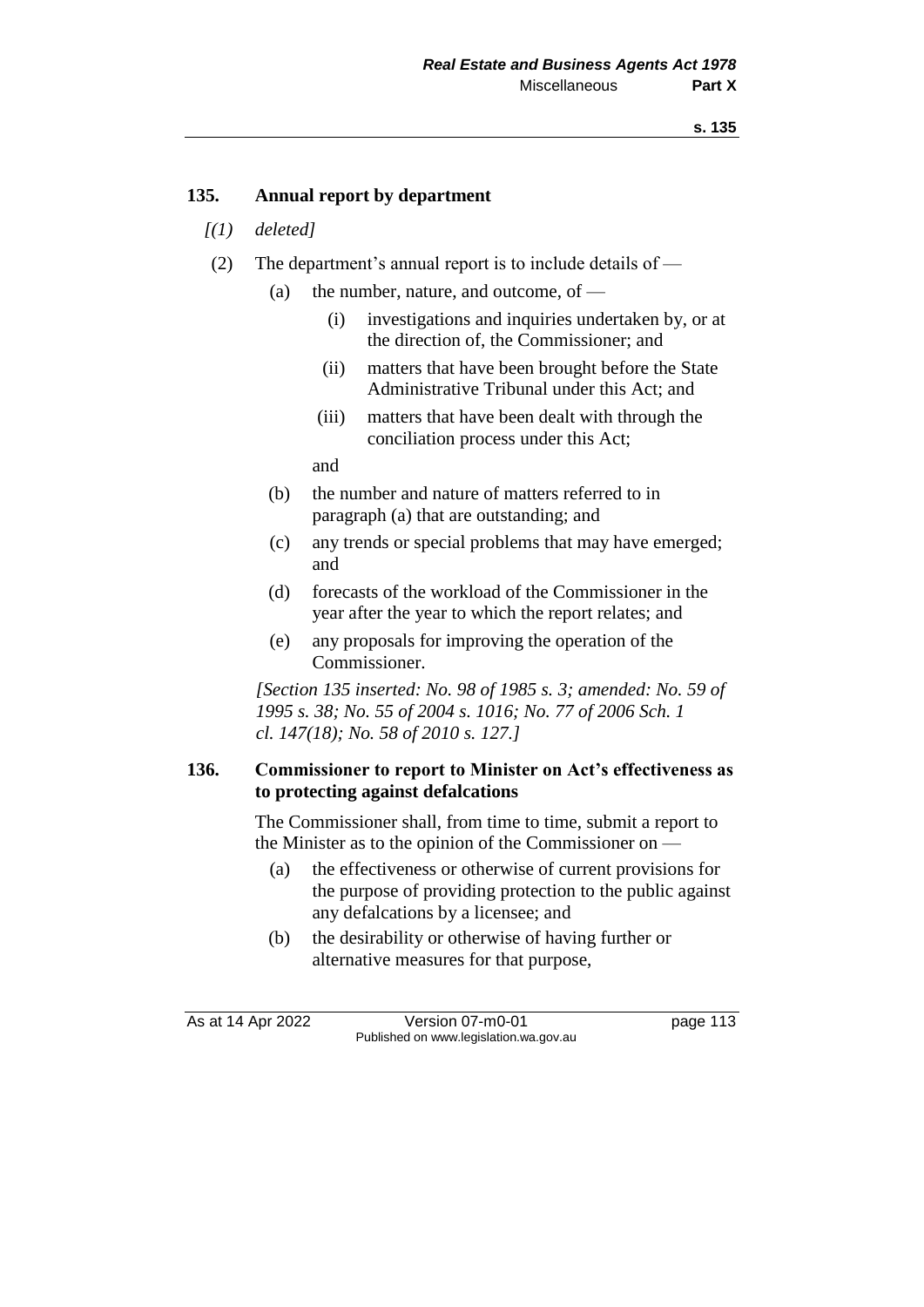## 135. Annual report by department

*[(1) deleted]*

(2) The department's annual report is to include details of —

- (a) the number, nature, and outcome, of —
  - (i) investigations and inquiries undertaken by, or at the direction of, the Commissioner; and
  - (ii) matters that have been brought before the State Administrative Tribunal under this Act; and
  - (iii) matters that have been dealt with through the conciliation process under this Act;

  and
- (b) the number and nature of matters referred to in paragraph (a) that are outstanding; and
- (c) any trends or special problems that may have emerged; and
- (d) forecasts of the workload of the Commissioner in the year after the year to which the report relates; and
- (e) any proposals for improving the operation of the Commissioner.

*[Section 135 inserted: No. 98 of 1985 s. 3; amended: No. 59 of 1995 s. 38; No. 55 of 2004 s. 1016; No. 77 of 2006 Sch. 1 cl. 147(18); No. 58 of 2010 s. 127.]*

## 136. Commissioner to report to Minister on Act's effectiveness as to protecting against defalcations

The Commissioner shall, from time to time, submit a report to the Minister as to the opinion of the Commissioner on —

- (a) the effectiveness or otherwise of current provisions for the purpose of providing protection to the public against any defalcations by a licensee; and
- (b) the desirability or otherwise of having further or alternative measures for that purpose,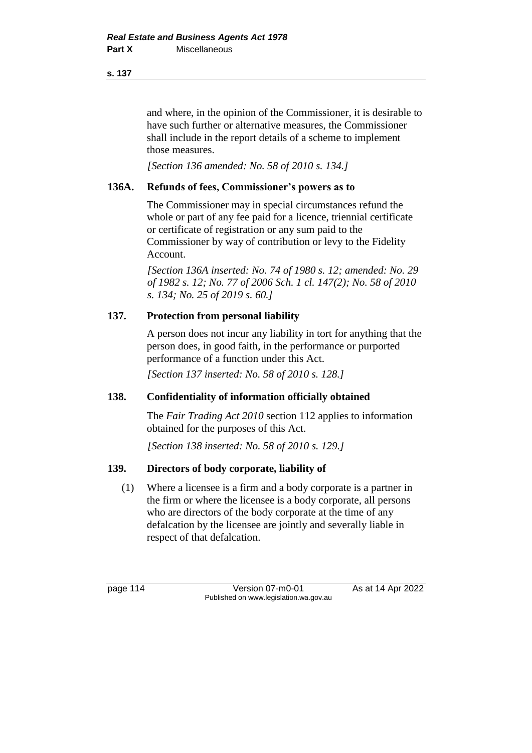and where, in the opinion of the Commissioner, it is desirable to have such further or alternative measures, the Commissioner shall include in the report details of a scheme to implement those measures.

*[Section 136 amended: No. 58 of 2010 s. 134.]*

### 136A. Refunds of fees, Commissioner's powers as to

The Commissioner may in special circumstances refund the whole or part of any fee paid for a licence, triennial certificate or certificate of registration or any sum paid to the Commissioner by way of contribution or levy to the Fidelity Account.

*[Section 136A inserted: No. 74 of 1980 s. 12; amended: No. 29 of 1982 s. 12; No. 77 of 2006 Sch. 1 cl. 147(2); No. 58 of 2010 s. 134; No. 25 of 2019 s. 60.]*

### 137. Protection from personal liability

A person does not incur any liability in tort for anything that the person does, in good faith, in the performance or purported performance of a function under this Act.

*[Section 137 inserted: No. 58 of 2010 s. 128.]*

### 138. Confidentiality of information officially obtained

The *Fair Trading Act 2010* section 112 applies to information obtained for the purposes of this Act.

*[Section 138 inserted: No. 58 of 2010 s. 129.]*

### 139. Directors of body corporate, liability of

(1) Where a licensee is a firm and a body corporate is a partner in the firm or where the licensee is a body corporate, all persons who are directors of the body corporate at the time of any defalcation by the licensee are jointly and severally liable in respect of that defalcation.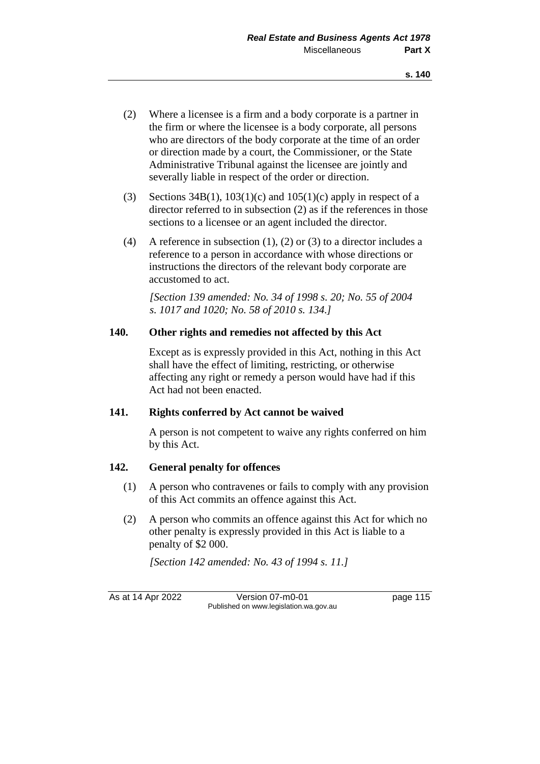(2) Where a licensee is a firm and a body corporate is a partner in the firm or where the licensee is a body corporate, all persons who are directors of the body corporate at the time of an order or direction made by a court, the Commissioner, or the State Administrative Tribunal against the licensee are jointly and severally liable in respect of the order or direction.

(3) Sections 34B(1), 103(1)(c) and 105(1)(c) apply in respect of a director referred to in subsection (2) as if the references in those sections to a licensee or an agent included the director.

(4) A reference in subsection (1), (2) or (3) to a director includes a reference to a person in accordance with whose directions or instructions the directors of the relevant body corporate are accustomed to act.

*[Section 139 amended: No. 34 of 1998 s. 20; No. 55 of 2004 s. 1017 and 1020; No. 58 of 2010 s. 134.]*

**140. Other rights and remedies not affected by this Act**

Except as is expressly provided in this Act, nothing in this Act shall have the effect of limiting, restricting, or otherwise affecting any right or remedy a person would have had if this Act had not been enacted.

**141. Rights conferred by Act cannot be waived**

A person is not competent to waive any rights conferred on him by this Act.

**142. General penalty for offences**

(1) A person who contravenes or fails to comply with any provision of this Act commits an offence against this Act.

(2) A person who commits an offence against this Act for which no other penalty is expressly provided in this Act is liable to a penalty of $2 000.

*[Section 142 amended: No. 43 of 1994 s. 11.]*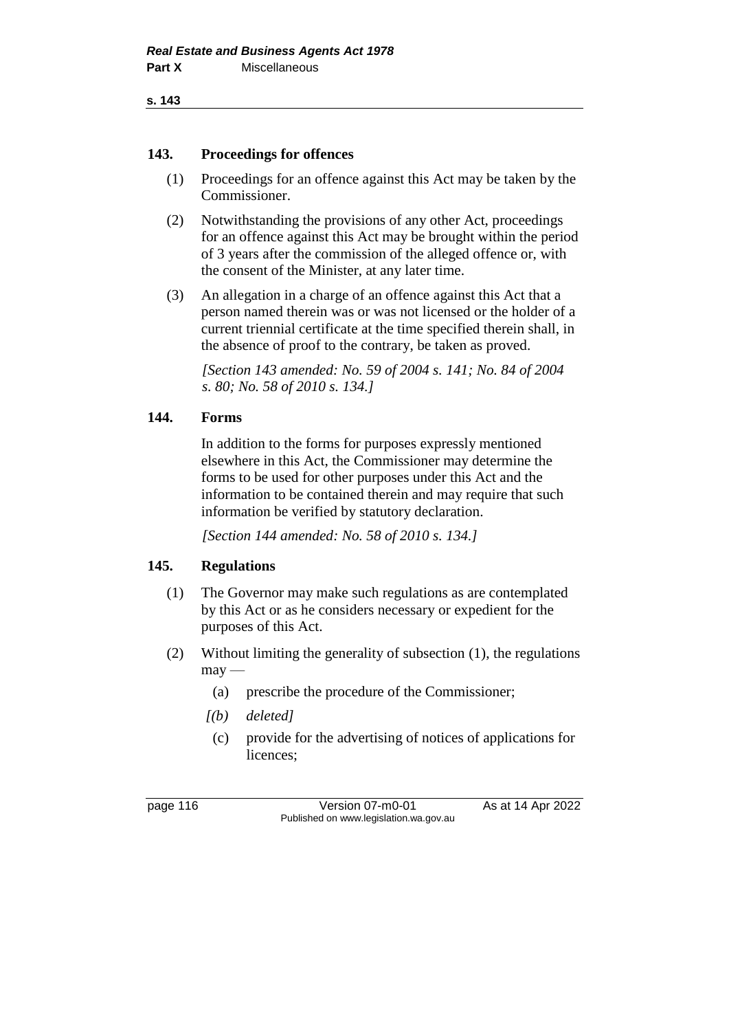## 143. Proceedings for offences

(1) Proceedings for an offence against this Act may be taken by the Commissioner.

(2) Notwithstanding the provisions of any other Act, proceedings for an offence against this Act may be brought within the period of 3 years after the commission of the alleged offence or, with the consent of the Minister, at any later time.

(3) An allegation in a charge of an offence against this Act that a person named therein was or was not licensed or the holder of a current triennial certificate at the time specified therein shall, in the absence of proof to the contrary, be taken as proved.

*[Section 143 amended: No. 59 of 2004 s. 141; No. 84 of 2004 s. 80; No. 58 of 2010 s. 134.]*

## 144. Forms

In addition to the forms for purposes expressly mentioned elsewhere in this Act, the Commissioner may determine the forms to be used for other purposes under this Act and the information to be contained therein and may require that such information be verified by statutory declaration.

*[Section 144 amended: No. 58 of 2010 s. 134.]*

## 145. Regulations

(1) The Governor may make such regulations as are contemplated by this Act or as he considers necessary or expedient for the purposes of this Act.

(2) Without limiting the generality of subsection (1), the regulations may —

(a) prescribe the procedure of the Commissioner;

*[(b) deleted]*

(c) provide for the advertising of notices of applications for licences;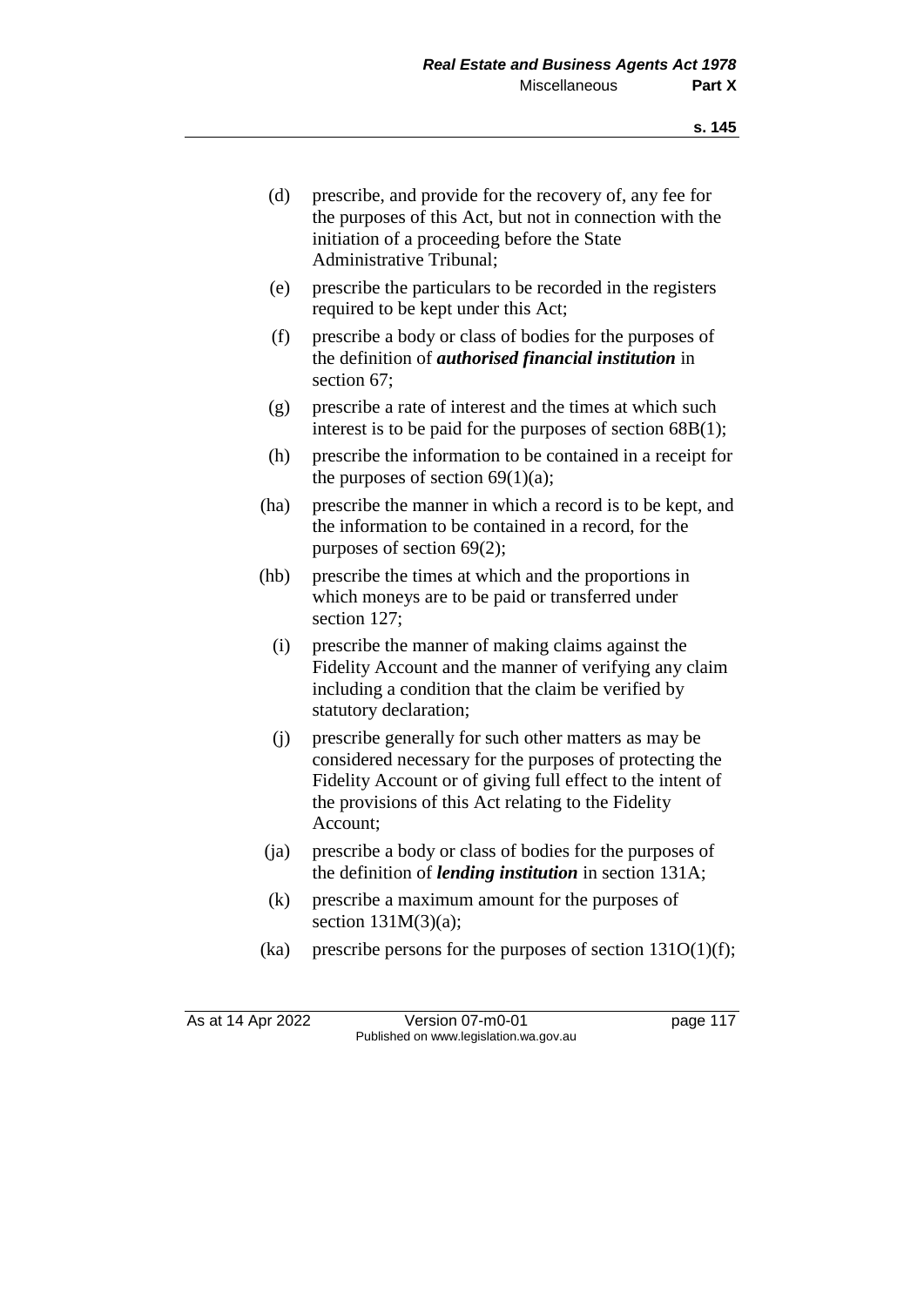(d) prescribe, and provide for the recovery of, any fee for the purposes of this Act, but not in connection with the initiation of a proceeding before the State Administrative Tribunal;

(e) prescribe the particulars to be recorded in the registers required to be kept under this Act;

(f) prescribe a body or class of bodies for the purposes of the definition of ***authorised financial institution*** in section 67;

(g) prescribe a rate of interest and the times at which such interest is to be paid for the purposes of section 68B(1);

(h) prescribe the information to be contained in a receipt for the purposes of section 69(1)(a);

(ha) prescribe the manner in which a record is to be kept, and the information to be contained in a record, for the purposes of section 69(2);

(hb) prescribe the times at which and the proportions in which moneys are to be paid or transferred under section 127;

(i) prescribe the manner of making claims against the Fidelity Account and the manner of verifying any claim including a condition that the claim be verified by statutory declaration;

(j) prescribe generally for such other matters as may be considered necessary for the purposes of protecting the Fidelity Account or of giving full effect to the intent of the provisions of this Act relating to the Fidelity Account;

(ja) prescribe a body or class of bodies for the purposes of the definition of ***lending institution*** in section 131A;

(k) prescribe a maximum amount for the purposes of section 131M(3)(a);

(ka) prescribe persons for the purposes of section 131O(1)(f);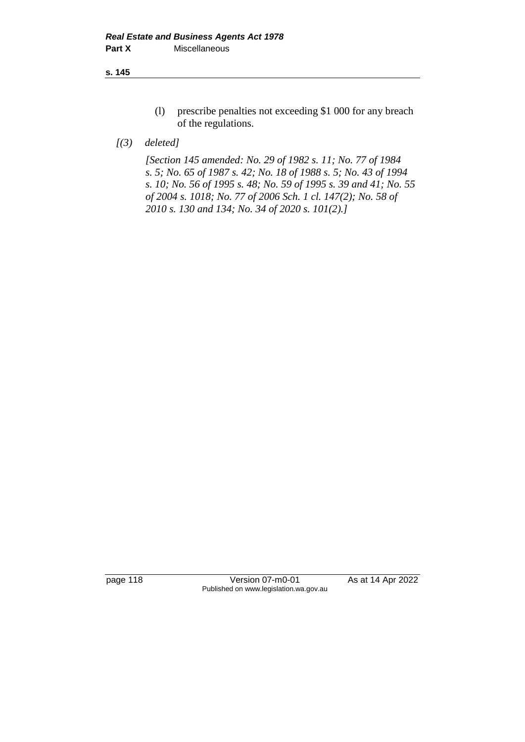(l) prescribe penalties not exceeding $1 000 for any breach of the regulations.

*[(3) deleted]*

*[Section 145 amended: No. 29 of 1982 s. 11; No. 77 of 1984 s. 5; No. 65 of 1987 s. 42; No. 18 of 1988 s. 5; No. 43 of 1994 s. 10; No. 56 of 1995 s. 48; No. 59 of 1995 s. 39 and 41; No. 55 of 2004 s. 1018; No. 77 of 2006 Sch. 1 cl. 147(2); No. 58 of 2010 s. 130 and 134; No. 34 of 2020 s. 101(2).]*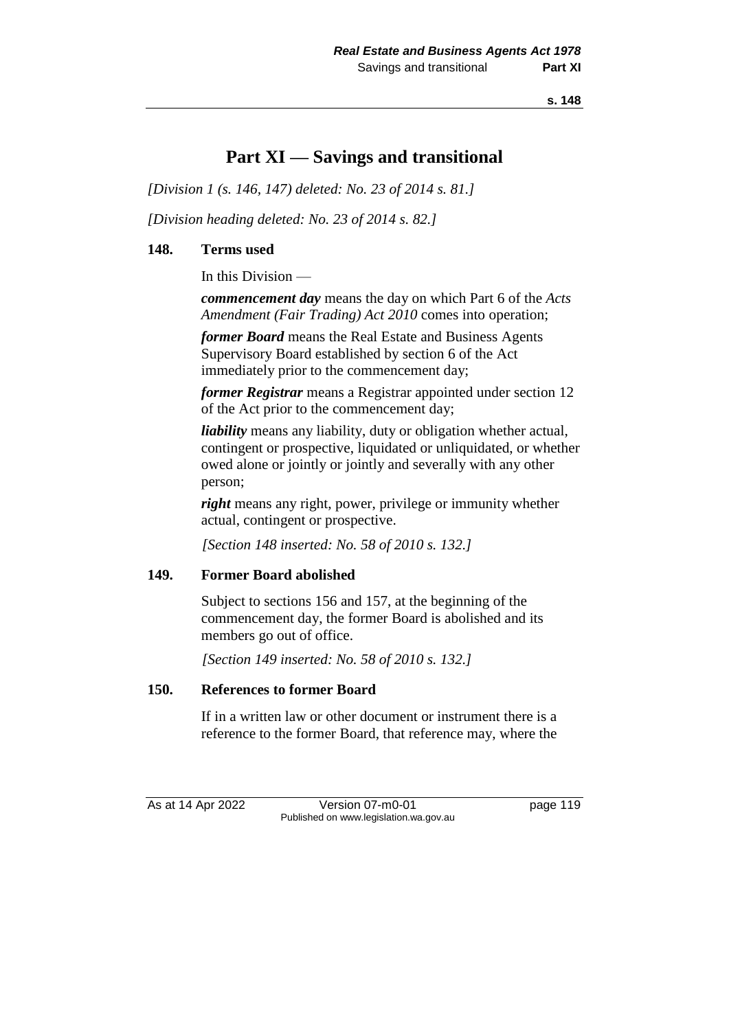# Part XI — Savings and transitional

*[Division 1 (s. 146, 147) deleted: No. 23 of 2014 s. 81.]*

*[Division heading deleted: No. 23 of 2014 s. 82.]*

### 148. Terms used

In this Division —

***commencement day*** means the day on which Part 6 of the *Acts Amendment (Fair Trading) Act 2010* comes into operation;

***former Board*** means the Real Estate and Business Agents Supervisory Board established by section 6 of the Act immediately prior to the commencement day;

***former Registrar*** means a Registrar appointed under section 12 of the Act prior to the commencement day;

***liability*** means any liability, duty or obligation whether actual, contingent or prospective, liquidated or unliquidated, or whether owed alone or jointly or jointly and severally with any other person;

***right*** means any right, power, privilege or immunity whether actual, contingent or prospective.

*[Section 148 inserted: No. 58 of 2010 s. 132.]*

### 149. Former Board abolished

Subject to sections 156 and 157, at the beginning of the commencement day, the former Board is abolished and its members go out of office.

*[Section 149 inserted: No. 58 of 2010 s. 132.]*

### 150. References to former Board

If in a written law or other document or instrument there is a reference to the former Board, that reference may, where the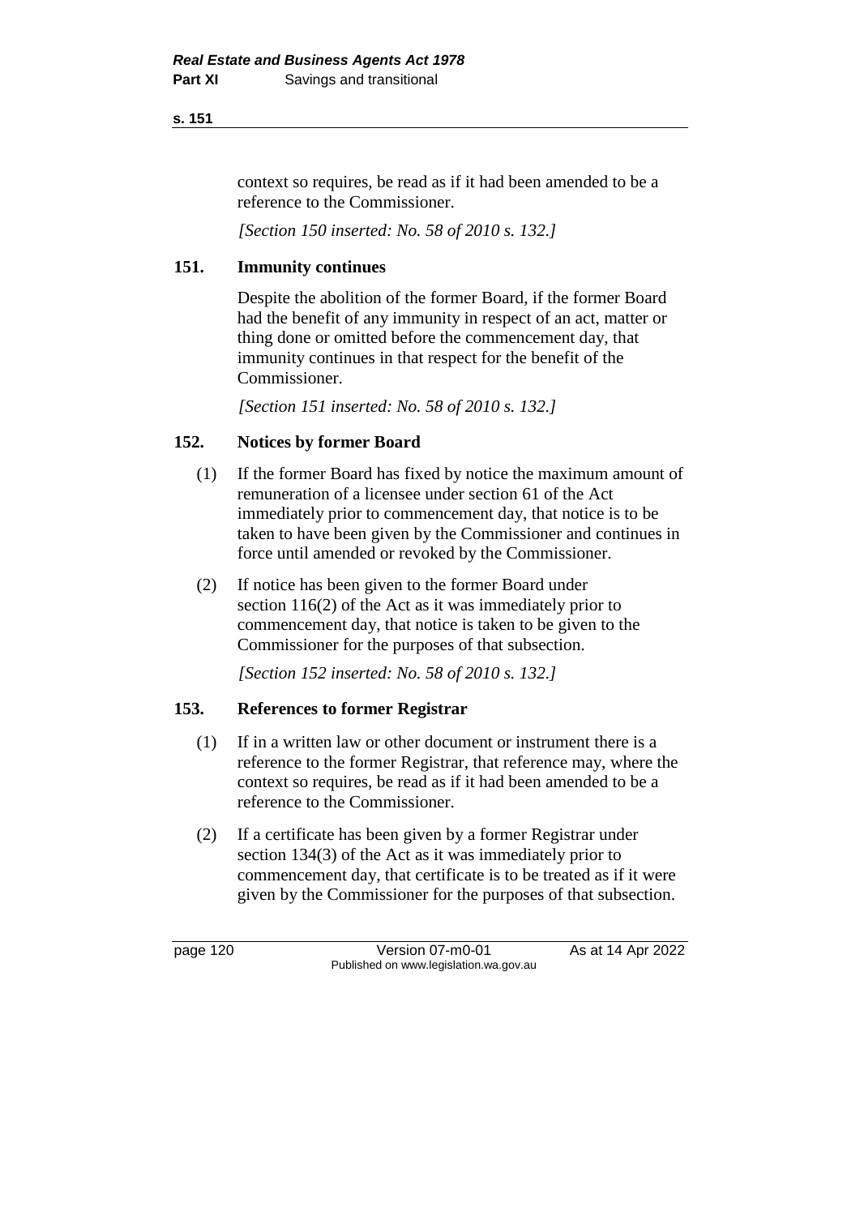context so requires, be read as if it had been amended to be a reference to the Commissioner.

*[Section 150 inserted: No. 58 of 2010 s. 132.]*

### 151. Immunity continues

Despite the abolition of the former Board, if the former Board had the benefit of any immunity in respect of an act, matter or thing done or omitted before the commencement day, that immunity continues in that respect for the benefit of the Commissioner.

*[Section 151 inserted: No. 58 of 2010 s. 132.]*

### 152. Notices by former Board

(1) If the former Board has fixed by notice the maximum amount of remuneration of a licensee under section 61 of the Act immediately prior to commencement day, that notice is to be taken to have been given by the Commissioner and continues in force until amended or revoked by the Commissioner.

(2) If notice has been given to the former Board under section 116(2) of the Act as it was immediately prior to commencement day, that notice is taken to be given to the Commissioner for the purposes of that subsection.

*[Section 152 inserted: No. 58 of 2010 s. 132.]*

### 153. References to former Registrar

(1) If in a written law or other document or instrument there is a reference to the former Registrar, that reference may, where the context so requires, be read as if it had been amended to be a reference to the Commissioner.

(2) If a certificate has been given by a former Registrar under section 134(3) of the Act as it was immediately prior to commencement day, that certificate is to be treated as if it were given by the Commissioner for the purposes of that subsection.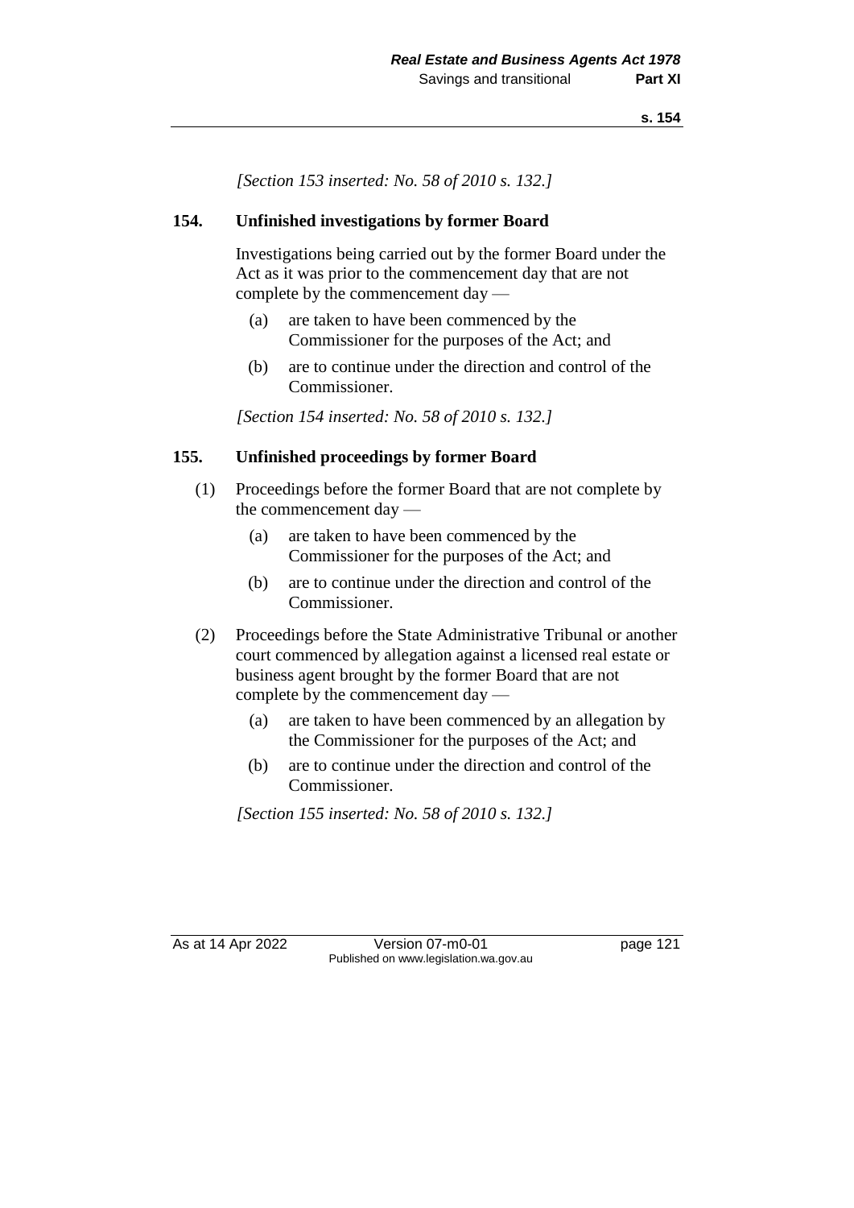*[Section 153 inserted: No. 58 of 2010 s. 132.]*

## 154. Unfinished investigations by former Board

Investigations being carried out by the former Board under the Act as it was prior to the commencement day that are not complete by the commencement day —

(a) are taken to have been commenced by the Commissioner for the purposes of the Act; and

(b) are to continue under the direction and control of the Commissioner.

*[Section 154 inserted: No. 58 of 2010 s. 132.]*

## 155. Unfinished proceedings by former Board

(1) Proceedings before the former Board that are not complete by the commencement day —

(a) are taken to have been commenced by the Commissioner for the purposes of the Act; and

(b) are to continue under the direction and control of the Commissioner.

(2) Proceedings before the State Administrative Tribunal or another court commenced by allegation against a licensed real estate or business agent brought by the former Board that are not complete by the commencement day —

(a) are taken to have been commenced by an allegation by the Commissioner for the purposes of the Act; and

(b) are to continue under the direction and control of the Commissioner.

*[Section 155 inserted: No. 58 of 2010 s. 132.]*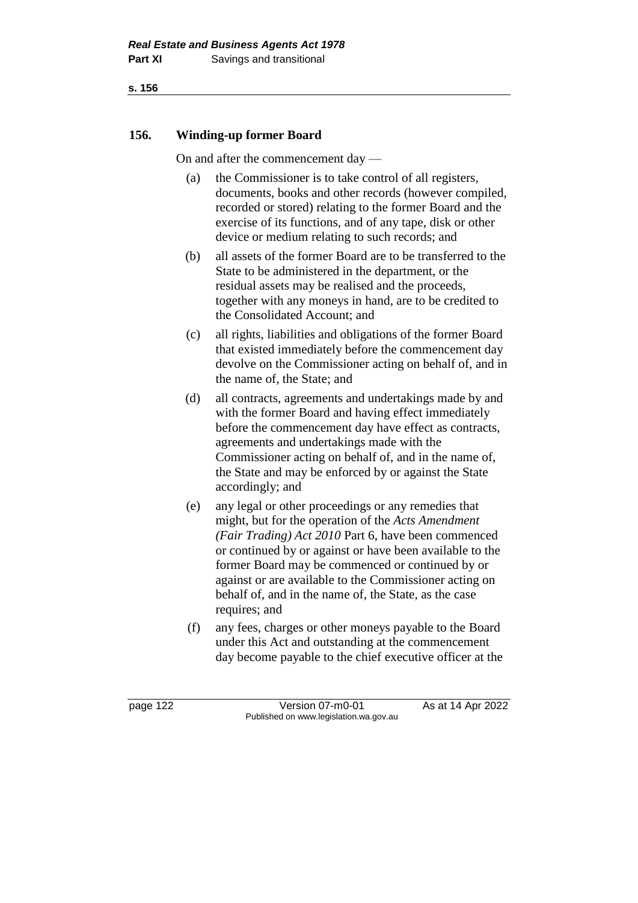## 156. Winding-up former Board

On and after the commencement day —

(a) the Commissioner is to take control of all registers, documents, books and other records (however compiled, recorded or stored) relating to the former Board and the exercise of its functions, and of any tape, disk or other device or medium relating to such records; and

(b) all assets of the former Board are to be transferred to the State to be administered in the department, or the residual assets may be realised and the proceeds, together with any moneys in hand, are to be credited to the Consolidated Account; and

(c) all rights, liabilities and obligations of the former Board that existed immediately before the commencement day devolve on the Commissioner acting on behalf of, and in the name of, the State; and

(d) all contracts, agreements and undertakings made by and with the former Board and having effect immediately before the commencement day have effect as contracts, agreements and undertakings made with the Commissioner acting on behalf of, and in the name of, the State and may be enforced by or against the State accordingly; and

(e) any legal or other proceedings or any remedies that might, but for the operation of the *Acts Amendment (Fair Trading) Act 2010* Part 6, have been commenced or continued by or against or have been available to the former Board may be commenced or continued by or against or are available to the Commissioner acting on behalf of, and in the name of, the State, as the case requires; and

(f) any fees, charges or other moneys payable to the Board under this Act and outstanding at the commencement day become payable to the chief executive officer at the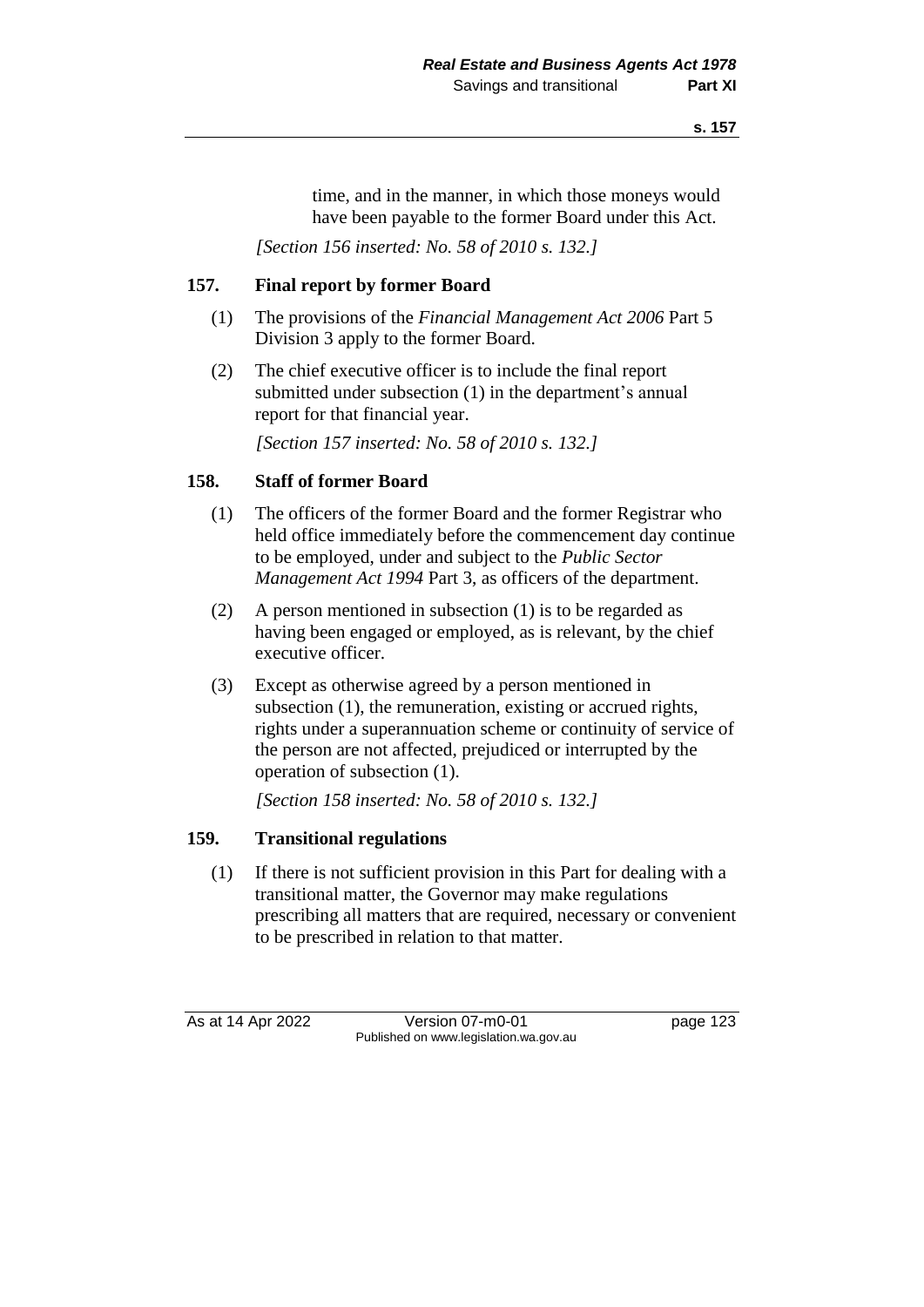time, and in the manner, in which those moneys would have been payable to the former Board under this Act.

*[Section 156 inserted: No. 58 of 2010 s. 132.]*

## 157. Final report by former Board

(1) The provisions of the *Financial Management Act 2006* Part 5 Division 3 apply to the former Board.

(2) The chief executive officer is to include the final report submitted under subsection (1) in the department's annual report for that financial year.

*[Section 157 inserted: No. 58 of 2010 s. 132.]*

## 158. Staff of former Board

(1) The officers of the former Board and the former Registrar who held office immediately before the commencement day continue to be employed, under and subject to the *Public Sector Management Act 1994* Part 3, as officers of the department.

(2) A person mentioned in subsection (1) is to be regarded as having been engaged or employed, as is relevant, by the chief executive officer.

(3) Except as otherwise agreed by a person mentioned in subsection (1), the remuneration, existing or accrued rights, rights under a superannuation scheme or continuity of service of the person are not affected, prejudiced or interrupted by the operation of subsection (1).

*[Section 158 inserted: No. 58 of 2010 s. 132.]*

## 159. Transitional regulations

(1) If there is not sufficient provision in this Part for dealing with a transitional matter, the Governor may make regulations prescribing all matters that are required, necessary or convenient to be prescribed in relation to that matter.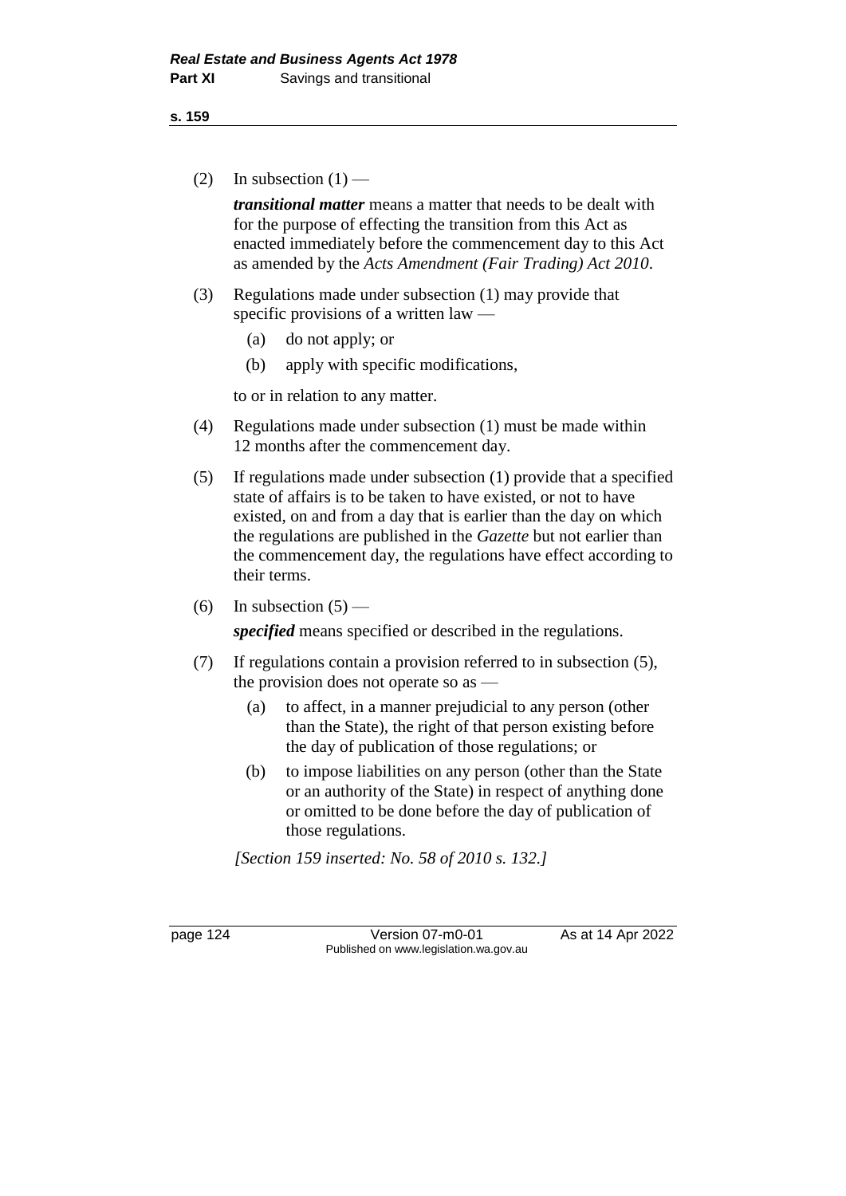(2) In subsection (1) —

***transitional matter*** means a matter that needs to be dealt with for the purpose of effecting the transition from this Act as enacted immediately before the commencement day to this Act as amended by the *Acts Amendment (Fair Trading) Act 2010*.

(3) Regulations made under subsection (1) may provide that specific provisions of a written law —

(a) do not apply; or

(b) apply with specific modifications,

to or in relation to any matter.

(4) Regulations made under subsection (1) must be made within 12 months after the commencement day.

(5) If regulations made under subsection (1) provide that a specified state of affairs is to be taken to have existed, or not to have existed, on and from a day that is earlier than the day on which the regulations are published in the *Gazette* but not earlier than the commencement day, the regulations have effect according to their terms.

(6) In subsection (5) —

***specified*** means specified or described in the regulations.

(7) If regulations contain a provision referred to in subsection (5), the provision does not operate so as —

(a) to affect, in a manner prejudicial to any person (other than the State), the right of that person existing before the day of publication of those regulations; or

(b) to impose liabilities on any person (other than the State or an authority of the State) in respect of anything done or omitted to be done before the day of publication of those regulations.

*[Section 159 inserted: No. 58 of 2010 s. 132.]*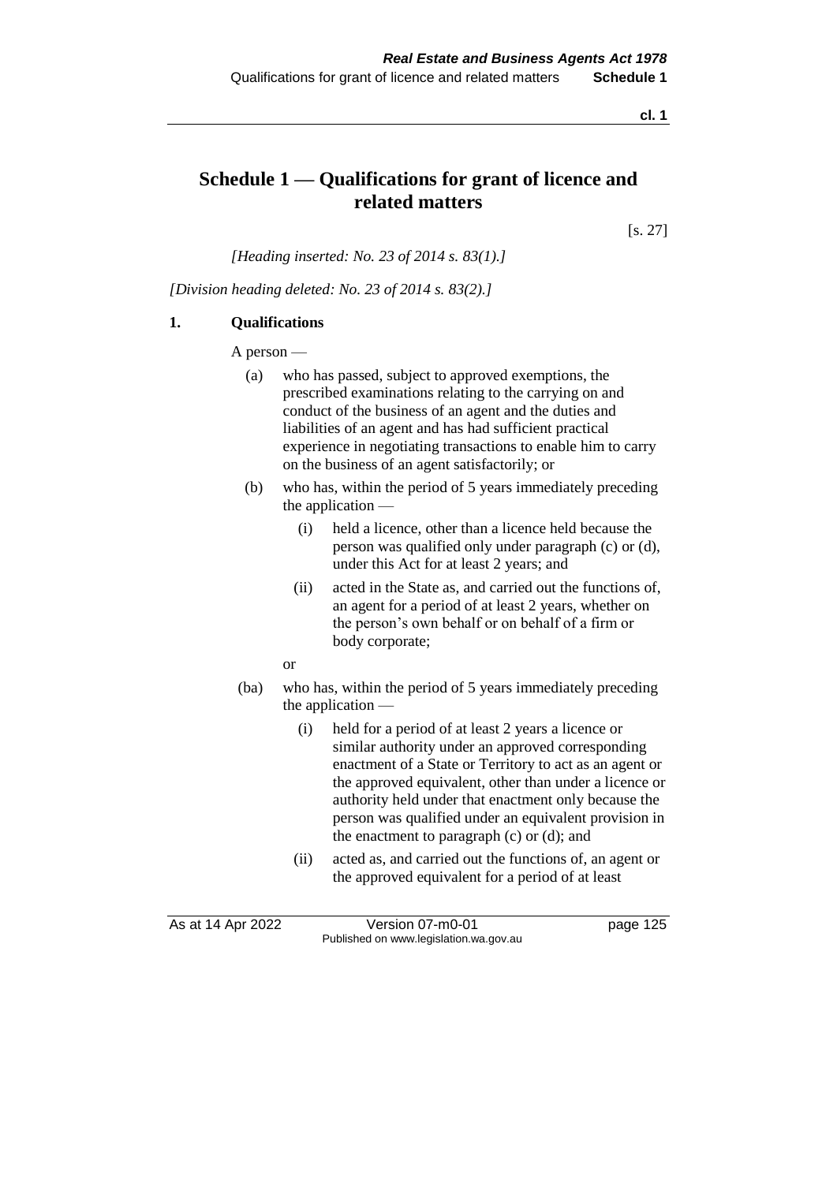# Schedule 1 — Qualifications for grant of licence and related matters

[s. 27]

*[Heading inserted: No. 23 of 2014 s. 83(1).]*

*[Division heading deleted: No. 23 of 2014 s. 83(2).]*

**1. Qualifications**

A person —

- (a) who has passed, subject to approved exemptions, the prescribed examinations relating to the carrying on and conduct of the business of an agent and the duties and liabilities of an agent and has had sufficient practical experience in negotiating transactions to enable him to carry on the business of an agent satisfactorily; or
- (b) who has, within the period of 5 years immediately preceding the application —
  - (i) held a licence, other than a licence held because the person was qualified only under paragraph (c) or (d), under this Act for at least 2 years; and
  - (ii) acted in the State as, and carried out the functions of, an agent for a period of at least 2 years, whether on the person's own behalf or on behalf of a firm or body corporate;

  or
- (ba) who has, within the period of 5 years immediately preceding the application —
  - (i) held for a period of at least 2 years a licence or similar authority under an approved corresponding enactment of a State or Territory to act as an agent or the approved equivalent, other than under a licence or authority held under that enactment only because the person was qualified under an equivalent provision in the enactment to paragraph (c) or (d); and
  - (ii) acted as, and carried out the functions of, an agent or the approved equivalent for a period of at least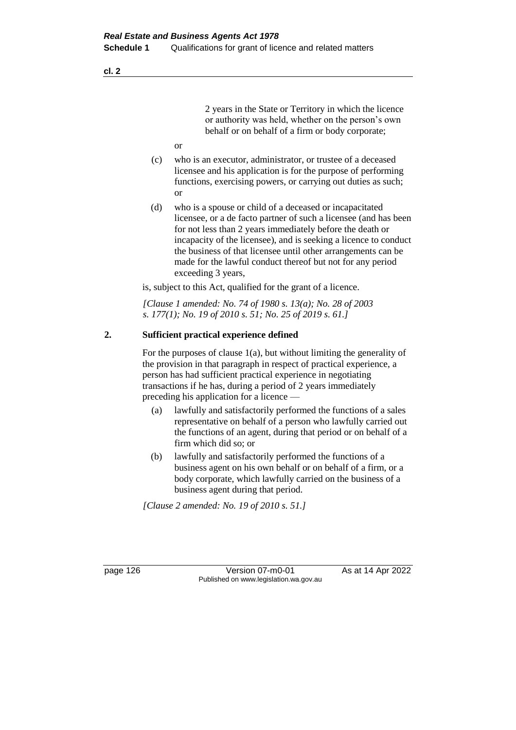2 years in the State or Territory in which the licence or authority was held, whether on the person's own behalf or on behalf of a firm or body corporate;

or

(c) who is an executor, administrator, or trustee of a deceased licensee and his application is for the purpose of performing functions, exercising powers, or carrying out duties as such; or

(d) who is a spouse or child of a deceased or incapacitated licensee, or a de facto partner of such a licensee (and has been for not less than 2 years immediately before the death or incapacity of the licensee), and is seeking a licence to conduct the business of that licensee until other arrangements can be made for the lawful conduct thereof but not for any period exceeding 3 years,

is, subject to this Act, qualified for the grant of a licence.

*[Clause 1 amended: No. 74 of 1980 s. 13(a); No. 28 of 2003 s. 177(1); No. 19 of 2010 s. 51; No. 25 of 2019 s. 61.]*

**2. Sufficient practical experience defined**

For the purposes of clause 1(a), but without limiting the generality of the provision in that paragraph in respect of practical experience, a person has had sufficient practical experience in negotiating transactions if he has, during a period of 2 years immediately preceding his application for a licence —

(a) lawfully and satisfactorily performed the functions of a sales representative on behalf of a person who lawfully carried out the functions of an agent, during that period or on behalf of a firm which did so; or

(b) lawfully and satisfactorily performed the functions of a business agent on his own behalf or on behalf of a firm, or a body corporate, which lawfully carried on the business of a business agent during that period.

*[Clause 2 amended: No. 19 of 2010 s. 51.]*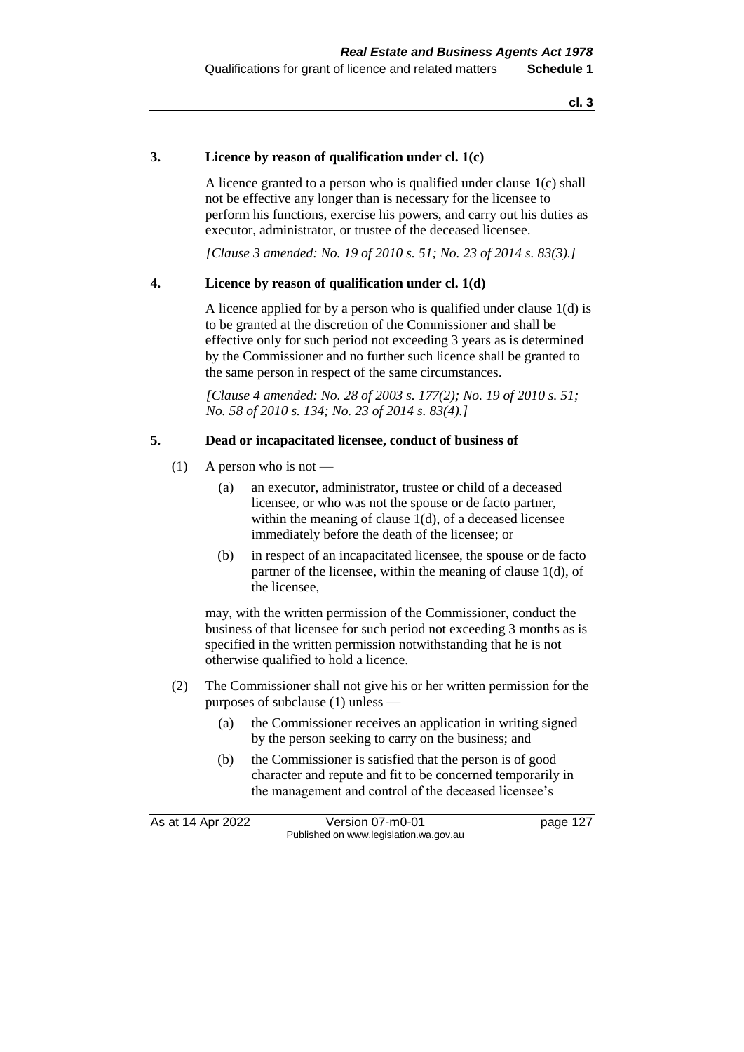### 3. Licence by reason of qualification under cl. 1(c)

A licence granted to a person who is qualified under clause 1(c) shall not be effective any longer than is necessary for the licensee to perform his functions, exercise his powers, and carry out his duties as executor, administrator, or trustee of the deceased licensee.

*[Clause 3 amended: No. 19 of 2010 s. 51; No. 23 of 2014 s. 83(3).]*

### 4. Licence by reason of qualification under cl. 1(d)

A licence applied for by a person who is qualified under clause 1(d) is to be granted at the discretion of the Commissioner and shall be effective only for such period not exceeding 3 years as is determined by the Commissioner and no further such licence shall be granted to the same person in respect of the same circumstances.

*[Clause 4 amended: No. 28 of 2003 s. 177(2); No. 19 of 2010 s. 51; No. 58 of 2010 s. 134; No. 23 of 2014 s. 83(4).]*

### 5. Dead or incapacitated licensee, conduct of business of

(1) A person who is not —

- (a) an executor, administrator, trustee or child of a deceased licensee, or who was not the spouse or de facto partner, within the meaning of clause 1(d), of a deceased licensee immediately before the death of the licensee; or
- (b) in respect of an incapacitated licensee, the spouse or de facto partner of the licensee, within the meaning of clause 1(d), of the licensee,

may, with the written permission of the Commissioner, conduct the business of that licensee for such period not exceeding 3 months as is specified in the written permission notwithstanding that he is not otherwise qualified to hold a licence.

(2) The Commissioner shall not give his or her written permission for the purposes of subclause (1) unless —

- (a) the Commissioner receives an application in writing signed by the person seeking to carry on the business; and
- (b) the Commissioner is satisfied that the person is of good character and repute and fit to be concerned temporarily in the management and control of the deceased licensee's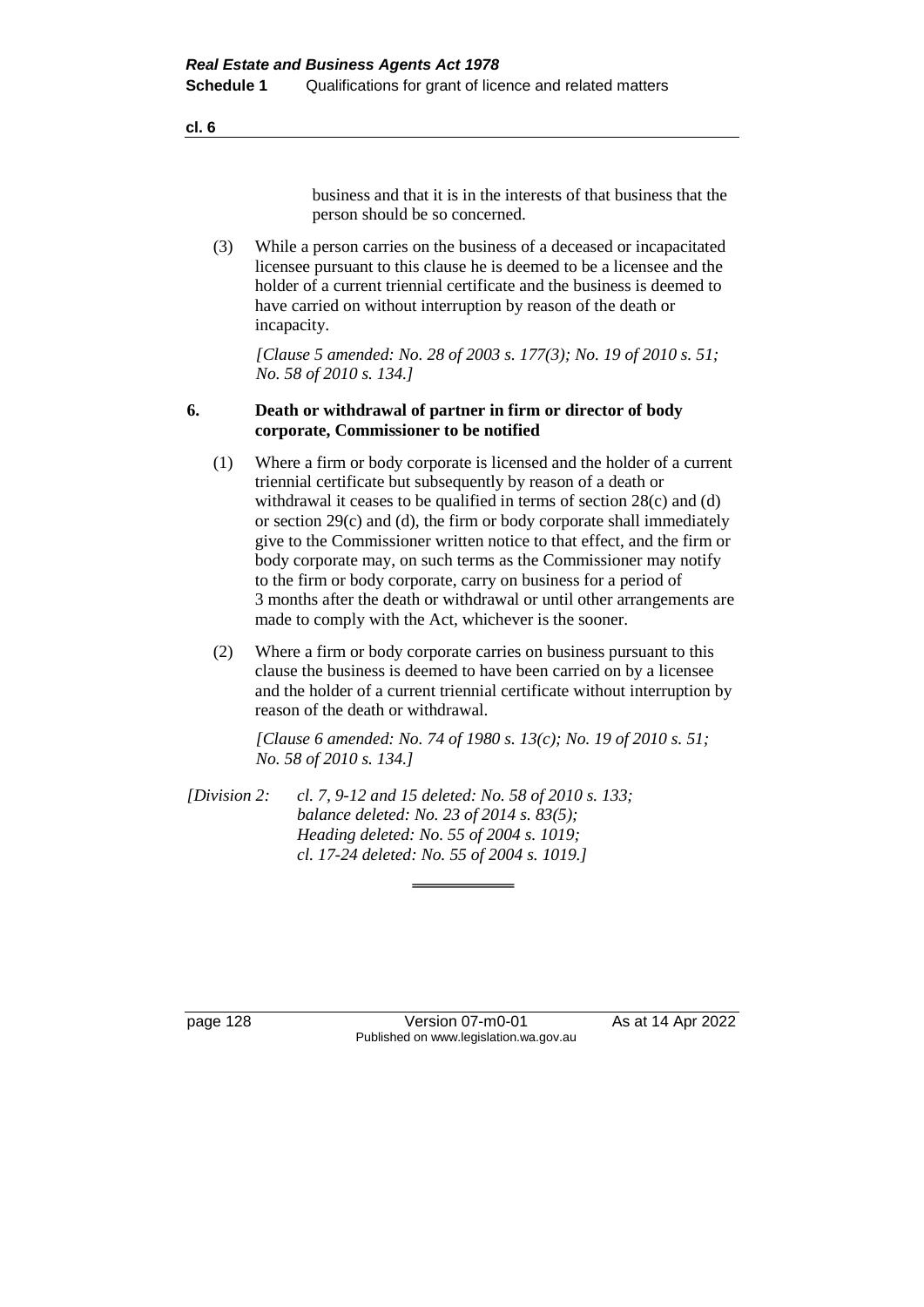business and that it is in the interests of that business that the person should be so concerned.

(3) While a person carries on the business of a deceased or incapacitated licensee pursuant to this clause he is deemed to be a licensee and the holder of a current triennial certificate and the business is deemed to have carried on without interruption by reason of the death or incapacity.

*[Clause 5 amended: No. 28 of 2003 s. 177(3); No. 19 of 2010 s. 51; No. 58 of 2010 s. 134.]*

**6. Death or withdrawal of partner in firm or director of body corporate, Commissioner to be notified**

(1) Where a firm or body corporate is licensed and the holder of a current triennial certificate but subsequently by reason of a death or withdrawal it ceases to be qualified in terms of section 28(c) and (d) or section 29(c) and (d), the firm or body corporate shall immediately give to the Commissioner written notice to that effect, and the firm or body corporate may, on such terms as the Commissioner may notify to the firm or body corporate, carry on business for a period of 3 months after the death or withdrawal or until other arrangements are made to comply with the Act, whichever is the sooner.

(2) Where a firm or body corporate carries on business pursuant to this clause the business is deemed to have been carried on by a licensee and the holder of a current triennial certificate without interruption by reason of the death or withdrawal.

*[Clause 6 amended: No. 74 of 1980 s. 13(c); No. 19 of 2010 s. 51; No. 58 of 2010 s. 134.]*

*[Division 2: cl. 7, 9-12 and 15 deleted: No. 58 of 2010 s. 133; balance deleted: No. 23 of 2014 s. 83(5); Heading deleted: No. 55 of 2004 s. 1019; cl. 17-24 deleted: No. 55 of 2004 s. 1019.]*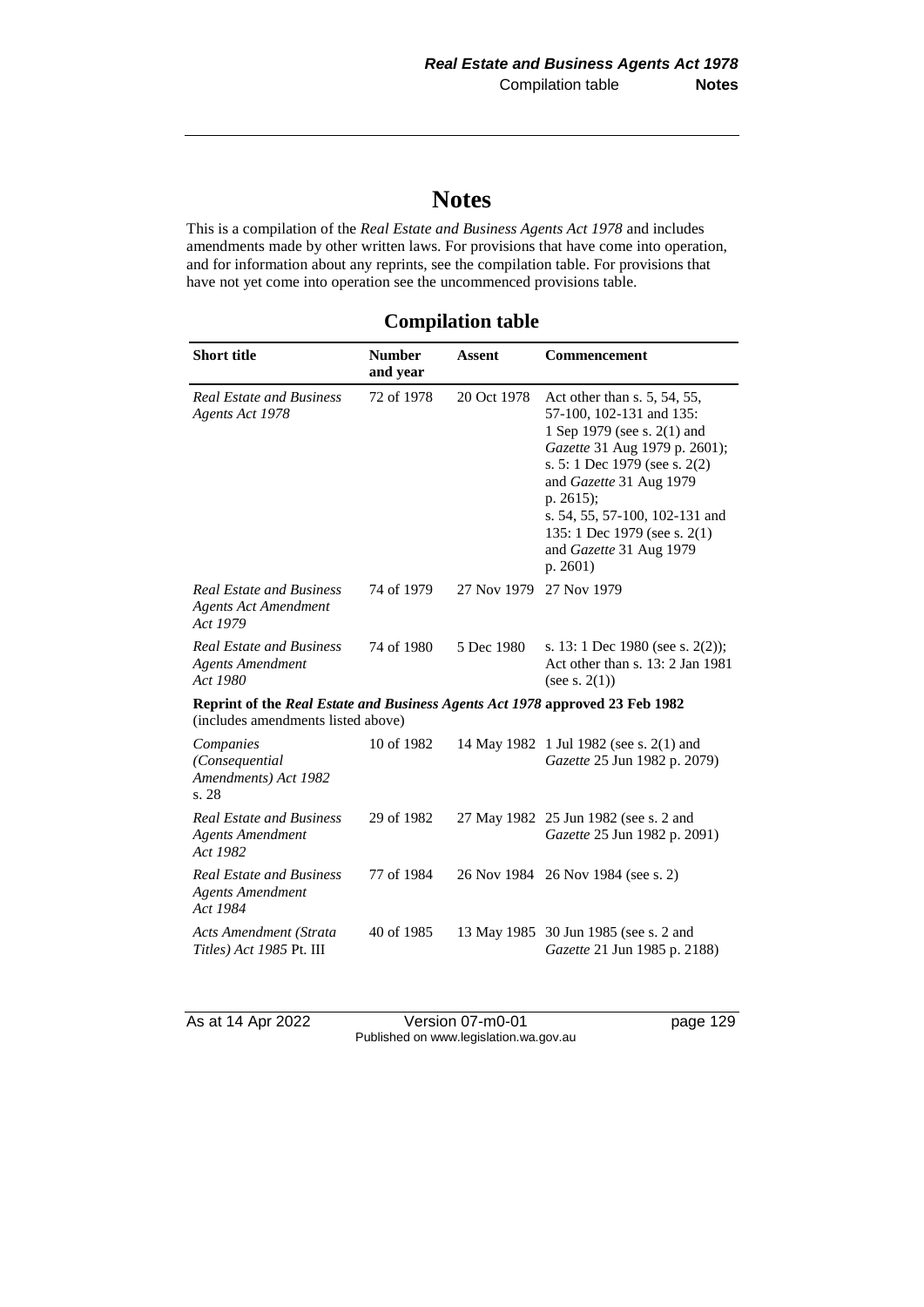# Notes

This is a compilation of the *Real Estate and Business Agents Act 1978* and includes amendments made by other written laws. For provisions that have come into operation, and for information about any reprints, see the compilation table. For provisions that have not yet come into operation see the uncommenced provisions table.

## Compilation table

| Short title | Number and year | Assent | Commencement |
|---|---|---|---|
| *Real Estate and Business Agents Act 1978* | 72 of 1978 | 20 Oct 1978 | Act other than s. 5, 54, 55, 57-100, 102-131 and 135: 1 Sep 1979 (see s. 2(1) and *Gazette* 31 Aug 1979 p. 2601); s. 5: 1 Dec 1979 (see s. 2(2) and *Gazette* 31 Aug 1979 p. 2615); s. 54, 55, 57-100, 102-131 and 135: 1 Dec 1979 (see s. 2(1) and *Gazette* 31 Aug 1979 p. 2601) |
| *Real Estate and Business Agents Act Amendment Act 1979* | 74 of 1979 | 27 Nov 1979 | 27 Nov 1979 |
| *Real Estate and Business Agents Amendment Act 1980* | 74 of 1980 | 5 Dec 1980 | s. 13: 1 Dec 1980 (see s. 2(2)); Act other than s. 13: 2 Jan 1981 (see s. 2(1)) |
| **Reprint of the *Real Estate and Business Agents Act 1978* approved 23 Feb 1982** (includes amendments listed above) | | | |
| *Companies (Consequential Amendments) Act 1982* s. 28 | 10 of 1982 | 14 May 1982 | 1 Jul 1982 (see s. 2(1) and *Gazette* 25 Jun 1982 p. 2079) |
| *Real Estate and Business Agents Amendment Act 1982* | 29 of 1982 | 27 May 1982 | 25 Jun 1982 (see s. 2 and *Gazette* 25 Jun 1982 p. 2091) |
| *Real Estate and Business Agents Amendment Act 1984* | 77 of 1984 | 26 Nov 1984 | 26 Nov 1984 (see s. 2) |
| *Acts Amendment (Strata Titles) Act 1985* Pt. III | 40 of 1985 | 13 May 1985 | 30 Jun 1985 (see s. 2 and *Gazette* 21 Jun 1985 p. 2188) |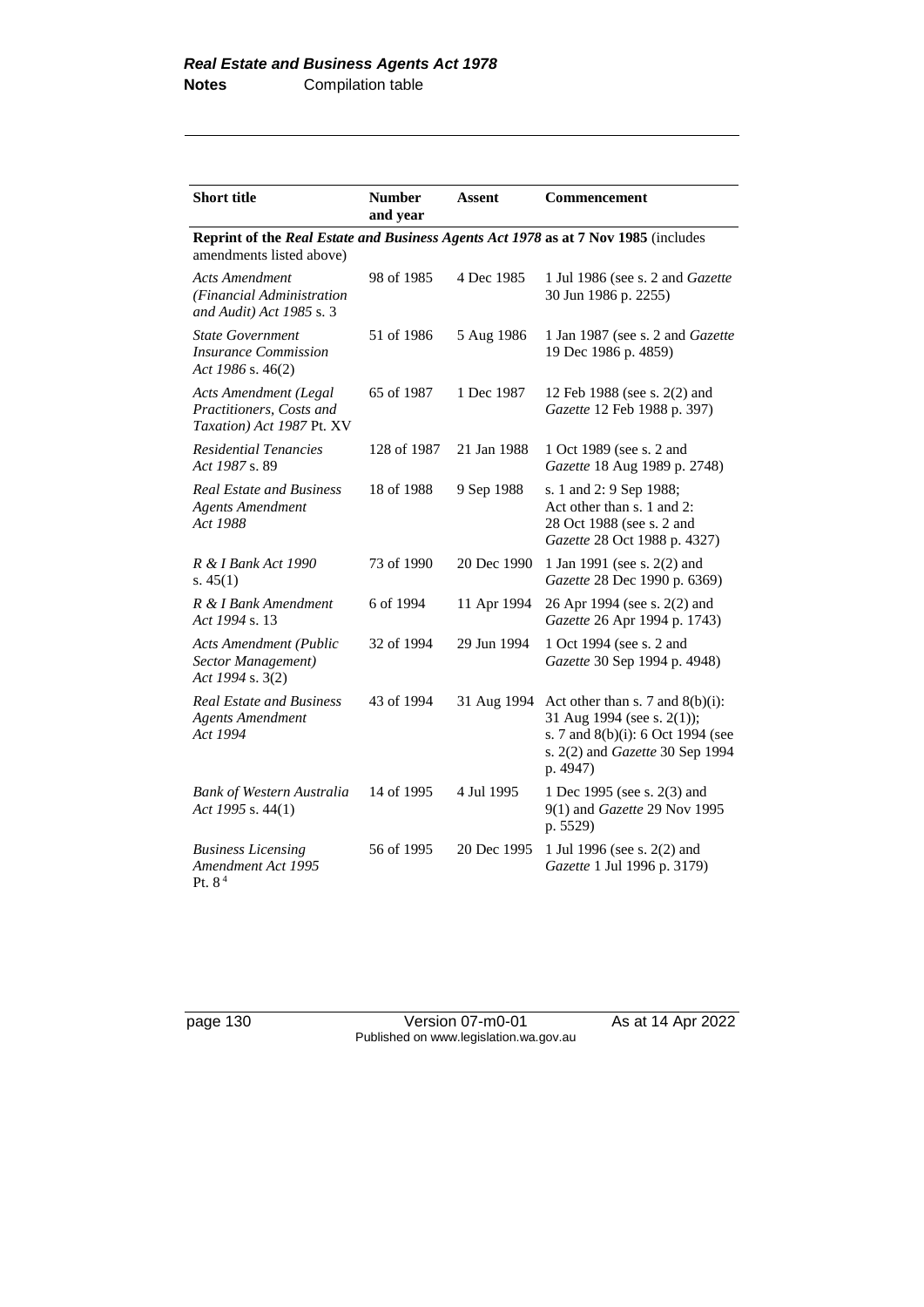| **Short title** | **Number and year** | **Assent** | **Commencement** |
|---|---|---|---|
| **Reprint of the *Real Estate and Business Agents Act 1978* as at 7 Nov 1985** (includes amendments listed above) | | | |
| *Acts Amendment (Financial Administration and Audit) Act 1985* s. 3 | 98 of 1985 | 4 Dec 1985 | 1 Jul 1986 (see s. 2 and *Gazette* 30 Jun 1986 p. 2255) |
| *State Government Insurance Commission Act 1986* s. 46(2) | 51 of 1986 | 5 Aug 1986 | 1 Jan 1987 (see s. 2 and *Gazette* 19 Dec 1986 p. 4859) |
| *Acts Amendment (Legal Practitioners, Costs and Taxation) Act 1987* Pt. XV | 65 of 1987 | 1 Dec 1987 | 12 Feb 1988 (see s. 2(2) and *Gazette* 12 Feb 1988 p. 397) |
| *Residential Tenancies Act 1987* s. 89 | 128 of 1987 | 21 Jan 1988 | 1 Oct 1989 (see s. 2 and *Gazette* 18 Aug 1989 p. 2748) |
| *Real Estate and Business Agents Amendment Act 1988* | 18 of 1988 | 9 Sep 1988 | s. 1 and 2: 9 Sep 1988; Act other than s. 1 and 2: 28 Oct 1988 (see s. 2 and *Gazette* 28 Oct 1988 p. 4327) |
| *R & I Bank Act 1990* s. 45(1) | 73 of 1990 | 20 Dec 1990 | 1 Jan 1991 (see s. 2(2) and *Gazette* 28 Dec 1990 p. 6369) |
| *R & I Bank Amendment Act 1994* s. 13 | 6 of 1994 | 11 Apr 1994 | 26 Apr 1994 (see s. 2(2) and *Gazette* 26 Apr 1994 p. 1743) |
| *Acts Amendment (Public Sector Management) Act 1994* s. 3(2) | 32 of 1994 | 29 Jun 1994 | 1 Oct 1994 (see s. 2 and *Gazette* 30 Sep 1994 p. 4948) |
| *Real Estate and Business Agents Amendment Act 1994* | 43 of 1994 | 31 Aug 1994 | Act other than s. 7 and 8(b)(i): 31 Aug 1994 (see s. 2(1)); s. 7 and 8(b)(i): 6 Oct 1994 (see s. 2(2) and *Gazette* 30 Sep 1994 p. 4947) |
| *Bank of Western Australia Act 1995* s. 44(1) | 14 of 1995 | 4 Jul 1995 | 1 Dec 1995 (see s. 2(3) and 9(1) and *Gazette* 29 Nov 1995 p. 5529) |
| *Business Licensing Amendment Act 1995* Pt. 8 [4] | 56 of 1995 | 20 Dec 1995 | 1 Jul 1996 (see s. 2(2) and *Gazette* 1 Jul 1996 p. 3179) |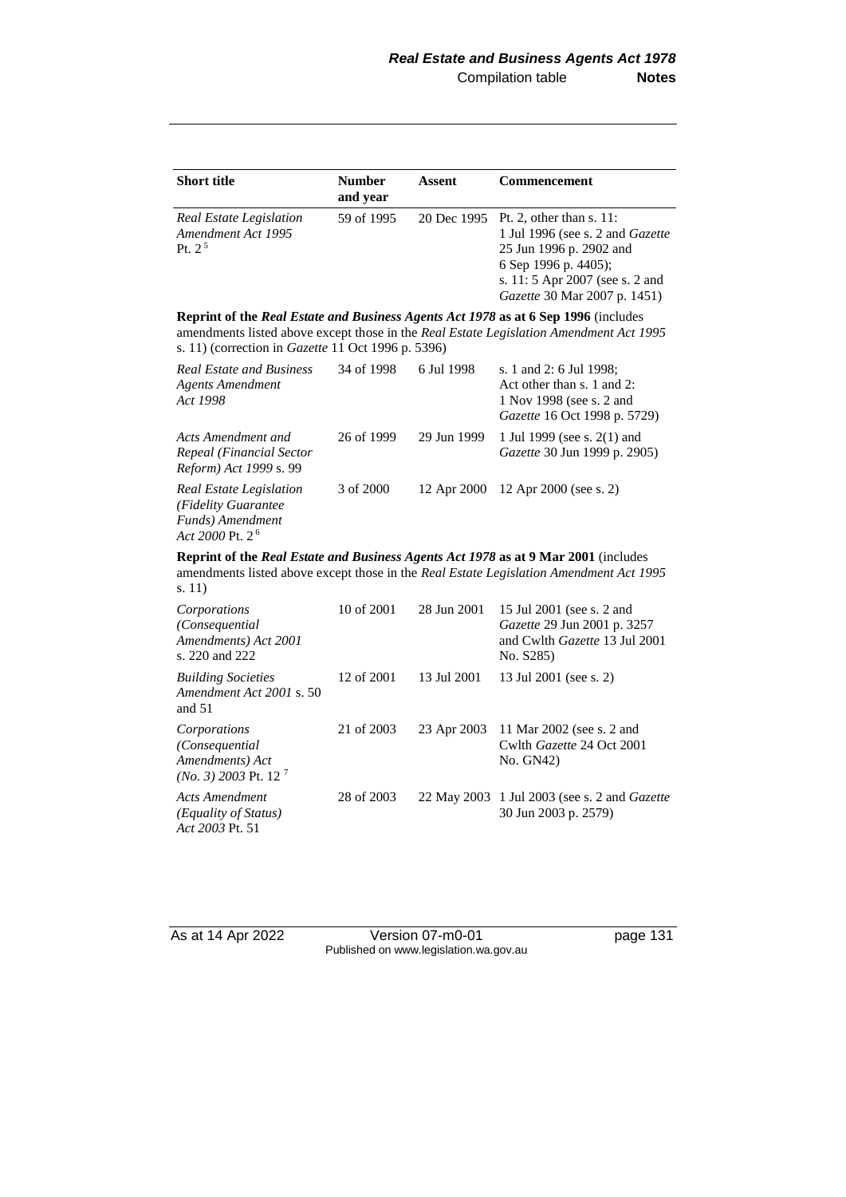| Short title | Number and year | Assent | Commencement |
|---|---|---|---|
| *Real Estate Legislation Amendment Act 1995* Pt. 2 [5] | 59 of 1995 | 20 Dec 1995 | Pt. 2, other than s. 11: 1 Jul 1996 (see s. 2 and *Gazette* 25 Jun 1996 p. 2902 and 6 Sep 1996 p. 4405); s. 11: 5 Apr 2007 (see s. 2 and *Gazette* 30 Mar 2007 p. 1451) |
| **Reprint of the *Real Estate and Business Agents Act 1978* as at 6 Sep 1996** (includes amendments listed above except those in the *Real Estate Legislation Amendment Act 1995* s. 11) (correction in *Gazette* 11 Oct 1996 p. 5396) | | | |
| *Real Estate and Business Agents Amendment Act 1998* | 34 of 1998 | 6 Jul 1998 | s. 1 and 2: 6 Jul 1998; Act other than s. 1 and 2: 1 Nov 1998 (see s. 2 and *Gazette* 16 Oct 1998 p. 5729) |
| *Acts Amendment and Repeal (Financial Sector Reform) Act 1999* s. 99 | 26 of 1999 | 29 Jun 1999 | 1 Jul 1999 (see s. 2(1) and *Gazette* 30 Jun 1999 p. 2905) |
| *Real Estate Legislation (Fidelity Guarantee Funds) Amendment Act 2000* Pt. 2 [6] | 3 of 2000 | 12 Apr 2000 | 12 Apr 2000 (see s. 2) |
| **Reprint of the *Real Estate and Business Agents Act 1978* as at 9 Mar 2001** (includes amendments listed above except those in the *Real Estate Legislation Amendment Act 1995* s. 11) | | | |
| *Corporations (Consequential Amendments) Act 2001* s. 220 and 222 | 10 of 2001 | 28 Jun 2001 | 15 Jul 2001 (see s. 2 and *Gazette* 29 Jun 2001 p. 3257 and Cwlth *Gazette* 13 Jul 2001 No. S285) |
| *Building Societies Amendment Act 2001* s. 50 and 51 | 12 of 2001 | 13 Jul 2001 | 13 Jul 2001 (see s. 2) |
| *Corporations (Consequential Amendments) Act (No. 3) 2003* Pt. 12 [7] | 21 of 2003 | 23 Apr 2003 | 11 Mar 2002 (see s. 2 and Cwlth *Gazette* 24 Oct 2001 No. GN42) |
| *Acts Amendment (Equality of Status) Act 2003* Pt. 51 | 28 of 2003 | 22 May 2003 | 1 Jul 2003 (see s. 2 and *Gazette* 30 Jun 2003 p. 2579) |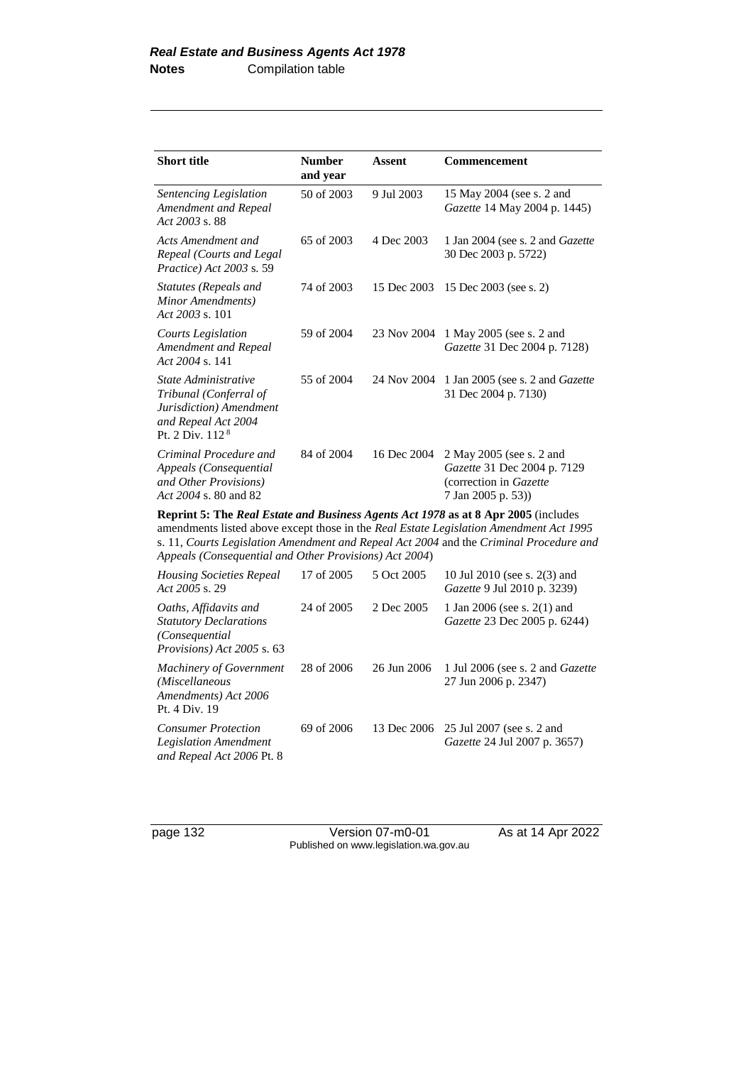| Short title | Number and year | Assent | Commencement |
|---|---|---|---|
| *Sentencing Legislation Amendment and Repeal Act 2003* s. 88 | 50 of 2003 | 9 Jul 2003 | 15 May 2004 (see s. 2 and *Gazette* 14 May 2004 p. 1445) |
| *Acts Amendment and Repeal (Courts and Legal Practice) Act 2003* s. 59 | 65 of 2003 | 4 Dec 2003 | 1 Jan 2004 (see s. 2 and *Gazette* 30 Dec 2003 p. 5722) |
| *Statutes (Repeals and Minor Amendments) Act 2003* s. 101 | 74 of 2003 | 15 Dec 2003 | 15 Dec 2003 (see s. 2) |
| *Courts Legislation Amendment and Repeal Act 2004* s. 141 | 59 of 2004 | 23 Nov 2004 | 1 May 2005 (see s. 2 and *Gazette* 31 Dec 2004 p. 7128) |
| *State Administrative Tribunal (Conferral of Jurisdiction) Amendment and Repeal Act 2004* Pt. 2 Div. 112 [8] | 55 of 2004 | 24 Nov 2004 | 1 Jan 2005 (see s. 2 and *Gazette* 31 Dec 2004 p. 7130) |
| *Criminal Procedure and Appeals (Consequential and Other Provisions) Act 2004* s. 80 and 82 | 84 of 2004 | 16 Dec 2004 | 2 May 2005 (see s. 2 and *Gazette* 31 Dec 2004 p. 7129 (correction in *Gazette* 7 Jan 2005 p. 53)) |
| **Reprint 5: The *Real Estate and Business Agents Act 1978* as at 8 Apr 2005** (includes amendments listed above except those in the *Real Estate Legislation Amendment Act 1995* s. 11, *Courts Legislation Amendment and Repeal Act 2004* and the *Criminal Procedure and Appeals (Consequential and Other Provisions) Act 2004*) | | | |
| *Housing Societies Repeal Act 2005* s. 29 | 17 of 2005 | 5 Oct 2005 | 10 Jul 2010 (see s. 2(3) and *Gazette* 9 Jul 2010 p. 3239) |
| *Oaths, Affidavits and Statutory Declarations (Consequential Provisions) Act 2005* s. 63 | 24 of 2005 | 2 Dec 2005 | 1 Jan 2006 (see s. 2(1) and *Gazette* 23 Dec 2005 p. 6244) |
| *Machinery of Government (Miscellaneous Amendments) Act 2006* Pt. 4 Div. 19 | 28 of 2006 | 26 Jun 2006 | 1 Jul 2006 (see s. 2 and *Gazette* 27 Jun 2006 p. 2347) |
| *Consumer Protection Legislation Amendment and Repeal Act 2006* Pt. 8 | 69 of 2006 | 13 Dec 2006 | 25 Jul 2007 (see s. 2 and *Gazette* 24 Jul 2007 p. 3657) |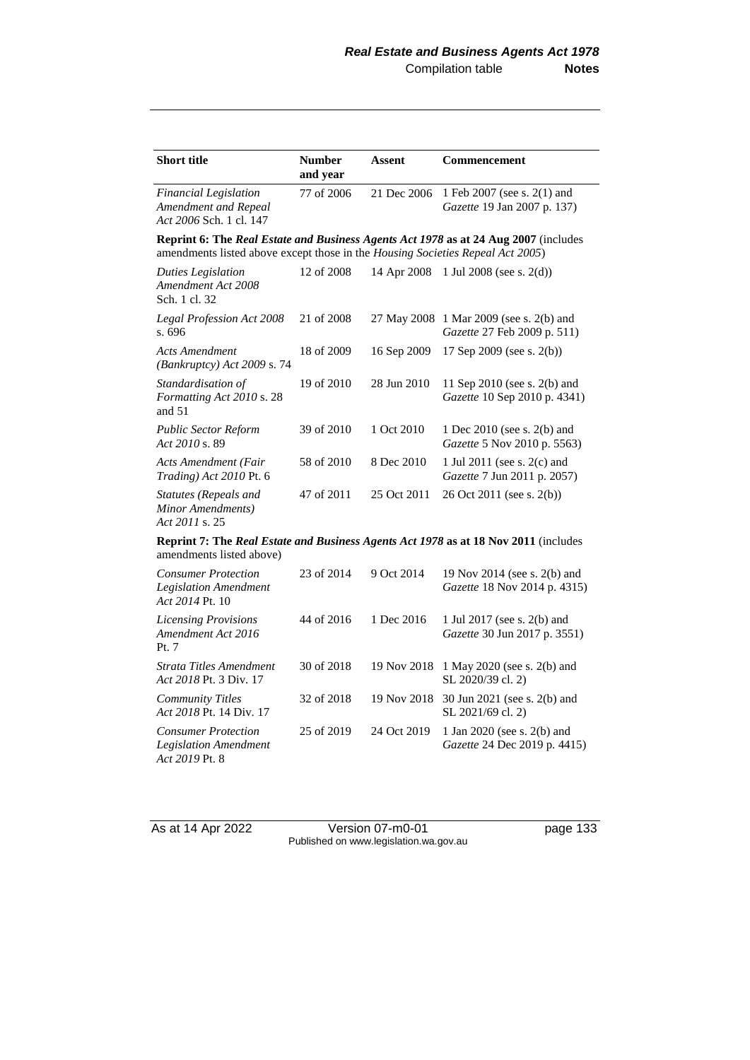| Short title | Number and year | Assent | Commencement |
|---|---|---|---|
| *Financial Legislation Amendment and Repeal Act 2006* Sch. 1 cl. 147 | 77 of 2006 | 21 Dec 2006 | 1 Feb 2007 (see s. 2(1) and *Gazette* 19 Jan 2007 p. 137) |
| **Reprint 6: The *Real Estate and Business Agents Act 1978* as at 24 Aug 2007** (includes amendments listed above except those in the *Housing Societies Repeal Act 2005*) | | | |
| *Duties Legislation Amendment Act 2008* Sch. 1 cl. 32 | 12 of 2008 | 14 Apr 2008 | 1 Jul 2008 (see s. 2(d)) |
| *Legal Profession Act 2008* s. 696 | 21 of 2008 | 27 May 2008 | 1 Mar 2009 (see s. 2(b) and *Gazette* 27 Feb 2009 p. 511) |
| *Acts Amendment (Bankruptcy) Act 2009* s. 74 | 18 of 2009 | 16 Sep 2009 | 17 Sep 2009 (see s. 2(b)) |
| *Standardisation of Formatting Act 2010* s. 28 and 51 | 19 of 2010 | 28 Jun 2010 | 11 Sep 2010 (see s. 2(b) and *Gazette* 10 Sep 2010 p. 4341) |
| *Public Sector Reform Act 2010* s. 89 | 39 of 2010 | 1 Oct 2010 | 1 Dec 2010 (see s. 2(b) and *Gazette* 5 Nov 2010 p. 5563) |
| *Acts Amendment (Fair Trading) Act 2010* Pt. 6 | 58 of 2010 | 8 Dec 2010 | 1 Jul 2011 (see s. 2(c) and *Gazette* 7 Jun 2011 p. 2057) |
| *Statutes (Repeals and Minor Amendments) Act 2011* s. 25 | 47 of 2011 | 25 Oct 2011 | 26 Oct 2011 (see s. 2(b)) |
| **Reprint 7: The *Real Estate and Business Agents Act 1978* as at 18 Nov 2011** (includes amendments listed above) | | | |
| *Consumer Protection Legislation Amendment Act 2014* Pt. 10 | 23 of 2014 | 9 Oct 2014 | 19 Nov 2014 (see s. 2(b) and *Gazette* 18 Nov 2014 p. 4315) |
| *Licensing Provisions Amendment Act 2016* Pt. 7 | 44 of 2016 | 1 Dec 2016 | 1 Jul 2017 (see s. 2(b) and *Gazette* 30 Jun 2017 p. 3551) |
| *Strata Titles Amendment Act 2018* Pt. 3 Div. 17 | 30 of 2018 | 19 Nov 2018 | 1 May 2020 (see s. 2(b) and SL 2020/39 cl. 2) |
| *Community Titles Act 2018* Pt. 14 Div. 17 | 32 of 2018 | 19 Nov 2018 | 30 Jun 2021 (see s. 2(b) and SL 2021/69 cl. 2) |
| *Consumer Protection Legislation Amendment Act 2019* Pt. 8 | 25 of 2019 | 24 Oct 2019 | 1 Jan 2020 (see s. 2(b) and *Gazette* 24 Dec 2019 p. 4415) |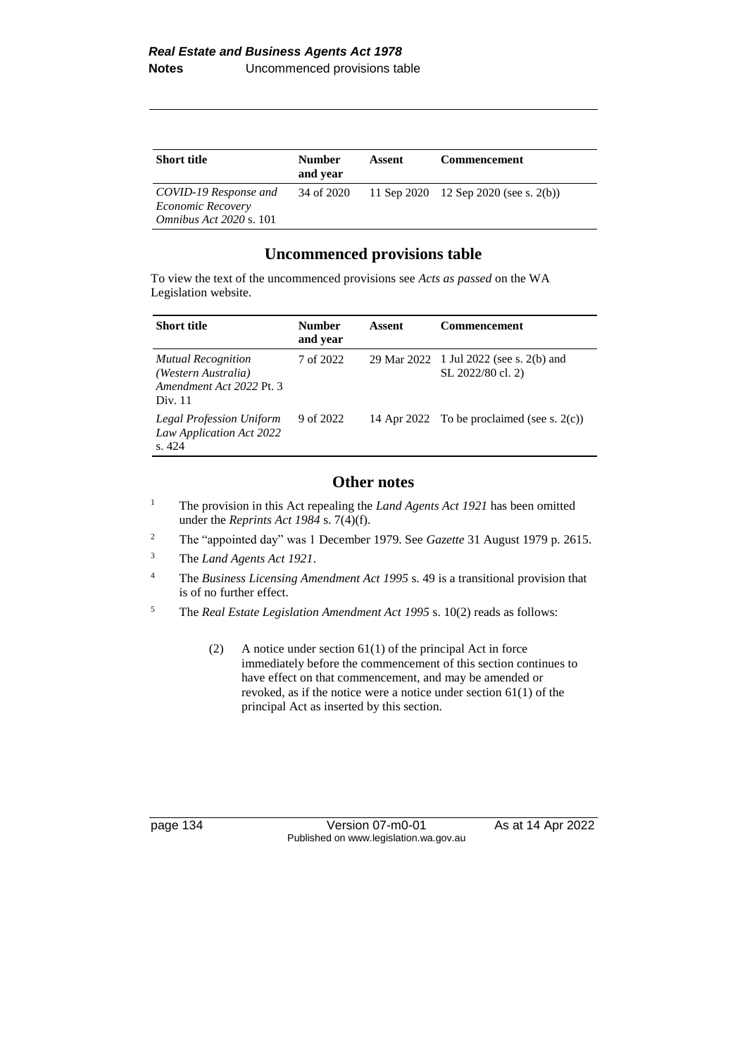| Short title | Number and year | Assent | Commencement |
|---|---|---|---|
| *COVID-19 Response and Economic Recovery Omnibus Act 2020* s. 101 | 34 of 2020 | 11 Sep 2020 | 12 Sep 2020 (see s. 2(b)) |

## Uncommenced provisions table

To view the text of the uncommenced provisions see *Acts as passed* on the WA Legislation website.

| Short title | Number and year | Assent | Commencement |
|---|---|---|---|
| *Mutual Recognition (Western Australia) Amendment Act 2022* Pt. 3 Div. 11 | 7 of 2022 | 29 Mar 2022 | 1 Jul 2022 (see s. 2(b) and SL 2022/80 cl. 2) |
| *Legal Profession Uniform Law Application Act 2022* s. 424 | 9 of 2022 | 14 Apr 2022 | To be proclaimed (see s. 2(c)) |

## Other notes

[1] The provision in this Act repealing the *Land Agents Act 1921* has been omitted under the *Reprints Act 1984* s. 7(4)(f).

[2] The "appointed day" was 1 December 1979. See *Gazette* 31 August 1979 p. 2615.

[3] The *Land Agents Act 1921*.

[4] The *Business Licensing Amendment Act 1995* s. 49 is a transitional provision that is of no further effect.

[5] The *Real Estate Legislation Amendment Act 1995* s. 10(2) reads as follows:

> (2) A notice under section 61(1) of the principal Act in force immediately before the commencement of this section continues to have effect on that commencement, and may be amended or revoked, as if the notice were a notice under section 61(1) of the principal Act as inserted by this section.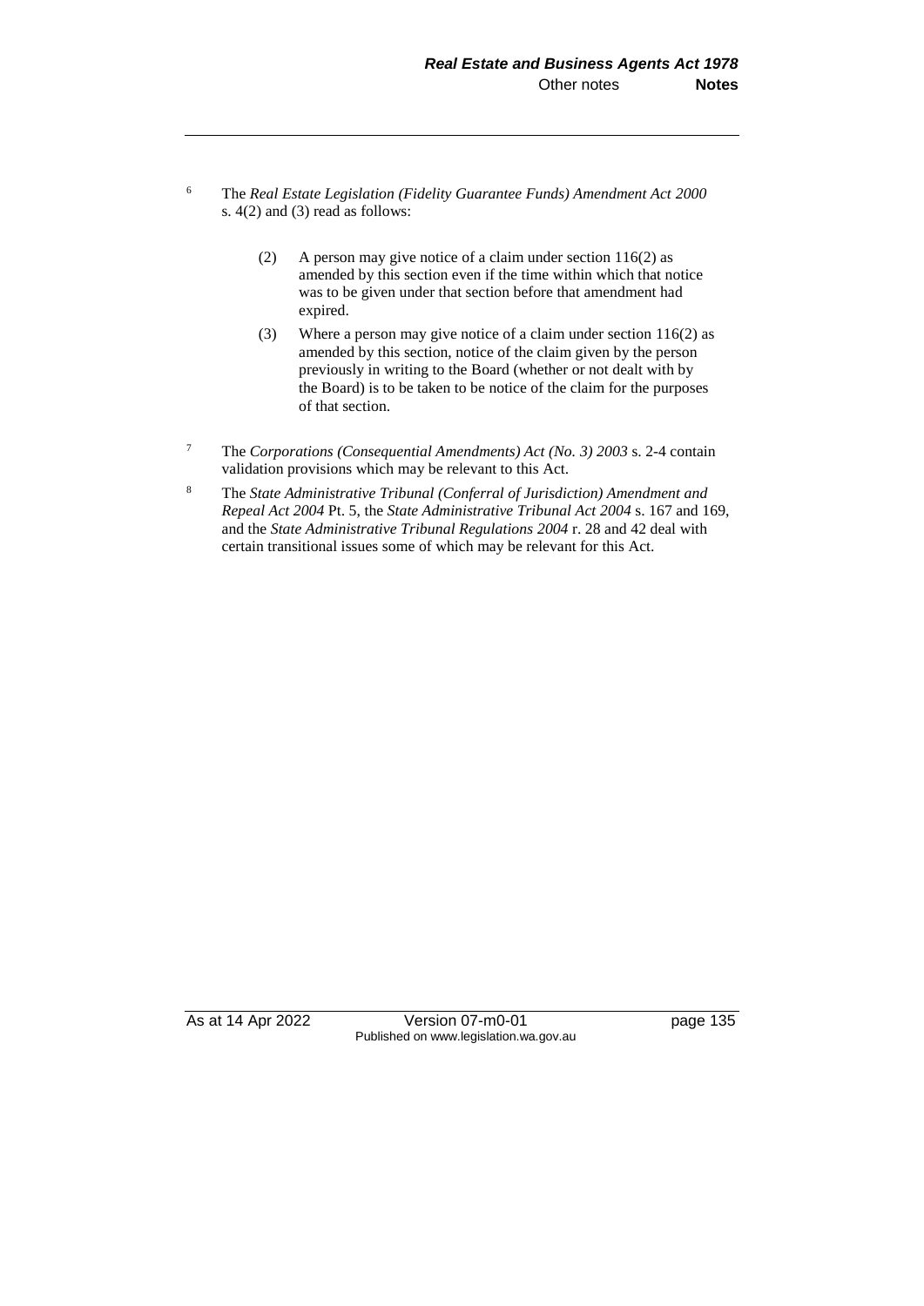[6] The *Real Estate Legislation (Fidelity Guarantee Funds) Amendment Act 2000* s. 4(2) and (3) read as follows:

> (2) A person may give notice of a claim under section 116(2) as amended by this section even if the time within which that notice was to be given under that section before that amendment had expired.
>
> (3) Where a person may give notice of a claim under section 116(2) as amended by this section, notice of the claim given by the person previously in writing to the Board (whether or not dealt with by the Board) is to be taken to be notice of the claim for the purposes of that section.

[7] The *Corporations (Consequential Amendments) Act (No. 3) 2003* s. 2-4 contain validation provisions which may be relevant to this Act.

[8] The *State Administrative Tribunal (Conferral of Jurisdiction) Amendment and Repeal Act 2004* Pt. 5, the *State Administrative Tribunal Act 2004* s. 167 and 169, and the *State Administrative Tribunal Regulations 2004* r. 28 and 42 deal with certain transitional issues some of which may be relevant for this Act.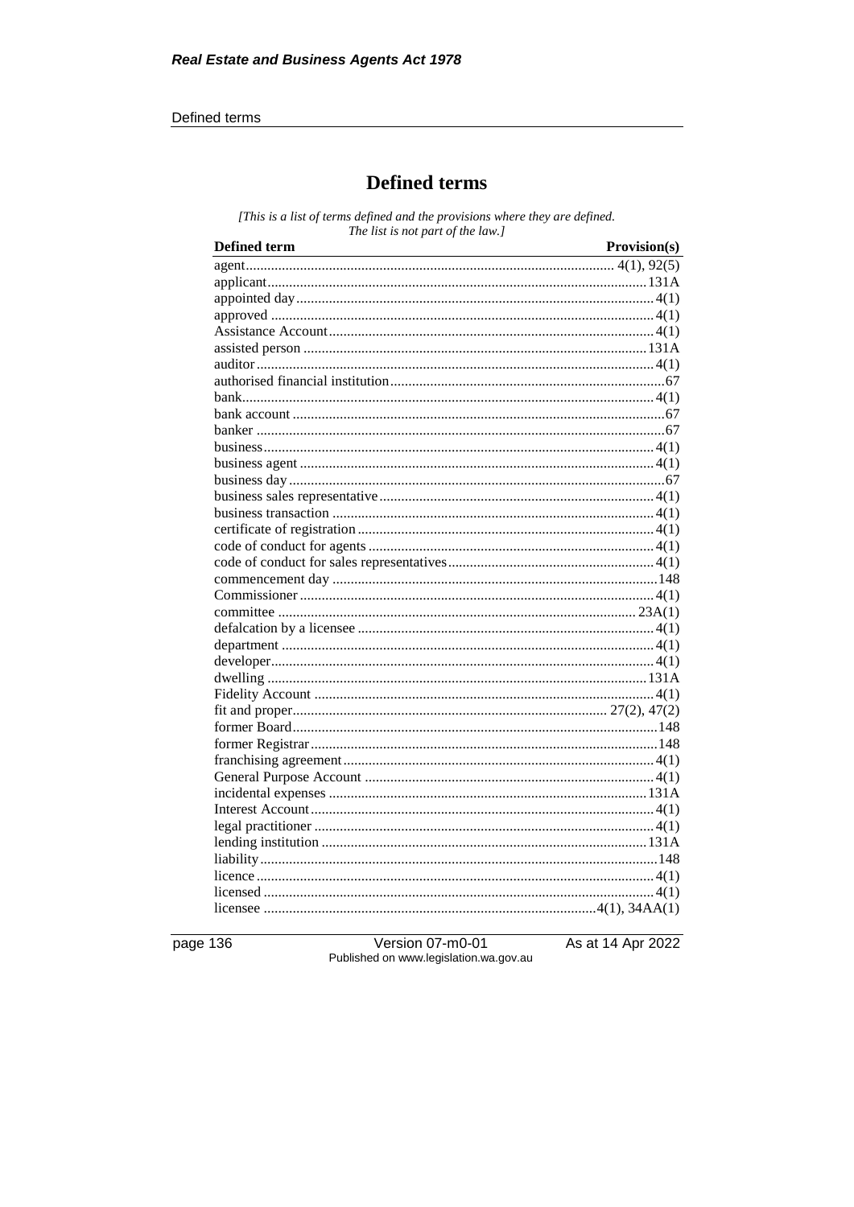# Defined terms

*[This is a list of terms defined and the provisions where they are defined. The list is not part of the law.]*

| Defined term | Provision(s) |
|---|---|
| agent | 4(1), 92(5) |
| applicant | 131A |
| appointed day | 4(1) |
| approved | 4(1) |
| Assistance Account | 4(1) |
| assisted person | 131A |
| auditor | 4(1) |
| authorised financial institution | 67 |
| bank | 4(1) |
| bank account | 67 |
| banker | 67 |
| business | 4(1) |
| business agent | 4(1) |
| business day | 67 |
| business sales representative | 4(1) |
| business transaction | 4(1) |
| certificate of registration | 4(1) |
| code of conduct for agents | 4(1) |
| code of conduct for sales representatives | 4(1) |
| commencement day | 148 |
| Commissioner | 4(1) |
| committee | 23A(1) |
| defalcation by a licensee | 4(1) |
| department | 4(1) |
| developer | 4(1) |
| dwelling | 131A |
| Fidelity Account | 4(1) |
| fit and proper | 27(2), 47(2) |
| former Board | 148 |
| former Registrar | 148 |
| franchising agreement | 4(1) |
| General Purpose Account | 4(1) |
| incidental expenses | 131A |
| Interest Account | 4(1) |
| legal practitioner | 4(1) |
| lending institution | 131A |
| liability | 148 |
| licence | 4(1) |
| licensed | 4(1) |
| licensee | 4(1), 34AA(1) |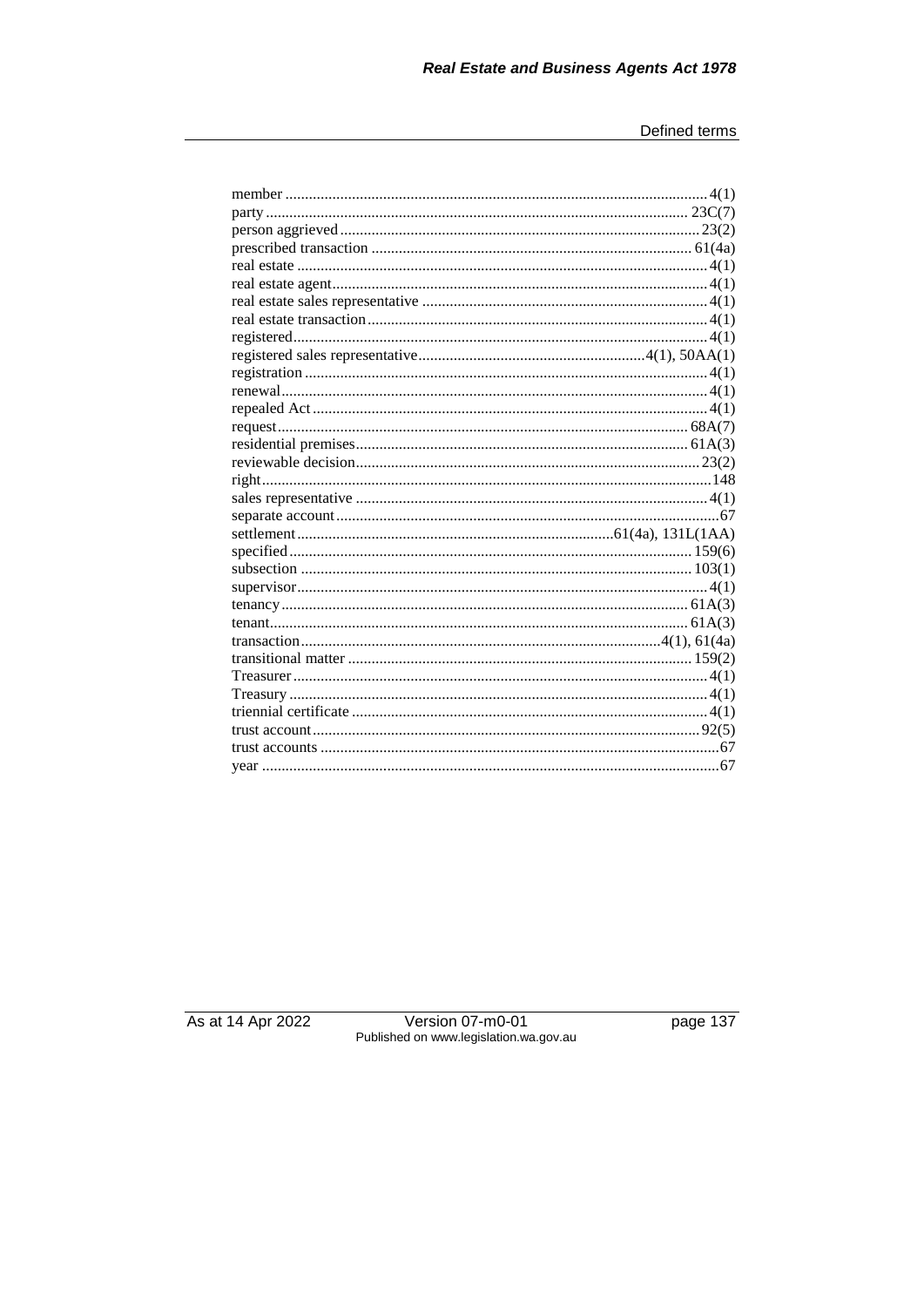| | |
|---|---|
| member | 4(1) |
| party | 23C(7) |
| person aggrieved | 23(2) |
| prescribed transaction | 61(4a) |
| real estate | 4(1) |
| real estate agent | 4(1) |
| real estate sales representative | 4(1) |
| real estate transaction | 4(1) |
| registered | 4(1) |
| registered sales representative | 4(1), 50AA(1) |
| registration | 4(1) |
| renewal | 4(1) |
| repealed Act | 4(1) |
| request | 68A(7) |
| residential premises | 61A(3) |
| reviewable decision | 23(2) |
| right | 148 |
| sales representative | 4(1) |
| separate account | 67 |
| settlement | 61(4a), 131L(1AA) |
| specified | 159(6) |
| subsection | 103(1) |
| supervisor | 4(1) |
| tenancy | 61A(3) |
| tenant | 61A(3) |
| transaction | 4(1), 61(4a) |
| transitional matter | 159(2) |
| Treasurer | 4(1) |
| Treasury | 4(1) |
| triennial certificate | 4(1) |
| trust account | 92(5) |
| trust accounts | 67 |
| year | 67 |